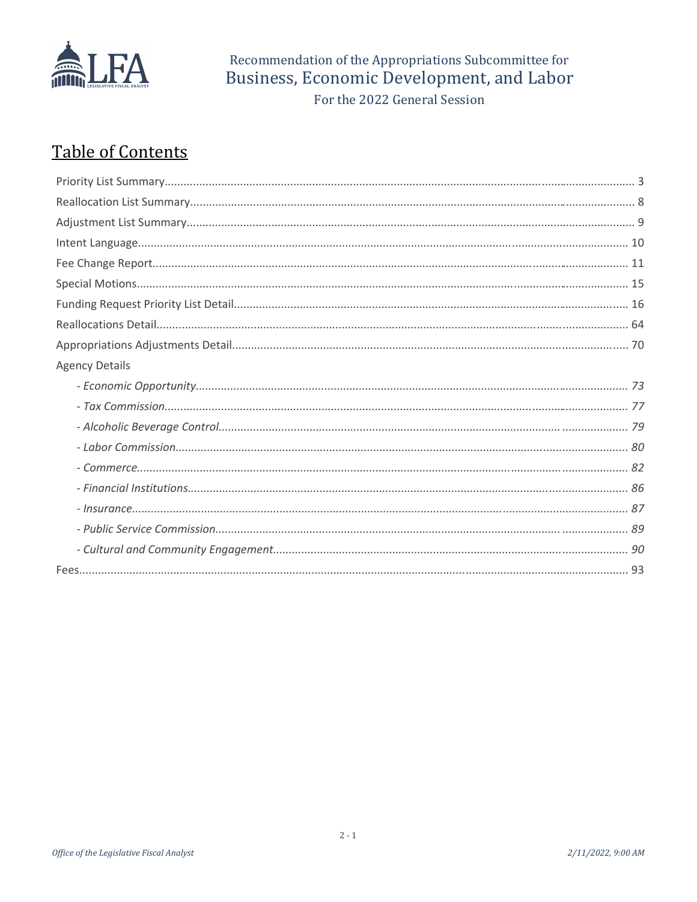Recommendation of the Appropriations Subcommittee for
# Business, Economic Development, and Labor
For the 2022 General Session

## Table of Contents

Priority List Summary.................................................. 3
Reallocation List Summary.................................................. 8
Adjustment List Summary.................................................. 9
Intent Language.................................................. 10
Fee Change Report.................................................. 11
Special Motions.................................................. 15
Funding Request Priority List Detail.................................................. 16
Reallocations Detail.................................................. 64
Appropriations Adjustments Detail.................................................. 70
Agency Details
- *- Economic Opportunity.................................................. 73*
- *- Tax Commission.................................................. 77*
- *- Alcoholic Beverage Control.................................................. 79*
- *- Labor Commission.................................................. 80*
- *- Commerce.................................................. 82*
- *- Financial Institutions.................................................. 86*
- *- Insurance.................................................. 87*
- *- Public Service Commission.................................................. 89*
- *- Cultural and Community Engagement.................................................. 90*

Fees.................................................. 93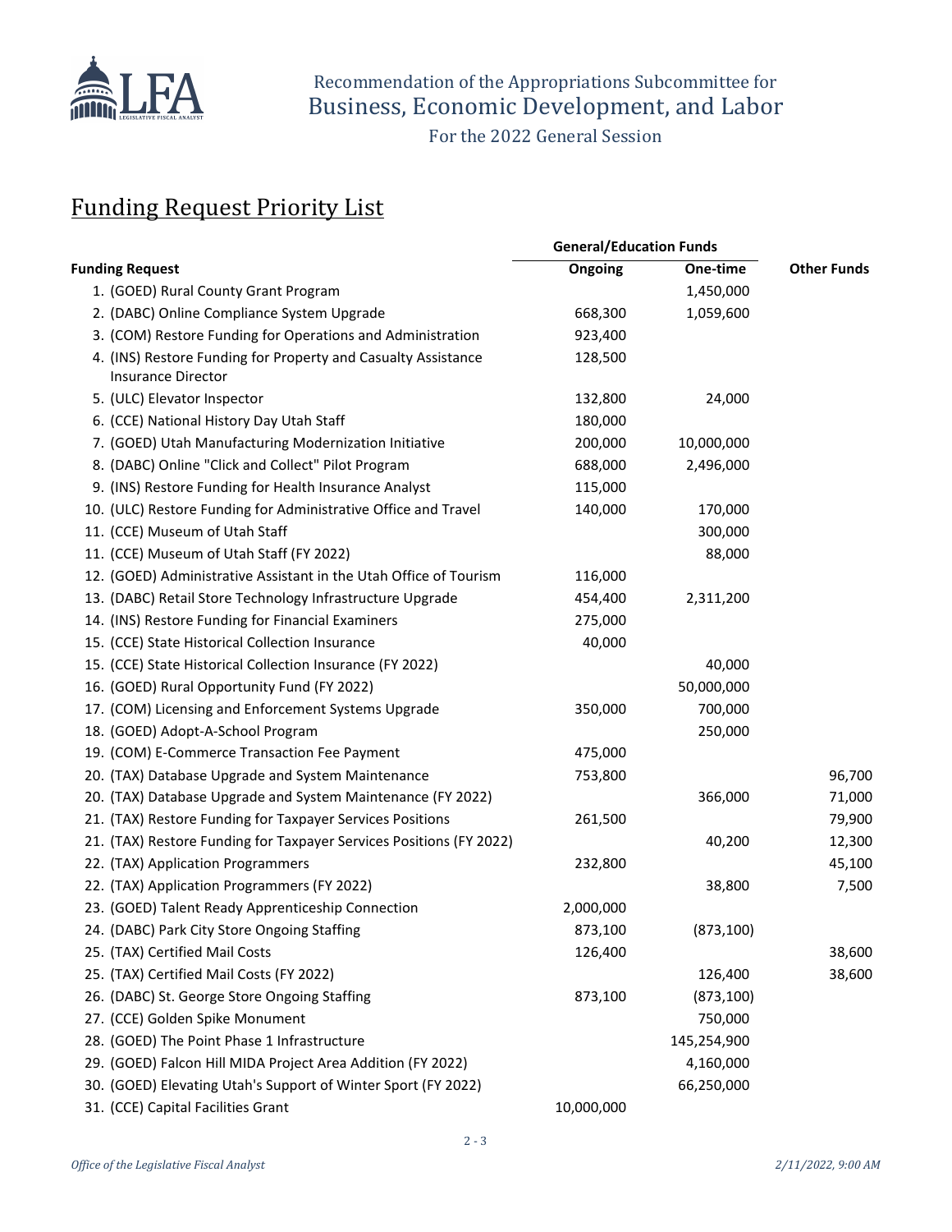Recommendation of the Appropriations Subcommittee for
Business, Economic Development, and Labor
For the 2022 General Session

# Funding Request Priority List

| Funding Request | General/Education Funds Ongoing | General/Education Funds One-time | Other Funds |
|---|---|---|---|
| 1. (GOED) Rural County Grant Program | | 1,450,000 | |
| 2. (DABC) Online Compliance System Upgrade | 668,300 | 1,059,600 | |
| 3. (COM) Restore Funding for Operations and Administration | 923,400 | | |
| 4. (INS) Restore Funding for Property and Casualty Assistance Insurance Director | 128,500 | | |
| 5. (ULC) Elevator Inspector | 132,800 | 24,000 | |
| 6. (CCE) National History Day Utah Staff | 180,000 | | |
| 7. (GOED) Utah Manufacturing Modernization Initiative | 200,000 | 10,000,000 | |
| 8. (DABC) Online "Click and Collect" Pilot Program | 688,000 | 2,496,000 | |
| 9. (INS) Restore Funding for Health Insurance Analyst | 115,000 | | |
| 10. (ULC) Restore Funding for Administrative Office and Travel | 140,000 | 170,000 | |
| 11. (CCE) Museum of Utah Staff | | 300,000 | |
| 11. (CCE) Museum of Utah Staff (FY 2022) | | 88,000 | |
| 12. (GOED) Administrative Assistant in the Utah Office of Tourism | 116,000 | | |
| 13. (DABC) Retail Store Technology Infrastructure Upgrade | 454,400 | 2,311,200 | |
| 14. (INS) Restore Funding for Financial Examiners | 275,000 | | |
| 15. (CCE) State Historical Collection Insurance | 40,000 | | |
| 15. (CCE) State Historical Collection Insurance (FY 2022) | | 40,000 | |
| 16. (GOED) Rural Opportunity Fund (FY 2022) | | 50,000,000 | |
| 17. (COM) Licensing and Enforcement Systems Upgrade | 350,000 | 700,000 | |
| 18. (GOED) Adopt-A-School Program | | 250,000 | |
| 19. (COM) E-Commerce Transaction Fee Payment | 475,000 | | |
| 20. (TAX) Database Upgrade and System Maintenance | 753,800 | | 96,700 |
| 20. (TAX) Database Upgrade and System Maintenance (FY 2022) | | 366,000 | 71,000 |
| 21. (TAX) Restore Funding for Taxpayer Services Positions | 261,500 | | 79,900 |
| 21. (TAX) Restore Funding for Taxpayer Services Positions (FY 2022) | | 40,200 | 12,300 |
| 22. (TAX) Application Programmers | 232,800 | | 45,100 |
| 22. (TAX) Application Programmers (FY 2022) | | 38,800 | 7,500 |
| 23. (GOED) Talent Ready Apprenticeship Connection | 2,000,000 | | |
| 24. (DABC) Park City Store Ongoing Staffing | 873,100 | (873,100) | |
| 25. (TAX) Certified Mail Costs | 126,400 | | 38,600 |
| 25. (TAX) Certified Mail Costs (FY 2022) | | 126,400 | 38,600 |
| 26. (DABC) St. George Store Ongoing Staffing | 873,100 | (873,100) | |
| 27. (CCE) Golden Spike Monument | | 750,000 | |
| 28. (GOED) The Point Phase 1 Infrastructure | | 145,254,900 | |
| 29. (GOED) Falcon Hill MIDA Project Area Addition (FY 2022) | | 4,160,000 | |
| 30. (GOED) Elevating Utah's Support of Winter Sport (FY 2022) | | 66,250,000 | |
| 31. (CCE) Capital Facilities Grant | 10,000,000 | | |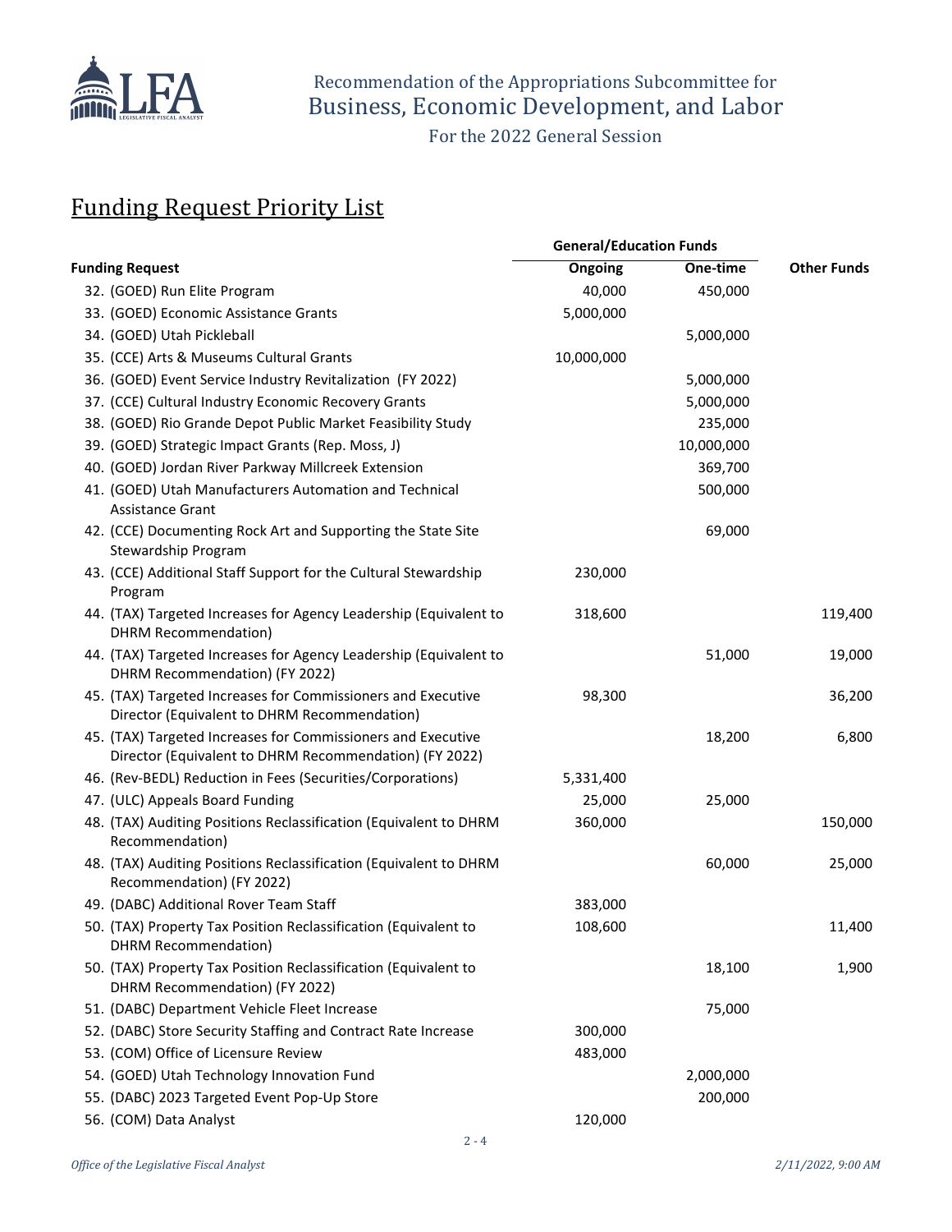Recommendation of the Appropriations Subcommittee for
Business, Economic Development, and Labor

For the 2022 General Session

# Funding Request Priority List

| Funding Request | General/Education Funds | | Other Funds |
|---|---|---|---|
| | Ongoing | One-time | |
| 32. (GOED) Run Elite Program | 40,000 | 450,000 | |
| 33. (GOED) Economic Assistance Grants | 5,000,000 | | |
| 34. (GOED) Utah Pickleball | | 5,000,000 | |
| 35. (CCE) Arts & Museums Cultural Grants | 10,000,000 | | |
| 36. (GOED) Event Service Industry Revitalization (FY 2022) | | 5,000,000 | |
| 37. (CCE) Cultural Industry Economic Recovery Grants | | 5,000,000 | |
| 38. (GOED) Rio Grande Depot Public Market Feasibility Study | | 235,000 | |
| 39. (GOED) Strategic Impact Grants (Rep. Moss, J) | | 10,000,000 | |
| 40. (GOED) Jordan River Parkway Millcreek Extension | | 369,700 | |
| 41. (GOED) Utah Manufacturers Automation and Technical Assistance Grant | | 500,000 | |
| 42. (CCE) Documenting Rock Art and Supporting the State Site Stewardship Program | | 69,000 | |
| 43. (CCE) Additional Staff Support for the Cultural Stewardship Program | 230,000 | | |
| 44. (TAX) Targeted Increases for Agency Leadership (Equivalent to DHRM Recommendation) | 318,600 | | 119,400 |
| 44. (TAX) Targeted Increases for Agency Leadership (Equivalent to DHRM Recommendation) (FY 2022) | | 51,000 | 19,000 |
| 45. (TAX) Targeted Increases for Commissioners and Executive Director (Equivalent to DHRM Recommendation) | 98,300 | | 36,200 |
| 45. (TAX) Targeted Increases for Commissioners and Executive Director (Equivalent to DHRM Recommendation) (FY 2022) | | 18,200 | 6,800 |
| 46. (Rev-BEDL) Reduction in Fees (Securities/Corporations) | 5,331,400 | | |
| 47. (ULC) Appeals Board Funding | 25,000 | 25,000 | |
| 48. (TAX) Auditing Positions Reclassification (Equivalent to DHRM Recommendation) | 360,000 | | 150,000 |
| 48. (TAX) Auditing Positions Reclassification (Equivalent to DHRM Recommendation) (FY 2022) | | 60,000 | 25,000 |
| 49. (DABC) Additional Rover Team Staff | 383,000 | | |
| 50. (TAX) Property Tax Position Reclassification (Equivalent to DHRM Recommendation) | 108,600 | | 11,400 |
| 50. (TAX) Property Tax Position Reclassification (Equivalent to DHRM Recommendation) (FY 2022) | | 18,100 | 1,900 |
| 51. (DABC) Department Vehicle Fleet Increase | | 75,000 | |
| 52. (DABC) Store Security Staffing and Contract Rate Increase | 300,000 | | |
| 53. (COM) Office of Licensure Review | 483,000 | | |
| 54. (GOED) Utah Technology Innovation Fund | | 2,000,000 | |
| 55. (DABC) 2023 Targeted Event Pop-Up Store | | 200,000 | |
| 56. (COM) Data Analyst | 120,000 | | |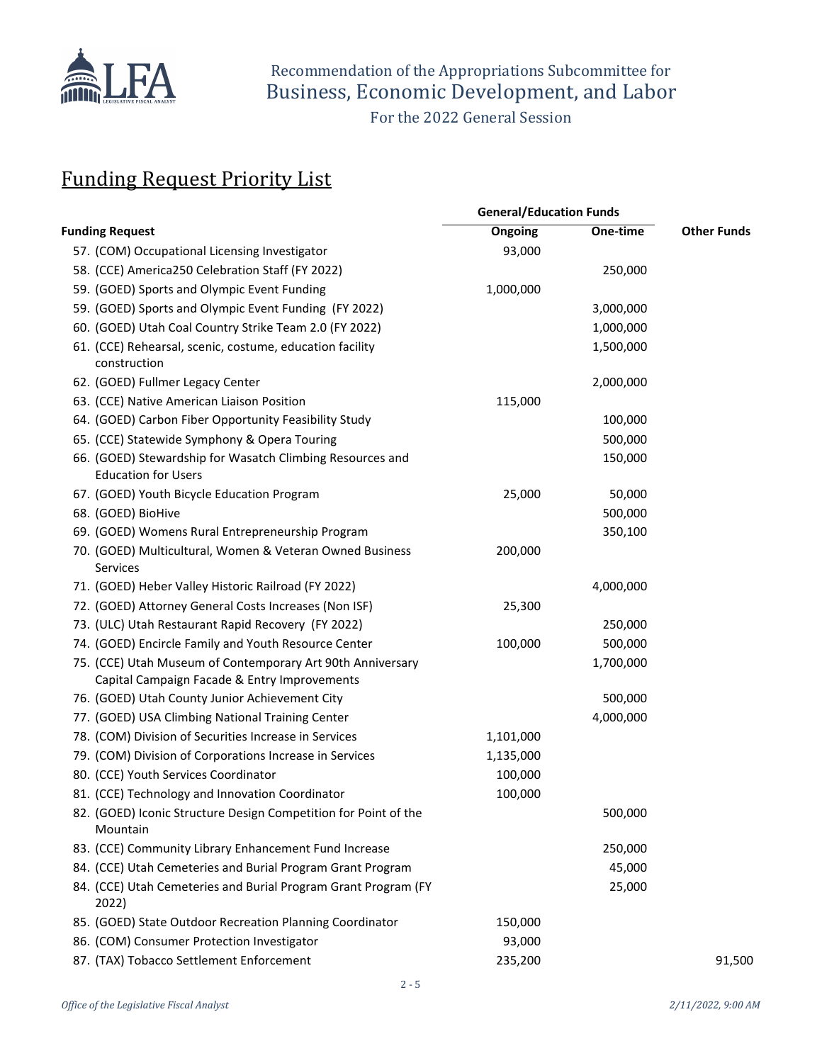Recommendation of the Appropriations Subcommittee for
Business, Economic Development, and Labor

For the 2022 General Session

## Funding Request Priority List

| Funding Request | General/Education Funds Ongoing | General/Education Funds One-time | Other Funds |
|---|---|---|---|
| 57. (COM) Occupational Licensing Investigator | 93,000 | | |
| 58. (CCE) America250 Celebration Staff (FY 2022) | | 250,000 | |
| 59. (GOED) Sports and Olympic Event Funding | 1,000,000 | | |
| 59. (GOED) Sports and Olympic Event Funding (FY 2022) | | 3,000,000 | |
| 60. (GOED) Utah Coal Country Strike Team 2.0 (FY 2022) | | 1,000,000 | |
| 61. (CCE) Rehearsal, scenic, costume, education facility construction | | 1,500,000 | |
| 62. (GOED) Fullmer Legacy Center | | 2,000,000 | |
| 63. (CCE) Native American Liaison Position | 115,000 | | |
| 64. (GOED) Carbon Fiber Opportunity Feasibility Study | | 100,000 | |
| 65. (CCE) Statewide Symphony & Opera Touring | | 500,000 | |
| 66. (GOED) Stewardship for Wasatch Climbing Resources and Education for Users | | 150,000 | |
| 67. (GOED) Youth Bicycle Education Program | 25,000 | 50,000 | |
| 68. (GOED) BioHive | | 500,000 | |
| 69. (GOED) Womens Rural Entrepreneurship Program | | 350,100 | |
| 70. (GOED) Multicultural, Women & Veteran Owned Business Services | 200,000 | | |
| 71. (GOED) Heber Valley Historic Railroad (FY 2022) | | 4,000,000 | |
| 72. (GOED) Attorney General Costs Increases (Non ISF) | 25,300 | | |
| 73. (ULC) Utah Restaurant Rapid Recovery (FY 2022) | | 250,000 | |
| 74. (GOED) Encircle Family and Youth Resource Center | 100,000 | 500,000 | |
| 75. (CCE) Utah Museum of Contemporary Art 90th Anniversary Capital Campaign Facade & Entry Improvements | | 1,700,000 | |
| 76. (GOED) Utah County Junior Achievement City | | 500,000 | |
| 77. (GOED) USA Climbing National Training Center | | 4,000,000 | |
| 78. (COM) Division of Securities Increase in Services | 1,101,000 | | |
| 79. (COM) Division of Corporations Increase in Services | 1,135,000 | | |
| 80. (CCE) Youth Services Coordinator | 100,000 | | |
| 81. (CCE) Technology and Innovation Coordinator | 100,000 | | |
| 82. (GOED) Iconic Structure Design Competition for Point of the Mountain | | 500,000 | |
| 83. (CCE) Community Library Enhancement Fund Increase | | 250,000 | |
| 84. (CCE) Utah Cemeteries and Burial Program Grant Program | | 45,000 | |
| 84. (CCE) Utah Cemeteries and Burial Program Grant Program (FY 2022) | | 25,000 | |
| 85. (GOED) State Outdoor Recreation Planning Coordinator | 150,000 | | |
| 86. (COM) Consumer Protection Investigator | 93,000 | | |
| 87. (TAX) Tobacco Settlement Enforcement | 235,200 | | 91,500 |

*Office of the Legislative Fiscal Analyst* *2/11/2022, 9:00 AM*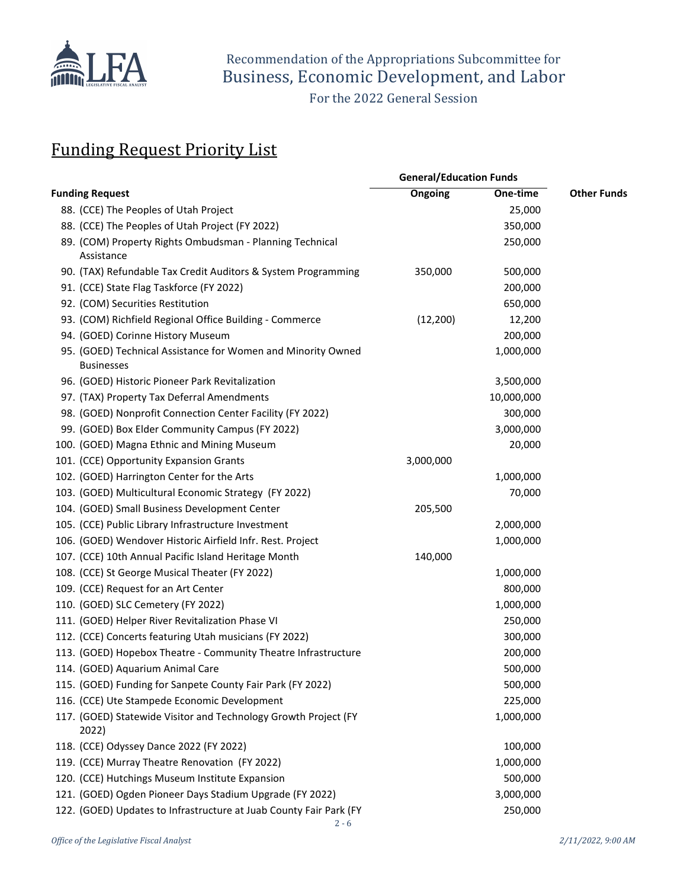Recommendation of the Appropriations Subcommittee for
Business, Economic Development, and Labor

For the 2022 General Session

## Funding Request Priority List

| Funding Request | General/Education Funds Ongoing | General/Education Funds One-time | Other Funds |
|---|---|---|---|
| 88. (CCE) The Peoples of Utah Project | | 25,000 | |
| 88. (CCE) The Peoples of Utah Project (FY 2022) | | 350,000 | |
| 89. (COM) Property Rights Ombudsman - Planning Technical Assistance | | 250,000 | |
| 90. (TAX) Refundable Tax Credit Auditors & System Programming | 350,000 | 500,000 | |
| 91. (CCE) State Flag Taskforce (FY 2022) | | 200,000 | |
| 92. (COM) Securities Restitution | | 650,000 | |
| 93. (COM) Richfield Regional Office Building - Commerce | (12,200) | 12,200 | |
| 94. (GOED) Corinne History Museum | | 200,000 | |
| 95. (GOED) Technical Assistance for Women and Minority Owned Businesses | | 1,000,000 | |
| 96. (GOED) Historic Pioneer Park Revitalization | | 3,500,000 | |
| 97. (TAX) Property Tax Deferral Amendments | | 10,000,000 | |
| 98. (GOED) Nonprofit Connection Center Facility (FY 2022) | | 300,000 | |
| 99. (GOED) Box Elder Community Campus (FY 2022) | | 3,000,000 | |
| 100. (GOED) Magna Ethnic and Mining Museum | | 20,000 | |
| 101. (CCE) Opportunity Expansion Grants | 3,000,000 | | |
| 102. (GOED) Harrington Center for the Arts | | 1,000,000 | |
| 103. (GOED) Multicultural Economic Strategy (FY 2022) | | 70,000 | |
| 104. (GOED) Small Business Development Center | 205,500 | | |
| 105. (CCE) Public Library Infrastructure Investment | | 2,000,000 | |
| 106. (GOED) Wendover Historic Airfield Infr. Rest. Project | | 1,000,000 | |
| 107. (CCE) 10th Annual Pacific Island Heritage Month | 140,000 | | |
| 108. (CCE) St George Musical Theater (FY 2022) | | 1,000,000 | |
| 109. (CCE) Request for an Art Center | | 800,000 | |
| 110. (GOED) SLC Cemetery (FY 2022) | | 1,000,000 | |
| 111. (GOED) Helper River Revitalization Phase VI | | 250,000 | |
| 112. (CCE) Concerts featuring Utah musicians (FY 2022) | | 300,000 | |
| 113. (GOED) Hopebox Theatre - Community Theatre Infrastructure | | 200,000 | |
| 114. (GOED) Aquarium Animal Care | | 500,000 | |
| 115. (GOED) Funding for Sanpete County Fair Park (FY 2022) | | 500,000 | |
| 116. (CCE) Ute Stampede Economic Development | | 225,000 | |
| 117. (GOED) Statewide Visitor and Technology Growth Project (FY 2022) | | 1,000,000 | |
| 118. (CCE) Odyssey Dance 2022 (FY 2022) | | 100,000 | |
| 119. (CCE) Murray Theatre Renovation (FY 2022) | | 1,000,000 | |
| 120. (CCE) Hutchings Museum Institute Expansion | | 500,000 | |
| 121. (GOED) Ogden Pioneer Days Stadium Upgrade (FY 2022) | | 3,000,000 | |
| 122. (GOED) Updates to Infrastructure at Juab County Fair Park (FY | | 250,000 | |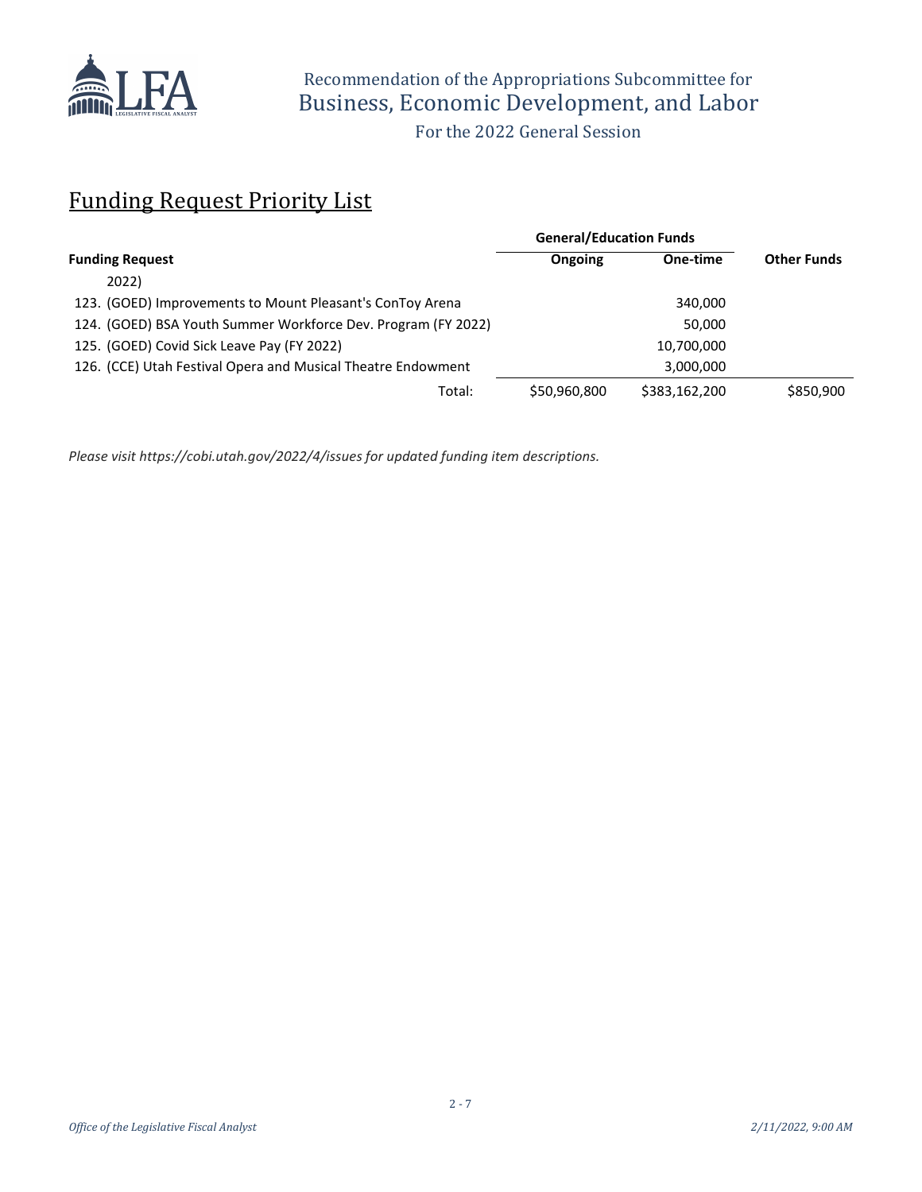Recommendation of the Appropriations Subcommittee for
Business, Economic Development, and Labor

For the 2022 General Session

## Funding Request Priority List

| Funding Request | General/Education Funds | | Other Funds |
|---|---|---|---|
| | Ongoing | One-time | |
| 2022) | | | |
| 123. (GOED) Improvements to Mount Pleasant's ConToy Arena | | 340,000 | |
| 124. (GOED) BSA Youth Summer Workforce Dev. Program (FY 2022) | | 50,000 | |
| 125. (GOED) Covid Sick Leave Pay (FY 2022) | | 10,700,000 | |
| 126. (CCE) Utah Festival Opera and Musical Theatre Endowment | | 3,000,000 | |
| Total: | $50,960,800 | $383,162,200 | $850,900 |

*Please visit https://cobi.utah.gov/2022/4/issues for updated funding item descriptions.*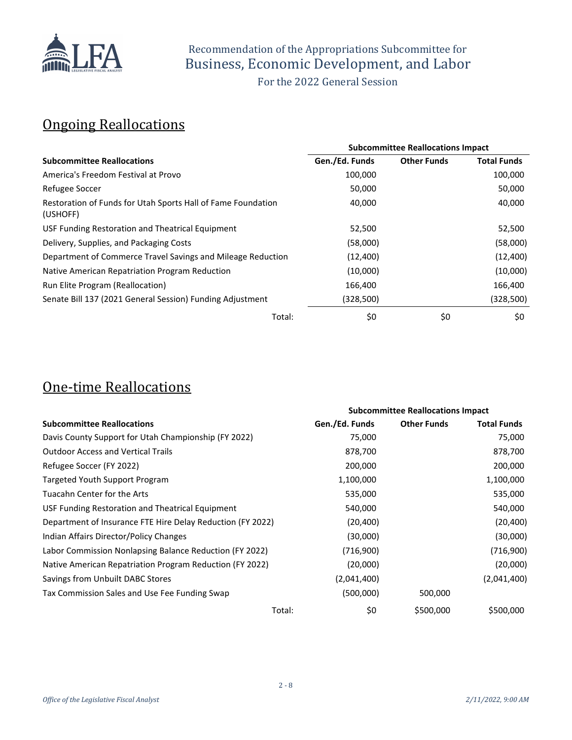Recommendation of the Appropriations Subcommittee for
Business, Economic Development, and Labor
For the 2022 General Session

## Ongoing Reallocations

| | Subcommittee Reallocations Impact | | |
|---|---|---|---|
| **Subcommittee Reallocations** | **Gen./Ed. Funds** | **Other Funds** | **Total Funds** |
| America's Freedom Festival at Provo | 100,000 | | 100,000 |
| Refugee Soccer | 50,000 | | 50,000 |
| Restoration of Funds for Utah Sports Hall of Fame Foundation (USHOFF) | 40,000 | | 40,000 |
| USF Funding Restoration and Theatrical Equipment | 52,500 | | 52,500 |
| Delivery, Supplies, and Packaging Costs | (58,000) | | (58,000) |
| Department of Commerce Travel Savings and Mileage Reduction | (12,400) | | (12,400) |
| Native American Repatriation Program Reduction | (10,000) | | (10,000) |
| Run Elite Program (Reallocation) | 166,400 | | 166,400 |
| Senate Bill 137 (2021 General Session) Funding Adjustment | (328,500) | | (328,500) |
| Total: | $0 | $0 | $0 |

## One-time Reallocations

| | Subcommittee Reallocations Impact | | |
|---|---|---|---|
| **Subcommittee Reallocations** | **Gen./Ed. Funds** | **Other Funds** | **Total Funds** |
| Davis County Support for Utah Championship (FY 2022) | 75,000 | | 75,000 |
| Outdoor Access and Vertical Trails | 878,700 | | 878,700 |
| Refugee Soccer (FY 2022) | 200,000 | | 200,000 |
| Targeted Youth Support Program | 1,100,000 | | 1,100,000 |
| Tuacahn Center for the Arts | 535,000 | | 535,000 |
| USF Funding Restoration and Theatrical Equipment | 540,000 | | 540,000 |
| Department of Insurance FTE Hire Delay Reduction (FY 2022) | (20,400) | | (20,400) |
| Indian Affairs Director/Policy Changes | (30,000) | | (30,000) |
| Labor Commission Nonlapsing Balance Reduction (FY 2022) | (716,900) | | (716,900) |
| Native American Repatriation Program Reduction (FY 2022) | (20,000) | | (20,000) |
| Savings from Unbuilt DABC Stores | (2,041,400) | | (2,041,400) |
| Tax Commission Sales and Use Fee Funding Swap | (500,000) | 500,000 | |
| Total: | $0 | $500,000 | $500,000 |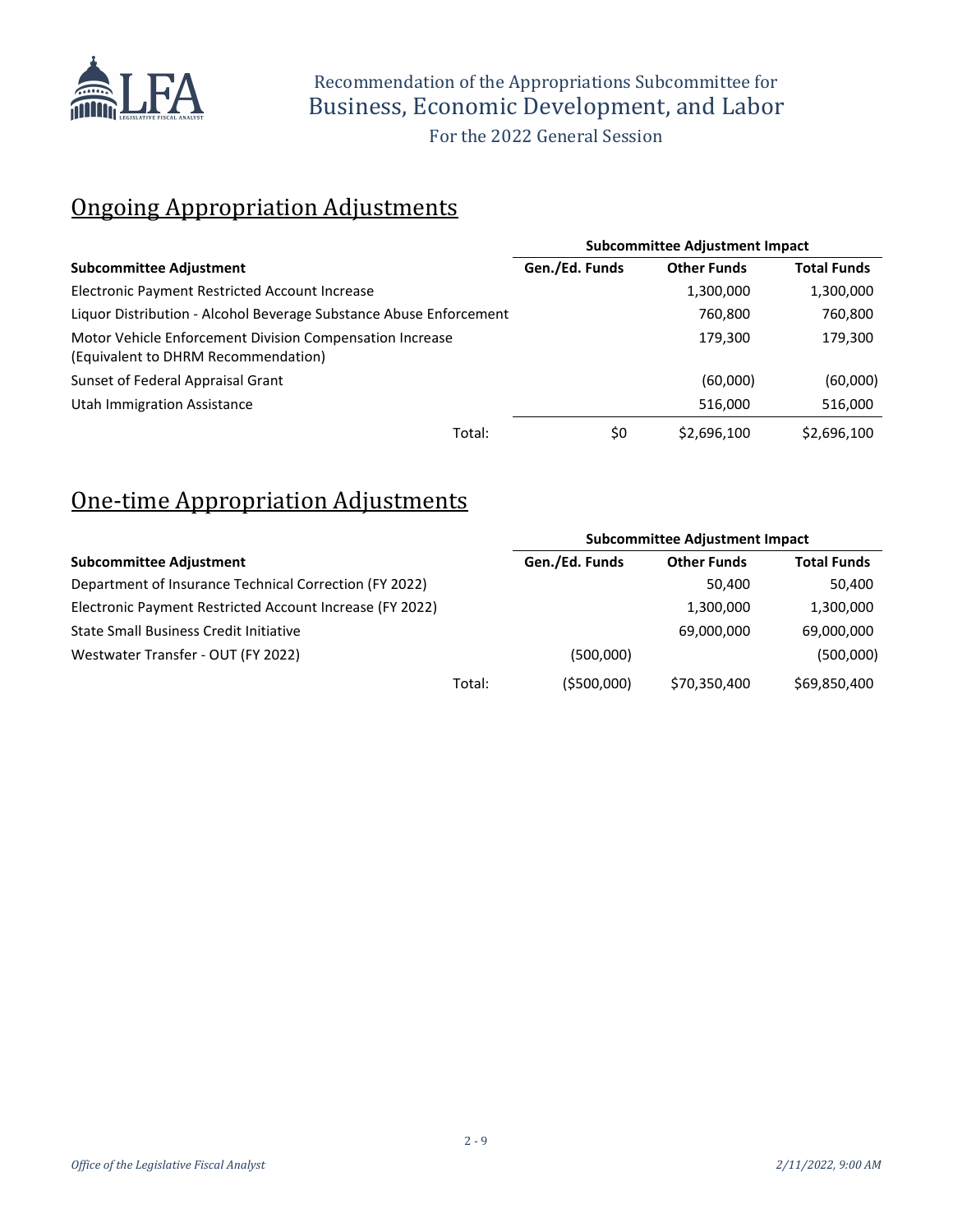Recommendation of the Appropriations Subcommittee for
Business, Economic Development, and Labor

For the 2022 General Session

## Ongoing Appropriation Adjustments

| | Subcommittee Adjustment Impact | | |
|---|---|---|---|
| **Subcommittee Adjustment** | **Gen./Ed. Funds** | **Other Funds** | **Total Funds** |
| Electronic Payment Restricted Account Increase | | 1,300,000 | 1,300,000 |
| Liquor Distribution - Alcohol Beverage Substance Abuse Enforcement | | 760,800 | 760,800 |
| Motor Vehicle Enforcement Division Compensation Increase (Equivalent to DHRM Recommendation) | | 179,300 | 179,300 |
| Sunset of Federal Appraisal Grant | | (60,000) | (60,000) |
| Utah Immigration Assistance | | 516,000 | 516,000 |
| Total: | $0 | $2,696,100 | $2,696,100 |

## One-time Appropriation Adjustments

| | Subcommittee Adjustment Impact | | |
|---|---|---|---|
| **Subcommittee Adjustment** | **Gen./Ed. Funds** | **Other Funds** | **Total Funds** |
| Department of Insurance Technical Correction (FY 2022) | | 50,400 | 50,400 |
| Electronic Payment Restricted Account Increase (FY 2022) | | 1,300,000 | 1,300,000 |
| State Small Business Credit Initiative | | 69,000,000 | 69,000,000 |
| Westwater Transfer - OUT (FY 2022) | (500,000) | | (500,000) |
| Total: | ($500,000) | $70,350,400 | $69,850,400 |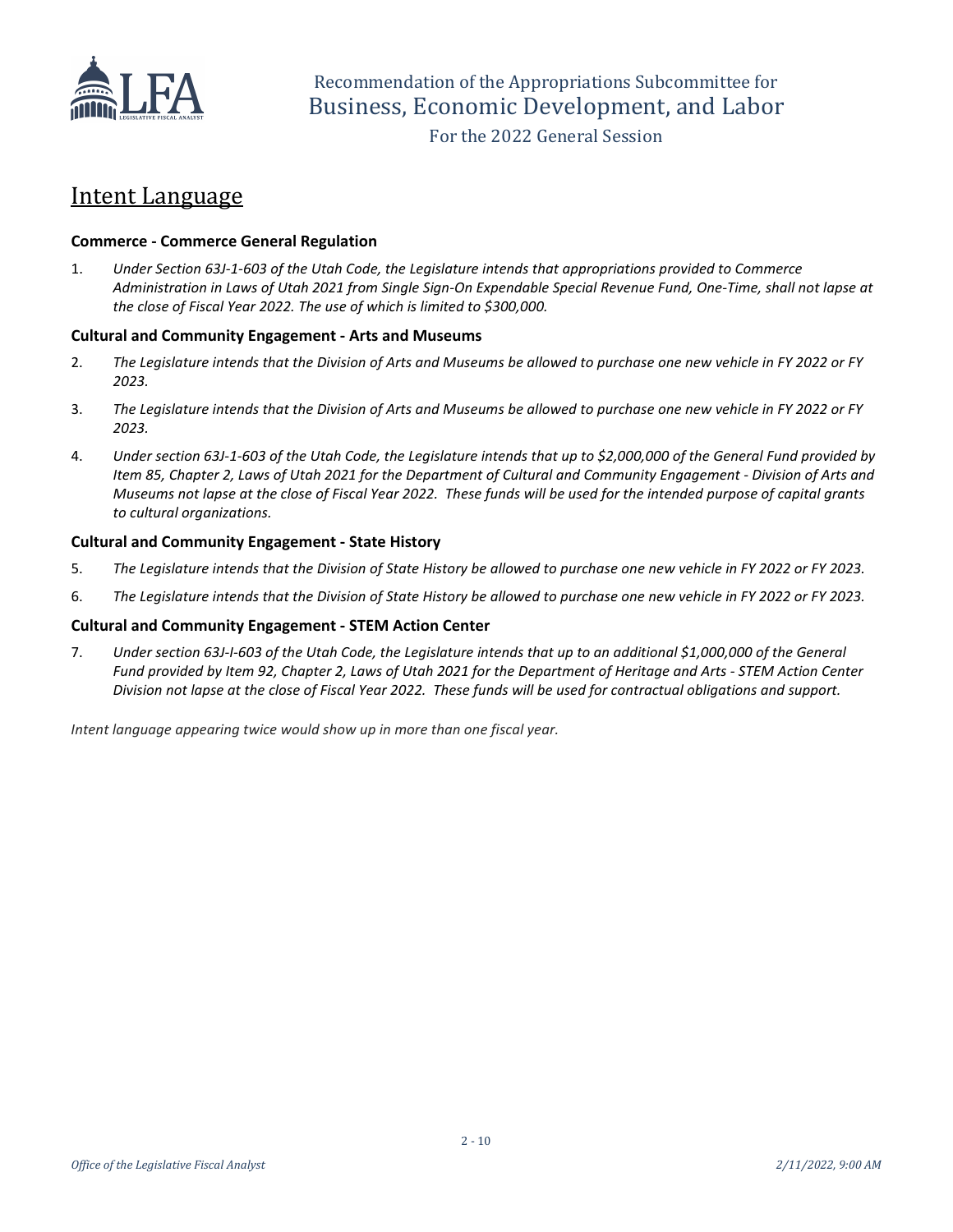# Intent Language

### Commerce - Commerce General Regulation

1. *Under Section 63J-1-603 of the Utah Code, the Legislature intends that appropriations provided to Commerce Administration in Laws of Utah 2021 from Single Sign-On Expendable Special Revenue Fund, One-Time, shall not lapse at the close of Fiscal Year 2022. The use of which is limited to $300,000.*

### Cultural and Community Engagement - Arts and Museums

2. *The Legislature intends that the Division of Arts and Museums be allowed to purchase one new vehicle in FY 2022 or FY 2023.*
3. *The Legislature intends that the Division of Arts and Museums be allowed to purchase one new vehicle in FY 2022 or FY 2023.*
4. *Under section 63J-1-603 of the Utah Code, the Legislature intends that up to $2,000,000 of the General Fund provided by Item 85, Chapter 2, Laws of Utah 2021 for the Department of Cultural and Community Engagement - Division of Arts and Museums not lapse at the close of Fiscal Year 2022. These funds will be used for the intended purpose of capital grants to cultural organizations.*

### Cultural and Community Engagement - State History

5. *The Legislature intends that the Division of State History be allowed to purchase one new vehicle in FY 2022 or FY 2023.*
6. *The Legislature intends that the Division of State History be allowed to purchase one new vehicle in FY 2022 or FY 2023.*

### Cultural and Community Engagement - STEM Action Center

7. *Under section 63J-I-603 of the Utah Code, the Legislature intends that up to an additional $1,000,000 of the General Fund provided by Item 92, Chapter 2, Laws of Utah 2021 for the Department of Heritage and Arts - STEM Action Center Division not lapse at the close of Fiscal Year 2022. These funds will be used for contractual obligations and support.*

*Intent language appearing twice would show up in more than one fiscal year.*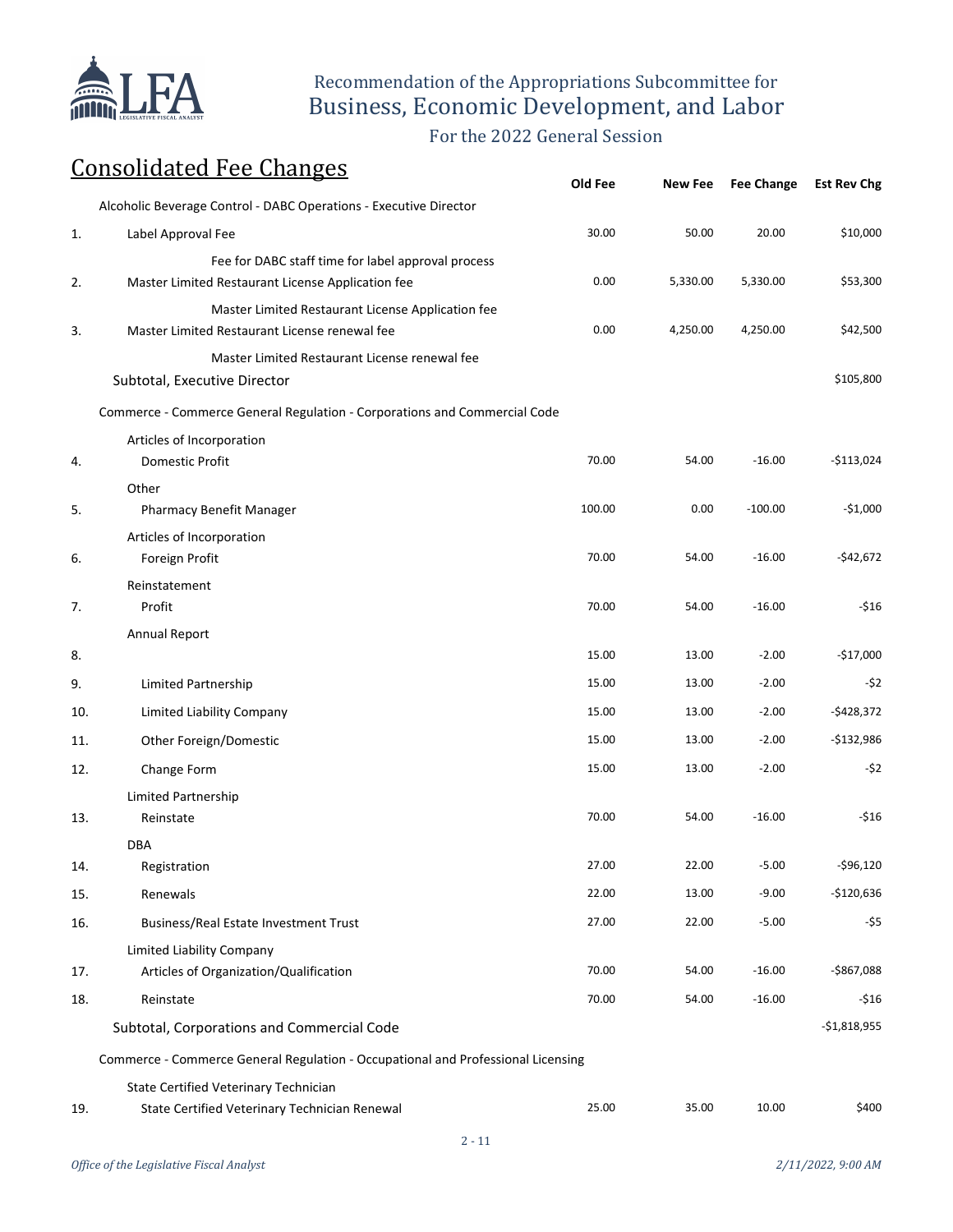Recommendation of the Appropriations Subcommittee for
Business, Economic Development, and Labor

For the 2022 General Session

## Consolidated Fee Changes

| | | Old Fee | New Fee | Fee Change | Est Rev Chg |
|---|---|---|---|---|---|
| | **Alcoholic Beverage Control - DABC Operations - Executive Director** | | | | |
| 1. | Label Approval Fee | 30.00 | 50.00 | 20.00 | $10,000 |
| | Fee for DABC staff time for label approval process | | | | |
| 2. | Master Limited Restaurant License Application fee | 0.00 | 5,330.00 | 5,330.00 | $53,300 |
| | Master Limited Restaurant License Application fee | | | | |
| 3. | Master Limited Restaurant License renewal fee | 0.00 | 4,250.00 | 4,250.00 | $42,500 |
| | Master Limited Restaurant License renewal fee | | | | |
| | Subtotal, Executive Director | | | | $105,800 |
| | **Commerce - Commerce General Regulation - Corporations and Commercial Code** | | | | |
| | Articles of Incorporation | | | | |
| 4. | Domestic Profit | 70.00 | 54.00 | -16.00 | -$113,024 |
| | Other | | | | |
| 5. | Pharmacy Benefit Manager | 100.00 | 0.00 | -100.00 | -$1,000 |
| | Articles of Incorporation | | | | |
| 6. | Foreign Profit | 70.00 | 54.00 | -16.00 | -$42,672 |
| | Reinstatement | | | | |
| 7. | Profit | 70.00 | 54.00 | -16.00 | -$16 |
| | Annual Report | | | | |
| 8. | | 15.00 | 13.00 | -2.00 | -$17,000 |
| 9. | Limited Partnership | 15.00 | 13.00 | -2.00 | -$2 |
| 10. | Limited Liability Company | 15.00 | 13.00 | -2.00 | -$428,372 |
| 11. | Other Foreign/Domestic | 15.00 | 13.00 | -2.00 | -$132,986 |
| 12. | Change Form | 15.00 | 13.00 | -2.00 | -$2 |
| | Limited Partnership | | | | |
| 13. | Reinstate | 70.00 | 54.00 | -16.00 | -$16 |
| | DBA | | | | |
| 14. | Registration | 27.00 | 22.00 | -5.00 | -$96,120 |
| 15. | Renewals | 22.00 | 13.00 | -9.00 | -$120,636 |
| 16. | Business/Real Estate Investment Trust | 27.00 | 22.00 | -5.00 | -$5 |
| | Limited Liability Company | | | | |
| 17. | Articles of Organization/Qualification | 70.00 | 54.00 | -16.00 | -$867,088 |
| 18. | Reinstate | 70.00 | 54.00 | -16.00 | -$16 |
| | Subtotal, Corporations and Commercial Code | | | | -$1,818,955 |
| | **Commerce - Commerce General Regulation - Occupational and Professional Licensing** | | | | |
| | State Certified Veterinary Technician | | | | |
| 19. | State Certified Veterinary Technician Renewal | 25.00 | 35.00 | 10.00 | $400 |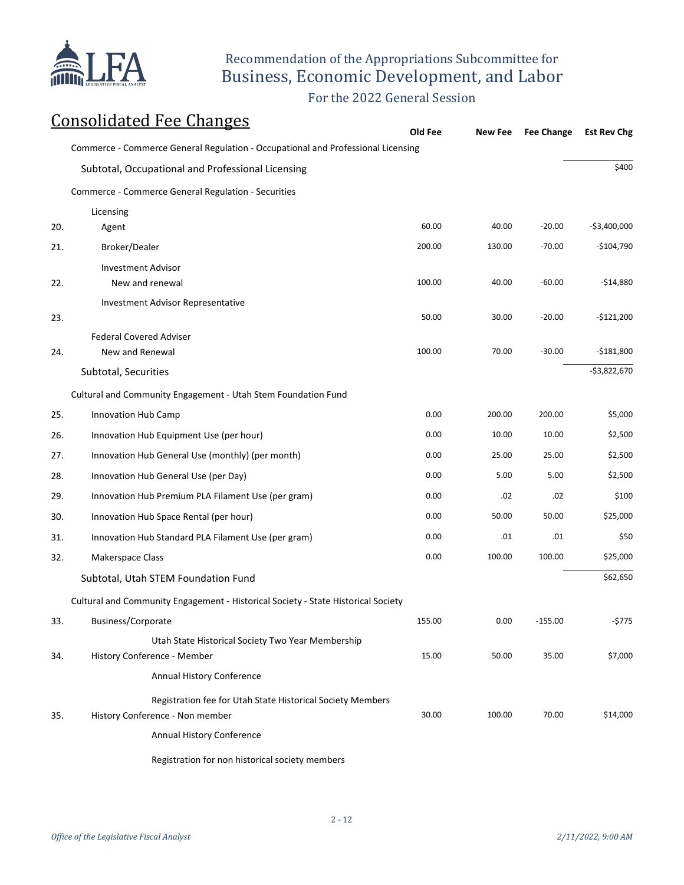## Consolidated Fee Changes

| | | Old Fee | New Fee | Fee Change | Est Rev Chg |
|---|---|---|---|---|---|
| | Commerce - Commerce General Regulation - Occupational and Professional Licensing | | | | |
| | Subtotal, Occupational and Professional Licensing | | | | $400 |
| | Commerce - Commerce General Regulation - Securities | | | | |
| | Licensing | | | | |
| 20. | Agent | 60.00 | 40.00 | -20.00 | -$3,400,000 |
| 21. | Broker/Dealer | 200.00 | 130.00 | -70.00 | -$104,790 |
| | Investment Advisor | | | | |
| 22. | New and renewal | 100.00 | 40.00 | -60.00 | -$14,880 |
| | Investment Advisor Representative | | | | |
| 23. | | 50.00 | 30.00 | -20.00 | -$121,200 |
| | Federal Covered Adviser | | | | |
| 24. | New and Renewal | 100.00 | 70.00 | -30.00 | -$181,800 |
| | Subtotal, Securities | | | | -$3,822,670 |
| | Cultural and Community Engagement - Utah Stem Foundation Fund | | | | |
| 25. | Innovation Hub Camp | 0.00 | 200.00 | 200.00 | $5,000 |
| 26. | Innovation Hub Equipment Use (per hour) | 0.00 | 10.00 | 10.00 | $2,500 |
| 27. | Innovation Hub General Use (monthly) (per month) | 0.00 | 25.00 | 25.00 | $2,500 |
| 28. | Innovation Hub General Use (per Day) | 0.00 | 5.00 | 5.00 | $2,500 |
| 29. | Innovation Hub Premium PLA Filament Use (per gram) | 0.00 | .02 | .02 | $100 |
| 30. | Innovation Hub Space Rental (per hour) | 0.00 | 50.00 | 50.00 | $25,000 |
| 31. | Innovation Hub Standard PLA Filament Use (per gram) | 0.00 | .01 | .01 | $50 |
| 32. | Makerspace Class | 0.00 | 100.00 | 100.00 | $25,000 |
| | Subtotal, Utah STEM Foundation Fund | | | | $62,650 |
| | Cultural and Community Engagement - Historical Society - State Historical Society | | | | |
| 33. | Business/Corporate<br>Utah State Historical Society Two Year Membership | 155.00 | 0.00 | -155.00 | -$775 |
| 34. | History Conference - Member<br>Annual History Conference<br>Registration fee for Utah State Historical Society Members | 15.00 | 50.00 | 35.00 | $7,000 |
| 35. | History Conference - Non member<br>Annual History Conference<br>Registration for non historical society members | 30.00 | 100.00 | 70.00 | $14,000 |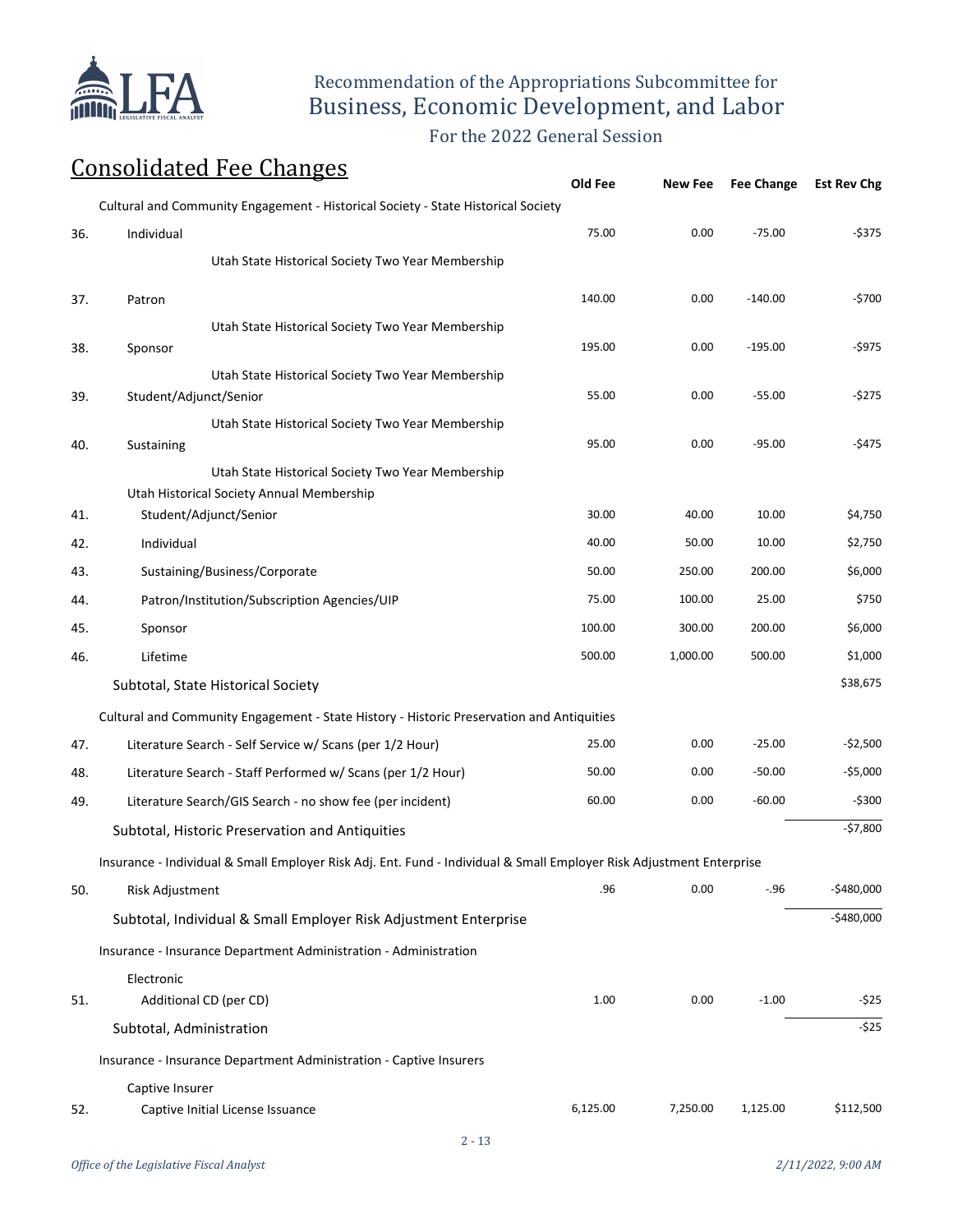Recommendation of the Appropriations Subcommittee for
Business, Economic Development, and Labor

For the 2022 General Session

## Consolidated Fee Changes

| | | Old Fee | New Fee | Fee Change | Est Rev Chg |
|---|---|---|---|---|---|
| | Cultural and Community Engagement - Historical Society - State Historical Society | | | | |
| 36. | Individual | 75.00 | 0.00 | -75.00 | -$375 |
| | Utah State Historical Society Two Year Membership | | | | |
| 37. | Patron | 140.00 | 0.00 | -140.00 | -$700 |
| | Utah State Historical Society Two Year Membership | | | | |
| 38. | Sponsor | 195.00 | 0.00 | -195.00 | -$975 |
| | Utah State Historical Society Two Year Membership | | | | |
| 39. | Student/Adjunct/Senior | 55.00 | 0.00 | -55.00 | -$275 |
| | Utah State Historical Society Two Year Membership | | | | |
| 40. | Sustaining | 95.00 | 0.00 | -95.00 | -$475 |
| | Utah State Historical Society Two Year Membership | | | | |
| | Utah Historical Society Annual Membership | | | | |
| 41. | Student/Adjunct/Senior | 30.00 | 40.00 | 10.00 | $4,750 |
| 42. | Individual | 40.00 | 50.00 | 10.00 | $2,750 |
| 43. | Sustaining/Business/Corporate | 50.00 | 250.00 | 200.00 | $6,000 |
| 44. | Patron/Institution/Subscription Agencies/UIP | 75.00 | 100.00 | 25.00 | $750 |
| 45. | Sponsor | 100.00 | 300.00 | 200.00 | $6,000 |
| 46. | Lifetime | 500.00 | 1,000.00 | 500.00 | $1,000 |
| | Subtotal, State Historical Society | | | | $38,675 |
| | Cultural and Community Engagement - State History - Historic Preservation and Antiquities | | | | |
| 47. | Literature Search - Self Service w/ Scans (per 1/2 Hour) | 25.00 | 0.00 | -25.00 | -$2,500 |
| 48. | Literature Search - Staff Performed w/ Scans (per 1/2 Hour) | 50.00 | 0.00 | -50.00 | -$5,000 |
| 49. | Literature Search/GIS Search - no show fee (per incident) | 60.00 | 0.00 | -60.00 | -$300 |
| | Subtotal, Historic Preservation and Antiquities | | | | -$7,800 |
| | Insurance - Individual & Small Employer Risk Adj. Ent. Fund - Individual & Small Employer Risk Adjustment Enterprise | | | | |
| 50. | Risk Adjustment | .96 | 0.00 | -.96 | -$480,000 |
| | Subtotal, Individual & Small Employer Risk Adjustment Enterprise | | | | -$480,000 |
| | Insurance - Insurance Department Administration - Administration | | | | |
| | Electronic | | | | |
| 51. | Additional CD (per CD) | 1.00 | 0.00 | -1.00 | -$25 |
| | Subtotal, Administration | | | | -$25 |
| | Insurance - Insurance Department Administration - Captive Insurers | | | | |
| | Captive Insurer | | | | |
| 52. | Captive Initial License Issuance | 6,125.00 | 7,250.00 | 1,125.00 | $112,500 |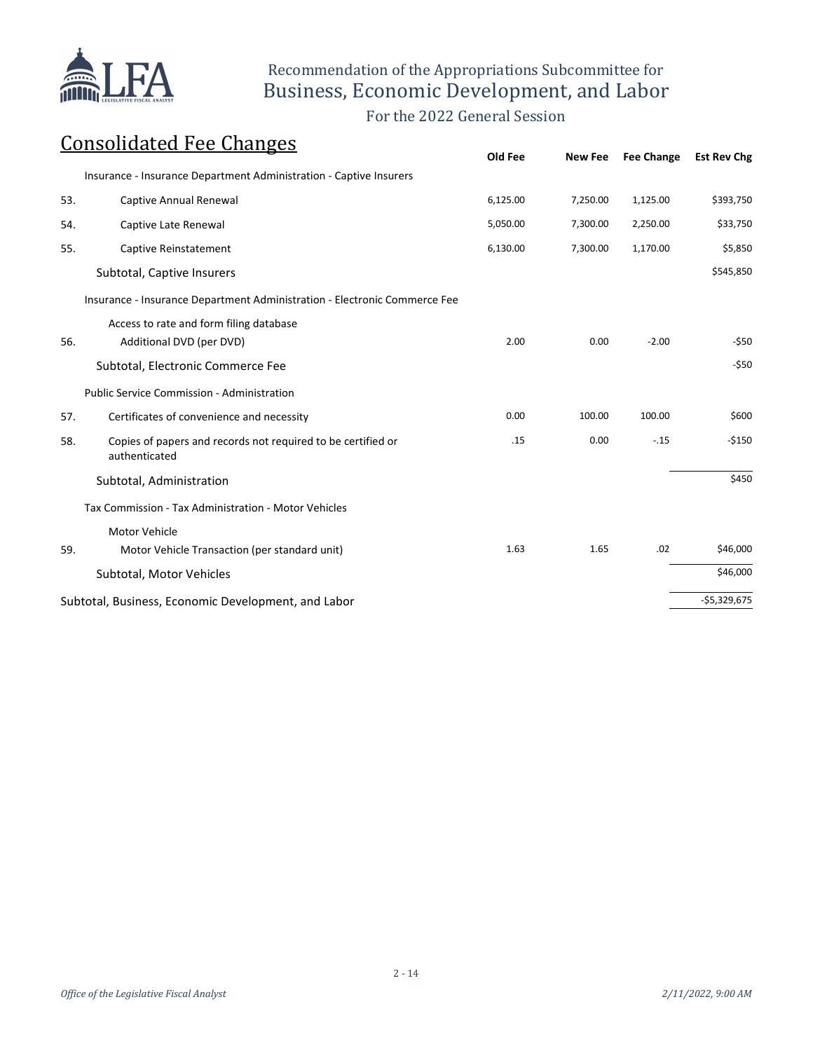Recommendation of the Appropriations Subcommittee for
Business, Economic Development, and Labor

For the 2022 General Session

## Consolidated Fee Changes

| | | Old Fee | New Fee | Fee Change | Est Rev Chg |
|---|---|---|---|---|---|
| | Insurance - Insurance Department Administration - Captive Insurers | | | | |
| 53. | Captive Annual Renewal | 6,125.00 | 7,250.00 | 1,125.00 | $393,750 |
| 54. | Captive Late Renewal | 5,050.00 | 7,300.00 | 2,250.00 | $33,750 |
| 55. | Captive Reinstatement | 6,130.00 | 7,300.00 | 1,170.00 | $5,850 |
| | Subtotal, Captive Insurers | | | | $545,850 |
| | Insurance - Insurance Department Administration - Electronic Commerce Fee | | | | |
| | Access to rate and form filing database | | | | |
| 56. | Additional DVD (per DVD) | 2.00 | 0.00 | -2.00 | -$50 |
| | Subtotal, Electronic Commerce Fee | | | | -$50 |
| | Public Service Commission - Administration | | | | |
| 57. | Certificates of convenience and necessity | 0.00 | 100.00 | 100.00 | $600 |
| 58. | Copies of papers and records not required to be certified or authenticated | .15 | 0.00 | -.15 | -$150 |
| | Subtotal, Administration | | | | $450 |
| | Tax Commission - Tax Administration - Motor Vehicles | | | | |
| | Motor Vehicle | | | | |
| 59. | Motor Vehicle Transaction (per standard unit) | 1.63 | 1.65 | .02 | $46,000 |
| | Subtotal, Motor Vehicles | | | | $46,000 |
| | Subtotal, Business, Economic Development, and Labor | | | | -$5,329,675 |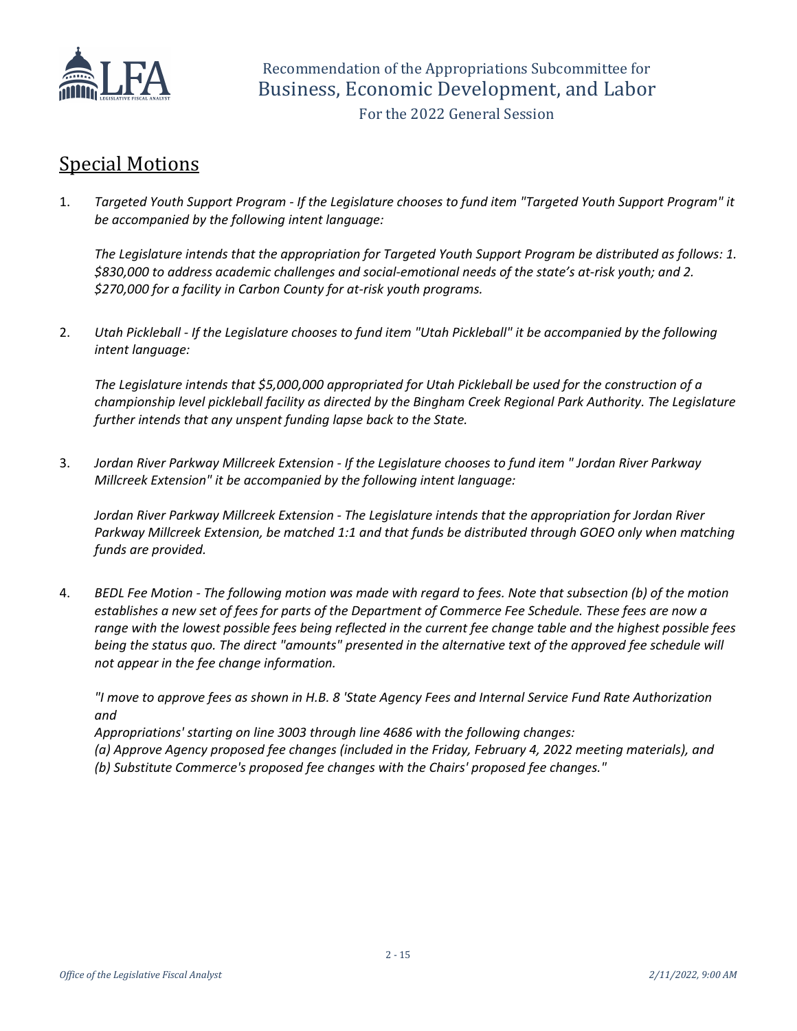## Special Motions

1. *Targeted Youth Support Program - If the Legislature chooses to fund item "Targeted Youth Support Program" it be accompanied by the following intent language:*

   *The Legislature intends that the appropriation for Targeted Youth Support Program be distributed as follows: 1. $830,000 to address academic challenges and social-emotional needs of the state's at-risk youth; and 2. $270,000 for a facility in Carbon County for at-risk youth programs.*

2. *Utah Pickleball - If the Legislature chooses to fund item "Utah Pickleball" it be accompanied by the following intent language:*

   *The Legislature intends that $5,000,000 appropriated for Utah Pickleball be used for the construction of a championship level pickleball facility as directed by the Bingham Creek Regional Park Authority. The Legislature further intends that any unspent funding lapse back to the State.*

3. *Jordan River Parkway Millcreek Extension - If the Legislature chooses to fund item " Jordan River Parkway Millcreek Extension" it be accompanied by the following intent language:*

   *Jordan River Parkway Millcreek Extension - The Legislature intends that the appropriation for Jordan River Parkway Millcreek Extension, be matched 1:1 and that funds be distributed through GOEO only when matching funds are provided.*

4. *BEDL Fee Motion - The following motion was made with regard to fees. Note that subsection (b) of the motion establishes a new set of fees for parts of the Department of Commerce Fee Schedule. These fees are now a range with the lowest possible fees being reflected in the current fee change table and the highest possible fees being the status quo. The direct "amounts" presented in the alternative text of the approved fee schedule will not appear in the fee change information.*

   *"I move to approve fees as shown in H.B. 8 'State Agency Fees and Internal Service Fund Rate Authorization and*
   *Appropriations' starting on line 3003 through line 4686 with the following changes:*
   *(a) Approve Agency proposed fee changes (included in the Friday, February 4, 2022 meeting materials), and*
   *(b) Substitute Commerce's proposed fee changes with the Chairs' proposed fee changes."*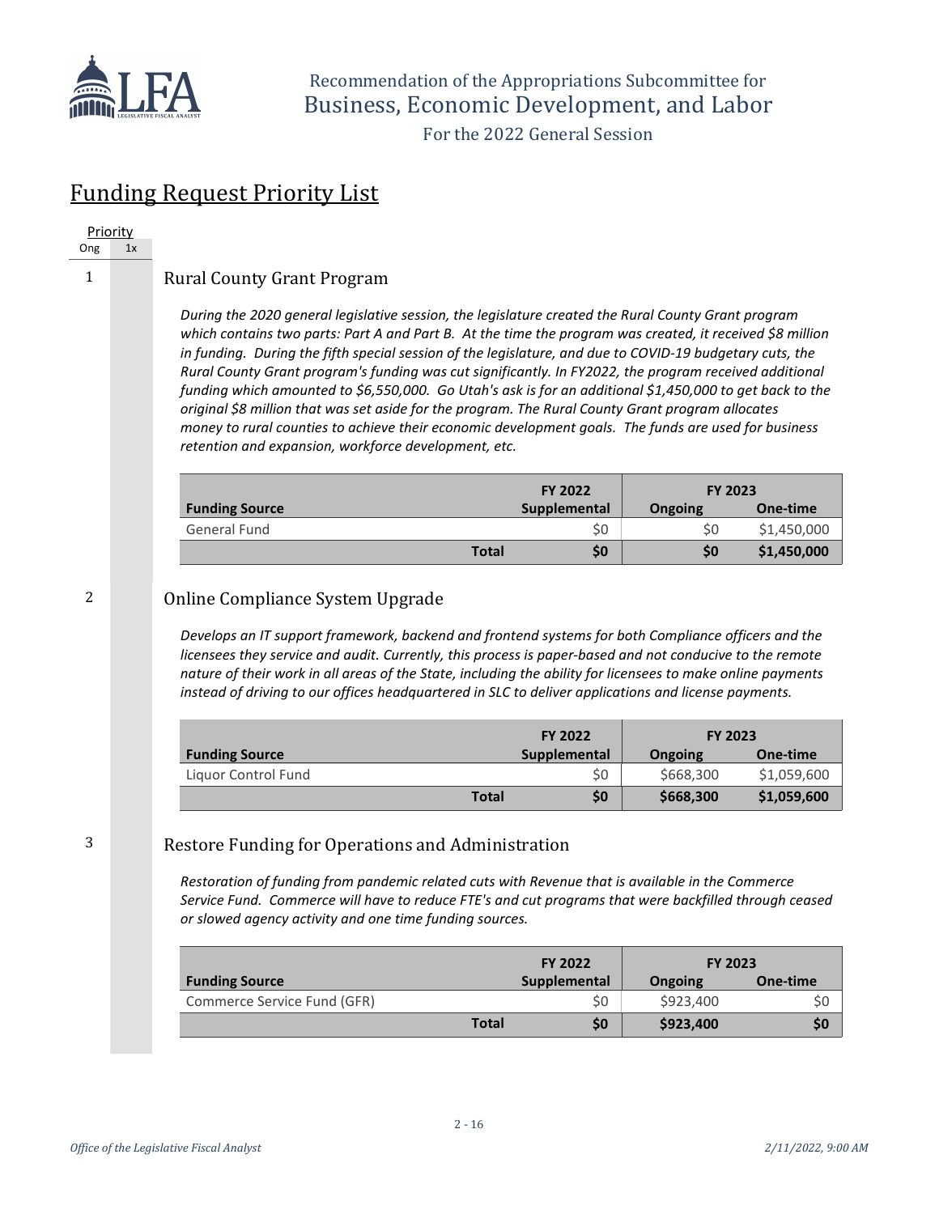Recommendation of the Appropriations Subcommittee for
Business, Economic Development, and Labor

For the 2022 General Session

# Funding Request Priority List

Priority: Ong | 1x

## 1 Rural County Grant Program

*During the 2020 general legislative session, the legislature created the Rural County Grant program which contains two parts: Part A and Part B. At the time the program was created, it received $8 million in funding. During the fifth special session of the legislature, and due to COVID-19 budgetary cuts, the Rural County Grant program's funding was cut significantly. In FY2022, the program received additional funding which amounted to $6,550,000. Go Utah's ask is for an additional $1,450,000 to get back to the original $8 million that was set aside for the program. The Rural County Grant program allocates money to rural counties to achieve their economic development goals. The funds are used for business retention and expansion, workforce development, etc.*

| | FY 2022 | FY 2023 | |
|---|---|---|---|
| **Funding Source** | **Supplemental** | **Ongoing** | **One-time** |
| General Fund | $0 | $0 | $1,450,000 |
| **Total** | **$0** | **$0** | **$1,450,000** |

## 2 Online Compliance System Upgrade

*Develops an IT support framework, backend and frontend systems for both Compliance officers and the licensees they service and audit. Currently, this process is paper-based and not conducive to the remote nature of their work in all areas of the State, including the ability for licensees to make online payments instead of driving to our offices headquartered in SLC to deliver applications and license payments.*

| | FY 2022 | FY 2023 | |
|---|---|---|---|
| **Funding Source** | **Supplemental** | **Ongoing** | **One-time** |
| Liquor Control Fund | $0 | $668,300 | $1,059,600 |
| **Total** | **$0** | **$668,300** | **$1,059,600** |

## 3 Restore Funding for Operations and Administration

*Restoration of funding from pandemic related cuts with Revenue that is available in the Commerce Service Fund. Commerce will have to reduce FTE's and cut programs that were backfilled through ceased or slowed agency activity and one time funding sources.*

| | FY 2022 | FY 2023 | |
|---|---|---|---|
| **Funding Source** | **Supplemental** | **Ongoing** | **One-time** |
| Commerce Service Fund (GFR) | $0 | $923,400 | $0 |
| **Total** | **$0** | **$923,400** | **$0** |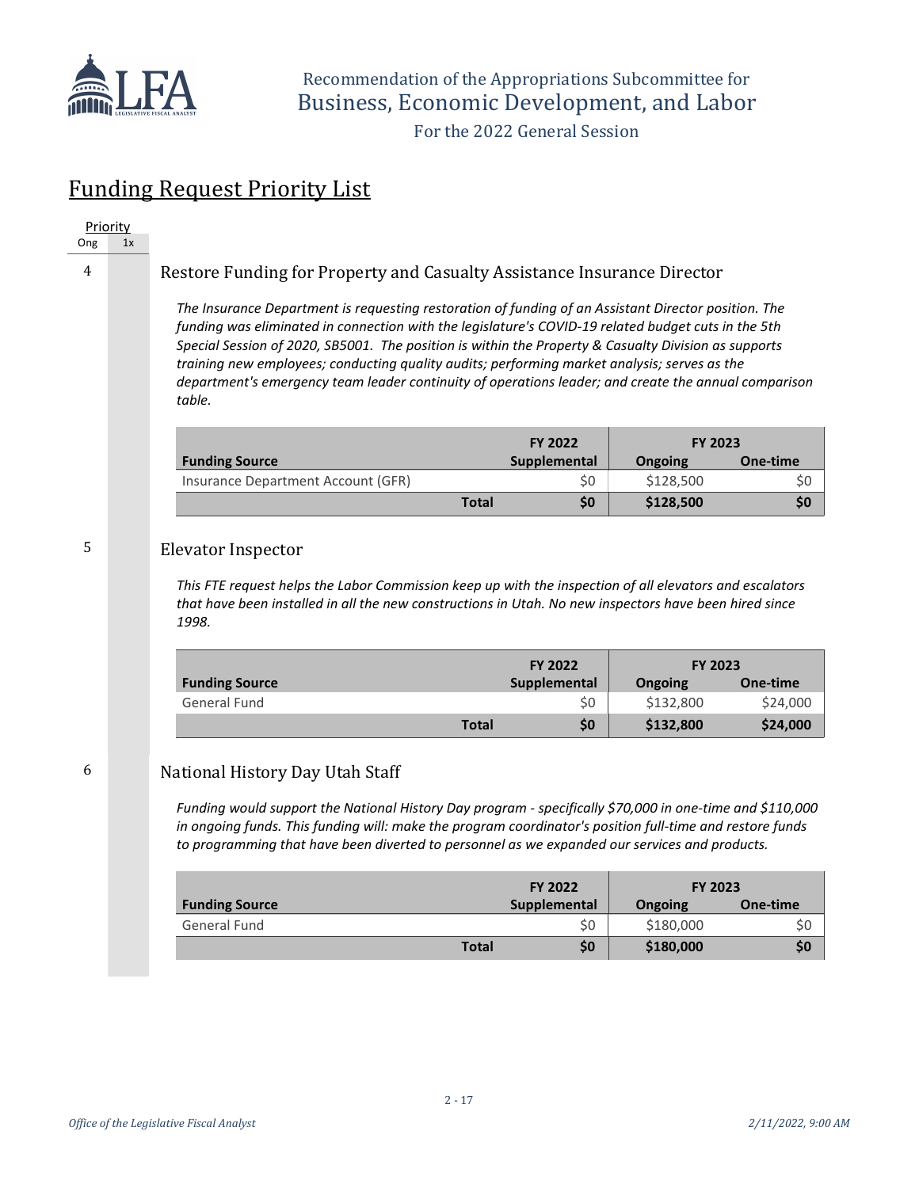## Funding Request Priority List

| Priority | |
|---|---|
| Ong | 1x |

4

### Restore Funding for Property and Casualty Assistance Insurance Director

*The Insurance Department is requesting restoration of funding of an Assistant Director position. The funding was eliminated in connection with the legislature's COVID-19 related budget cuts in the 5th Special Session of 2020, SB5001. The position is within the Property & Casualty Division as supports training new employees; conducting quality audits; performing market analysis; serves as the department's emergency team leader continuity of operations leader; and create the annual comparison table.*

| | FY 2022 | FY 2023 | |
|---|---|---|---|
| **Funding Source** | **Supplemental** | **Ongoing** | **One-time** |
| Insurance Department Account (GFR) | $0 | $128,500 | $0 |
| **Total** | **$0** | **$128,500** | **$0** |

5

### Elevator Inspector

*This FTE request helps the Labor Commission keep up with the inspection of all elevators and escalators that have been installed in all the new constructions in Utah. No new inspectors have been hired since 1998.*

| | FY 2022 | FY 2023 | |
|---|---|---|---|
| **Funding Source** | **Supplemental** | **Ongoing** | **One-time** |
| General Fund | $0 | $132,800 | $24,000 |
| **Total** | **$0** | **$132,800** | **$24,000** |

6

### National History Day Utah Staff

*Funding would support the National History Day program - specifically $70,000 in one-time and $110,000 in ongoing funds. This funding will: make the program coordinator's position full-time and restore funds to programming that have been diverted to personnel as we expanded our services and products.*

| | FY 2022 | FY 2023 | |
|---|---|---|---|
| **Funding Source** | **Supplemental** | **Ongoing** | **One-time** |
| General Fund | $0 | $180,000 | $0 |
| **Total** | **$0** | **$180,000** | **$0** |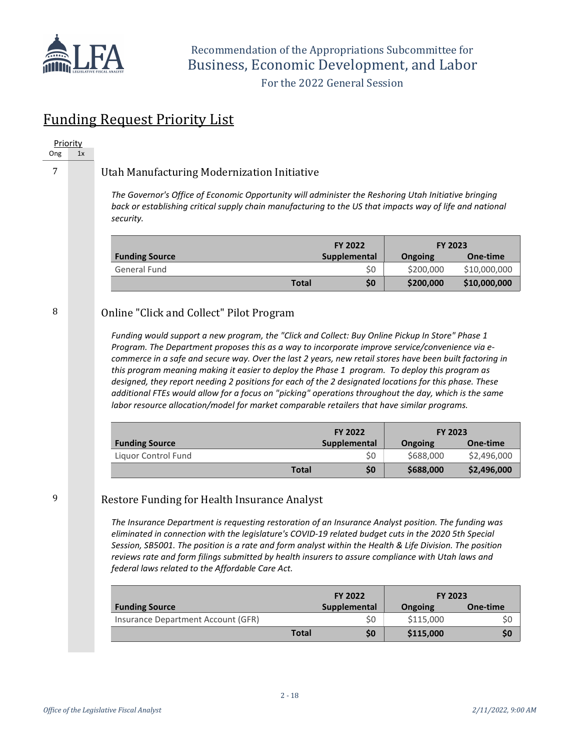# Funding Request Priority List

| Priority | |
|---|---|
| Ong | 1x |

7

## Utah Manufacturing Modernization Initiative

*The Governor's Office of Economic Opportunity will administer the Reshoring Utah Initiative bringing back or establishing critical supply chain manufacturing to the US that impacts way of life and national security.*

| | FY 2022 | FY 2023 | |
|---|---|---|---|
| **Funding Source** | **Supplemental** | **Ongoing** | **One-time** |
| General Fund | $0 | $200,000 | $10,000,000 |
| **Total** | **$0** | **$200,000** | **$10,000,000** |

8

## Online "Click and Collect" Pilot Program

*Funding would support a new program, the "Click and Collect: Buy Online Pickup In Store" Phase 1 Program. The Department proposes this as a way to incorporate improve service/convenience via e-commerce in a safe and secure way. Over the last 2 years, new retail stores have been built factoring in this program meaning making it easier to deploy the Phase 1 program. To deploy this program as designed, they report needing 2 positions for each of the 2 designated locations for this phase. These additional FTEs would allow for a focus on "picking" operations throughout the day, which is the same labor resource allocation/model for market comparable retailers that have similar programs.*

| | FY 2022 | FY 2023 | |
|---|---|---|---|
| **Funding Source** | **Supplemental** | **Ongoing** | **One-time** |
| Liquor Control Fund | $0 | $688,000 | $2,496,000 |
| **Total** | **$0** | **$688,000** | **$2,496,000** |

9

## Restore Funding for Health Insurance Analyst

*The Insurance Department is requesting restoration of an Insurance Analyst position. The funding was eliminated in connection with the legislature's COVID-19 related budget cuts in the 2020 5th Special Session, SB5001. The position is a rate and form analyst within the Health & Life Division. The position reviews rate and form filings submitted by health insurers to assure compliance with Utah laws and federal laws related to the Affordable Care Act.*

| | FY 2022 | FY 2023 | |
|---|---|---|---|
| **Funding Source** | **Supplemental** | **Ongoing** | **One-time** |
| Insurance Department Account (GFR) | $0 | $115,000 | $0 |
| **Total** | **$0** | **$115,000** | **$0** |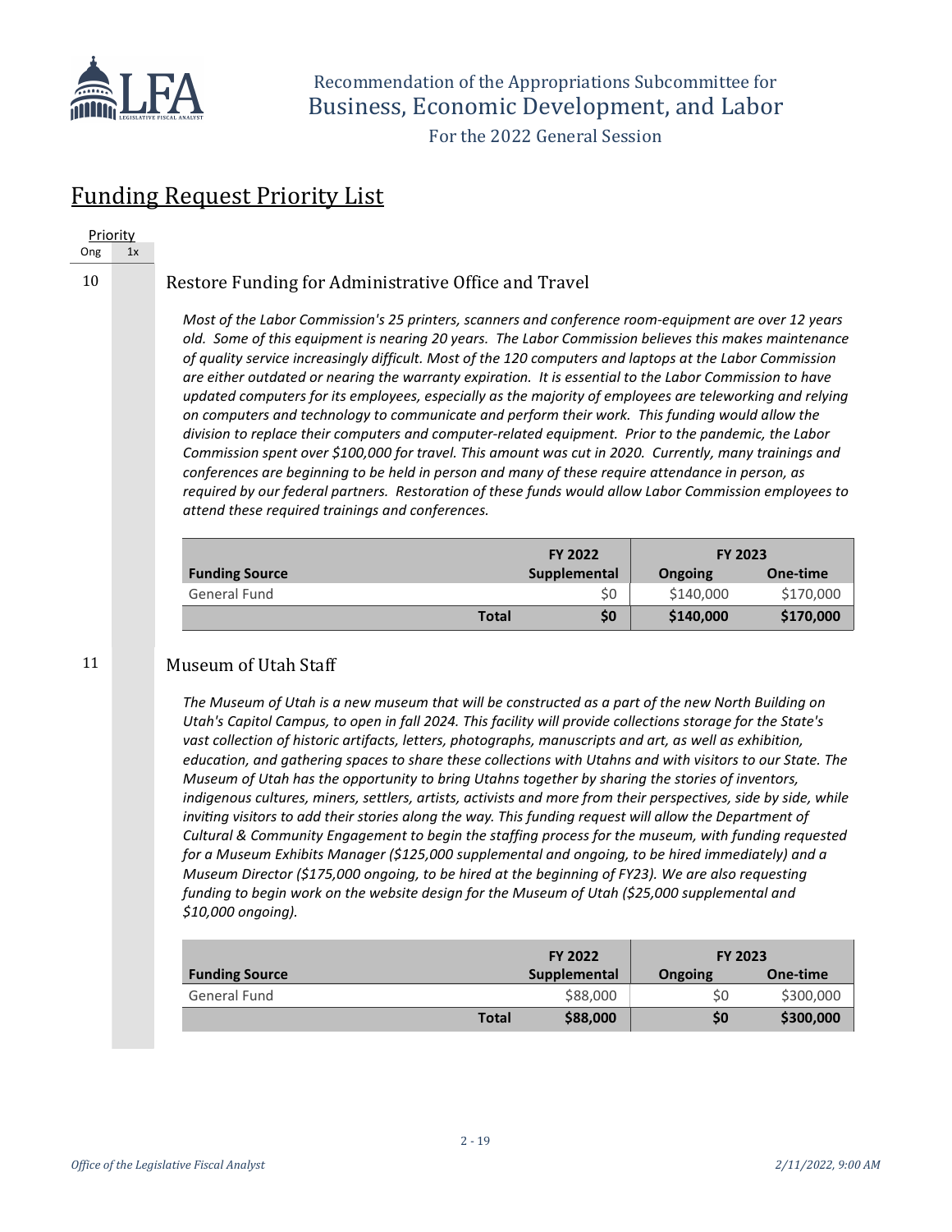## Funding Request Priority List

| Priority | |
|---|---|
| Ong | 1x |

10

### Restore Funding for Administrative Office and Travel

*Most of the Labor Commission's 25 printers, scanners and conference room-equipment are over 12 years old. Some of this equipment is nearing 20 years. The Labor Commission believes this makes maintenance of quality service increasingly difficult. Most of the 120 computers and laptops at the Labor Commission are either outdated or nearing the warranty expiration. It is essential to the Labor Commission to have updated computers for its employees, especially as the majority of employees are teleworking and relying on computers and technology to communicate and perform their work. This funding would allow the division to replace their computers and computer-related equipment. Prior to the pandemic, the Labor Commission spent over $100,000 for travel. This amount was cut in 2020. Currently, many trainings and conferences are beginning to be held in person and many of these require attendance in person, as required by our federal partners. Restoration of these funds would allow Labor Commission employees to attend these required trainings and conferences.*

| | FY 2022 | FY 2023 | |
|---|---|---|---|
| **Funding Source** | **Supplemental** | **Ongoing** | **One-time** |
| General Fund | $0 | $140,000 | $170,000 |
| **Total** | **$0** | **$140,000** | **$170,000** |

11

### Museum of Utah Staff

*The Museum of Utah is a new museum that will be constructed as a part of the new North Building on Utah's Capitol Campus, to open in fall 2024. This facility will provide collections storage for the State's vast collection of historic artifacts, letters, photographs, manuscripts and art, as well as exhibition, education, and gathering spaces to share these collections with Utahns and with visitors to our State. The Museum of Utah has the opportunity to bring Utahns together by sharing the stories of inventors, indigenous cultures, miners, settlers, artists, activists and more from their perspectives, side by side, while inviting visitors to add their stories along the way. This funding request will allow the Department of Cultural & Community Engagement to begin the staffing process for the museum, with funding requested for a Museum Exhibits Manager ($125,000 supplemental and ongoing, to be hired immediately) and a Museum Director ($175,000 ongoing, to be hired at the beginning of FY23). We are also requesting funding to begin work on the website design for the Museum of Utah ($25,000 supplemental and $10,000 ongoing).*

| | FY 2022 | FY 2023 | |
|---|---|---|---|
| **Funding Source** | **Supplemental** | **Ongoing** | **One-time** |
| General Fund | $88,000 | $0 | $300,000 |
| **Total** | **$88,000** | **$0** | **$300,000** |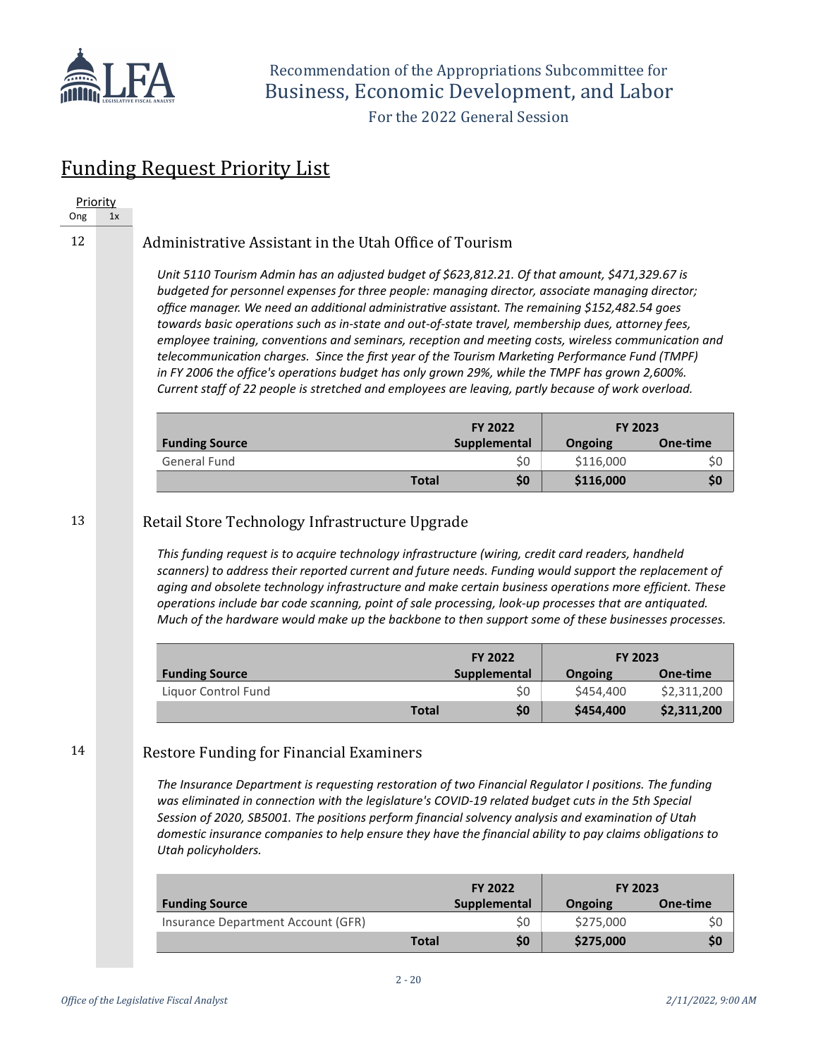## Funding Request Priority List

| Priority | |
|---|---|
| Ong | 1x |

12

### Administrative Assistant in the Utah Office of Tourism

*Unit 5110 Tourism Admin has an adjusted budget of $623,812.21. Of that amount, $471,329.67 is budgeted for personnel expenses for three people: managing director, associate managing director; office manager. We need an additional administrative assistant. The remaining $152,482.54 goes towards basic operations such as in-state and out-of-state travel, membership dues, attorney fees, employee training, conventions and seminars, reception and meeting costs, wireless communication and telecommunication charges. Since the first year of the Tourism Marketing Performance Fund (TMPF) in FY 2006 the office's operations budget has only grown 29%, while the TMPF has grown 2,600%. Current staff of 22 people is stretched and employees are leaving, partly because of work overload.*

| Funding Source | FY 2022 Supplemental | FY 2023 Ongoing | FY 2023 One-time |
|---|---|---|---|
| General Fund | $0 | $116,000 | $0 |
| **Total** | **$0** | **$116,000** | **$0** |

13

### Retail Store Technology Infrastructure Upgrade

*This funding request is to acquire technology infrastructure (wiring, credit card readers, handheld scanners) to address their reported current and future needs. Funding would support the replacement of aging and obsolete technology infrastructure and make certain business operations more efficient. These operations include bar code scanning, point of sale processing, look-up processes that are antiquated. Much of the hardware would make up the backbone to then support some of these businesses processes.*

| Funding Source | FY 2022 Supplemental | FY 2023 Ongoing | FY 2023 One-time |
|---|---|---|---|
| Liquor Control Fund | $0 | $454,400 | $2,311,200 |
| **Total** | **$0** | **$454,400** | **$2,311,200** |

14

### Restore Funding for Financial Examiners

*The Insurance Department is requesting restoration of two Financial Regulator I positions. The funding was eliminated in connection with the legislature's COVID-19 related budget cuts in the 5th Special Session of 2020, SB5001. The positions perform financial solvency analysis and examination of Utah domestic insurance companies to help ensure they have the financial ability to pay claims obligations to Utah policyholders.*

| Funding Source | FY 2022 Supplemental | FY 2023 Ongoing | FY 2023 One-time |
|---|---|---|---|
| Insurance Department Account (GFR) | $0 | $275,000 | $0 |
| **Total** | **$0** | **$275,000** | **$0** |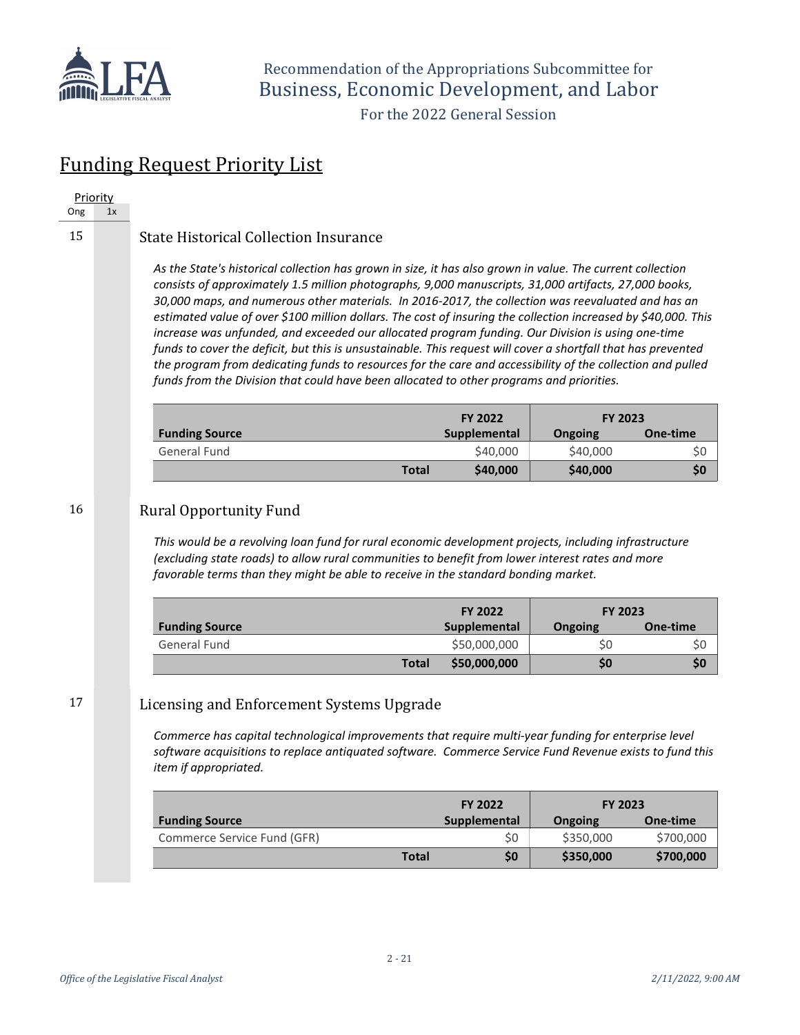Recommendation of the Appropriations Subcommittee for
Business, Economic Development, and Labor
For the 2022 General Session

# Funding Request Priority List

| Priority | |
|---|---|
| Ong | 1x |

## 15 State Historical Collection Insurance

*As the State's historical collection has grown in size, it has also grown in value. The current collection consists of approximately 1.5 million photographs, 9,000 manuscripts, 31,000 artifacts, 27,000 books, 30,000 maps, and numerous other materials. In 2016-2017, the collection was reevaluated and has an estimated value of over $100 million dollars. The cost of insuring the collection increased by $40,000. This increase was unfunded, and exceeded our allocated program funding. Our Division is using one-time funds to cover the deficit, but this is unsustainable. This request will cover a shortfall that has prevented the program from dedicating funds to resources for the care and accessibility of the collection and pulled funds from the Division that could have been allocated to other programs and priorities.*

| | FY 2022 | FY 2023 | |
|---|---|---|---|
| **Funding Source** | **Supplemental** | **Ongoing** | **One-time** |
| General Fund | $40,000 | $40,000 | $0 |
| **Total** | **$40,000** | **$40,000** | **$0** |

## 16 Rural Opportunity Fund

*This would be a revolving loan fund for rural economic development projects, including infrastructure (excluding state roads) to allow rural communities to benefit from lower interest rates and more favorable terms than they might be able to receive in the standard bonding market.*

| | FY 2022 | FY 2023 | |
|---|---|---|---|
| **Funding Source** | **Supplemental** | **Ongoing** | **One-time** |
| General Fund | $50,000,000 | $0 | $0 |
| **Total** | **$50,000,000** | **$0** | **$0** |

## 17 Licensing and Enforcement Systems Upgrade

*Commerce has capital technological improvements that require multi-year funding for enterprise level software acquisitions to replace antiquated software. Commerce Service Fund Revenue exists to fund this item if appropriated.*

| | FY 2022 | FY 2023 | |
|---|---|---|---|
| **Funding Source** | **Supplemental** | **Ongoing** | **One-time** |
| Commerce Service Fund (GFR) | $0 | $350,000 | $700,000 |
| **Total** | **$0** | **$350,000** | **$700,000** |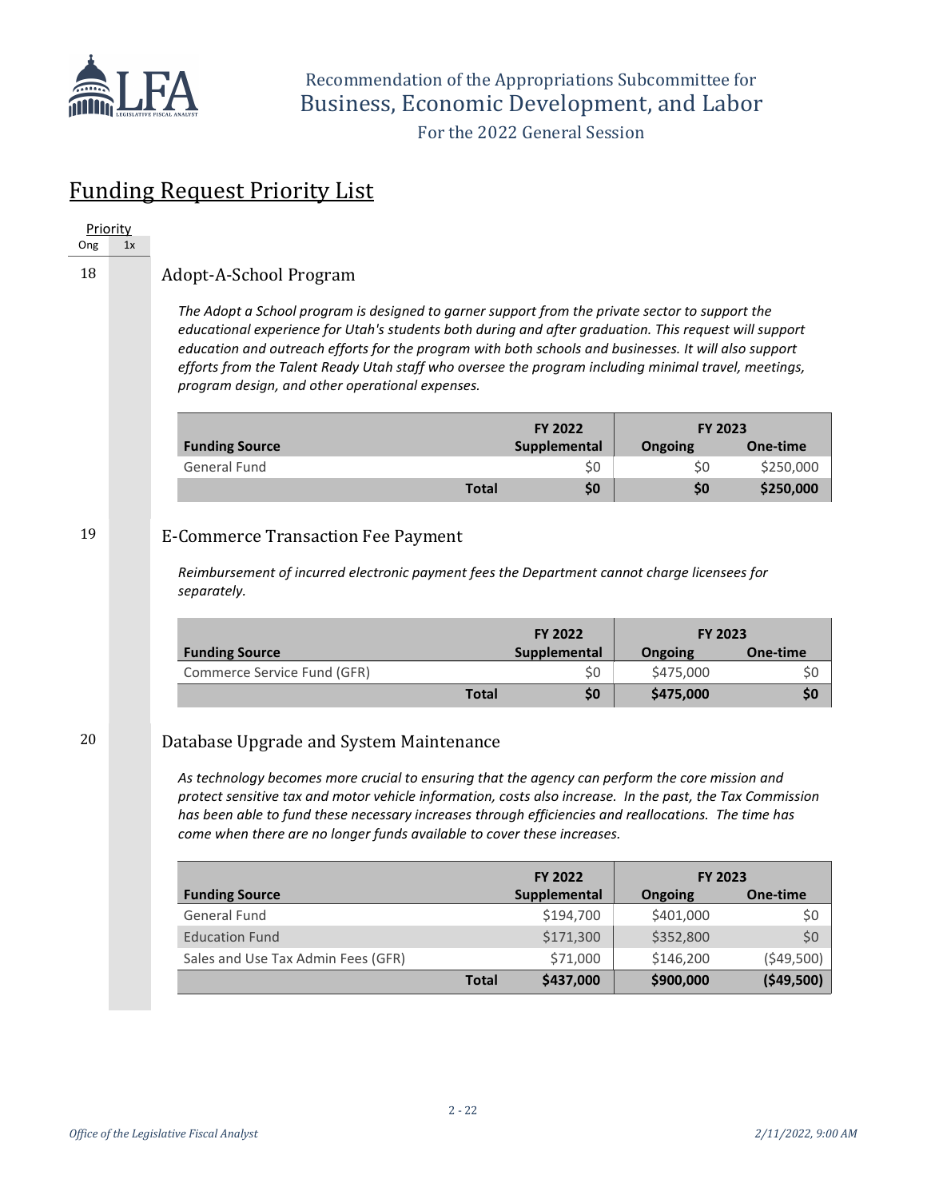## Funding Request Priority List

| Priority | |
|---|---|
| Ong | 1x |

18 **Adopt-A-School Program**

*The Adopt a School program is designed to garner support from the private sector to support the educational experience for Utah's students both during and after graduation. This request will support education and outreach efforts for the program with both schools and businesses. It will also support efforts from the Talent Ready Utah staff who oversee the program including minimal travel, meetings, program design, and other operational expenses.*

| Funding Source | FY 2022 Supplemental | FY 2023 Ongoing | FY 2023 One-time |
|---|---|---|---|
| General Fund | $0 | $0 | $250,000 |
| **Total** | **$0** | **$0** | **$250,000** |

19 **E-Commerce Transaction Fee Payment**

*Reimbursement of incurred electronic payment fees the Department cannot charge licensees for separately.*

| Funding Source | FY 2022 Supplemental | FY 2023 Ongoing | FY 2023 One-time |
|---|---|---|---|
| Commerce Service Fund (GFR) | $0 | $475,000 | $0 |
| **Total** | **$0** | **$475,000** | **$0** |

20 **Database Upgrade and System Maintenance**

*As technology becomes more crucial to ensuring that the agency can perform the core mission and protect sensitive tax and motor vehicle information, costs also increase. In the past, the Tax Commission has been able to fund these necessary increases through efficiencies and reallocations. The time has come when there are no longer funds available to cover these increases.*

| Funding Source | FY 2022 Supplemental | FY 2023 Ongoing | FY 2023 One-time |
|---|---|---|---|
| General Fund | $194,700 | $401,000 | $0 |
| Education Fund | $171,300 | $352,800 | $0 |
| Sales and Use Tax Admin Fees (GFR) | $71,000 | $146,200 | ($49,500) |
| **Total** | **$437,000** | **$900,000** | **($49,500)** |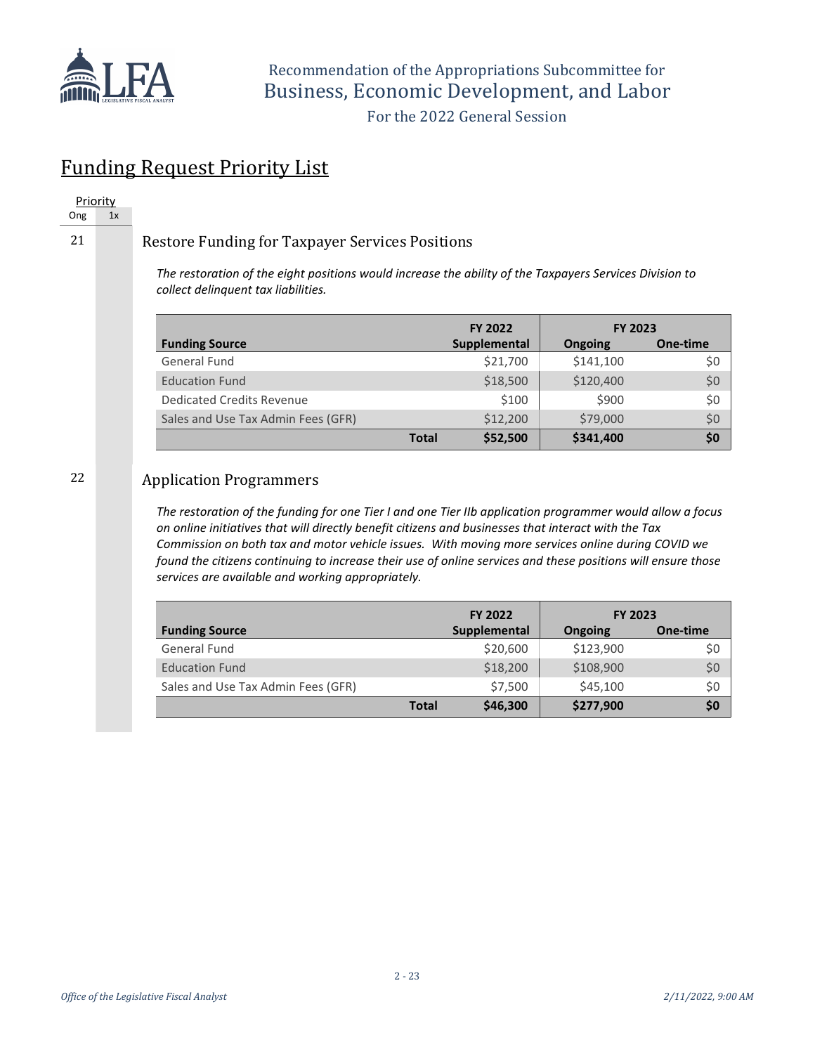# Funding Request Priority List

| Priority | |
|---|---|
| Ong | 1x |

21

## Restore Funding for Taxpayer Services Positions

*The restoration of the eight positions would increase the ability of the Taxpayers Services Division to collect delinquent tax liabilities.*

| | FY 2022 | FY 2023 | |
|---|---|---|---|
| **Funding Source** | **Supplemental** | **Ongoing** | **One-time** |
| General Fund | $21,700 | $141,100 | $0 |
| Education Fund | $18,500 | $120,400 | $0 |
| Dedicated Credits Revenue | $100 | $900 | $0 |
| Sales and Use Tax Admin Fees (GFR) | $12,200 | $79,000 | $0 |
| **Total** | **$52,500** | **$341,400** | **$0** |

22

## Application Programmers

*The restoration of the funding for one Tier I and one Tier IIb application programmer would allow a focus on online initiatives that will directly benefit citizens and businesses that interact with the Tax Commission on both tax and motor vehicle issues. With moving more services online during COVID we found the citizens continuing to increase their use of online services and these positions will ensure those services are available and working appropriately.*

| | FY 2022 | FY 2023 | |
|---|---|---|---|
| **Funding Source** | **Supplemental** | **Ongoing** | **One-time** |
| General Fund | $20,600 | $123,900 | $0 |
| Education Fund | $18,200 | $108,900 | $0 |
| Sales and Use Tax Admin Fees (GFR) | $7,500 | $45,100 | $0 |
| **Total** | **$46,300** | **$277,900** | **$0** |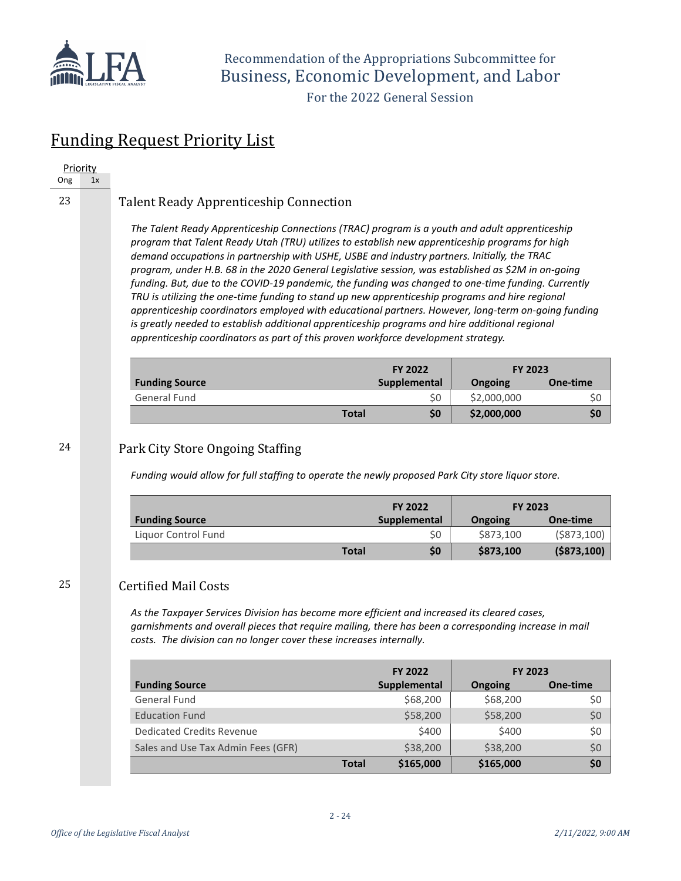Recommendation of the Appropriations Subcommittee for
Business, Economic Development, and Labor
For the 2022 General Session

# Funding Request Priority List

Priority: Ong | 1x

## 23 Talent Ready Apprenticeship Connection

*The Talent Ready Apprenticeship Connections (TRAC) program is a youth and adult apprenticeship program that Talent Ready Utah (TRU) utilizes to establish new apprenticeship programs for high demand occupations in partnership with USHE, USBE and industry partners. Initially, the TRAC program, under H.B. 68 in the 2020 General Legislative session, was established as $2M in on-going funding. But, due to the COVID-19 pandemic, the funding was changed to one-time funding. Currently TRU is utilizing the one-time funding to stand up new apprenticeship programs and hire regional apprenticeship coordinators employed with educational partners. However, long-term on-going funding is greatly needed to establish additional apprenticeship programs and hire additional regional apprenticeship coordinators as part of this proven workforce development strategy.*

| Funding Source | FY 2022 Supplemental | FY 2023 Ongoing | FY 2023 One-time |
|---|---|---|---|
| General Fund | $0 | $2,000,000 | $0 |
| **Total** | **$0** | **$2,000,000** | **$0** |

## 24 Park City Store Ongoing Staffing

*Funding would allow for full staffing to operate the newly proposed Park City store liquor store.*

| Funding Source | FY 2022 Supplemental | FY 2023 Ongoing | FY 2023 One-time |
|---|---|---|---|
| Liquor Control Fund | $0 | $873,100 | ($873,100) |
| **Total** | **$0** | **$873,100** | **($873,100)** |

## 25 Certified Mail Costs

*As the Taxpayer Services Division has become more efficient and increased its cleared cases, garnishments and overall pieces that require mailing, there has been a corresponding increase in mail costs. The division can no longer cover these increases internally.*

| Funding Source | FY 2022 Supplemental | FY 2023 Ongoing | FY 2023 One-time |
|---|---|---|---|
| General Fund | $68,200 | $68,200 | $0 |
| Education Fund | $58,200 | $58,200 | $0 |
| Dedicated Credits Revenue | $400 | $400 | $0 |
| Sales and Use Tax Admin Fees (GFR) | $38,200 | $38,200 | $0 |
| **Total** | **$165,000** | **$165,000** | **$0** |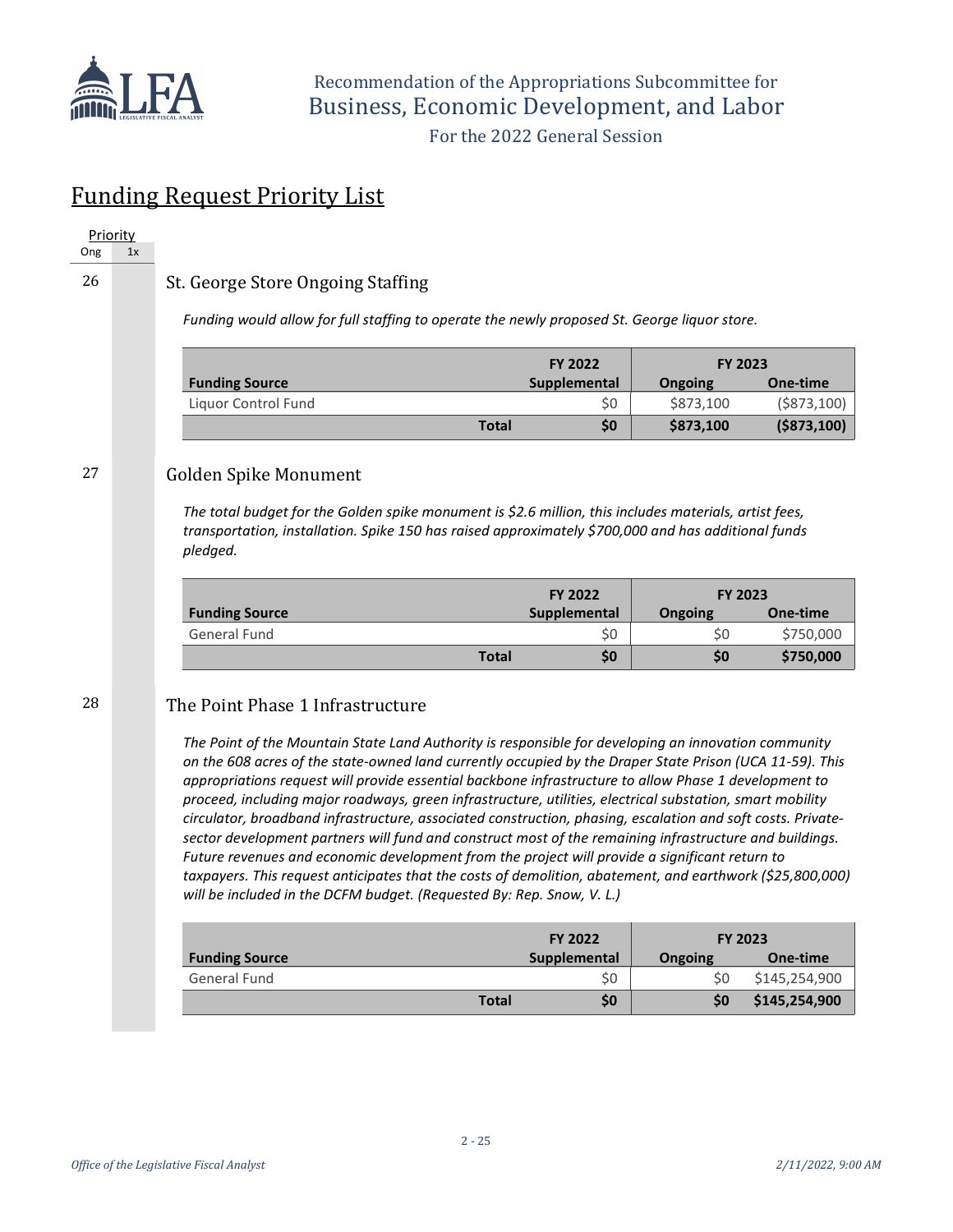# Recommendation of the Appropriations Subcommittee for Business, Economic Development, and Labor

For the 2022 General Session

## Funding Request Priority List

| Priority Ong | Priority 1x |
|---|---|

26

### St. George Store Ongoing Staffing

*Funding would allow for full staffing to operate the newly proposed St. George liquor store.*

| Funding Source | FY 2022 Supplemental | FY 2023 Ongoing | FY 2023 One-time |
|---|---|---|---|
| Liquor Control Fund | $0 | $873,100 | ($873,100) |
| **Total** | **$0** | **$873,100** | **($873,100)** |

27

### Golden Spike Monument

*The total budget for the Golden spike monument is $2.6 million, this includes materials, artist fees, transportation, installation. Spike 150 has raised approximately $700,000 and has additional funds pledged.*

| Funding Source | FY 2022 Supplemental | FY 2023 Ongoing | FY 2023 One-time |
|---|---|---|---|
| General Fund | $0 | $0 | $750,000 |
| **Total** | **$0** | **$0** | **$750,000** |

28

### The Point Phase 1 Infrastructure

*The Point of the Mountain State Land Authority is responsible for developing an innovation community on the 608 acres of the state-owned land currently occupied by the Draper State Prison (UCA 11-59). This appropriations request will provide essential backbone infrastructure to allow Phase 1 development to proceed, including major roadways, green infrastructure, utilities, electrical substation, smart mobility circulator, broadband infrastructure, associated construction, phasing, escalation and soft costs. Private-sector development partners will fund and construct most of the remaining infrastructure and buildings. Future revenues and economic development from the project will provide a significant return to taxpayers. This request anticipates that the costs of demolition, abatement, and earthwork ($25,800,000) will be included in the DCFM budget. (Requested By: Rep. Snow, V. L.)*

| Funding Source | FY 2022 Supplemental | FY 2023 Ongoing | FY 2023 One-time |
|---|---|---|---|
| General Fund | $0 | $0 | $145,254,900 |
| **Total** | **$0** | **$0** | **$145,254,900** |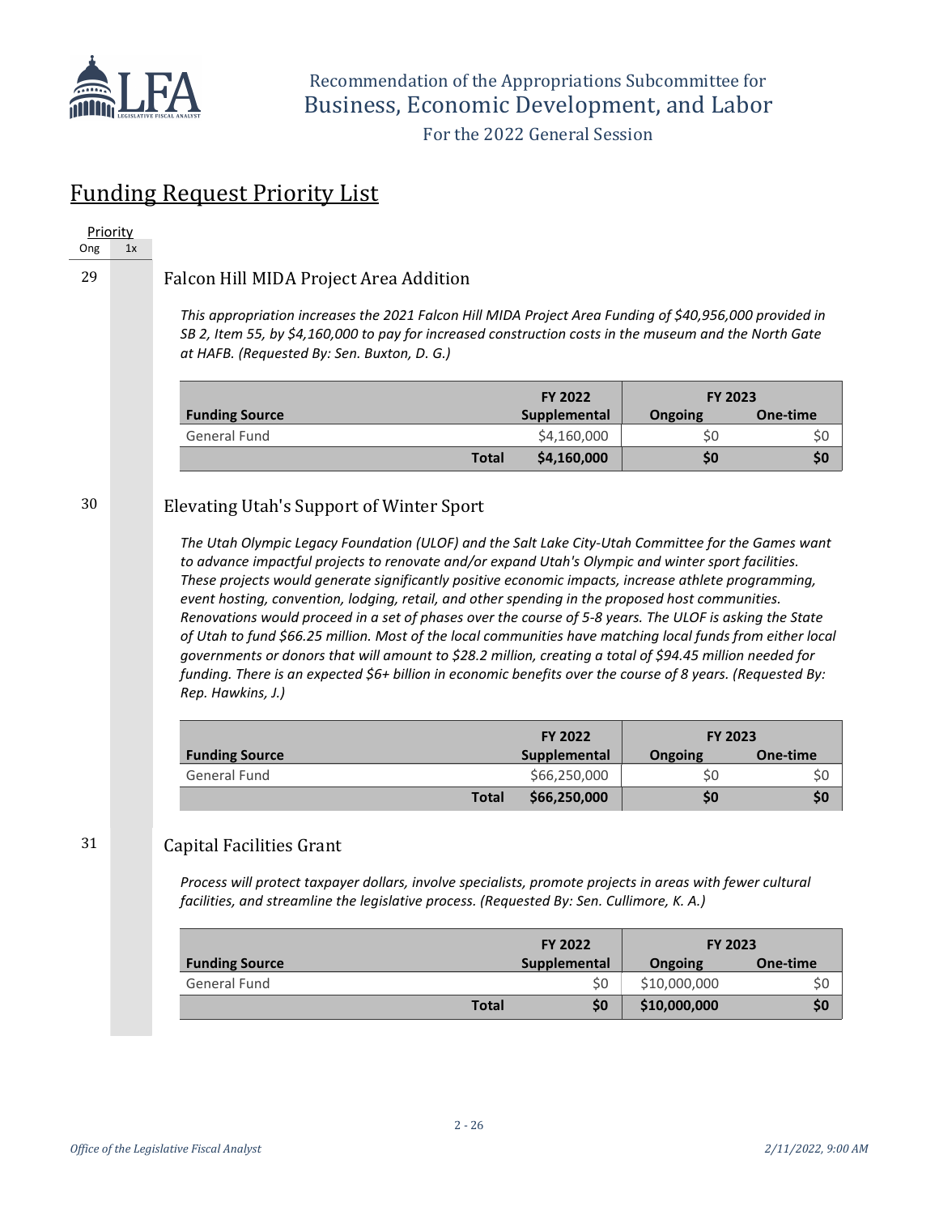Recommendation of the Appropriations Subcommittee for
Business, Economic Development, and Labor
For the 2022 General Session

# Funding Request Priority List

| Priority | |
|---|---|
| Ong | 1x |

29

## Falcon Hill MIDA Project Area Addition

*This appropriation increases the 2021 Falcon Hill MIDA Project Area Funding of $40,956,000 provided in SB 2, Item 55, by $4,160,000 to pay for increased construction costs in the museum and the North Gate at HAFB. (Requested By: Sen. Buxton, D. G.)*

| | FY 2022 | FY 2023 | |
|---|---|---|---|
| **Funding Source** | **Supplemental** | **Ongoing** | **One-time** |
| General Fund | $4,160,000 | $0 | $0 |
| **Total** | **$4,160,000** | **$0** | **$0** |

30

## Elevating Utah's Support of Winter Sport

*The Utah Olympic Legacy Foundation (ULOF) and the Salt Lake City-Utah Committee for the Games want to advance impactful projects to renovate and/or expand Utah's Olympic and winter sport facilities. These projects would generate significantly positive economic impacts, increase athlete programming, event hosting, convention, lodging, retail, and other spending in the proposed host communities. Renovations would proceed in a set of phases over the course of 5-8 years. The ULOF is asking the State of Utah to fund $66.25 million. Most of the local communities have matching local funds from either local governments or donors that will amount to $28.2 million, creating a total of $94.45 million needed for funding. There is an expected $6+ billion in economic benefits over the course of 8 years. (Requested By: Rep. Hawkins, J.)*

| | FY 2022 | FY 2023 | |
|---|---|---|---|
| **Funding Source** | **Supplemental** | **Ongoing** | **One-time** |
| General Fund | $66,250,000 | $0 | $0 |
| **Total** | **$66,250,000** | **$0** | **$0** |

31

## Capital Facilities Grant

*Process will protect taxpayer dollars, involve specialists, promote projects in areas with fewer cultural facilities, and streamline the legislative process. (Requested By: Sen. Cullimore, K. A.)*

| | FY 2022 | FY 2023 | |
|---|---|---|---|
| **Funding Source** | **Supplemental** | **Ongoing** | **One-time** |
| General Fund | $0 | $10,000,000 | $0 |
| **Total** | **$0** | **$10,000,000** | **$0** |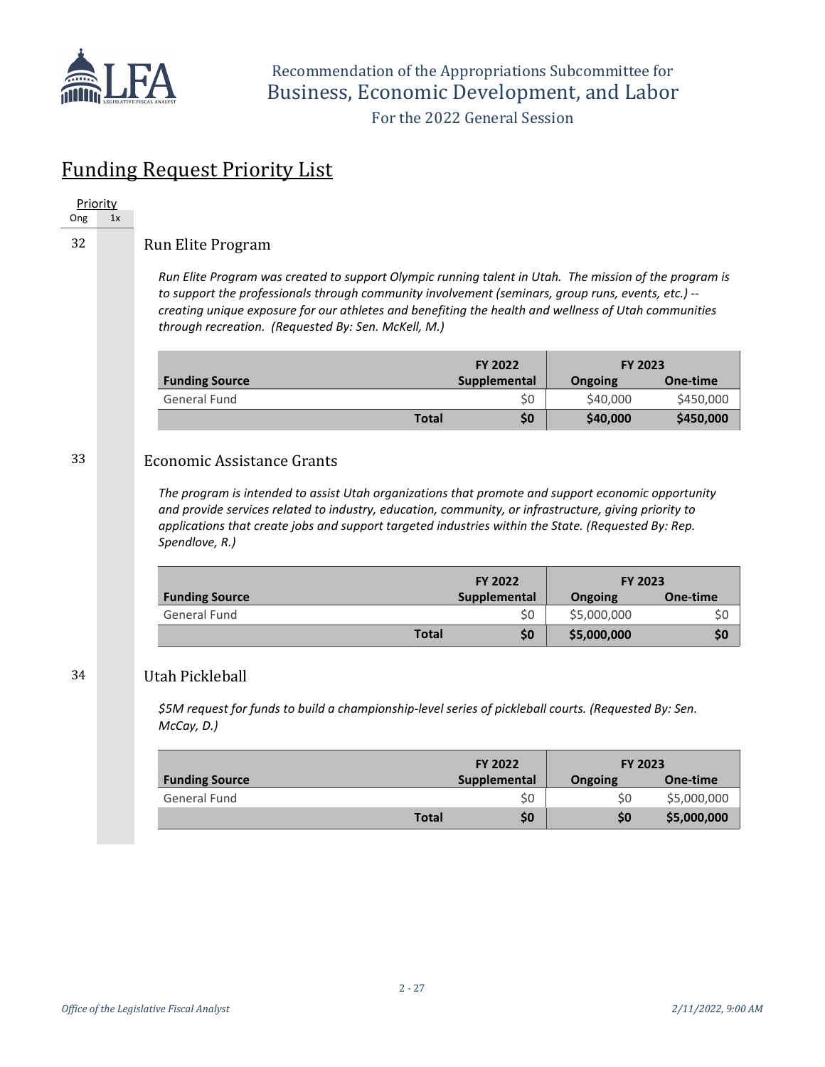## Funding Request Priority List

| Priority | |
|---|---|
| Ong | 1x |

32

### Run Elite Program

*Run Elite Program was created to support Olympic running talent in Utah. The mission of the program is to support the professionals through community involvement (seminars, group runs, events, etc.) -- creating unique exposure for our athletes and benefiting the health and wellness of Utah communities through recreation. (Requested By: Sen. McKell, M.)*

| | FY 2022 | FY 2023 | |
|---|---|---|---|
| **Funding Source** | **Supplemental** | **Ongoing** | **One-time** |
| General Fund | $0 | $40,000 | $450,000 |
| **Total** | **$0** | **$40,000** | **$450,000** |

33

### Economic Assistance Grants

*The program is intended to assist Utah organizations that promote and support economic opportunity and provide services related to industry, education, community, or infrastructure, giving priority to applications that create jobs and support targeted industries within the State. (Requested By: Rep. Spendlove, R.)*

| | FY 2022 | FY 2023 | |
|---|---|---|---|
| **Funding Source** | **Supplemental** | **Ongoing** | **One-time** |
| General Fund | $0 | $5,000,000 | $0 |
| **Total** | **$0** | **$5,000,000** | **$0** |

34

### Utah Pickleball

*$5M request for funds to build a championship-level series of pickleball courts. (Requested By: Sen. McCay, D.)*

| | FY 2022 | FY 2023 | |
|---|---|---|---|
| **Funding Source** | **Supplemental** | **Ongoing** | **One-time** |
| General Fund | $0 | $0 | $5,000,000 |
| **Total** | **$0** | **$0** | **$5,000,000** |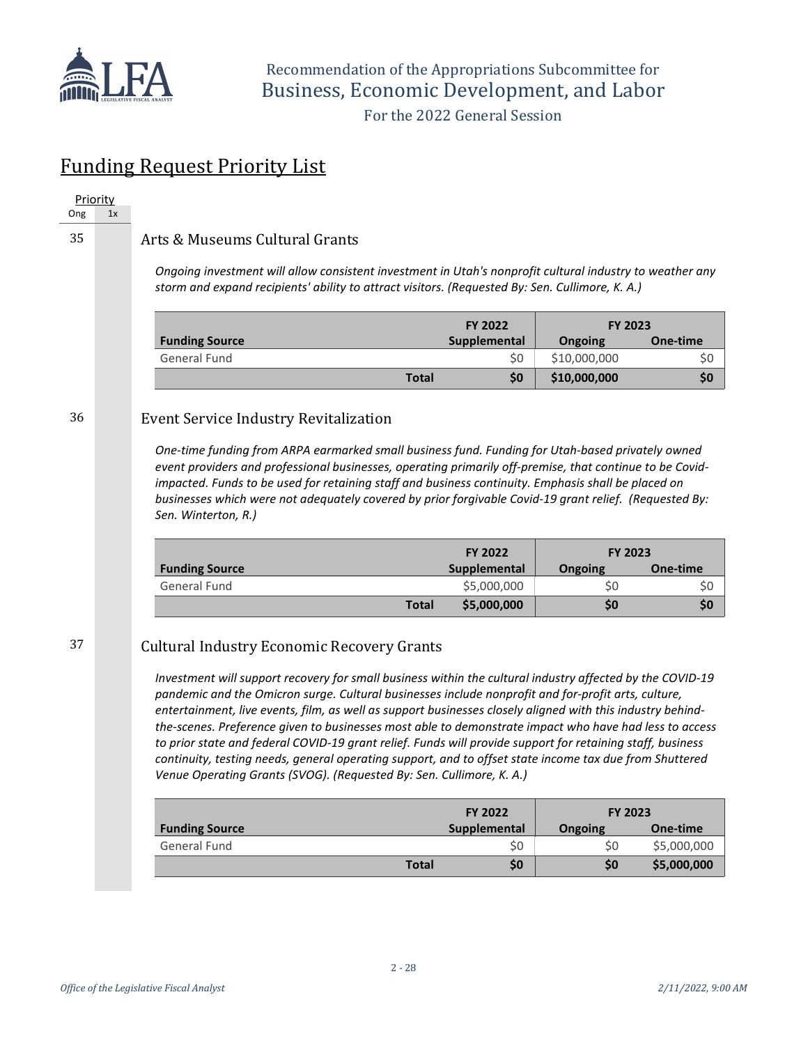# Funding Request Priority List

| Priority | |
|---|---|
| Ong | 1x |

35

## Arts & Museums Cultural Grants

*Ongoing investment will allow consistent investment in Utah's nonprofit cultural industry to weather any storm and expand recipients' ability to attract visitors. (Requested By: Sen. Cullimore, K. A.)*

| | FY 2022 | FY 2023 | |
|---|---|---|---|
| **Funding Source** | **Supplemental** | **Ongoing** | **One-time** |
| General Fund | $0 | $10,000,000 | $0 |
| **Total** | **$0** | **$10,000,000** | **$0** |

36

## Event Service Industry Revitalization

*One-time funding from ARPA earmarked small business fund. Funding for Utah-based privately owned event providers and professional businesses, operating primarily off-premise, that continue to be Covid-impacted. Funds to be used for retaining staff and business continuity. Emphasis shall be placed on businesses which were not adequately covered by prior forgivable Covid-19 grant relief. (Requested By: Sen. Winterton, R.)*

| | FY 2022 | FY 2023 | |
|---|---|---|---|
| **Funding Source** | **Supplemental** | **Ongoing** | **One-time** |
| General Fund | $5,000,000 | $0 | $0 |
| **Total** | **$5,000,000** | **$0** | **$0** |

37

## Cultural Industry Economic Recovery Grants

*Investment will support recovery for small business within the cultural industry affected by the COVID-19 pandemic and the Omicron surge. Cultural businesses include nonprofit and for-profit arts, culture, entertainment, live events, film, as well as support businesses closely aligned with this industry behind-the-scenes. Preference given to businesses most able to demonstrate impact who have had less to access to prior state and federal COVID-19 grant relief. Funds will provide support for retaining staff, business continuity, testing needs, general operating support, and to offset state income tax due from Shuttered Venue Operating Grants (SVOG). (Requested By: Sen. Cullimore, K. A.)*

| | FY 2022 | FY 2023 | |
|---|---|---|---|
| **Funding Source** | **Supplemental** | **Ongoing** | **One-time** |
| General Fund | $0 | $0 | $5,000,000 |
| **Total** | **$0** | **$0** | **$5,000,000** |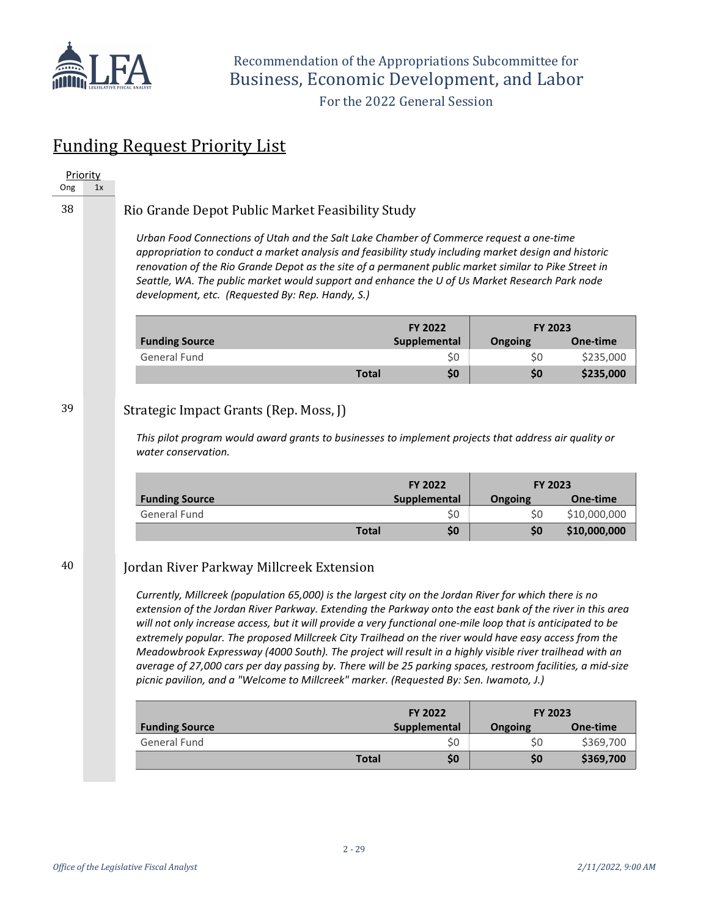## Funding Request Priority List

Priority

Ong | 1x

38

### Rio Grande Depot Public Market Feasibility Study

*Urban Food Connections of Utah and the Salt Lake Chamber of Commerce request a one-time appropriation to conduct a market analysis and feasibility study including market design and historic renovation of the Rio Grande Depot as the site of a permanent public market similar to Pike Street in Seattle, WA. The public market would support and enhance the U of Us Market Research Park node development, etc. (Requested By: Rep. Handy, S.)*

| | FY 2022 | FY 2023 | |
|---|---|---|---|
| **Funding Source** | **Supplemental** | **Ongoing** | **One-time** |
| General Fund | $0 | $0 | $235,000 |
| **Total** | **$0** | **$0** | **$235,000** |

39

### Strategic Impact Grants (Rep. Moss, J)

*This pilot program would award grants to businesses to implement projects that address air quality or water conservation.*

| | FY 2022 | FY 2023 | |
|---|---|---|---|
| **Funding Source** | **Supplemental** | **Ongoing** | **One-time** |
| General Fund | $0 | $0 | $10,000,000 |
| **Total** | **$0** | **$0** | **$10,000,000** |

40

### Jordan River Parkway Millcreek Extension

*Currently, Millcreek (population 65,000) is the largest city on the Jordan River for which there is no extension of the Jordan River Parkway. Extending the Parkway onto the east bank of the river in this area will not only increase access, but it will provide a very functional one-mile loop that is anticipated to be extremely popular. The proposed Millcreek City Trailhead on the river would have easy access from the Meadowbrook Expressway (4000 South). The project will result in a highly visible river trailhead with an average of 27,000 cars per day passing by. There will be 25 parking spaces, restroom facilities, a mid-size picnic pavilion, and a "Welcome to Millcreek" marker. (Requested By: Sen. Iwamoto, J.)*

| | FY 2022 | FY 2023 | |
|---|---|---|---|
| **Funding Source** | **Supplemental** | **Ongoing** | **One-time** |
| General Fund | $0 | $0 | $369,700 |
| **Total** | **$0** | **$0** | **$369,700** |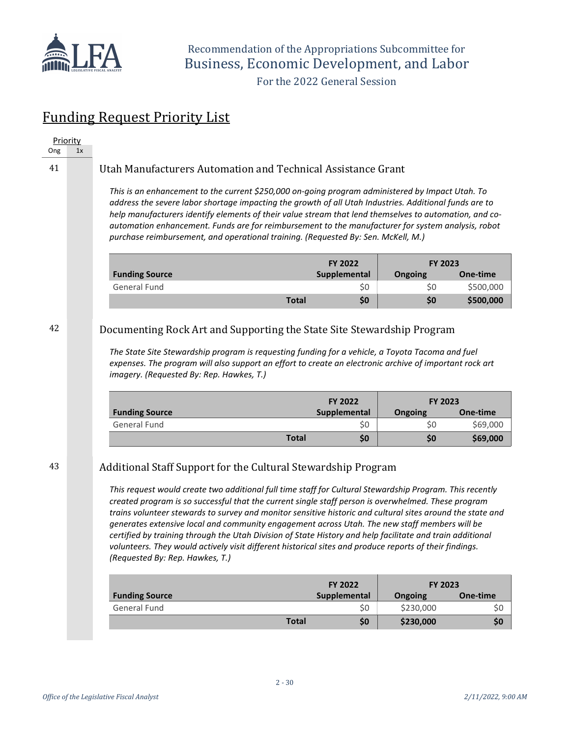## Funding Request Priority List

Priority

Ong | 1x

41

### Utah Manufacturers Automation and Technical Assistance Grant

*This is an enhancement to the current $250,000 on-going program administered by Impact Utah. To address the severe labor shortage impacting the growth of all Utah Industries. Additional funds are to help manufacturers identify elements of their value stream that lend themselves to automation, and co-automation enhancement. Funds are for reimbursement to the manufacturer for system analysis, robot purchase reimbursement, and operational training. (Requested By: Sen. McKell, M.)*

| Funding Source | FY 2022 Supplemental | FY 2023 Ongoing | FY 2023 One-time |
|---|---|---|---|
| General Fund | $0 | $0 | $500,000 |
| **Total** | **$0** | **$0** | **$500,000** |

42

### Documenting Rock Art and Supporting the State Site Stewardship Program

*The State Site Stewardship program is requesting funding for a vehicle, a Toyota Tacoma and fuel expenses. The program will also support an effort to create an electronic archive of important rock art imagery. (Requested By: Rep. Hawkes, T.)*

| Funding Source | FY 2022 Supplemental | FY 2023 Ongoing | FY 2023 One-time |
|---|---|---|---|
| General Fund | $0 | $0 | $69,000 |
| **Total** | **$0** | **$0** | **$69,000** |

43

### Additional Staff Support for the Cultural Stewardship Program

*This request would create two additional full time staff for Cultural Stewardship Program. This recently created program is so successful that the current single staff person is overwhelmed. These program trains volunteer stewards to survey and monitor sensitive historic and cultural sites around the state and generates extensive local and community engagement across Utah. The new staff members will be certified by training through the Utah Division of State History and help facilitate and train additional volunteers. They would actively visit different historical sites and produce reports of their findings. (Requested By: Rep. Hawkes, T.)*

| Funding Source | FY 2022 Supplemental | FY 2023 Ongoing | FY 2023 One-time |
|---|---|---|---|
| General Fund | $0 | $230,000 | $0 |
| **Total** | **$0** | **$230,000** | **$0** |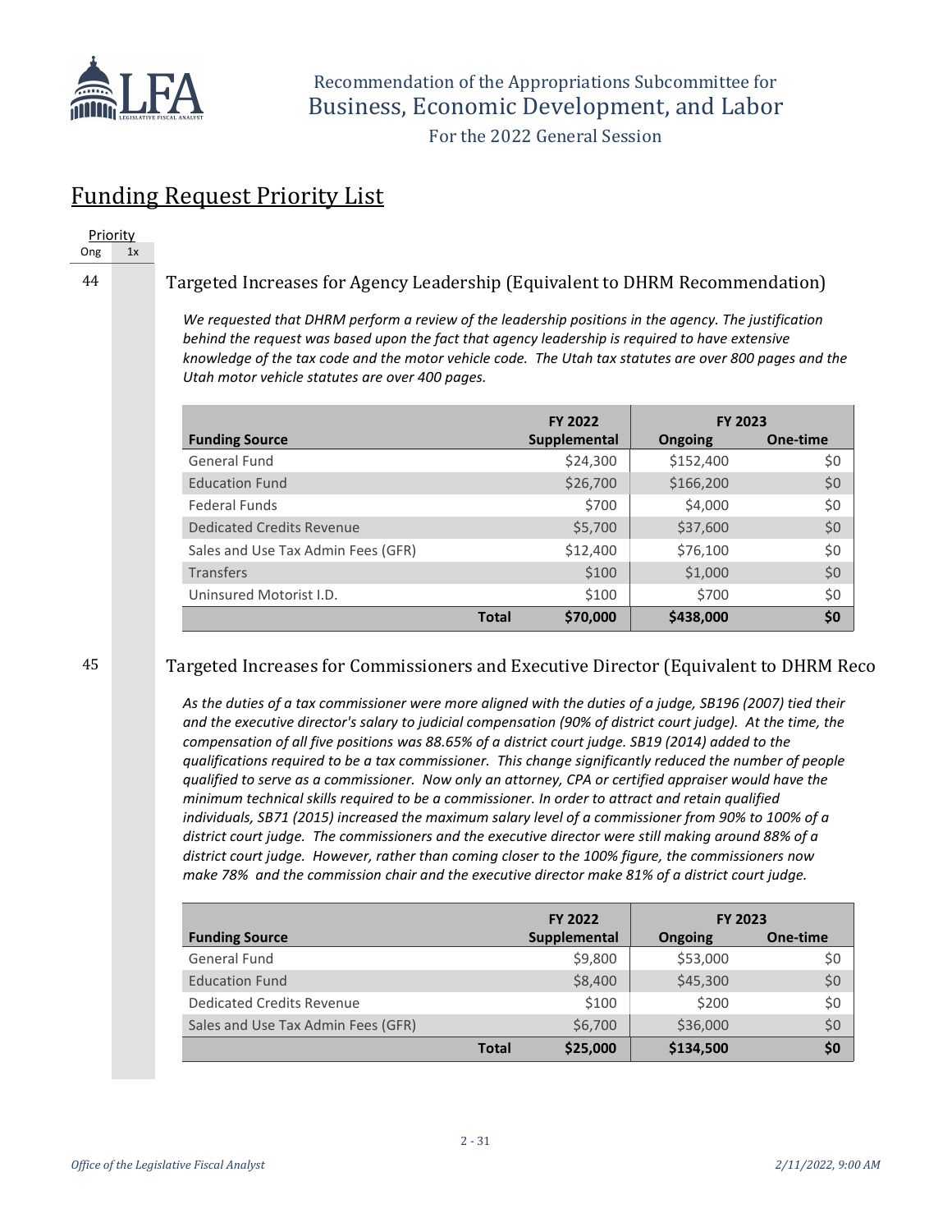## Funding Request Priority List

Priority

| Ong | 1x |
|---|---|

44

### Targeted Increases for Agency Leadership (Equivalent to DHRM Recommendation)

*We requested that DHRM perform a review of the leadership positions in the agency. The justification behind the request was based upon the fact that agency leadership is required to have extensive knowledge of the tax code and the motor vehicle code. The Utah tax statutes are over 800 pages and the Utah motor vehicle statutes are over 400 pages.*

| | FY 2022 | FY 2023 | |
|---|---|---|---|
| **Funding Source** | **Supplemental** | **Ongoing** | **One-time** |
| General Fund | $24,300 | $152,400 | $0 |
| Education Fund | $26,700 | $166,200 | $0 |
| Federal Funds | $700 | $4,000 | $0 |
| Dedicated Credits Revenue | $5,700 | $37,600 | $0 |
| Sales and Use Tax Admin Fees (GFR) | $12,400 | $76,100 | $0 |
| Transfers | $100 | $1,000 | $0 |
| Uninsured Motorist I.D. | $100 | $700 | $0 |
| **Total** | **$70,000** | **$438,000** | **$0** |

45

### Targeted Increases for Commissioners and Executive Director (Equivalent to DHRM Reco

*As the duties of a tax commissioner were more aligned with the duties of a judge, SB196 (2007) tied their and the executive director's salary to judicial compensation (90% of district court judge). At the time, the compensation of all five positions was 88.65% of a district court judge. SB19 (2014) added to the qualifications required to be a tax commissioner. This change significantly reduced the number of people qualified to serve as a commissioner. Now only an attorney, CPA or certified appraiser would have the minimum technical skills required to be a commissioner. In order to attract and retain qualified individuals, SB71 (2015) increased the maximum salary level of a commissioner from 90% to 100% of a district court judge. The commissioners and the executive director were still making around 88% of a district court judge. However, rather than coming closer to the 100% figure, the commissioners now make 78% and the commission chair and the executive director make 81% of a district court judge.*

| | FY 2022 | FY 2023 | |
|---|---|---|---|
| **Funding Source** | **Supplemental** | **Ongoing** | **One-time** |
| General Fund | $9,800 | $53,000 | $0 |
| Education Fund | $8,400 | $45,300 | $0 |
| Dedicated Credits Revenue | $100 | $200 | $0 |
| Sales and Use Tax Admin Fees (GFR) | $6,700 | $36,000 | $0 |
| **Total** | **$25,000** | **$134,500** | **$0** |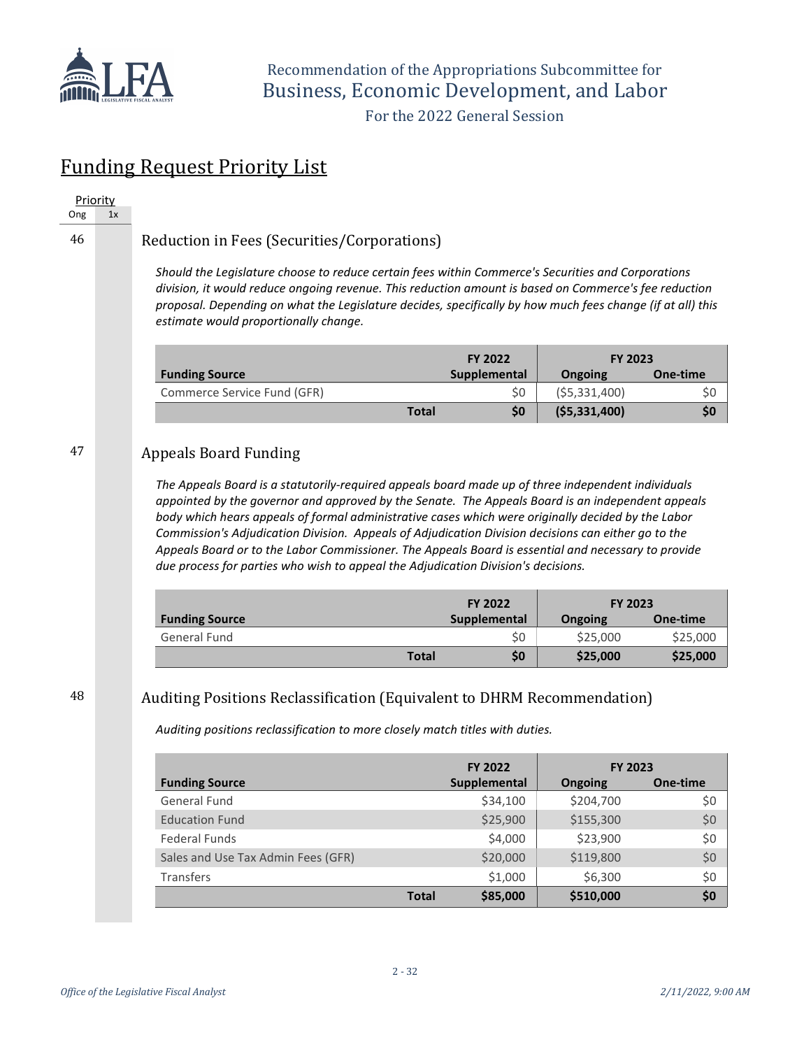Recommendation of the Appropriations Subcommittee for
Business, Economic Development, and Labor

For the 2022 General Session

## Funding Request Priority List

| Priority | |
|---|---|
| Ong | 1x |

46

### Reduction in Fees (Securities/Corporations)

*Should the Legislature choose to reduce certain fees within Commerce's Securities and Corporations division, it would reduce ongoing revenue. This reduction amount is based on Commerce's fee reduction proposal. Depending on what the Legislature decides, specifically by how much fees change (if at all) this estimate would proportionally change.*

| | FY 2022 | FY 2023 | |
|---|---|---|---|
| **Funding Source** | **Supplemental** | **Ongoing** | **One-time** |
| Commerce Service Fund (GFR) | $0 | ($5,331,400) | $0 |
| **Total** | **$0** | **($5,331,400)** | **$0** |

47

### Appeals Board Funding

*The Appeals Board is a statutorily-required appeals board made up of three independent individuals appointed by the governor and approved by the Senate. The Appeals Board is an independent appeals body which hears appeals of formal administrative cases which were originally decided by the Labor Commission's Adjudication Division. Appeals of Adjudication Division decisions can either go to the Appeals Board or to the Labor Commissioner. The Appeals Board is essential and necessary to provide due process for parties who wish to appeal the Adjudication Division's decisions.*

| | FY 2022 | FY 2023 | |
|---|---|---|---|
| **Funding Source** | **Supplemental** | **Ongoing** | **One-time** |
| General Fund | $0 | $25,000 | $25,000 |
| **Total** | **$0** | **$25,000** | **$25,000** |

48

### Auditing Positions Reclassification (Equivalent to DHRM Recommendation)

*Auditing positions reclassification to more closely match titles with duties.*

| | FY 2022 | FY 2023 | |
|---|---|---|---|
| **Funding Source** | **Supplemental** | **Ongoing** | **One-time** |
| General Fund | $34,100 | $204,700 | $0 |
| Education Fund | $25,900 | $155,300 | $0 |
| Federal Funds | $4,000 | $23,900 | $0 |
| Sales and Use Tax Admin Fees (GFR) | $20,000 | $119,800 | $0 |
| Transfers | $1,000 | $6,300 | $0 |
| **Total** | **$85,000** | **$510,000** | **$0** |

*Office of the Legislative Fiscal Analyst* *2/11/2022, 9:00 AM*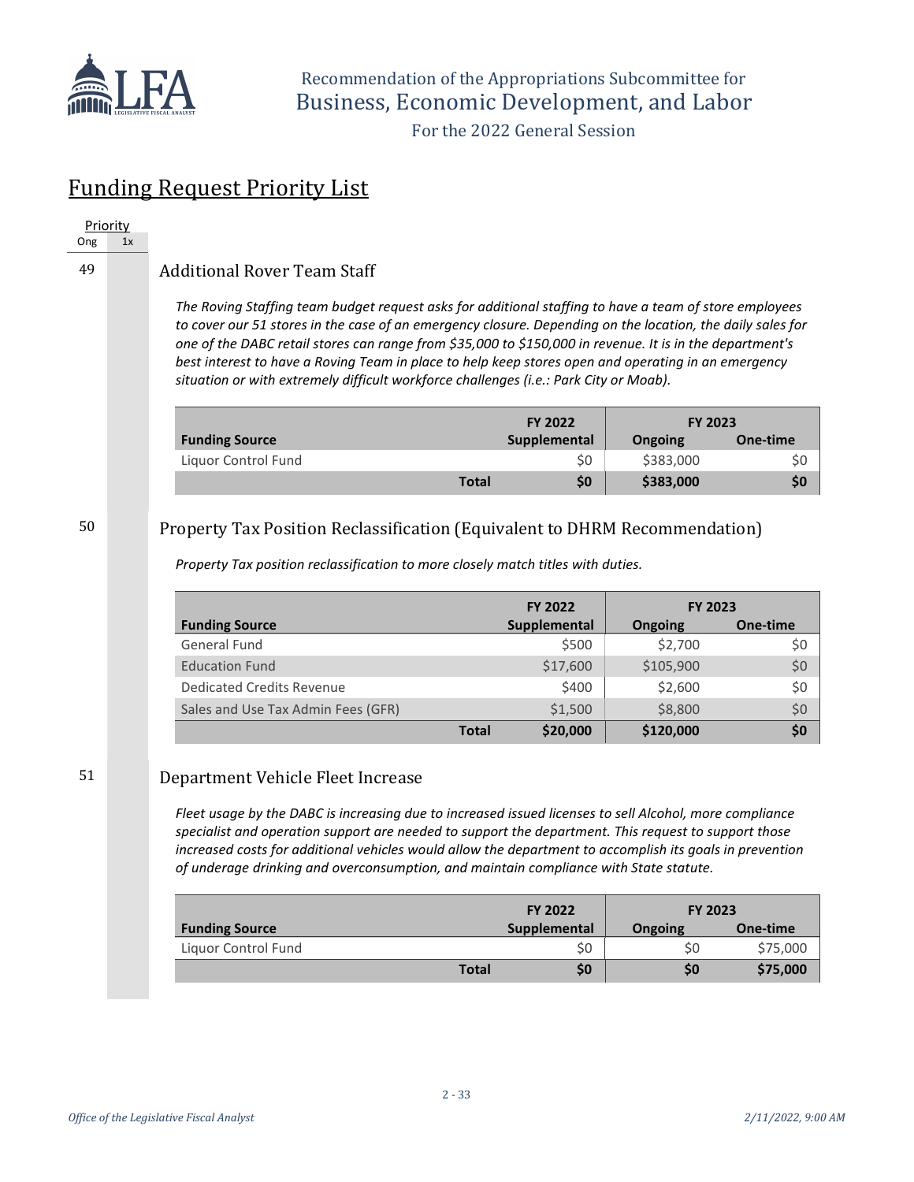## Funding Request Priority List

Priority

Ong | 1x

### 49 Additional Rover Team Staff

*The Roving Staffing team budget request asks for additional staffing to have a team of store employees to cover our 51 stores in the case of an emergency closure. Depending on the location, the daily sales for one of the DABC retail stores can range from $35,000 to $150,000 in revenue. It is in the department's best interest to have a Roving Team in place to help keep stores open and operating in an emergency situation or with extremely difficult workforce challenges (i.e.: Park City or Moab).*

| | FY 2022 | FY 2023 | |
|---|---|---|---|
| **Funding Source** | **Supplemental** | **Ongoing** | **One-time** |
| Liquor Control Fund | $0 | $383,000 | $0 |
| **Total** | **$0** | **$383,000** | **$0** |

### 50 Property Tax Position Reclassification (Equivalent to DHRM Recommendation)

*Property Tax position reclassification to more closely match titles with duties.*

| | FY 2022 | FY 2023 | |
|---|---|---|---|
| **Funding Source** | **Supplemental** | **Ongoing** | **One-time** |
| General Fund | $500 | $2,700 | $0 |
| Education Fund | $17,600 | $105,900 | $0 |
| Dedicated Credits Revenue | $400 | $2,600 | $0 |
| Sales and Use Tax Admin Fees (GFR) | $1,500 | $8,800 | $0 |
| **Total** | **$20,000** | **$120,000** | **$0** |

### 51 Department Vehicle Fleet Increase

*Fleet usage by the DABC is increasing due to increased issued licenses to sell Alcohol, more compliance specialist and operation support are needed to support the department. This request to support those increased costs for additional vehicles would allow the department to accomplish its goals in prevention of underage drinking and overconsumption, and maintain compliance with State statute.*

| | FY 2022 | FY 2023 | |
|---|---|---|---|
| **Funding Source** | **Supplemental** | **Ongoing** | **One-time** |
| Liquor Control Fund | $0 | $0 | $75,000 |
| **Total** | **$0** | **$0** | **$75,000** |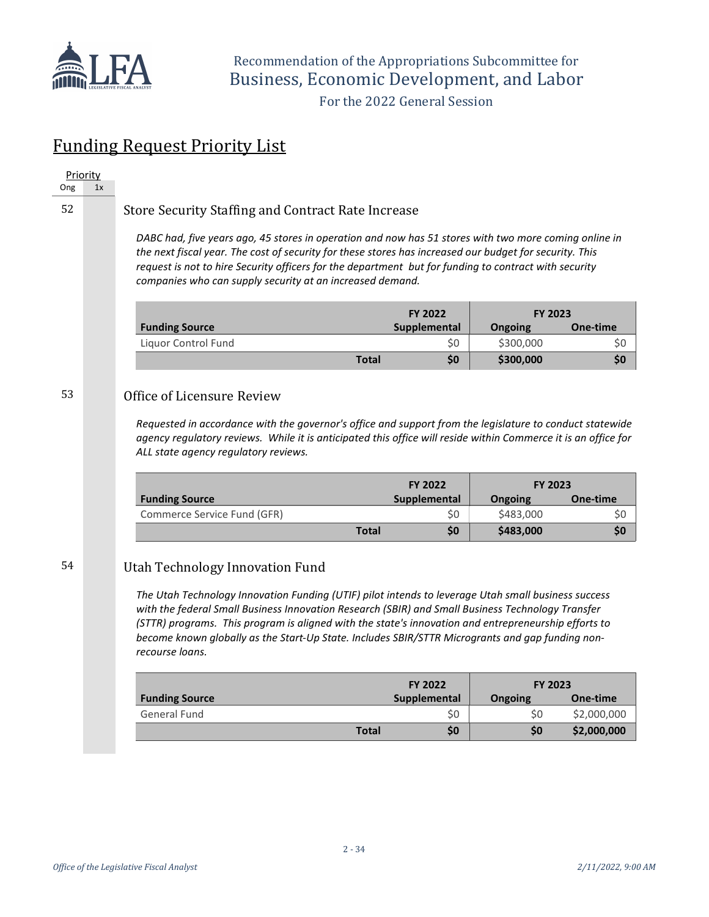## Funding Request Priority List

Priority
Ong | 1x

52

### Store Security Staffing and Contract Rate Increase

*DABC had, five years ago, 45 stores in operation and now has 51 stores with two more coming online in the next fiscal year. The cost of security for these stores has increased our budget for security. This request is not to hire Security officers for the department but for funding to contract with security companies who can supply security at an increased demand.*

| | FY 2022 | FY 2023 | |
|---|---|---|---|
| **Funding Source** | **Supplemental** | **Ongoing** | **One-time** |
| Liquor Control Fund | $0 | $300,000 | $0 |
| **Total** | **$0** | **$300,000** | **$0** |

53

### Office of Licensure Review

*Requested in accordance with the governor's office and support from the legislature to conduct statewide agency regulatory reviews. While it is anticipated this office will reside within Commerce it is an office for ALL state agency regulatory reviews.*

| | FY 2022 | FY 2023 | |
|---|---|---|---|
| **Funding Source** | **Supplemental** | **Ongoing** | **One-time** |
| Commerce Service Fund (GFR) | $0 | $483,000 | $0 |
| **Total** | **$0** | **$483,000** | **$0** |

54

### Utah Technology Innovation Fund

*The Utah Technology Innovation Funding (UTIF) pilot intends to leverage Utah small business success with the federal Small Business Innovation Research (SBIR) and Small Business Technology Transfer (STTR) programs. This program is aligned with the state's innovation and entrepreneurship efforts to become known globally as the Start-Up State. Includes SBIR/STTR Micrograntsand gap funding non-recourse loans.*

| | FY 2022 | FY 2023 | |
|---|---|---|---|
| **Funding Source** | **Supplemental** | **Ongoing** | **One-time** |
| General Fund | $0 | $0 | $2,000,000 |
| **Total** | **$0** | **$0** | **$2,000,000** |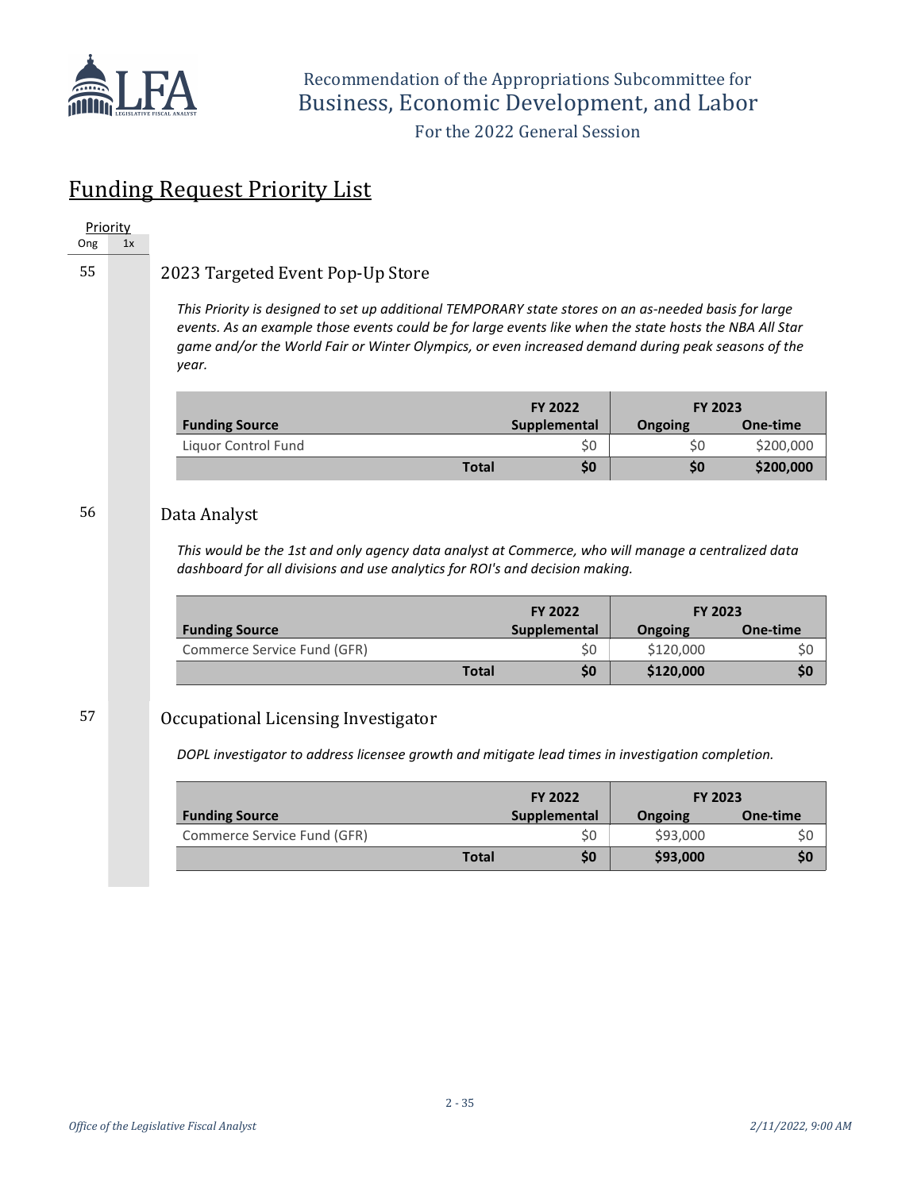Recommendation of the Appropriations Subcommittee for
Business, Economic Development, and Labor

For the 2022 General Session

# Funding Request Priority List

| Priority | |
|---|---|
| Ong | 1x |

## 55 2023 Targeted Event Pop-Up Store

*This Priority is designed to set up additional TEMPORARY state stores on an as-needed basis for large events. As an example those events could be for large events like when the state hosts the NBA All Star game and/or the World Fair or Winter Olympics, or even increased demand during peak seasons of the year.*

| | FY 2022 | FY 2023 | |
|---|---|---|---|
| **Funding Source** | **Supplemental** | **Ongoing** | **One-time** |
| Liquor Control Fund | $0 | $0 | $200,000 |
| **Total** | **$0** | **$0** | **$200,000** |

## 56 Data Analyst

*This would be the 1st and only agency data analyst at Commerce, who will manage a centralized data dashboard for all divisions and use analytics for ROI's and decision making.*

| | FY 2022 | FY 2023 | |
|---|---|---|---|
| **Funding Source** | **Supplemental** | **Ongoing** | **One-time** |
| Commerce Service Fund (GFR) | $0 | $120,000 | $0 |
| **Total** | **$0** | **$120,000** | **$0** |

## 57 Occupational Licensing Investigator

*DOPL investigator to address licensee growth and mitigate lead times in investigation completion.*

| | FY 2022 | FY 2023 | |
|---|---|---|---|
| **Funding Source** | **Supplemental** | **Ongoing** | **One-time** |
| Commerce Service Fund (GFR) | $0 | $93,000 | $0 |
| **Total** | **$0** | **$93,000** | **$0** |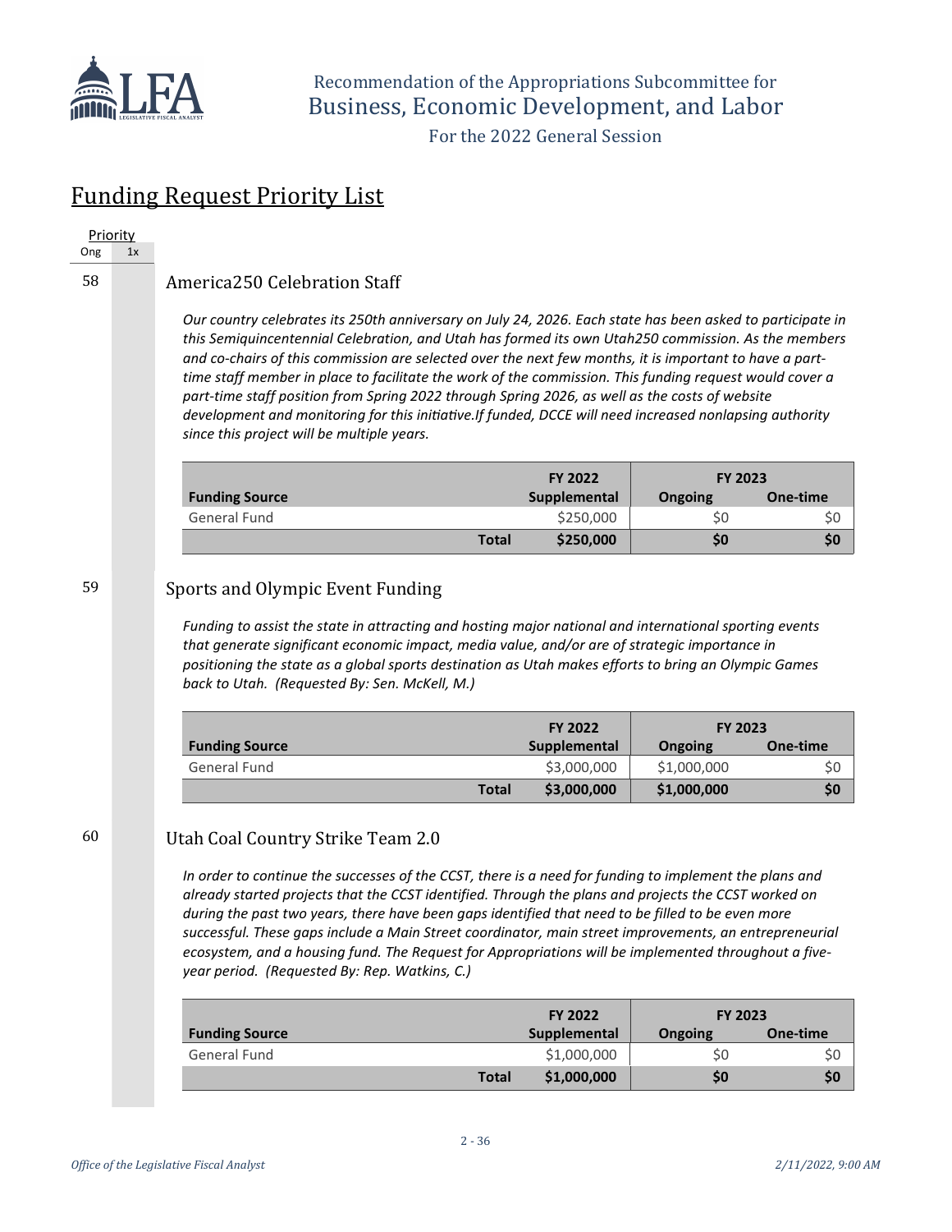Recommendation of the Appropriations Subcommittee for
Business, Economic Development, and Labor
For the 2022 General Session

# Funding Request Priority List

Priority
Ong | 1x

58

## America250 Celebration Staff

*Our country celebrates its 250th anniversary on July 24, 2026. Each state has been asked to participate in this Semiquincentennial Celebration, and Utah has formed its own Utah250 commission. As the members and co-chairs of this commission are selected over the next few months, it is important to have a part-time staff member in place to facilitate the work of the commission. This funding request would cover a part-time staff position from Spring 2022 through Spring 2026, as well as the costs of website development and monitoring for this initiative.If funded, DCCE will need increased nonlapsing authority since this project will be multiple years.*

| Funding Source | FY 2022 Supplemental | FY 2023 Ongoing | FY 2023 One-time |
|---|---|---|---|
| General Fund | $250,000 | $0 | $0 |
| **Total** | **$250,000** | **$0** | **$0** |

59

## Sports and Olympic Event Funding

*Funding to assist the state in attracting and hosting major national and international sporting events that generate significant economic impact, media value, and/or are of strategic importance in positioning the state as a global sports destination as Utah makes efforts to bring an Olympic Games back to Utah. (Requested By: Sen. McKell, M.)*

| Funding Source | FY 2022 Supplemental | FY 2023 Ongoing | FY 2023 One-time |
|---|---|---|---|
| General Fund | $3,000,000 | $1,000,000 | $0 |
| **Total** | **$3,000,000** | **$1,000,000** | **$0** |

60

## Utah Coal Country Strike Team 2.0

*In order to continue the successes of the CCST, there is a need for funding to implement the plans and already started projects that the CCST identified. Through the plans and projects the CCST worked on during the past two years, there have been gaps identified that need to be filled to be even more successful. These gaps include a Main Street coordinator, main street improvements, an entrepreneurial ecosystem, and a housing fund. The Request for Appropriations will be implemented throughout a five-year period. (Requested By: Rep. Watkins, C.)*

| Funding Source | FY 2022 Supplemental | FY 2023 Ongoing | FY 2023 One-time |
|---|---|---|---|
| General Fund | $1,000,000 | $0 | $0 |
| **Total** | **$1,000,000** | **$0** | **$0** |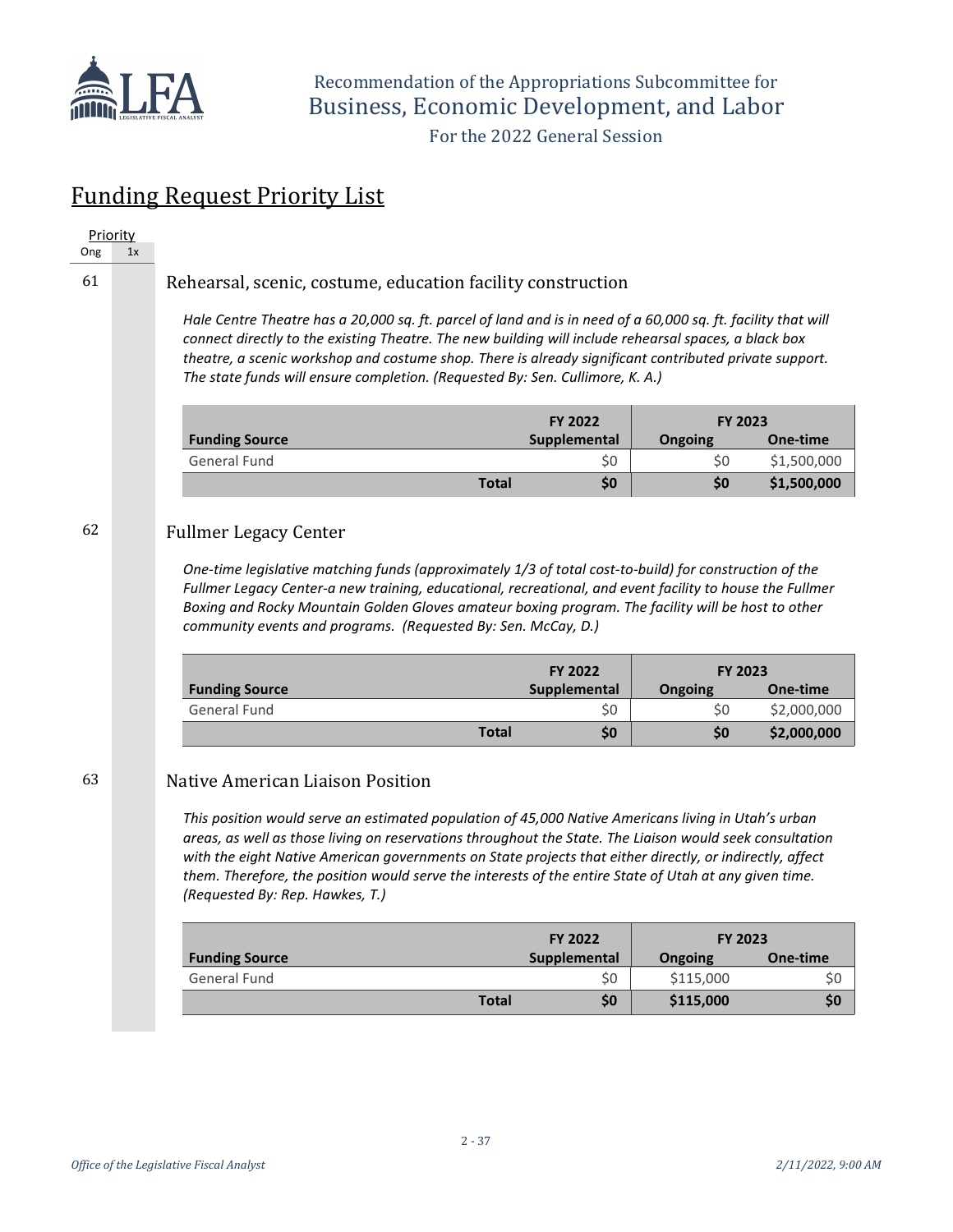Recommendation of the Appropriations Subcommittee for
Business, Economic Development, and Labor
For the 2022 General Session

# Funding Request Priority List

| Priority | |
|---|---|
| Ong | 1x |

61

## Rehearsal, scenic, costume, education facility construction

*Hale Centre Theatre has a 20,000 sq. ft. parcel of land and is in need of a 60,000 sq. ft. facility that will connect directly to the existing Theatre. The new building will include rehearsal spaces, a black box theatre, a scenic workshop and costume shop. There is already significant contributed private support. The state funds will ensure completion. (Requested By: Sen. Cullimore, K. A.)*

| | FY 2022 | FY 2023 | |
|---|---|---|---|
| **Funding Source** | **Supplemental** | **Ongoing** | **One-time** |
| General Fund | $0 | $0 | $1,500,000 |
| **Total** | **$0** | **$0** | **$1,500,000** |

62

## Fullmer Legacy Center

*One-time legislative matching funds (approximately 1/3 of total cost-to-build) for construction of the Fullmer Legacy Center-a new training, educational, recreational, and event facility to house the Fullmer Boxing and Rocky Mountain Golden Gloves amateur boxing program. The facility will be host to other community events and programs. (Requested By: Sen. McCay, D.)*

| | FY 2022 | FY 2023 | |
|---|---|---|---|
| **Funding Source** | **Supplemental** | **Ongoing** | **One-time** |
| General Fund | $0 | $0 | $2,000,000 |
| **Total** | **$0** | **$0** | **$2,000,000** |

63

## Native American Liaison Position

*This position would serve an estimated population of 45,000 Native Americans living in Utah's urban areas, as well as those living on reservations throughout the State. The Liaison would seek consultation with the eight Native American governments on State projects that either directly, or indirectly, affect them. Therefore, the position would serve the interests of the entire State of Utah at any given time. (Requested By: Rep. Hawkes, T.)*

| | FY 2022 | FY 2023 | |
|---|---|---|---|
| **Funding Source** | **Supplemental** | **Ongoing** | **One-time** |
| General Fund | $0 | $115,000 | $0 |
| **Total** | **$0** | **$115,000** | **$0** |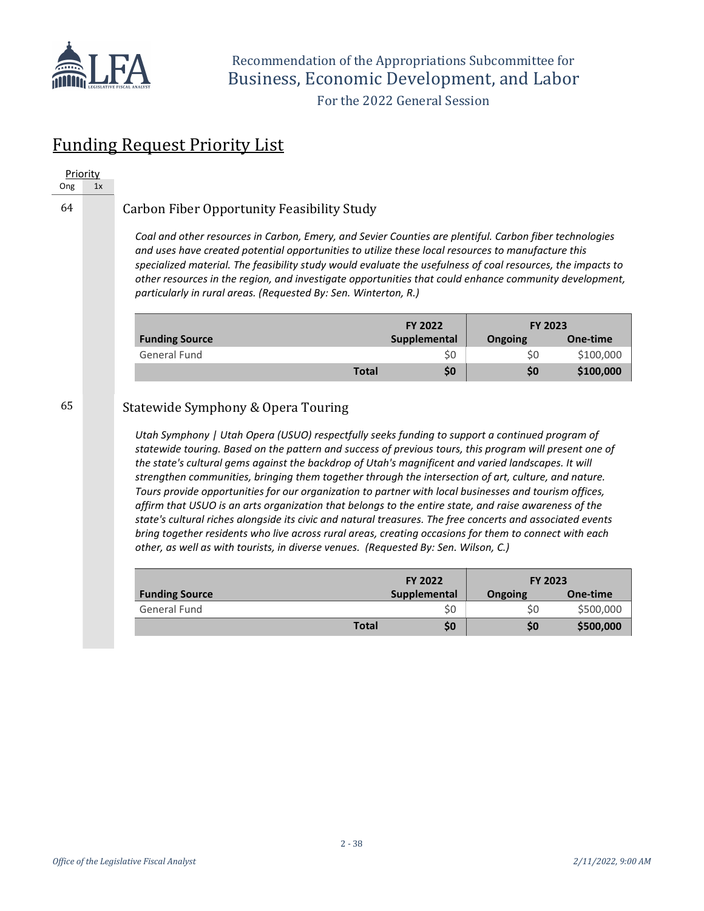## Funding Request Priority List

| Priority | |
|---|---|
| Ong | 1x |

64

### Carbon Fiber Opportunity Feasibility Study

*Coal and other resources in Carbon, Emery, and Sevier Counties are plentiful. Carbon fiber technologies and uses have created potential opportunities to utilize these local resources to manufacture this specialized material. The feasibility study would evaluate the usefulness of coal resources, the impacts to other resources in the region, and investigate opportunities that could enhance community development, particularly in rural areas. (Requested By: Sen. Winterton, R.)*

| Funding Source | FY 2022 Supplemental | FY 2023 Ongoing | FY 2023 One-time |
|---|---|---|---|
| General Fund | $0 | $0 | $100,000 |
| **Total** | **$0** | **$0** | **$100,000** |

65

### Statewide Symphony & Opera Touring

*Utah Symphony | Utah Opera (USUO) respectfully seeks funding to support a continued program of statewide touring. Based on the pattern and success of previous tours, this program will present one of the state's cultural gems against the backdrop of Utah's magnificent and varied landscapes. It will strengthen communities, bringing them together through the intersection of art, culture, and nature. Tours provide opportunities for our organization to partner with local businesses and tourism offices, affirm that USUO is an arts organization that belongs to the entire state, and raise awareness of the state's cultural riches alongside its civic and natural treasures. The free concerts and associated events bring together residents who live across rural areas, creating occasions for them to connect with each other, as well as with tourists, in diverse venues. (Requested By: Sen. Wilson, C.)*

| Funding Source | FY 2022 Supplemental | FY 2023 Ongoing | FY 2023 One-time |
|---|---|---|---|
| General Fund | $0 | $0 | $500,000 |
| **Total** | **$0** | **$0** | **$500,000** |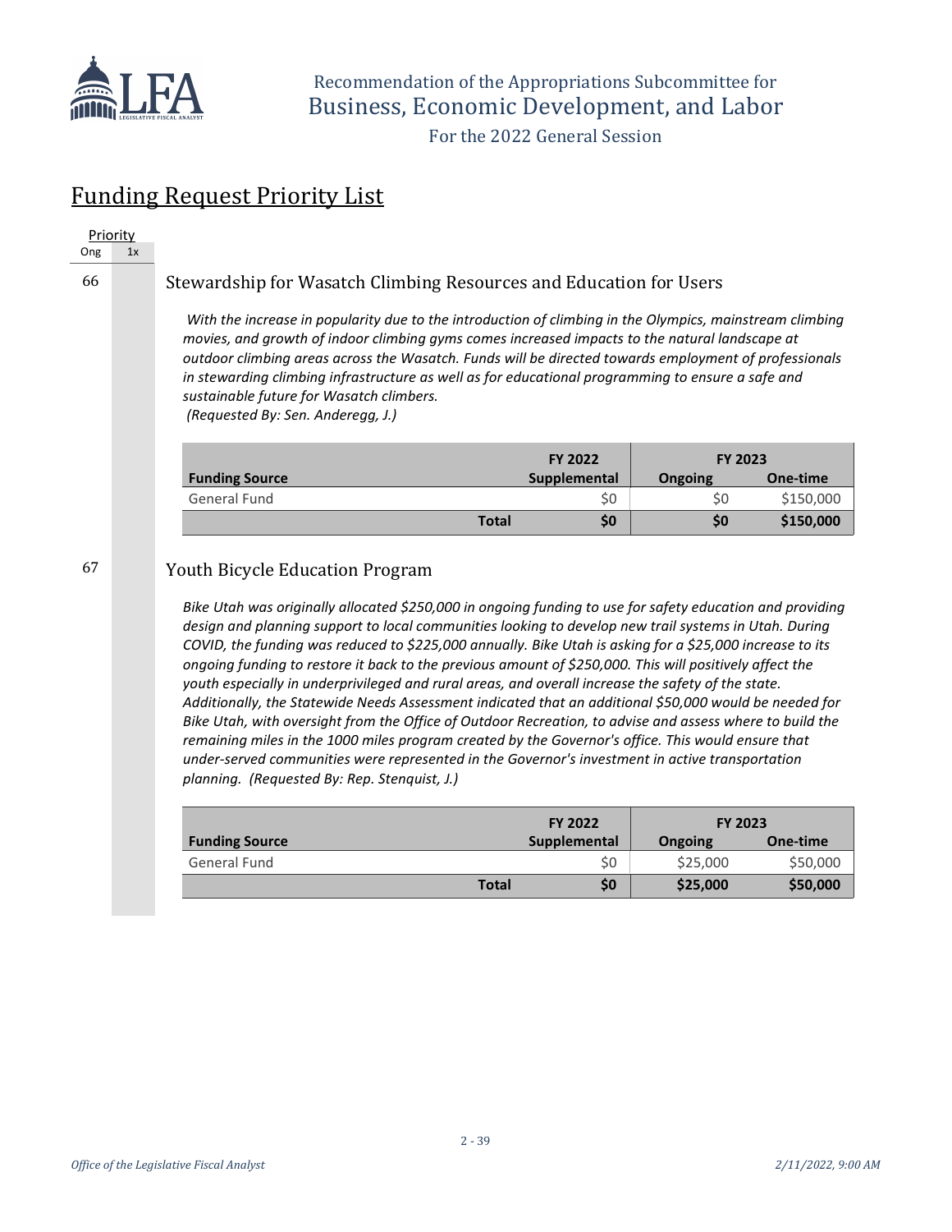## Funding Request Priority List

Priority

Ong | 1x

66

### Stewardship for Wasatch Climbing Resources and Education for Users

*With the increase in popularity due to the introduction of climbing in the Olympics, mainstream climbing movies, and growth of indoor climbing gyms comes increased impacts to the natural landscape at outdoor climbing areas across the Wasatch. Funds will be directed towards employment of professionals in stewarding climbing infrastructure as well as for educational programming to ensure a safe and sustainable future for Wasatch climbers.*
*(Requested By: Sen. Anderegg, J.)*

| | FY 2022 | FY 2023 | |
|---|---|---|---|
| **Funding Source** | **Supplemental** | **Ongoing** | **One-time** |
| General Fund | $0 | $0 | $150,000 |
| **Total** | **$0** | **$0** | **$150,000** |

67

### Youth Bicycle Education Program

*Bike Utah was originally allocated $250,000 in ongoing funding to use for safety education and providing design and planning support to local communities looking to develop new trail systems in Utah. During COVID, the funding was reduced to $225,000 annually. Bike Utah is asking for a $25,000 increase to its ongoing funding to restore it back to the previous amount of $250,000. This will positively affect the youth especially in underprivileged and rural areas, and overall increase the safety of the state. Additionally, the Statewide Needs Assessment indicated that an additional $50,000 would be needed for Bike Utah, with oversight from the Office of Outdoor Recreation, to advise and assess where to build the remaining miles in the 1000 miles program created by the Governor's office. This would ensure that under-served communities were represented in the Governor's investment in active transportation planning. (Requested By: Rep. Stenquist, J.)*

| | FY 2022 | FY 2023 | |
|---|---|---|---|
| **Funding Source** | **Supplemental** | **Ongoing** | **One-time** |
| General Fund | $0 | $25,000 | $50,000 |
| **Total** | **$0** | **$25,000** | **$50,000** |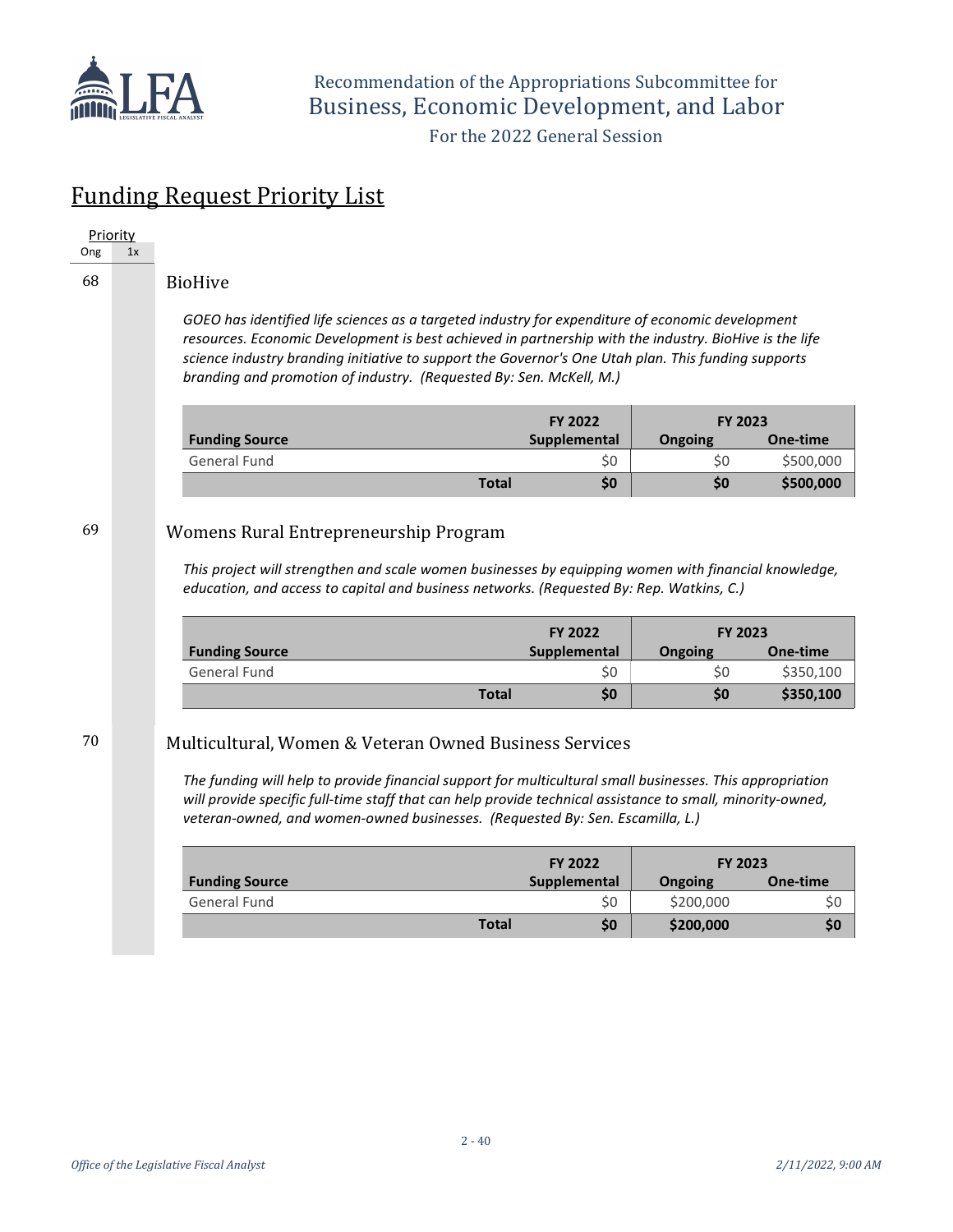Recommendation of the Appropriations Subcommittee for
Business, Economic Development, and Labor

For the 2022 General Session

## Funding Request Priority List

| Priority | |
|---|---|
| Ong | 1x |

68

### BioHive

*GOEO has identified life sciences as a targeted industry for expenditure of economic development resources. Economic Development is best achieved in partnership with the industry. BioHive is the life science industry branding initiative to support the Governor's One Utah plan. This funding supports branding and promotion of industry. (Requested By: Sen. McKell, M.)*

| | FY 2022 | FY 2023 | |
|---|---|---|---|
| **Funding Source** | **Supplemental** | **Ongoing** | **One-time** |
| General Fund | $0 | $0 | $500,000 |
| **Total** | **$0** | **$0** | **$500,000** |

69

### Womens Rural Entrepreneurship Program

*This project will strengthen and scale women businesses by equipping women with financial knowledge, education, and access to capital and business networks. (Requested By: Rep. Watkins, C.)*

| | FY 2022 | FY 2023 | |
|---|---|---|---|
| **Funding Source** | **Supplemental** | **Ongoing** | **One-time** |
| General Fund | $0 | $0 | $350,100 |
| **Total** | **$0** | **$0** | **$350,100** |

70

### Multicultural, Women & Veteran Owned Business Services

*The funding will help to provide financial support for multicultural small businesses. This appropriation will provide specific full-time staff that can help provide technical assistance to small, minority-owned, veteran-owned, and women-owned businesses. (Requested By: Sen. Escamilla, L.)*

| | FY 2022 | FY 2023 | |
|---|---|---|---|
| **Funding Source** | **Supplemental** | **Ongoing** | **One-time** |
| General Fund | $0 | $200,000 | $0 |
| **Total** | **$0** | **$200,000** | **$0** |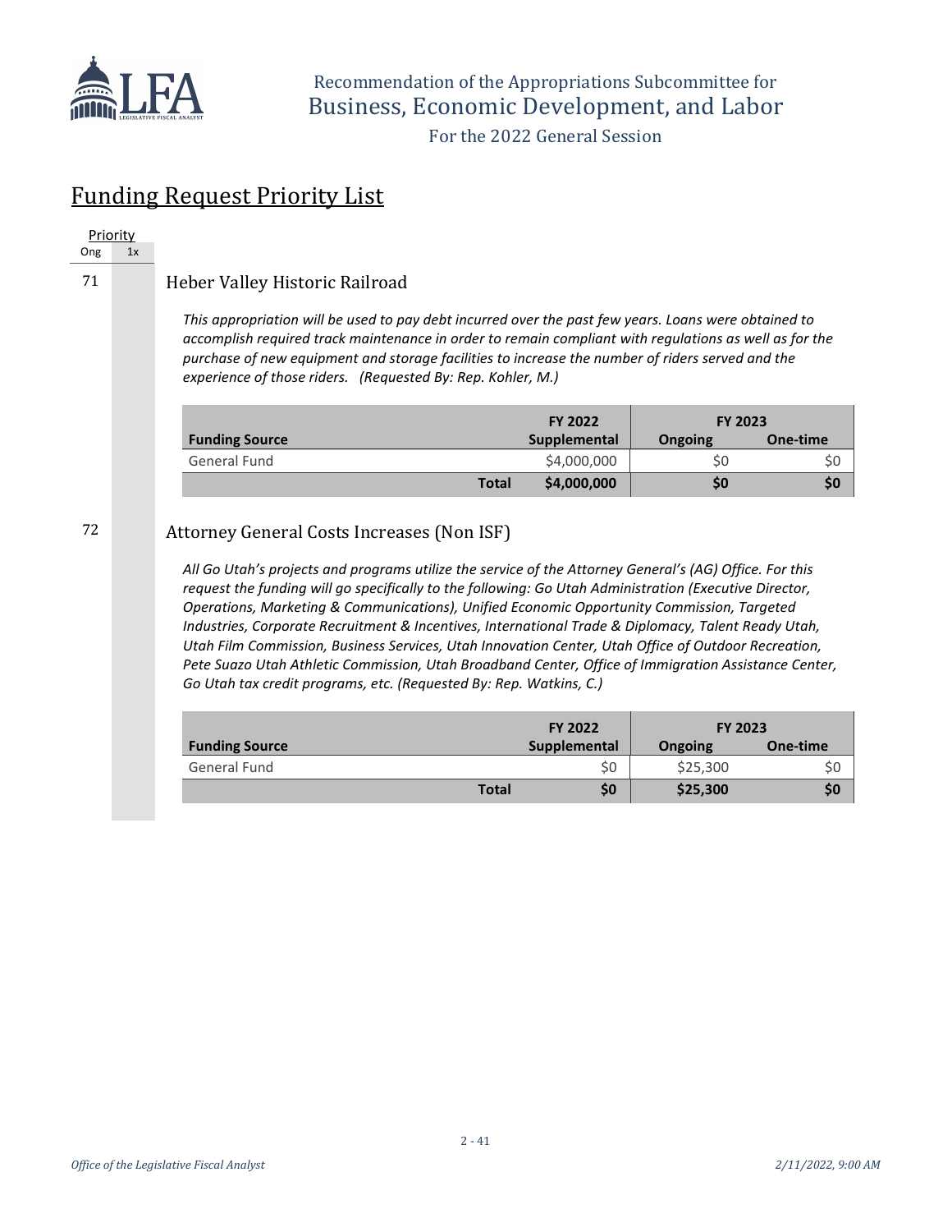Recommendation of the Appropriations Subcommittee for
Business, Economic Development, and Labor

For the 2022 General Session

## Funding Request Priority List

| Priority | |
|---|---|
| Ong | 1x |

71

### Heber Valley Historic Railroad

*This appropriation will be used to pay debt incurred over the past few years. Loans were obtained to accomplish required track maintenance in order to remain compliant with regulations as well as for the purchase of new equipment and storage facilities to increase the number of riders served and the experience of those riders. (Requested By: Rep. Kohler, M.)*

| Funding Source | FY 2022 Supplemental | FY 2023 Ongoing | FY 2023 One-time |
|---|---|---|---|
| General Fund | $4,000,000 | $0 | $0 |
| **Total** | **$4,000,000** | **$0** | **$0** |

72

### Attorney General Costs Increases (Non ISF)

*All Go Utah's projects and programs utilize the service of the Attorney General's (AG) Office. For this request the funding will go specifically to the following: Go Utah Administration (Executive Director, Operations, Marketing & Communications), Unified Economic Opportunity Commission, Targeted Industries, Corporate Recruitment & Incentives, International Trade & Diplomacy, Talent Ready Utah, Utah Film Commission, Business Services, Utah Innovation Center, Utah Office of Outdoor Recreation, Pete Suazo Utah Athletic Commission, Utah Broadband Center, Office of Immigration Assistance Center, Go Utah tax credit programs, etc. (Requested By: Rep. Watkins, C.)*

| Funding Source | FY 2022 Supplemental | FY 2023 Ongoing | FY 2023 One-time |
|---|---|---|---|
| General Fund | $0 | $25,300 | $0 |
| **Total** | **$0** | **$25,300** | **$0** |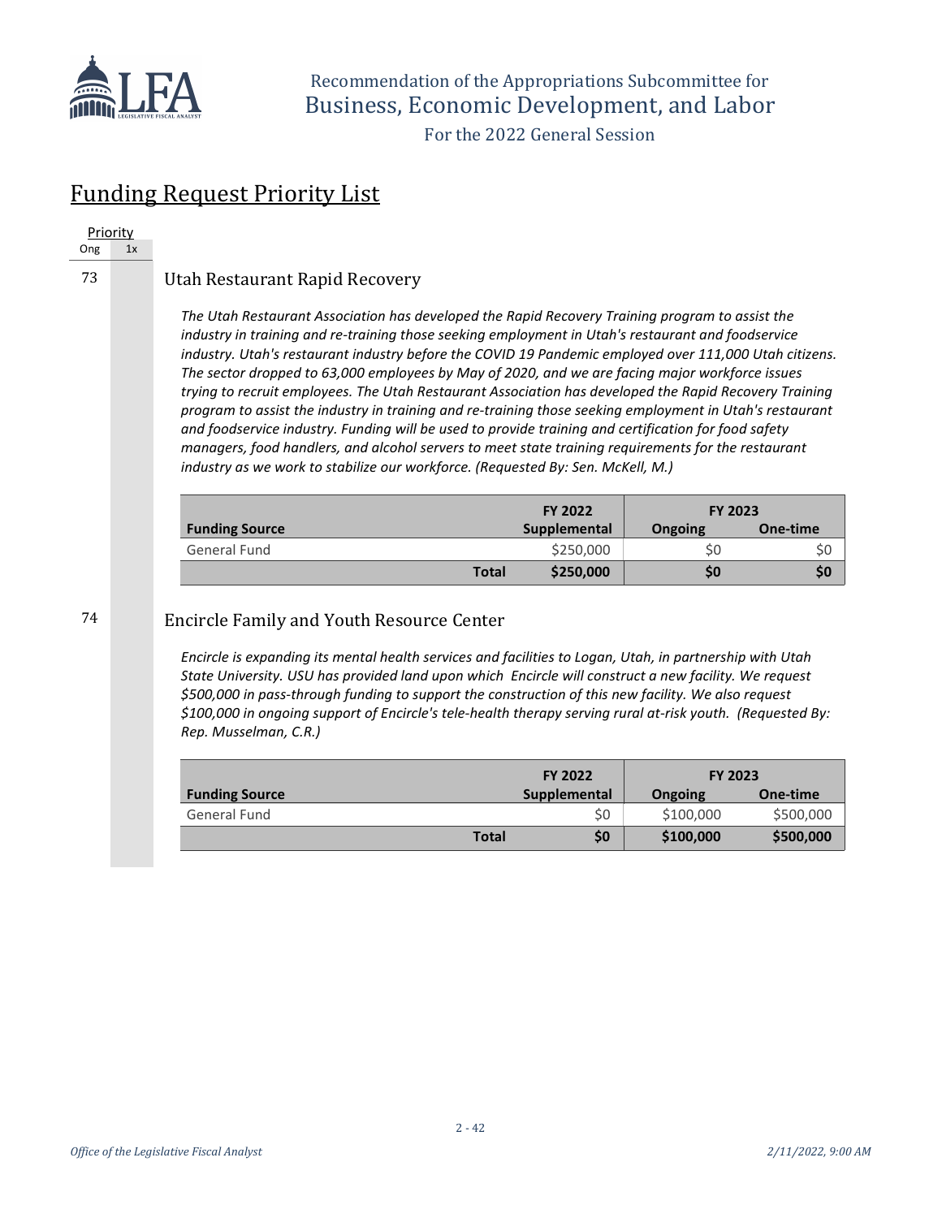## Funding Request Priority List

| Priority | |
|---|---|
| Ong | 1x |

73

### Utah Restaurant Rapid Recovery

*The Utah Restaurant Association has developed the Rapid Recovery Training program to assist the industry in training and re-training those seeking employment in Utah's restaurant and foodservice industry. Utah's restaurant industry before the COVID 19 Pandemic employed over 111,000 Utah citizens. The sector dropped to 63,000 employees by May of 2020, and we are facing major workforce issues trying to recruit employees. The Utah Restaurant Association has developed the Rapid Recovery Training program to assist the industry in training and re-training those seeking employment in Utah's restaurant and foodservice industry. Funding will be used to provide training and certification for food safety managers, food handlers, and alcohol servers to meet state training requirements for the restaurant industry as we work to stabilize our workforce. (Requested By: Sen. McKell, M.)*

| | FY 2022 | FY 2023 | |
|---|---|---|---|
| **Funding Source** | **Supplemental** | **Ongoing** | **One-time** |
| General Fund | $250,000 | $0 | $0 |
| **Total** | **$250,000** | **$0** | **$0** |

74

### Encircle Family and Youth Resource Center

*Encircle is expanding its mental health services and facilities to Logan, Utah, in partnership with Utah State University. USU has provided land upon which Encircle will construct a new facility. We request $500,000 in pass-through funding to support the construction of this new facility. We also request $100,000 in ongoing support of Encircle's tele-health therapy serving rural at-risk youth. (Requested By: Rep. Musselman, C.R.)*

| | FY 2022 | FY 2023 | |
|---|---|---|---|
| **Funding Source** | **Supplemental** | **Ongoing** | **One-time** |
| General Fund | $0 | $100,000 | $500,000 |
| **Total** | **$0** | **$100,000** | **$500,000** |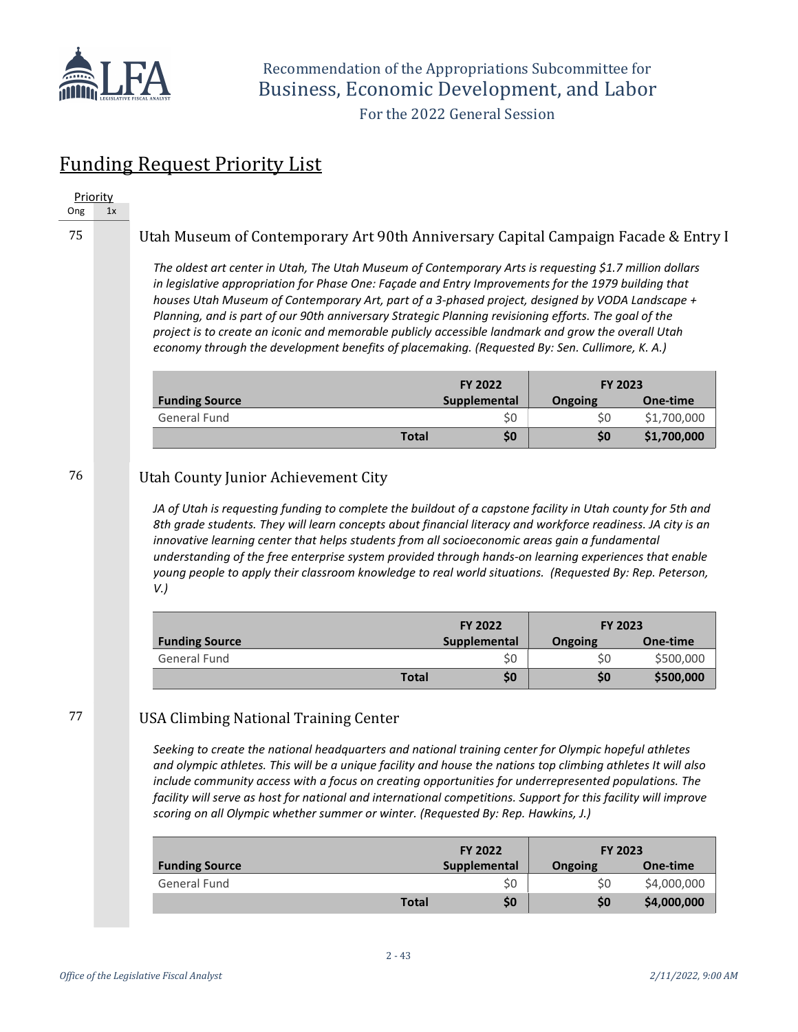Recommendation of the Appropriations Subcommittee for
Business, Economic Development, and Labor

For the 2022 General Session

## Funding Request Priority List

Priority: Ong | 1x

75

### Utah Museum of Contemporary Art 90th Anniversary Capital Campaign Facade & Entry I

*The oldest art center in Utah, The Utah Museum of Contemporary Arts is requesting $1.7 million dollars in legislative appropriation for Phase One: Façade and Entry Improvements for the 1979 building that houses Utah Museum of Contemporary Art, part of a 3-phased project, designed by VODA Landscape + Planning, and is part of our 90th anniversary Strategic Planning revisioning efforts. The goal of the project is to create an iconic and memorable publicly accessible landmark and grow the overall Utah economy through the development benefits of placemaking. (Requested By: Sen. Cullimore, K. A.)*

| | FY 2022 | FY 2023 | |
|---|---|---|---|
| **Funding Source** | **Supplemental** | **Ongoing** | **One-time** |
| General Fund | $0 | $0 | $1,700,000 |
| **Total** | **$0** | **$0** | **$1,700,000** |

76

### Utah County Junior Achievement City

*JA of Utah is requesting funding to complete the buildout of a capstone facility in Utah county for 5th and 8th grade students. They will learn concepts about financial literacy and workforce readiness. JA city is an innovative learning center that helps students from all socioeconomic areas gain a fundamental understanding of the free enterprise system provided through hands-on learning experiences that enable young people to apply their classroom knowledge to real world situations. (Requested By: Rep. Peterson, V.)*

| | FY 2022 | FY 2023 | |
|---|---|---|---|
| **Funding Source** | **Supplemental** | **Ongoing** | **One-time** |
| General Fund | $0 | $0 | $500,000 |
| **Total** | **$0** | **$0** | **$500,000** |

77

### USA Climbing National Training Center

*Seeking to create the national headquarters and national training center for Olympic hopeful athletes and olympic athletes. This will be a unique facility and house the nations top climbing athletes It will also include community access with a focus on creating opportunities for underrepresented populations. The facility will serve as host for national and international competitions. Support for this facility will improve scoring on all Olympic whether summer or winter. (Requested By: Rep. Hawkins, J.)*

| | FY 2022 | FY 2023 | |
|---|---|---|---|
| **Funding Source** | **Supplemental** | **Ongoing** | **One-time** |
| General Fund | $0 | $0 | $4,000,000 |
| **Total** | **$0** | **$0** | **$4,000,000** |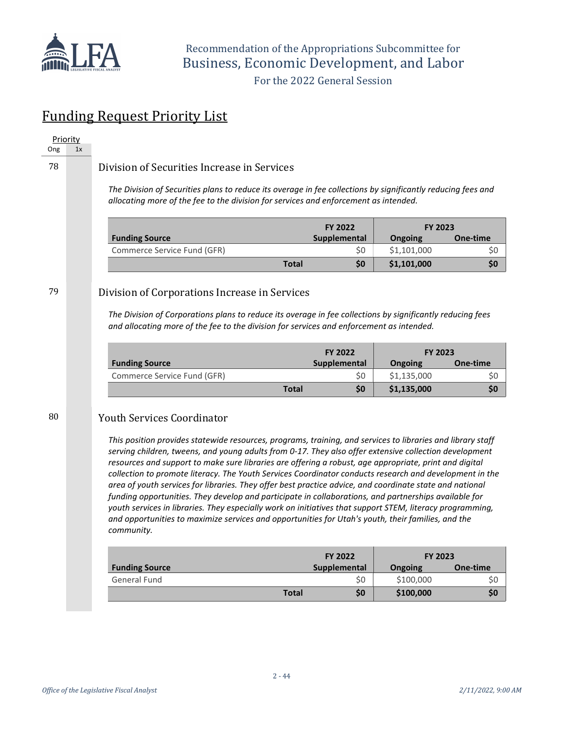## Funding Request Priority List

Priority
Ong 1x

78

### Division of Securities Increase in Services

*The Division of Securities plans to reduce its overage in fee collections by significantly reducing fees and allocating more of the fee to the division for services and enforcement as intended.*

| Funding Source | FY 2022 Supplemental | FY 2023 Ongoing | FY 2023 One-time |
|---|---|---|---|
| Commerce Service Fund (GFR) | $0 | $1,101,000 | $0 |
| **Total** | **$0** | **$1,101,000** | **$0** |

79

### Division of Corporations Increase in Services

*The Division of Corporations plans to reduce its overage in fee collections by significantly reducing fees and allocating more of the fee to the division for services and enforcement as intended.*

| Funding Source | FY 2022 Supplemental | FY 2023 Ongoing | FY 2023 One-time |
|---|---|---|---|
| Commerce Service Fund (GFR) | $0 | $1,135,000 | $0 |
| **Total** | **$0** | **$1,135,000** | **$0** |

80

### Youth Services Coordinator

*This position provides statewide resources, programs, training, and services to libraries and library staff serving children, tweens, and young adults from 0-17. They also offer extensive collection development resources and support to make sure libraries are offering a robust, age appropriate, print and digital collection to promote literacy. The Youth Services Coordinator conducts research and development in the area of youth services for libraries. They offer best practice advice, and coordinate state and national funding opportunities. They develop and participate in collaborations, and partnerships available for youth services in libraries. They especially work on initiatives that support STEM, literacy programming, and opportunities to maximize services and opportunities for Utah's youth, their families, and the community.*

| Funding Source | FY 2022 Supplemental | FY 2023 Ongoing | FY 2023 One-time |
|---|---|---|---|
| General Fund | $0 | $100,000 | $0 |
| **Total** | **$0** | **$100,000** | **$0** |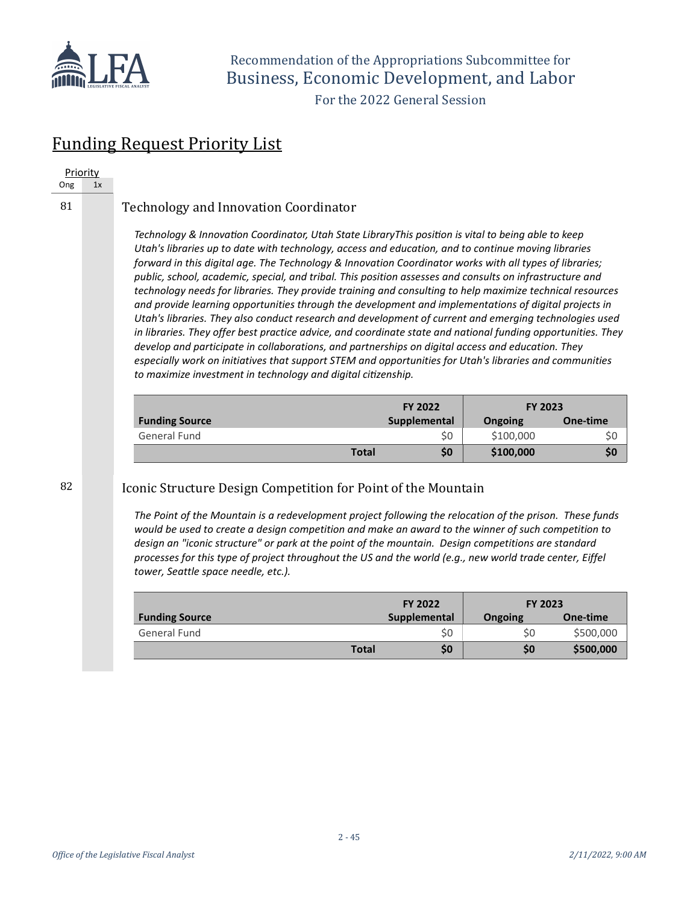Recommendation of the Appropriations Subcommittee for
Business, Economic Development, and Labor

For the 2022 General Session

# Funding Request Priority List

| Priority | |
|---|---|
| Ong | 1x |

81

## Technology and Innovation Coordinator

*Technology & Innovation Coordinator, Utah State LibraryThis position is vital to being able to keep Utah's libraries up to date with technology, access and education, and to continue moving libraries forward in this digital age. The Technology & Innovation Coordinator works with all types of libraries; public, school, academic, special, and tribal. This position assesses and consults on infrastructure and technology needs for libraries. They provide training and consulting to help maximize technical resources and provide learning opportunities through the development and implementations of digital projects in Utah's libraries. They also conduct research and development of current and emerging technologies used in libraries. They offer best practice advice, and coordinate state and national funding opportunities. They develop and participate in collaborations, and partnerships on digital access and education. They especially work on initiatives that support STEM and opportunities for Utah's libraries and communities to maximize investment in technology and digital citizenship.*

| Funding Source | FY 2022 Supplemental | FY 2023 Ongoing | FY 2023 One-time |
|---|---|---|---|
| General Fund | $0 | $100,000 | $0 |
| **Total** | **$0** | **$100,000** | **$0** |

82

## Iconic Structure Design Competition for Point of the Mountain

*The Point of the Mountain is a redevelopment project following the relocation of the prison. These funds would be used to create a design competition and make an award to the winner of such competition to design an "iconic structure" or park at the point of the mountain. Design competitions are standard processes for this type of project throughout the US and the world (e.g., new world trade center, Eiffel tower, Seattle space needle, etc.).*

| Funding Source | FY 2022 Supplemental | FY 2023 Ongoing | FY 2023 One-time |
|---|---|---|---|
| General Fund | $0 | $0 | $500,000 |
| **Total** | **$0** | **$0** | **$500,000** |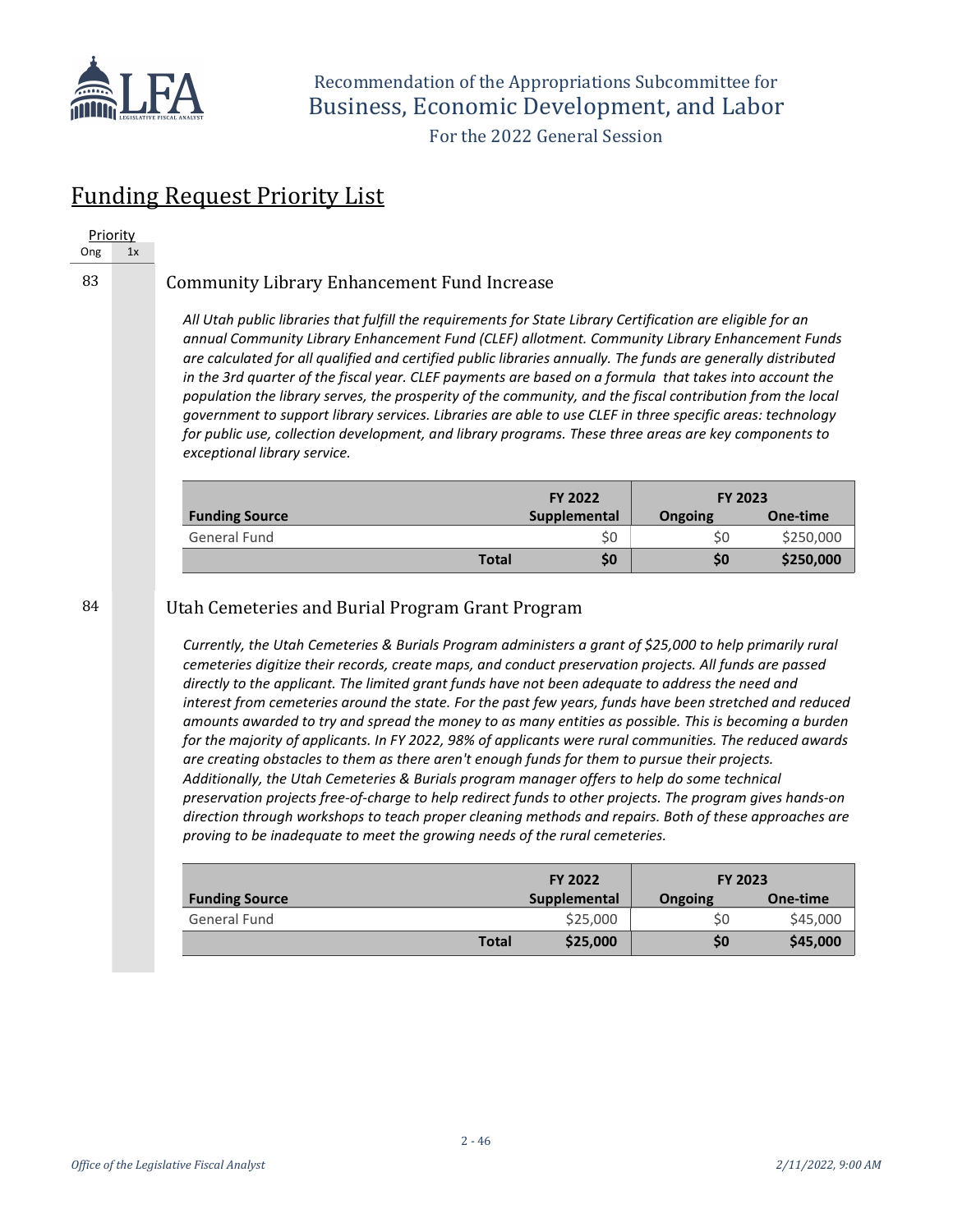Recommendation of the Appropriations Subcommittee for
Business, Economic Development, and Labor

For the 2022 General Session

# Funding Request Priority List

| Priority | |
|---|---|
| Ong | 1x |

## 83 Community Library Enhancement Fund Increase

*All Utah public libraries that fulfill the requirements for State Library Certification are eligible for an annual Community Library Enhancement Fund (CLEF) allotment. Community Library Enhancement Funds are calculated for all qualified and certified public libraries annually. The funds are generally distributed in the 3rd quarter of the fiscal year. CLEF payments are based on a formula that takes into account the population the library serves, the prosperity of the community, and the fiscal contribution from the local government to support library services. Libraries are able to use CLEF in three specific areas: technology for public use, collection development, and library programs. These three areas are key components to exceptional library service.*

| | FY 2022 | FY 2023 | |
|---|---|---|---|
| **Funding Source** | **Supplemental** | **Ongoing** | **One-time** |
| General Fund | $0 | $0 | $250,000 |
| **Total** | **$0** | **$0** | **$250,000** |

## 84 Utah Cemeteries and Burial Program Grant Program

*Currently, the Utah Cemeteries & Burials Program administers a grant of $25,000 to help primarily rural cemeteries digitize their records, create maps, and conduct preservation projects. All funds are passed directly to the applicant. The limited grant funds have not been adequate to address the need and interest from cemeteries around the state. For the past few years, funds have been stretched and reduced amounts awarded to try and spread the money to as many entities as possible. This is becoming a burden for the majority of applicants. In FY 2022, 98% of applicants were rural communities. The reduced awards are creating obstacles to them as there aren't enough funds for them to pursue their projects. Additionally, the Utah Cemeteries & Burials program manager offers to help do some technical preservation projects free-of-charge to help redirect funds to other projects. The program gives hands-on direction through workshops to teach proper cleaning methods and repairs. Both of these approaches are proving to be inadequate to meet the growing needs of the rural cemeteries.*

| | FY 2022 | FY 2023 | |
|---|---|---|---|
| **Funding Source** | **Supplemental** | **Ongoing** | **One-time** |
| General Fund | $25,000 | $0 | $45,000 |
| **Total** | **$25,000** | **$0** | **$45,000** |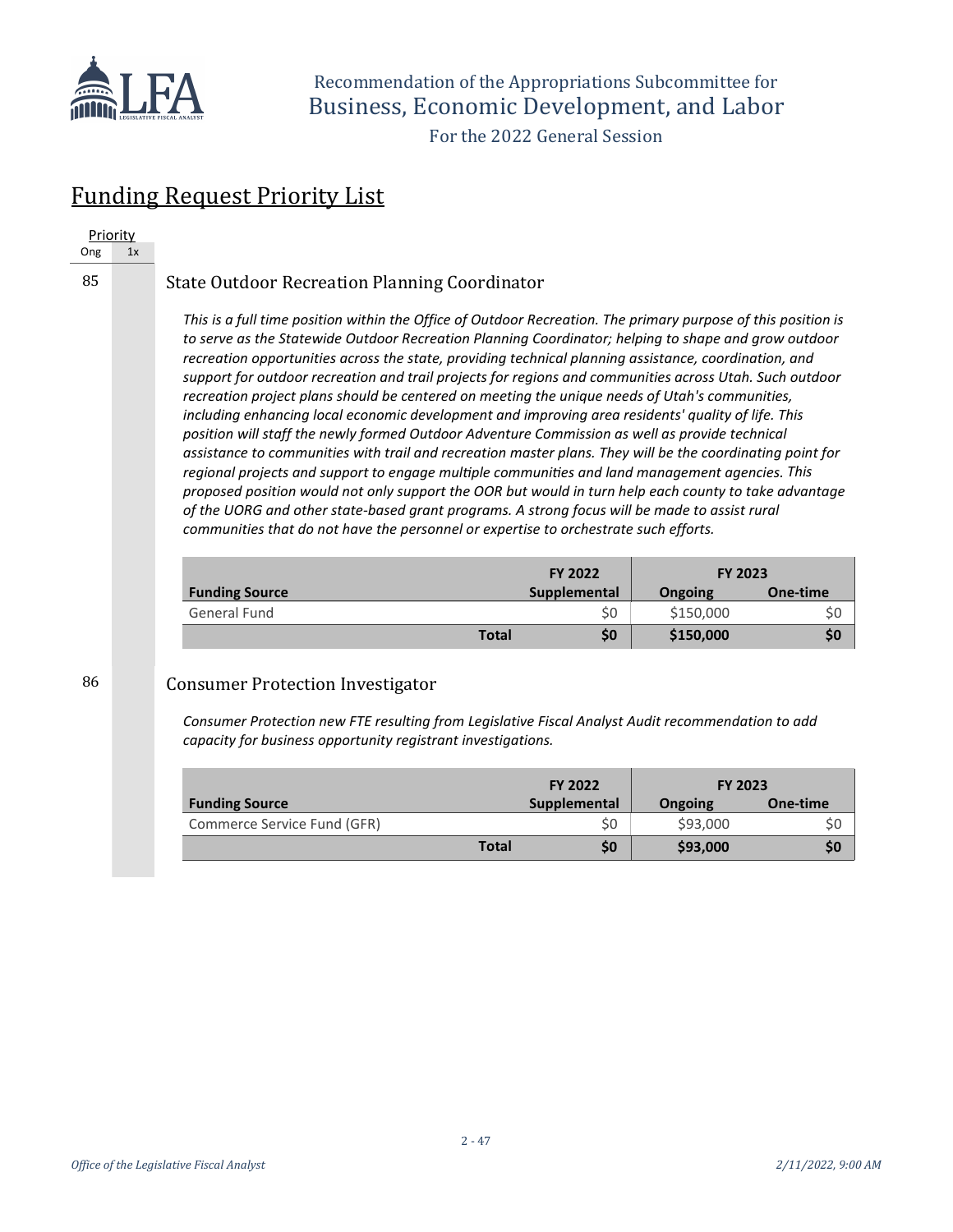# Recommendation of the Appropriations Subcommittee for Business, Economic Development, and Labor

For the 2022 General Session

## Funding Request Priority List

| Priority | |
|---|---|
| Ong | 1x |

85

### State Outdoor Recreation Planning Coordinator

*This is a full time position within the Office of Outdoor Recreation. The primary purpose of this position is to serve as the Statewide Outdoor Recreation Planning Coordinator; helping to shape and grow outdoor recreation opportunities across the state, providing technical planning assistance, coordination, and support for outdoor recreation and trail projects for regions and communities across Utah. Such outdoor recreation project plans should be centered on meeting the unique needs of Utah's communities, including enhancing local economic development and improving area residents' quality of life. This position will staff the newly formed Outdoor Adventure Commission as well as provide technical assistance to communities with trail and recreation master plans. They will be the coordinating point for regional projects and support to engage multiple communities and land management agencies. This proposed position would not only support the OOR but would in turn help each county to take advantage of the UORG and other state-based grant programs. A strong focus will be made to assist rural communities that do not have the personnel or expertise to orchestrate such efforts.*

| | FY 2022 | FY 2023 | |
|---|---|---|---|
| **Funding Source** | **Supplemental** | **Ongoing** | **One-time** |
| General Fund | $0 | $150,000 | $0 |
| **Total** | **$0** | **$150,000** | **$0** |

86

### Consumer Protection Investigator

*Consumer Protection new FTE resulting from Legislative Fiscal Analyst Audit recommendation to add capacity for business opportunity registrant investigations.*

| | FY 2022 | FY 2023 | |
|---|---|---|---|
| **Funding Source** | **Supplemental** | **Ongoing** | **One-time** |
| Commerce Service Fund (GFR) | $0 | $93,000 | $0 |
| **Total** | **$0** | **$93,000** | **$0** |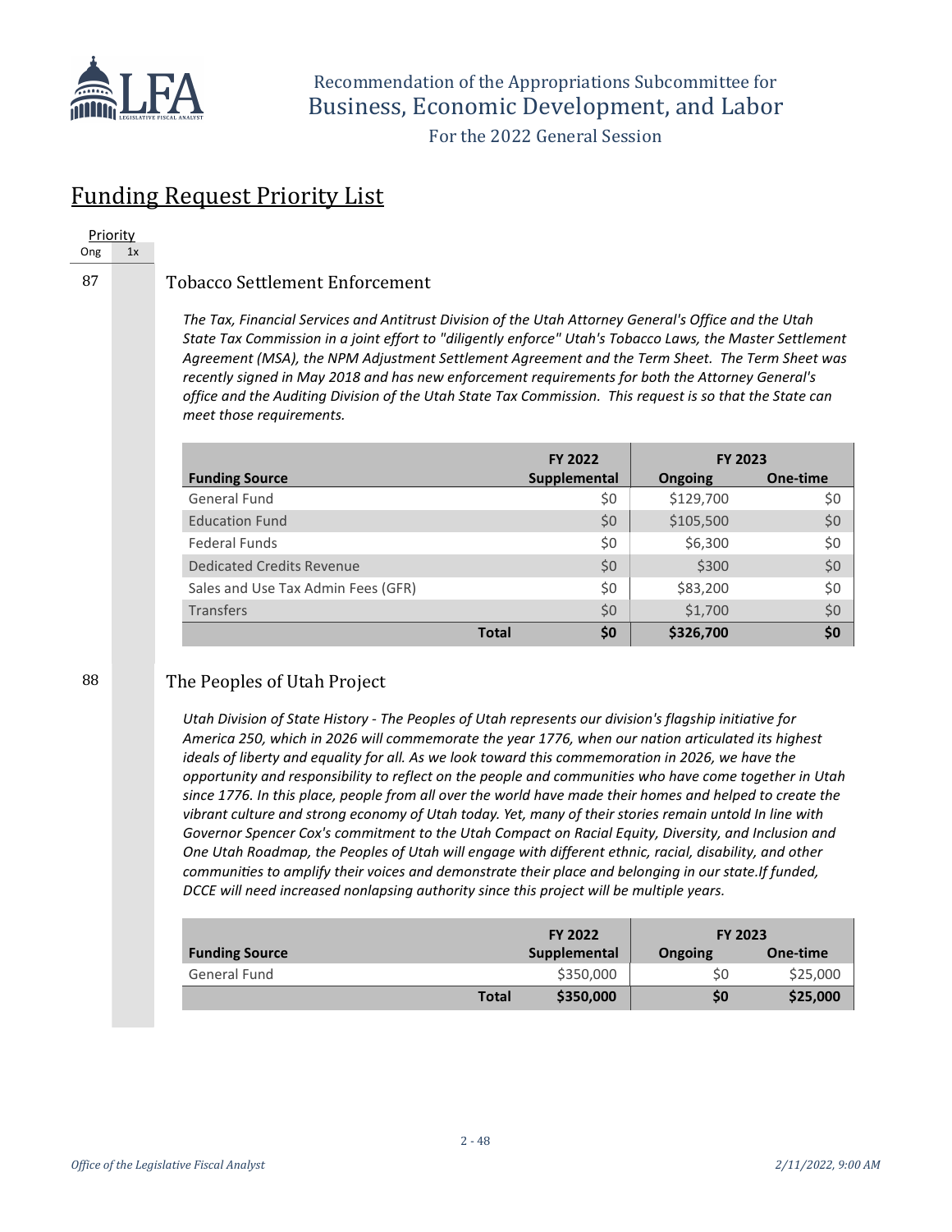# Funding Request Priority List

Priority
Ong | 1x

87

### Tobacco Settlement Enforcement

*The Tax, Financial Services and Antitrust Division of the Utah Attorney General's Office and the Utah State Tax Commission in a joint effort to "diligently enforce" Utah's Tobacco Laws, the Master Settlement Agreement (MSA), the NPM Adjustment Settlement Agreement and the Term Sheet. The Term Sheet was recently signed in May 2018 and has new enforcement requirements for both the Attorney General's office and the Auditing Division of the Utah State Tax Commission. This request is so that the State can meet those requirements.*

| | FY 2022 | FY 2023 | |
|---|---|---|---|
| **Funding Source** | **Supplemental** | **Ongoing** | **One-time** |
| General Fund | $0 | $129,700 | $0 |
| Education Fund | $0 | $105,500 | $0 |
| Federal Funds | $0 | $6,300 | $0 |
| Dedicated Credits Revenue | $0 | $300 | $0 |
| Sales and Use Tax Admin Fees (GFR) | $0 | $83,200 | $0 |
| Transfers | $0 | $1,700 | $0 |
| **Total** | **$0** | **$326,700** | **$0** |

88

### The Peoples of Utah Project

*Utah Division of State History - The Peoples of Utah represents our division's flagship initiative for America 250, which in 2026 will commemorate the year 1776, when our nation articulated its highest ideals of liberty and equality for all. As we look toward this commemoration in 2026, we have the opportunity and responsibility to reflect on the people and communities who have come together in Utah since 1776. In this place, people from all over the world have made their homes and helped to create the vibrant culture and strong economy of Utah today. Yet, many of their stories remain untold In line with Governor Spencer Cox's commitment to the Utah Compact on Racial Equity, Diversity, and Inclusion and One Utah Roadmap, the Peoples of Utah will engage with different ethnic, racial, disability, and other communities to amplify their voices and demonstrate their place and belonging in our state.If funded, DCCE will need increased nonlapsing authority since this project will be multiple years.*

| | FY 2022 | FY 2023 | |
|---|---|---|---|
| **Funding Source** | **Supplemental** | **Ongoing** | **One-time** |
| General Fund | $350,000 | $0 | $25,000 |
| **Total** | **$350,000** | **$0** | **$25,000** |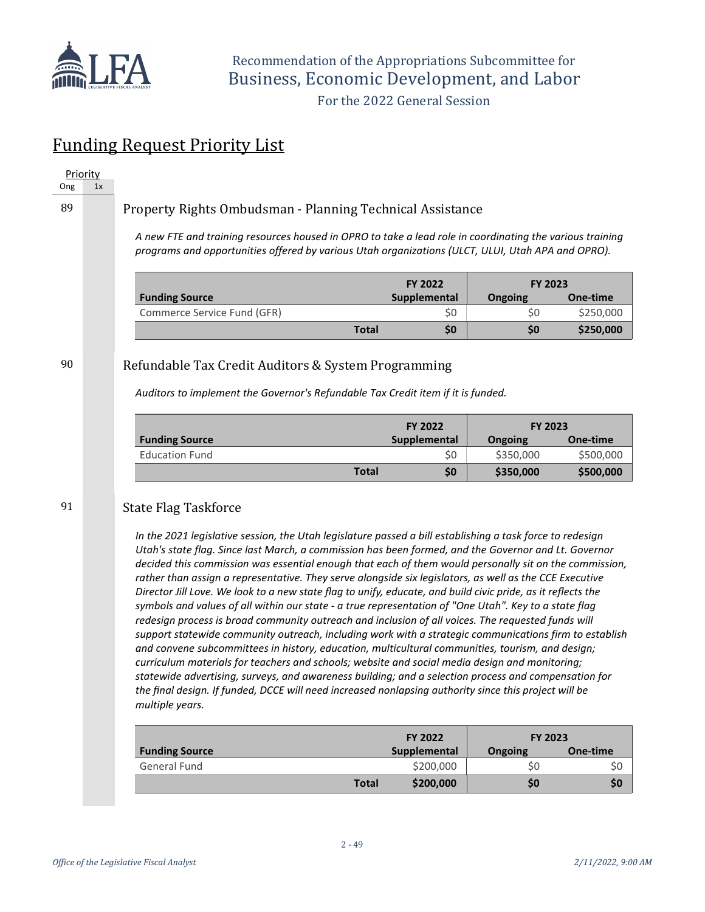Recommendation of the Appropriations Subcommittee for
Business, Economic Development, and Labor
For the 2022 General Session

## Funding Request Priority List

| Priority | |
|---|---|
| Ong | 1x |

### 89 Property Rights Ombudsman - Planning Technical Assistance

*A new FTE and training resources housed in OPRO to take a lead role in coordinating the various training programs and opportunities offered by various Utah organizations (ULCT, ULUI, Utah APA and OPRO).*

| Funding Source | FY 2022 Supplemental | FY 2023 Ongoing | FY 2023 One-time |
|---|---|---|---|
| Commerce Service Fund (GFR) | $0 | $0 | $250,000 |
| **Total** | **$0** | **$0** | **$250,000** |

### 90 Refundable Tax Credit Auditors & System Programming

*Auditors to implement the Governor's Refundable Tax Credit item if it is funded.*

| Funding Source | FY 2022 Supplemental | FY 2023 Ongoing | FY 2023 One-time |
|---|---|---|---|
| Education Fund | $0 | $350,000 | $500,000 |
| **Total** | **$0** | **$350,000** | **$500,000** |

### 91 State Flag Taskforce

*In the 2021 legislative session, the Utah legislature passed a bill establishing a task force to redesign Utah's state flag. Since last March, a commission has been formed, and the Governor and Lt. Governor decided this commission was essential enough that each of them would personally sit on the commission, rather than assign a representative. They serve alongside six legislators, as well as the CCE Executive Director Jill Love. We look to a new state flag to unify, educate, and build civic pride, as it reflects the symbols and values of all within our state - a true representation of "One Utah". Key to a state flag redesign process is broad community outreach and inclusion of all voices. The requested funds will support statewide community outreach, including work with a strategic communications firm to establish and convene subcommittees in history, education, multicultural communities, tourism, and design; curriculum materials for teachers and schools; website and social media design and monitoring; statewide advertising, surveys, and awareness building; and a selection process and compensation for the final design. If funded, DCCE will need increased nonlapsing authority since this project will be multiple years.*

| Funding Source | FY 2022 Supplemental | FY 2023 Ongoing | FY 2023 One-time |
|---|---|---|---|
| General Fund | $200,000 | $0 | $0 |
| **Total** | **$200,000** | **$0** | **$0** |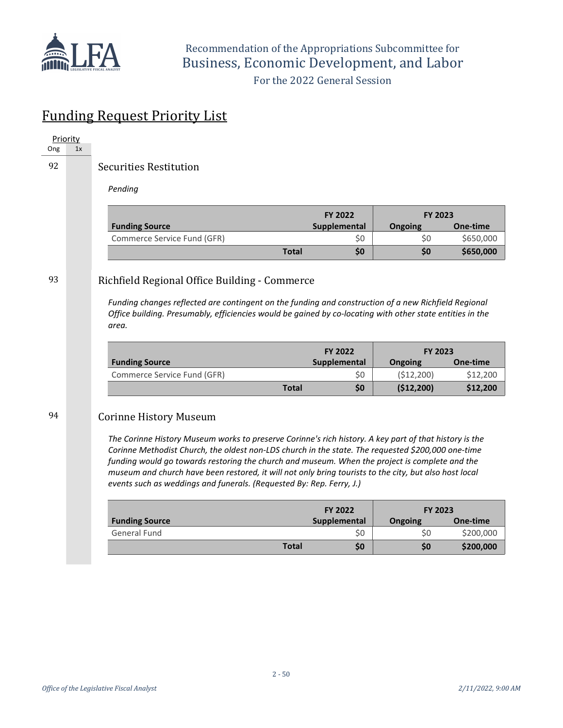# Funding Request Priority List

| Priority | |
|---|---|
| Ong | 1x |

## 92 Securities Restitution

*Pending*

| Funding Source | FY 2022 Supplemental | FY 2023 Ongoing | FY 2023 One-time |
|---|---|---|---|
| Commerce Service Fund (GFR) | $0 | $0 | $650,000 |
| **Total** | **$0** | **$0** | **$650,000** |

## 93 Richfield Regional Office Building - Commerce

*Funding changes reflected are contingent on the funding and construction of a new Richfield Regional Office building. Presumably, efficiencies would be gained by co-locating with other state entities in the area.*

| Funding Source | FY 2022 Supplemental | FY 2023 Ongoing | FY 2023 One-time |
|---|---|---|---|
| Commerce Service Fund (GFR) | $0 | ($12,200) | $12,200 |
| **Total** | **$0** | **($12,200)** | **$12,200** |

## 94 Corinne History Museum

*The Corinne History Museum works to preserve Corinne's rich history. A key part of that history is the Corinne Methodist Church, the oldest non-LDS church in the state. The requested $200,000 one-time funding would go towards restoring the church and museum. When the project is complete and the museum and church have been restored, it will not only bring tourists to the city, but also host local events such as weddings and funerals. (Requested By: Rep. Ferry, J.)*

| Funding Source | FY 2022 Supplemental | FY 2023 Ongoing | FY 2023 One-time |
|---|---|---|---|
| General Fund | $0 | $0 | $200,000 |
| **Total** | **$0** | **$0** | **$200,000** |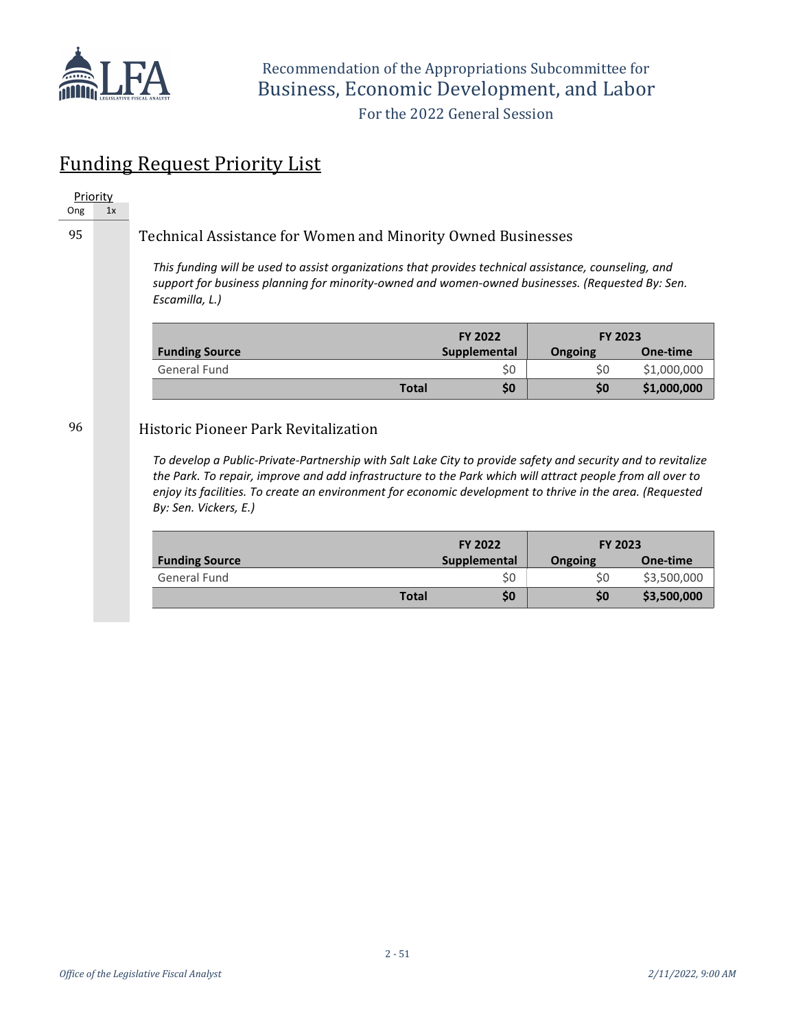## Funding Request Priority List

| Priority | |
|---|---|
| Ong | 1x |

### 95 Technical Assistance for Women and Minority Owned Businesses

*This funding will be used to assist organizations that provides technical assistance, counseling, and support for business planning for minority-owned and women-owned businesses. (Requested By: Sen. Escamilla, L.)*

| | FY 2022 | FY 2023 | |
|---|---|---|---|
| **Funding Source** | **Supplemental** | **Ongoing** | **One-time** |
| General Fund | $0 | $0 | $1,000,000 |
| **Total** | **$0** | **$0** | **$1,000,000** |

### 96 Historic Pioneer Park Revitalization

*To develop a Public-Private-Partnership with Salt Lake City to provide safety and security and to revitalize the Park. To repair, improve and add infrastructure to the Park which will attract people from all over to enjoy its facilities. To create an environment for economic development to thrive in the area. (Requested By: Sen. Vickers, E.)*

| | FY 2022 | FY 2023 | |
|---|---|---|---|
| **Funding Source** | **Supplemental** | **Ongoing** | **One-time** |
| General Fund | $0 | $0 | $3,500,000 |
| **Total** | **$0** | **$0** | **$3,500,000** |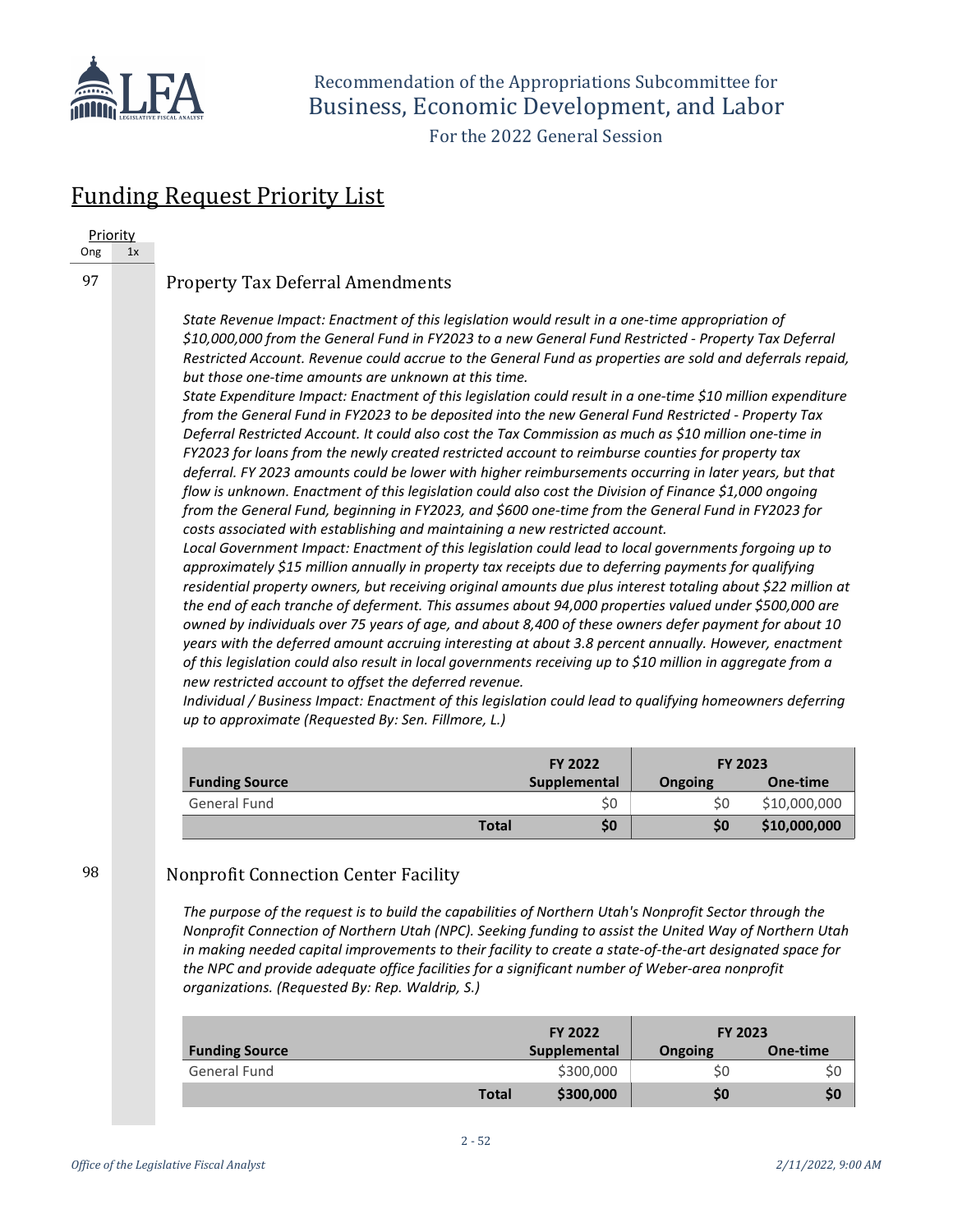Recommendation of the Appropriations Subcommittee for
Business, Economic Development, and Labor

For the 2022 General Session

## Funding Request Priority List

| Priority | |
|---|---|
| Ong | 1x |

97

### Property Tax Deferral Amendments

*State Revenue Impact: Enactment of this legislation would result in a one-time appropriation of $10,000,000 from the General Fund in FY2023 to a new General Fund Restricted - Property Tax Deferral Restricted Account. Revenue could accrue to the General Fund as properties are sold and deferrals repaid, but those one-time amounts are unknown at this time.*
*State Expenditure Impact: Enactment of this legislation could result in a one-time $10 million expenditure from the General Fund in FY2023 to be deposited into the new General Fund Restricted - Property Tax Deferral Restricted Account. It could also cost the Tax Commission as much as $10 million one-time in FY2023 for loans from the newly created restricted account to reimburse counties for property tax deferral. FY 2023 amounts could be lower with higher reimbursements occurring in later years, but that flow is unknown. Enactment of this legislation could also cost the Division of Finance $1,000 ongoing from the General Fund, beginning in FY2023, and $600 one-time from the General Fund in FY2023 for costs associated with establishing and maintaining a new restricted account.*
*Local Government Impact: Enactment of this legislation could lead to local governments forgoing up to approximately $15 million annually in property tax receipts due to deferring payments for qualifying residential property owners, but receiving original amounts due plus interest totaling about $22 million at the end of each tranche of deferment. This assumes about 94,000 properties valued under $500,000 are owned by individuals over 75 years of age, and about 8,400 of these owners defer payment for about 10 years with the deferred amount accruing interesting at about 3.8 percent annually. However, enactment of this legislation could also result in local governments receiving up to $10 million in aggregate from a new restricted account to offset the deferred revenue.*
*Individual / Business Impact: Enactment of this legislation could lead to qualifying homeowners deferring up to approximate (Requested By: Sen. Fillmore, L.)*

| | FY 2022 | FY 2023 | |
|---|---|---|---|
| **Funding Source** | **Supplemental** | **Ongoing** | **One-time** |
| General Fund | $0 | $0 | $10,000,000 |
| **Total** | **$0** | **$0** | **$10,000,000** |

98

### Nonprofit Connection Center Facility

*The purpose of the request is to build the capabilities of Northern Utah's Nonprofit Sector through the Nonprofit Connection of Northern Utah (NPC). Seeking funding to assist the United Way of Northern Utah in making needed capital improvements to their facility to create a state-of-the-art designated space for the NPC and provide adequate office facilities for a significant number of Weber-area nonprofit organizations. (Requested By: Rep. Waldrip, S.)*

| | FY 2022 | FY 2023 | |
|---|---|---|---|
| **Funding Source** | **Supplemental** | **Ongoing** | **One-time** |
| General Fund | $300,000 | $0 | $0 |
| **Total** | **$300,000** | **$0** | **$0** |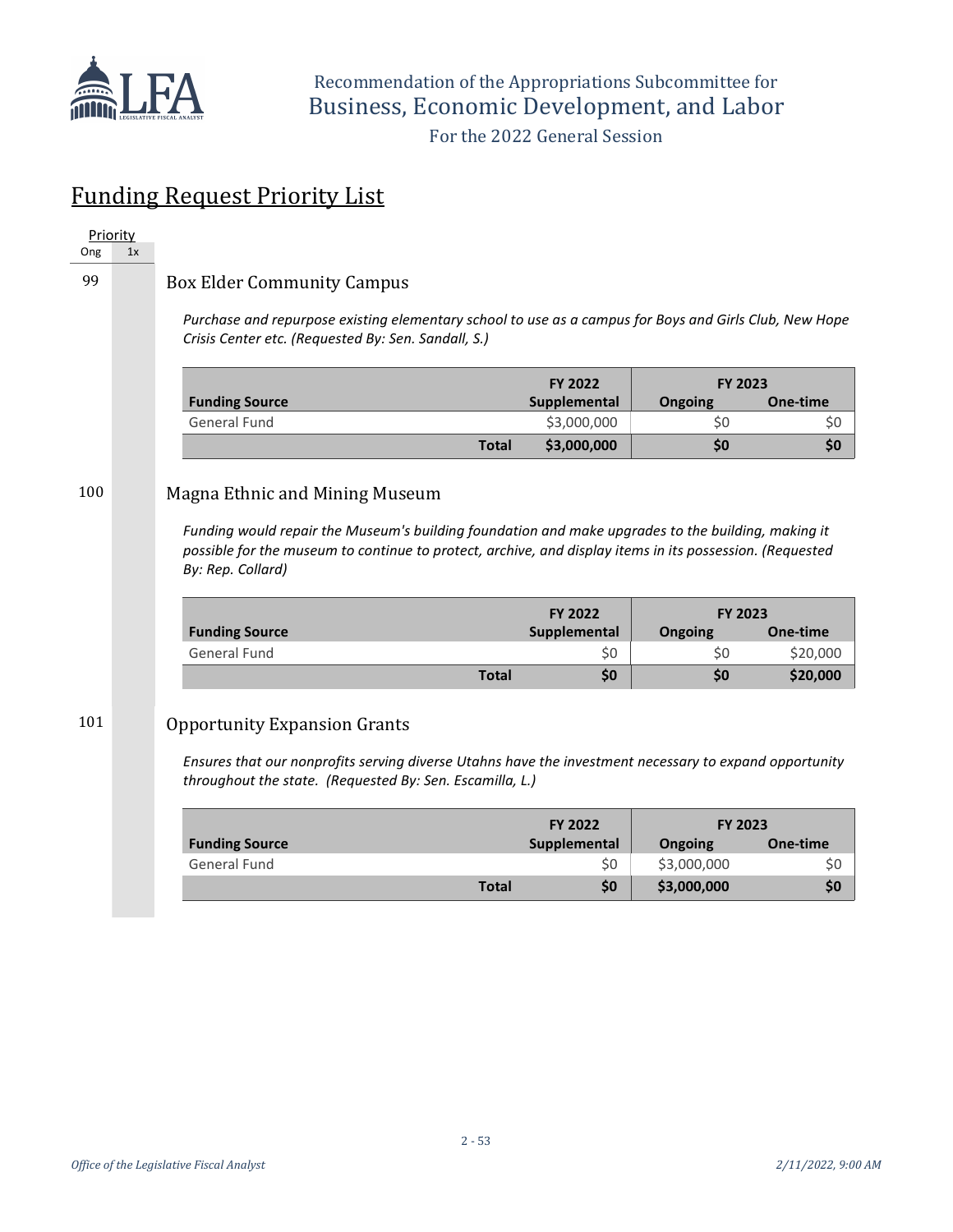Recommendation of the Appropriations Subcommittee for
Business, Economic Development, and Labor
For the 2022 General Session

# Funding Request Priority List

| Priority | |
|---|---|
| Ong | 1x |

99

## Box Elder Community Campus

*Purchase and repurpose existing elementary school to use as a campus for Boys and Girls Club, New Hope Crisis Center etc. (Requested By: Sen. Sandall, S.)*

| Funding Source | FY 2022 Supplemental | FY 2023 Ongoing | FY 2023 One-time |
|---|---|---|---|
| General Fund | $3,000,000 | $0 | $0 |
| **Total** | **$3,000,000** | **$0** | **$0** |

100

## Magna Ethnic and Mining Museum

*Funding would repair the Museum's building foundation and make upgrades to the building, making it possible for the museum to continue to protect, archive, and display items in its possession. (Requested By: Rep. Collard)*

| Funding Source | FY 2022 Supplemental | FY 2023 Ongoing | FY 2023 One-time |
|---|---|---|---|
| General Fund | $0 | $0 | $20,000 |
| **Total** | **$0** | **$0** | **$20,000** |

101

## Opportunity Expansion Grants

*Ensures that our nonprofits serving diverse Utahns have the investment necessary to expand opportunity throughout the state. (Requested By: Sen. Escamilla, L.)*

| Funding Source | FY 2022 Supplemental | FY 2023 Ongoing | FY 2023 One-time |
|---|---|---|---|
| General Fund | $0 | $3,000,000 | $0 |
| **Total** | **$0** | **$3,000,000** | **$0** |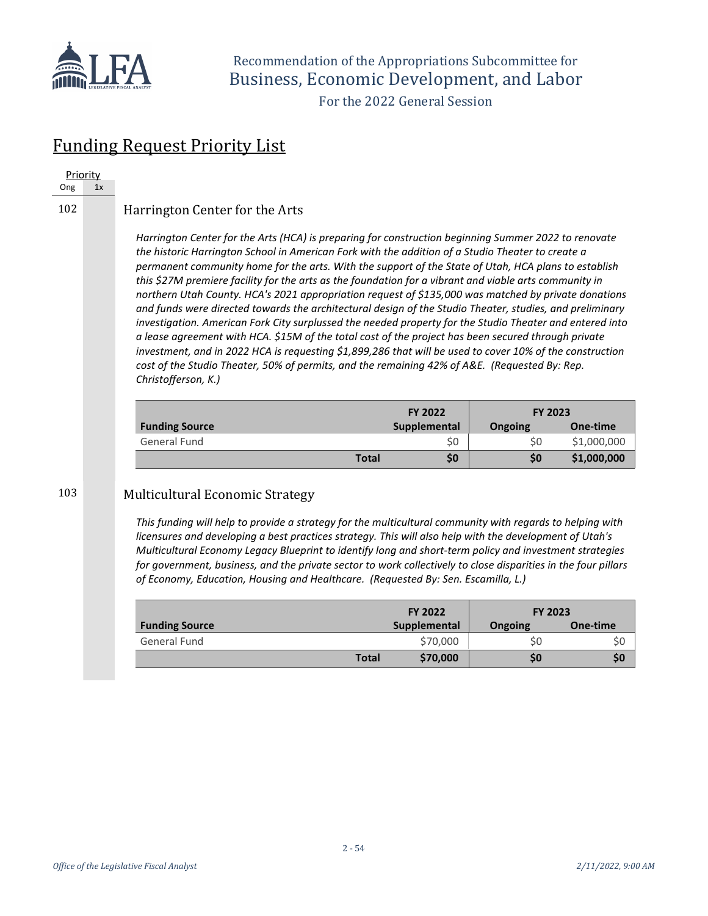Recommendation of the Appropriations Subcommittee for
Business, Economic Development, and Labor

For the 2022 General Session

# Funding Request Priority List

Priority
Ong | 1x

## 102 Harrington Center for the Arts

*Harrington Center for the Arts (HCA) is preparing for construction beginning Summer 2022 to renovate the historic Harrington School in American Fork with the addition of a Studio Theater to create a permanent community home for the arts. With the support of the State of Utah, HCA plans to establish this $27M premiere facility for the arts as the foundation for a vibrant and viable arts community in northern Utah County. HCA's 2021 appropriation request of $135,000 was matched by private donations and funds were directed towards the architectural design of the Studio Theater, studies, and preliminary investigation. American Fork City surplussed the needed property for the Studio Theater and entered into a lease agreement with HCA. $15M of the total cost of the project has been secured through private investment, and in 2022 HCA is requesting $1,899,286 that will be used to cover 10% of the construction cost of the Studio Theater, 50% of permits, and the remaining 42% of A&E. (Requested By: Rep. Christofferson, K.)*

| | FY 2022 | FY 2023 | |
|---|---|---|---|
| **Funding Source** | **Supplemental** | **Ongoing** | **One-time** |
| General Fund | $0 | $0 | $1,000,000 |
| **Total** | **$0** | **$0** | **$1,000,000** |

## 103 Multicultural Economic Strategy

*This funding will help to provide a strategy for the multicultural community with regards to helping with licensures and developing a best practices strategy. This will also help with the development of Utah's Multicultural Economy Legacy Blueprint to identify long and short-term policy and investment strategies for government, business, and the private sector to work collectively to close disparities in the four pillars of Economy, Education, Housing and Healthcare. (Requested By: Sen. Escamilla, L.)*

| | FY 2022 | FY 2023 | |
|---|---|---|---|
| **Funding Source** | **Supplemental** | **Ongoing** | **One-time** |
| General Fund | $70,000 | $0 | $0 |
| **Total** | **$70,000** | **$0** | **$0** |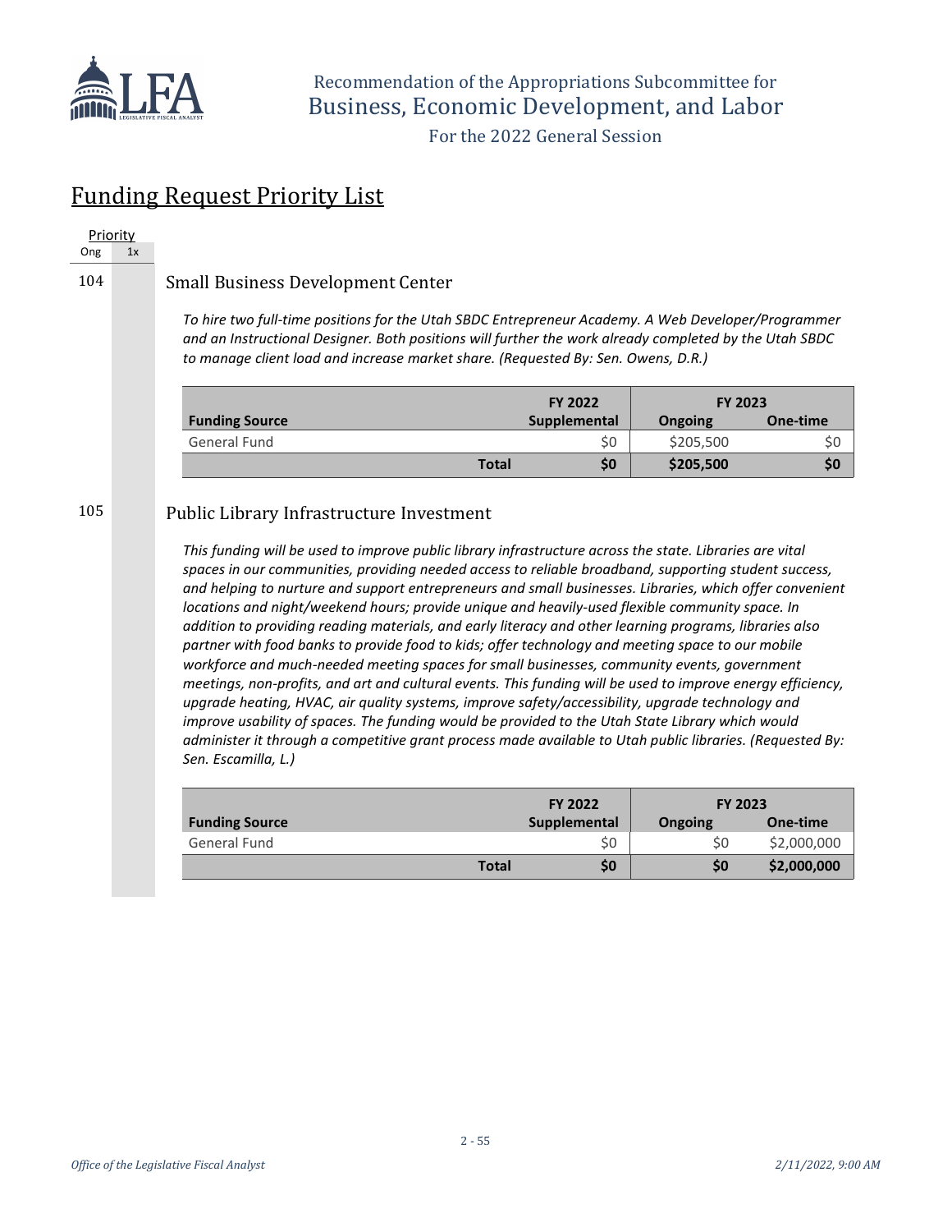Recommendation of the Appropriations Subcommittee for
Business, Economic Development, and Labor

For the 2022 General Session

# Funding Request Priority List

| Priority | |
|---|---|
| Ong | 1x |

104

## Small Business Development Center

*To hire two full-time positions for the Utah SBDC Entrepreneur Academy. A Web Developer/Programmer and an Instructional Designer. Both positions will further the work already completed by the Utah SBDC to manage client load and increase market share. (Requested By: Sen. Owens, D.R.)*

| Funding Source | FY 2022 Supplemental | FY 2023 Ongoing | FY 2023 One-time |
|---|---|---|---|
| General Fund | $0 | $205,500 | $0 |
| **Total** | **$0** | **$205,500** | **$0** |

105

## Public Library Infrastructure Investment

*This funding will be used to improve public library infrastructure across the state. Libraries are vital spaces in our communities, providing needed access to reliable broadband, supporting student success, and helping to nurture and support entrepreneurs and small businesses. Libraries, which offer convenient locations and night/weekend hours; provide unique and heavily-used flexible community space. In addition to providing reading materials, and early literacy and other learning programs, libraries also partner with food banks to provide food to kids; offer technology and meeting space to our mobile workforce and much-needed meeting spaces for small businesses, community events, government meetings, non-profits, and art and cultural events. This funding will be used to improve energy efficiency, upgrade heating, HVAC, air quality systems, improve safety/accessibility, upgrade technology and improve usability of spaces. The funding would be provided to the Utah State Library which would administer it through a competitive grant process made available to Utah public libraries. (Requested By: Sen. Escamilla, L.)*

| Funding Source | FY 2022 Supplemental | FY 2023 Ongoing | FY 2023 One-time |
|---|---|---|---|
| General Fund | $0 | $0 | $2,000,000 |
| **Total** | **$0** | **$0** | **$2,000,000** |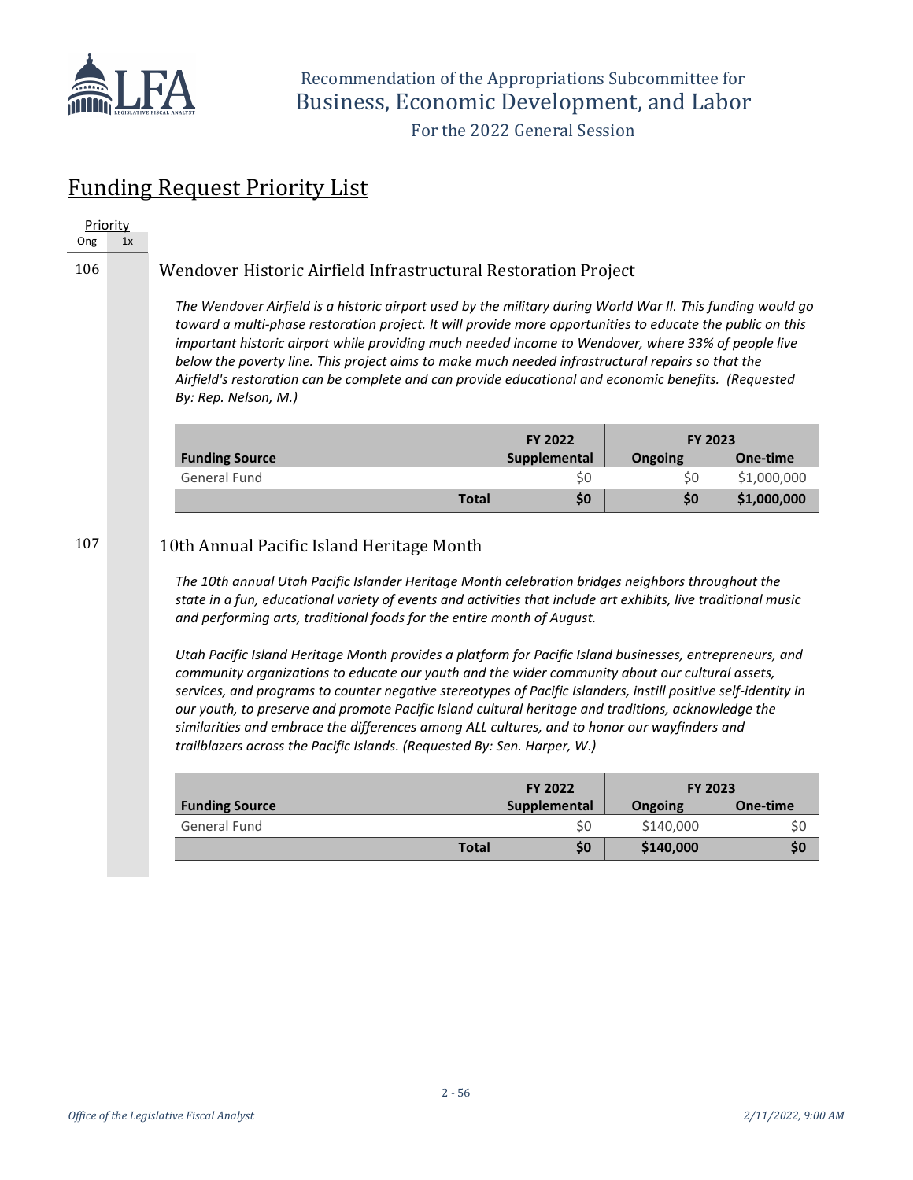Recommendation of the Appropriations Subcommittee for
Business, Economic Development, and Labor

For the 2022 General Session

## Funding Request Priority List

| Priority | |
|---|---|
| Ong | 1x |

### 106 Wendover Historic Airfield Infrastructural Restoration Project

*The Wendover Airfield is a historic airport used by the military during World War II. This funding would go toward a multi-phase restoration project. It will provide more opportunities to educate the public on this important historic airport while providing much needed income to Wendover, where 33% of people live below the poverty line. This project aims to make much needed infrastructural repairs so that the Airfield's restoration can be complete and can provide educational and economic benefits. (Requested By: Rep. Nelson, M.)*

| | FY 2022 | FY 2023 | |
|---|---|---|---|
| **Funding Source** | **Supplemental** | **Ongoing** | **One-time** |
| General Fund | $0 | $0 | $1,000,000 |
| **Total** | **$0** | **$0** | **$1,000,000** |

### 107 10th Annual Pacific Island Heritage Month

*The 10th annual Utah Pacific Islander Heritage Month celebration bridges neighbors throughout the state in a fun, educational variety of events and activities that include art exhibits, live traditional music and performing arts, traditional foods for the entire month of August.*

*Utah Pacific Island Heritage Month provides a platform for Pacific Island businesses, entrepreneurs, and community organizations to educate our youth and the wider community about our cultural assets, services, and programs to counter negative stereotypes of Pacific Islanders, instill positive self-identity in our youth, to preserve and promote Pacific Island cultural heritage and traditions, acknowledge the similarities and embrace the differences among ALL cultures, and to honor our wayfinders and trailblazers across the Pacific Islands. (Requested By: Sen. Harper, W.)*

| | FY 2022 | FY 2023 | |
|---|---|---|---|
| **Funding Source** | **Supplemental** | **Ongoing** | **One-time** |
| General Fund | $0 | $140,000 | $0 |
| **Total** | **$0** | **$140,000** | **$0** |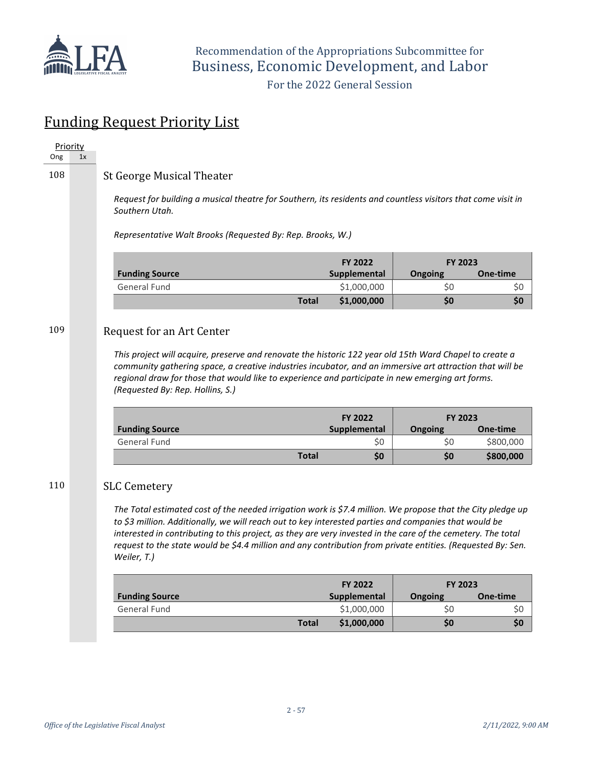# Funding Request Priority List

| Priority | |
|---|---|
| Ong | 1x |

108 

## St George Musical Theater

*Request for building a musical theatre for Southern, its residents and countless visitors that come visit in Southern Utah.*

*Representative Walt Brooks (Requested By: Rep. Brooks, W.)*

| Funding Source | FY 2022 Supplemental | FY 2023 Ongoing | FY 2023 One-time |
|---|---|---|---|
| General Fund | $1,000,000 | $0 | $0 |
| **Total** | **$1,000,000** | **$0** | **$0** |

109 

## Request for an Art Center

*This project will acquire, preserve and renovate the historic 122 year old 15th Ward Chapel to create a community gathering space, a creative industries incubator, and an immersive art attraction that will be regional draw for those that would like to experience and participate in new emerging art forms. (Requested By: Rep. Hollins, S.)*

| Funding Source | FY 2022 Supplemental | FY 2023 Ongoing | FY 2023 One-time |
|---|---|---|---|
| General Fund | $0 | $0 | $800,000 |
| **Total** | **$0** | **$0** | **$800,000** |

110 

## SLC Cemetery

*The Total estimated cost of the needed irrigation work is $7.4 million. We propose that the City pledge up to $3 million. Additionally, we will reach out to key interested parties and companies that would be interested in contributing to this project, as they are very invested in the care of the cemetery. The total request to the state would be $4.4 million and any contribution from private entities. (Requested By: Sen. Weiler, T.)*

| Funding Source | FY 2022 Supplemental | FY 2023 Ongoing | FY 2023 One-time |
|---|---|---|---|
| General Fund | $1,000,000 | $0 | $0 |
| **Total** | **$1,000,000** | **$0** | **$0** |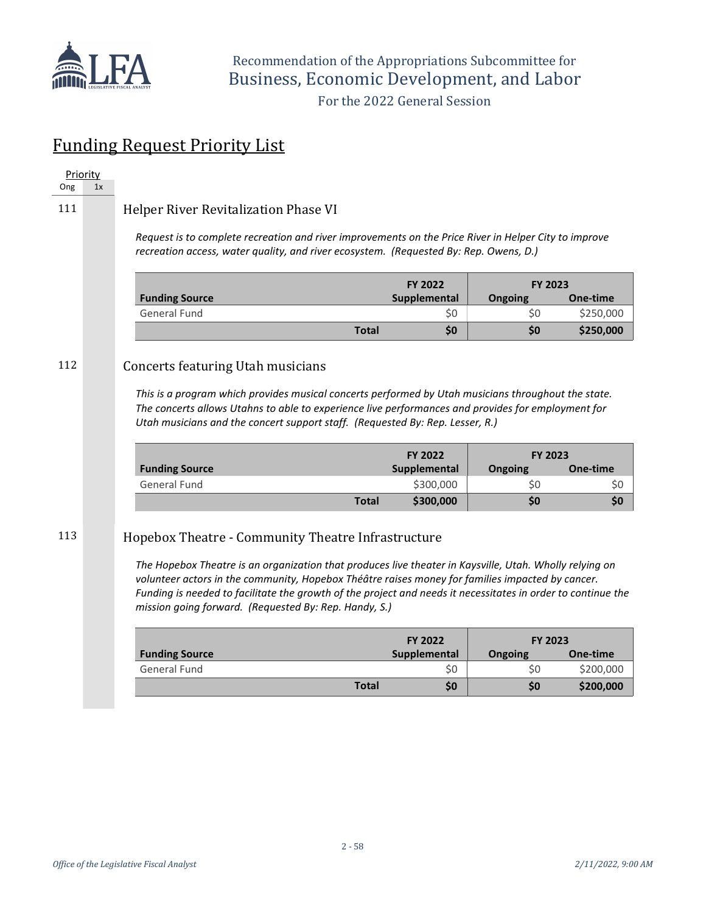## Funding Request Priority List

| Priority Ong | Priority 1x |
|---|---|

### 111 Helper River Revitalization Phase VI

*Request is to complete recreation and river improvements on the Price River in Helper City to improve recreation access, water quality, and river ecosystem. (Requested By: Rep. Owens, D.)*

| Funding Source | FY 2022 Supplemental | FY 2023 Ongoing | FY 2023 One-time |
|---|---|---|---|
| General Fund | $0 | $0 | $250,000 |
| **Total** | **$0** | **$0** | **$250,000** |

### 112 Concerts featuring Utah musicians

*This is a program which provides musical concerts performed by Utah musicians throughout the state. The concerts allows Utahns to able to experience live performances and provides for employment for Utah musicians and the concert support staff. (Requested By: Rep. Lesser, R.)*

| Funding Source | FY 2022 Supplemental | FY 2023 Ongoing | FY 2023 One-time |
|---|---|---|---|
| General Fund | $300,000 | $0 | $0 |
| **Total** | **$300,000** | **$0** | **$0** |

### 113 Hopebox Theatre - Community Theatre Infrastructure

*The Hopebox Theatre is an organization that produces live theater in Kaysville, Utah. Wholly relying on volunteer actors in the community, Hopebox Théâtre raises money for families impacted by cancer. Funding is needed to facilitate the growth of the project and needs it necessitates in order to continue the mission going forward. (Requested By: Rep. Handy, S.)*

| Funding Source | FY 2022 Supplemental | FY 2023 Ongoing | FY 2023 One-time |
|---|---|---|---|
| General Fund | $0 | $0 | $200,000 |
| **Total** | **$0** | **$0** | **$200,000** |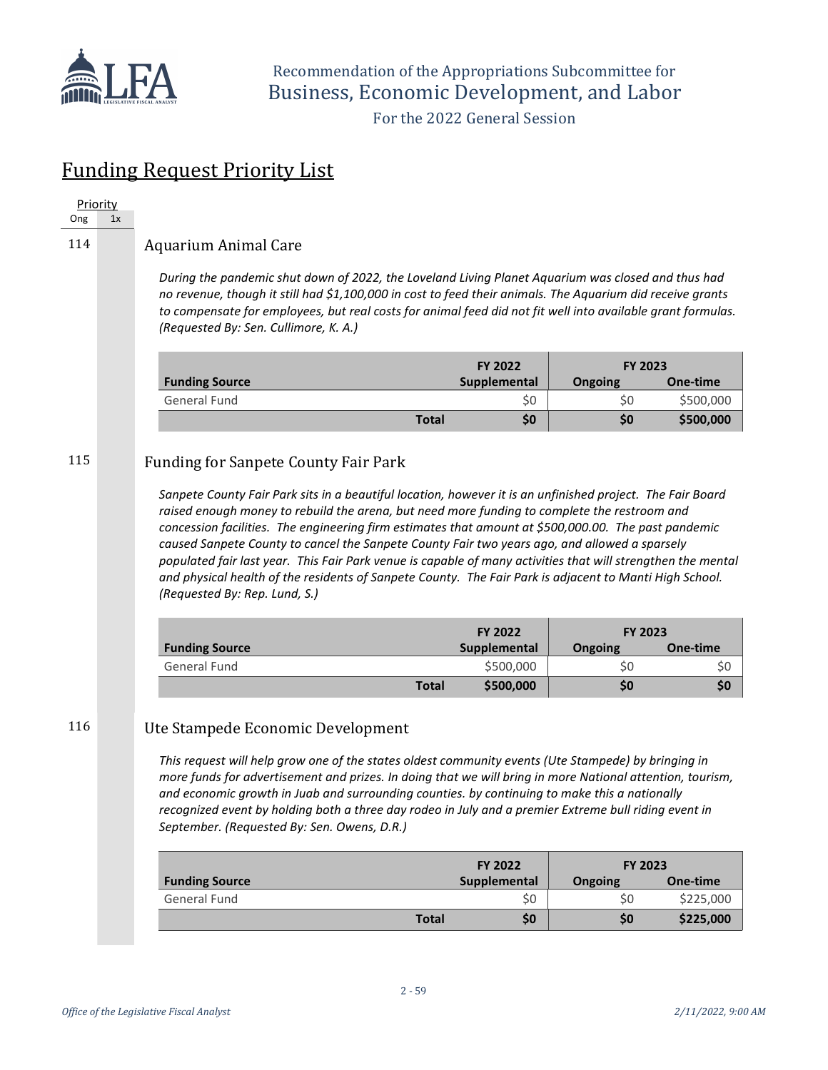# Funding Request Priority List

| Priority | |
|---|---|
| Ong | 1x |

## 114 Aquarium Animal Care

*During the pandemic shut down of 2022, the Loveland Living Planet Aquarium was closed and thus had no revenue, though it still had $1,100,000 in cost to feed their animals. The Aquarium did receive grants to compensate for employees, but real costs for animal feed did not fit well into available grant formulas. (Requested By: Sen. Cullimore, K. A.)*

| Funding Source | FY 2022 Supplemental | FY 2023 Ongoing | FY 2023 One-time |
|---|---|---|---|
| General Fund | $0 | $0 | $500,000 |
| **Total** | **$0** | **$0** | **$500,000** |

## 115 Funding for Sanpete County Fair Park

*Sanpete County Fair Park sits in a beautiful location, however it is an unfinished project. The Fair Board raised enough money to rebuild the arena, but need more funding to complete the restroom and concession facilities. The engineering firm estimates that amount at $500,000.00. The past pandemic caused Sanpete County to cancel the Sanpete County Fair two years ago, and allowed a sparsely populated fair last year. This Fair Park venue is capable of many activities that will strengthen the mental and physical health of the residents of Sanpete County. The Fair Park is adjacent to Manti High School. (Requested By: Rep. Lund, S.)*

| Funding Source | FY 2022 Supplemental | FY 2023 Ongoing | FY 2023 One-time |
|---|---|---|---|
| General Fund | $500,000 | $0 | $0 |
| **Total** | **$500,000** | **$0** | **$0** |

## 116 Ute Stampede Economic Development

*This request will help grow one of the states oldest community events (Ute Stampede) by bringing in more funds for advertisement and prizes. In doing that we will bring in more National attention, tourism, and economic growth in Juab and surrounding counties. by continuing to make this a nationally recognized event by holding both a three day rodeo in July and a premier Extreme bull riding event in September. (Requested By: Sen. Owens, D.R.)*

| Funding Source | FY 2022 Supplemental | FY 2023 Ongoing | FY 2023 One-time |
|---|---|---|---|
| General Fund | $0 | $0 | $225,000 |
| **Total** | **$0** | **$0** | **$225,000** |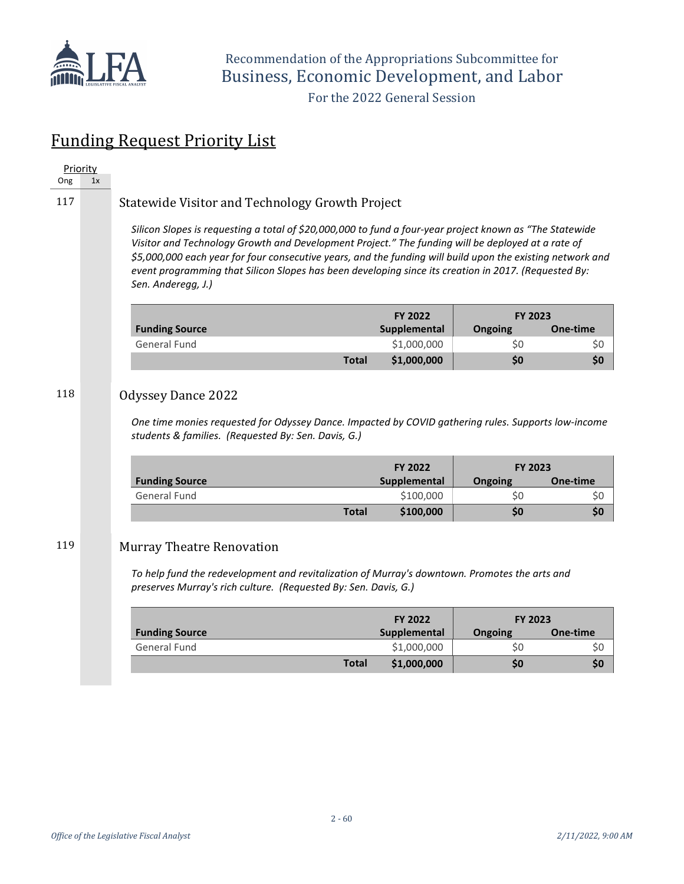## Funding Request Priority List

| Priority | |
|---|---|
| Ong | 1x |

### 117 Statewide Visitor and Technology Growth Project

*Silicon Slopes is requesting a total of $20,000,000 to fund a four-year project known as "The Statewide Visitor and Technology Growth and Development Project." The funding will be deployed at a rate of $5,000,000 each year for four consecutive years, and the funding will build upon the existing network and event programming that Silicon Slopes has been developing since its creation in 2017. (Requested By: Sen. Anderegg, J.)*

| | FY 2022 | FY 2023 | |
|---|---|---|---|
| **Funding Source** | **Supplemental** | **Ongoing** | **One-time** |
| General Fund | $1,000,000 | $0 | $0 |
| **Total** | **$1,000,000** | **$0** | **$0** |

### 118 Odyssey Dance 2022

*One time monies requested for Odyssey Dance. Impacted by COVID gathering rules. Supports low-income students & families. (Requested By: Sen. Davis, G.)*

| | FY 2022 | FY 2023 | |
|---|---|---|---|
| **Funding Source** | **Supplemental** | **Ongoing** | **One-time** |
| General Fund | $100,000 | $0 | $0 |
| **Total** | **$100,000** | **$0** | **$0** |

### 119 Murray Theatre Renovation

*To help fund the redevelopment and revitalization of Murray's downtown. Promotes the arts and preserves Murray's rich culture. (Requested By: Sen. Davis, G.)*

| | FY 2022 | FY 2023 | |
|---|---|---|---|
| **Funding Source** | **Supplemental** | **Ongoing** | **One-time** |
| General Fund | $1,000,000 | $0 | $0 |
| **Total** | **$1,000,000** | **$0** | **$0** |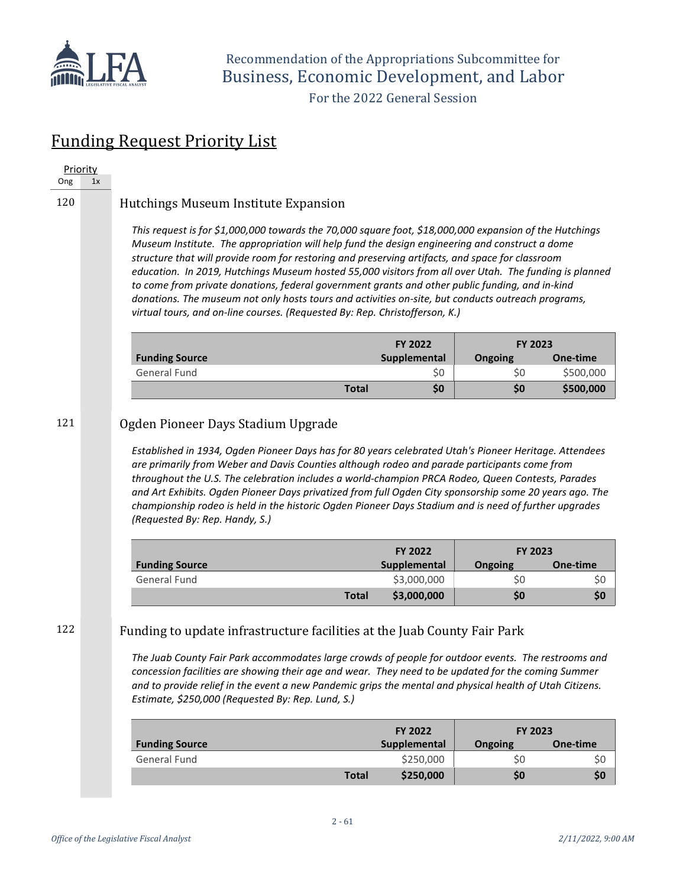Recommendation of the Appropriations Subcommittee for
Business, Economic Development, and Labor

For the 2022 General Session

# Funding Request Priority List

| Priority | |
|---|---|
| Ong | 1x |

120

## Hutchings Museum Institute Expansion

*This request is for $1,000,000 towards the 70,000 square foot, $18,000,000 expansion of the Hutchings Museum Institute. The appropriation will help fund the design engineering and construct a dome structure that will provide room for restoring and preserving artifacts, and space for classroom education. In 2019, Hutchings Museum hosted 55,000 visitors from all over Utah. The funding is planned to come from private donations, federal government grants and other public funding, and in-kind donations. The museum not only hosts tours and activities on-site, but conducts outreach programs, virtual tours, and on-line courses. (Requested By: Rep. Christofferson, K.)*

| | FY 2022 | FY 2023 | |
|---|---|---|---|
| **Funding Source** | **Supplemental** | **Ongoing** | **One-time** |
| General Fund | $0 | $0 | $500,000 |
| **Total** | **$0** | **$0** | **$500,000** |

121

## Ogden Pioneer Days Stadium Upgrade

*Established in 1934, Ogden Pioneer Days has for 80 years celebrated Utah's Pioneer Heritage. Attendees are primarily from Weber and Davis Counties although rodeo and parade participants come from throughout the U.S. The celebration includes a world-champion PRCA Rodeo, Queen Contests, Parades and Art Exhibits. Ogden Pioneer Days privatized from full Ogden City sponsorship some 20 years ago. The championship rodeo is held in the historic Ogden Pioneer Days Stadium and is need of further upgrades (Requested By: Rep. Handy, S.)*

| | FY 2022 | FY 2023 | |
|---|---|---|---|
| **Funding Source** | **Supplemental** | **Ongoing** | **One-time** |
| General Fund | $3,000,000 | $0 | $0 |
| **Total** | **$3,000,000** | **$0** | **$0** |

122

## Funding to update infrastructure facilities at the Juab County Fair Park

*The Juab County Fair Park accommodates large crowds of people for outdoor events. The restrooms and concession facilities are showing their age and wear. They need to be updated for the coming Summer and to provide relief in the event a new Pandemic grips the mental and physical health of Utah Citizens. Estimate, $250,000 (Requested By: Rep. Lund, S.)*

| | FY 2022 | FY 2023 | |
|---|---|---|---|
| **Funding Source** | **Supplemental** | **Ongoing** | **One-time** |
| General Fund | $250,000 | $0 | $0 |
| **Total** | **$250,000** | **$0** | **$0** |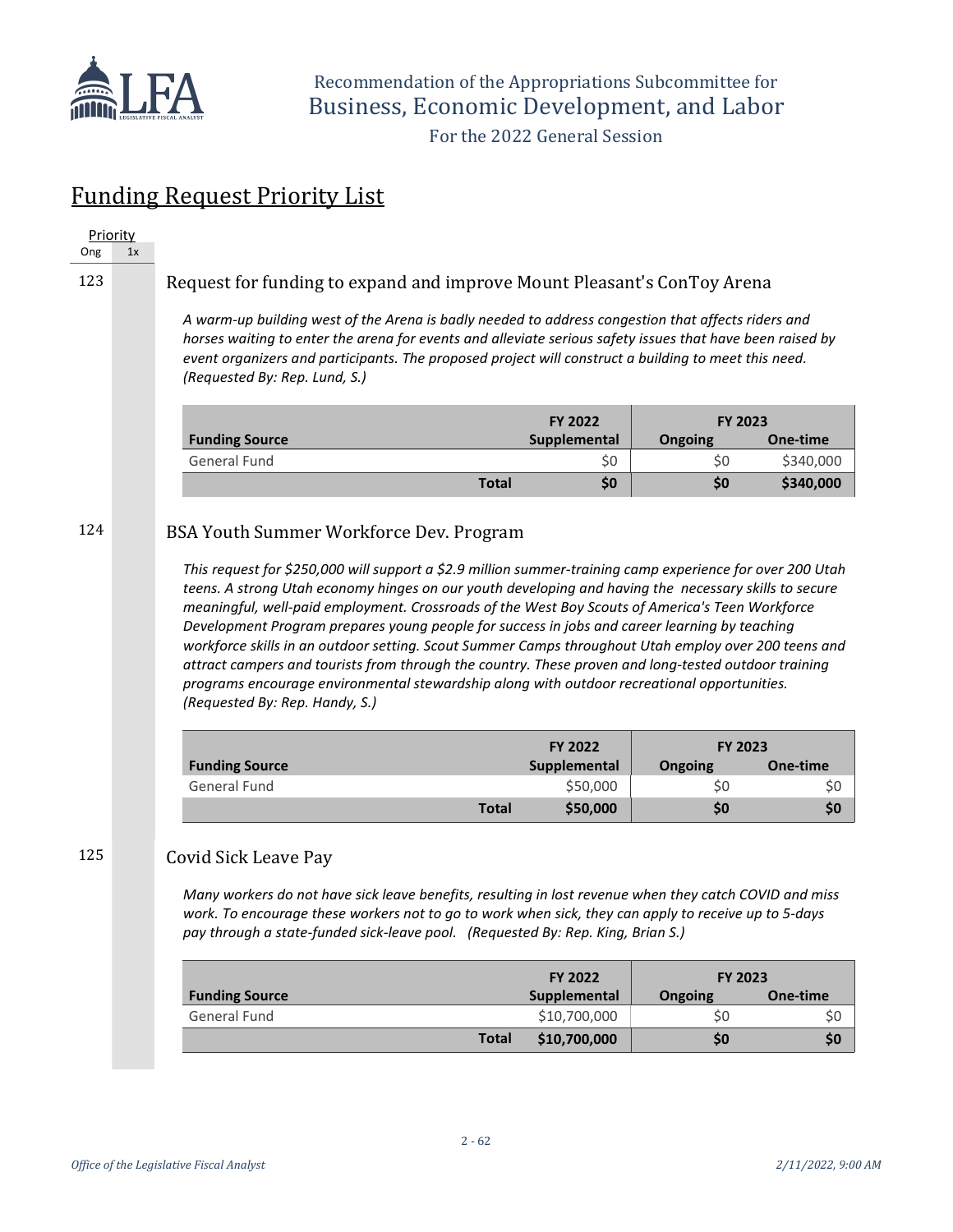Recommendation of the Appropriations Subcommittee for
Business, Economic Development, and Labor

For the 2022 General Session

# Funding Request Priority List

| Priority | |
|---|---|
| Ong | 1x |

123

## Request for funding to expand and improve Mount Pleasant's ConToy Arena

*A warm-up building west of the Arena is badly needed to address congestion that affects riders and horses waiting to enter the arena for events and alleviate serious safety issues that have been raised by event organizers and participants. The proposed project will construct a building to meet this need. (Requested By: Rep. Lund, S.)*

| | FY 2022 | FY 2023 | |
|---|---|---|---|
| **Funding Source** | **Supplemental** | **Ongoing** | **One-time** |
| General Fund | $0 | $0 | $340,000 |
| **Total** | **$0** | **$0** | **$340,000** |

124

## BSA Youth Summer Workforce Dev. Program

*This request for $250,000 will support a $2.9 million summer-training camp experience for over 200 Utah teens. A strong Utah economy hinges on our youth developing and having the necessary skills to secure meaningful, well-paid employment. Crossroads of the West Boy Scouts of America's Teen Workforce Development Program prepares young people for success in jobs and career learning by teaching workforce skills in an outdoor setting. Scout Summer Camps throughout Utah employ over 200 teens and attract campers and tourists from through the country. These proven and long-tested outdoor training programs encourage environmental stewardship along with outdoor recreational opportunities. (Requested By: Rep. Handy, S.)*

| | FY 2022 | FY 2023 | |
|---|---|---|---|
| **Funding Source** | **Supplemental** | **Ongoing** | **One-time** |
| General Fund | $50,000 | $0 | $0 |
| **Total** | **$50,000** | **$0** | **$0** |

125

## Covid Sick Leave Pay

*Many workers do not have sick leave benefits, resulting in lost revenue when they catch COVID and miss work. To encourage these workers not to go to work when sick, they can apply to receive up to 5-days pay through a state-funded sick-leave pool. (Requested By: Rep. King, Brian S.)*

| | FY 2022 | FY 2023 | |
|---|---|---|---|
| **Funding Source** | **Supplemental** | **Ongoing** | **One-time** |
| General Fund | $10,700,000 | $0 | $0 |
| **Total** | **$10,700,000** | **$0** | **$0** |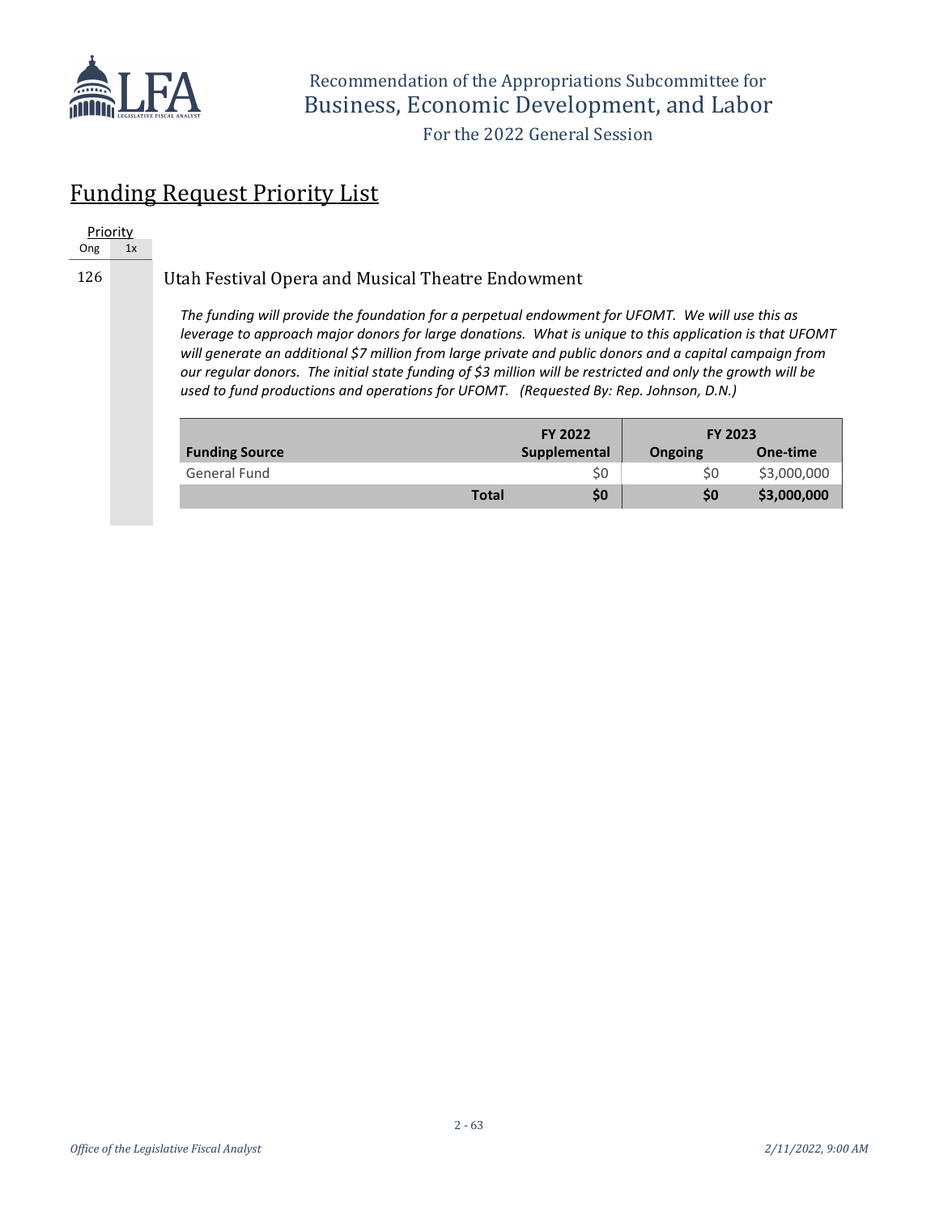## Funding Request Priority List

| Priority | |
|---|---|
| Ong | 1x |
| 126 | |

### Utah Festival Opera and Musical Theatre Endowment

*The funding will provide the foundation for a perpetual endowment for UFOMT. We will use this as leverage to approach major donors for large donations. What is unique to this application is that UFOMT will generate an additional $7 million from large private and public donors and a capital campaign from our regular donors. The initial state funding of $3 million will be restricted and only the growth will be used to fund productions and operations for UFOMT. (Requested By: Rep. Johnson, D.N.)*

| | FY 2022 | FY 2023 | |
|---|---|---|---|
| **Funding Source** | **Supplemental** | **Ongoing** | **One-time** |
| General Fund | $0 | $0 | $3,000,000 |
| **Total** | **$0** | **$0** | **$3,000,000** |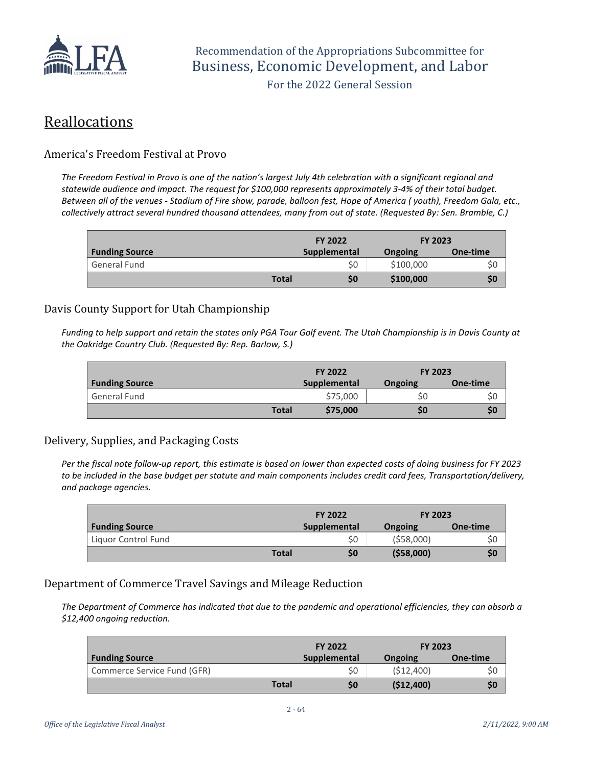# Reallocations

## America's Freedom Festival at Provo

*The Freedom Festival in Provo is one of the nation's largest July 4th celebration with a significant regional and statewide audience and impact. The request for $100,000 represents approximately 3-4% of their total budget. Between all of the venues - Stadium of Fire show, parade, balloon fest, Hope of America ( youth), Freedom Gala, etc., collectively attract several hundred thousand attendees, many from out of state. (Requested By: Sen. Bramble, C.)*

| | FY 2022 | FY 2023 | |
|---|---|---|---|
| **Funding Source** | **Supplemental** | **Ongoing** | **One-time** |
| General Fund | $0 | $100,000 | $0 |
| **Total** | **$0** | **$100,000** | **$0** |

## Davis County Support for Utah Championship

*Funding to help support and retain the states only PGA Tour Golf event. The Utah Championship is in Davis County at the Oakridge Country Club. (Requested By: Rep. Barlow, S.)*

| | FY 2022 | FY 2023 | |
|---|---|---|---|
| **Funding Source** | **Supplemental** | **Ongoing** | **One-time** |
| General Fund | $75,000 | $0 | $0 |
| **Total** | **$75,000** | **$0** | **$0** |

## Delivery, Supplies, and Packaging Costs

*Per the fiscal note follow-up report, this estimate is based on lower than expected costs of doing business for FY 2023 to be included in the base budget per statute and main components includes credit card fees, Transportation/delivery, and package agencies.*

| | FY 2022 | FY 2023 | |
|---|---|---|---|
| **Funding Source** | **Supplemental** | **Ongoing** | **One-time** |
| Liquor Control Fund | $0 | ($58,000) | $0 |
| **Total** | **$0** | **($58,000)** | **$0** |

## Department of Commerce Travel Savings and Mileage Reduction

*The Department of Commerce has indicated that due to the pandemic and operational efficiencies, they can absorb a $12,400 ongoing reduction.*

| | FY 2022 | FY 2023 | |
|---|---|---|---|
| **Funding Source** | **Supplemental** | **Ongoing** | **One-time** |
| Commerce Service Fund (GFR) | $0 | ($12,400) | $0 |
| **Total** | **$0** | **($12,400)** | **$0** |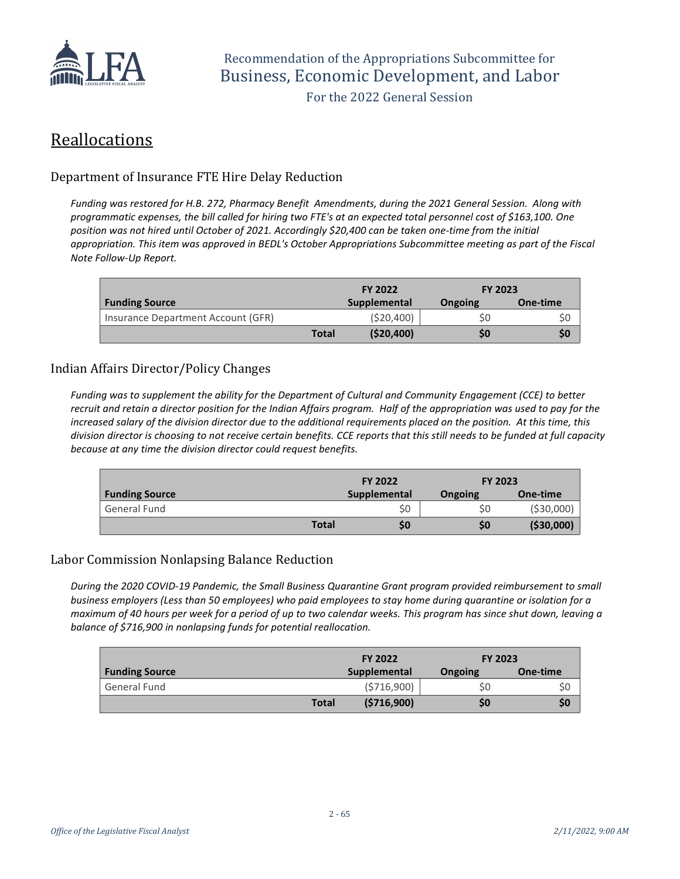## Reallocations

### Department of Insurance FTE Hire Delay Reduction

*Funding was restored for H.B. 272, Pharmacy Benefit Amendments, during the 2021 General Session. Along with programmatic expenses, the bill called for hiring two FTE's at an expected total personnel cost of $163,100. One position was not hired until October of 2021. Accordingly $20,400 can be taken one-time from the initial appropriation. This item was approved in BEDL's October Appropriations Subcommittee meeting as part of the Fiscal Note Follow-Up Report.*

| | FY 2022 | FY 2023 | |
|---|---|---|---|
| **Funding Source** | **Supplemental** | **Ongoing** | **One-time** |
| Insurance Department Account (GFR) | ($20,400) | $0 | $0 |
| **Total** | **($20,400)** | **$0** | **$0** |

### Indian Affairs Director/Policy Changes

*Funding was to supplement the ability for the Department of Cultural and Community Engagement (CCE) to better recruit and retain a director position for the Indian Affairs program. Half of the appropriation was used to pay for the increased salary of the division director due to the additional requirements placed on the position. At this time, this division director is choosing to not receive certain benefits. CCE reports that this still needs to be funded at full capacity because at any time the division director could request benefits.*

| | FY 2022 | FY 2023 | |
|---|---|---|---|
| **Funding Source** | **Supplemental** | **Ongoing** | **One-time** |
| General Fund | $0 | $0 | ($30,000) |
| **Total** | **$0** | **$0** | **($30,000)** |

### Labor Commission Nonlapsing Balance Reduction

*During the 2020 COVID-19 Pandemic, the Small Business Quarantine Grant program provided reimbursement to small business employers (Less than 50 employees) who paid employees to stay home during quarantine or isolation for a maximum of 40 hours per week for a period of up to two calendar weeks. This program has since shut down, leaving a balance of $716,900 in nonlapsing funds for potential reallocation.*

| | FY 2022 | FY 2023 | |
|---|---|---|---|
| **Funding Source** | **Supplemental** | **Ongoing** | **One-time** |
| General Fund | ($716,900) | $0 | $0 |
| **Total** | **($716,900)** | **$0** | **$0** |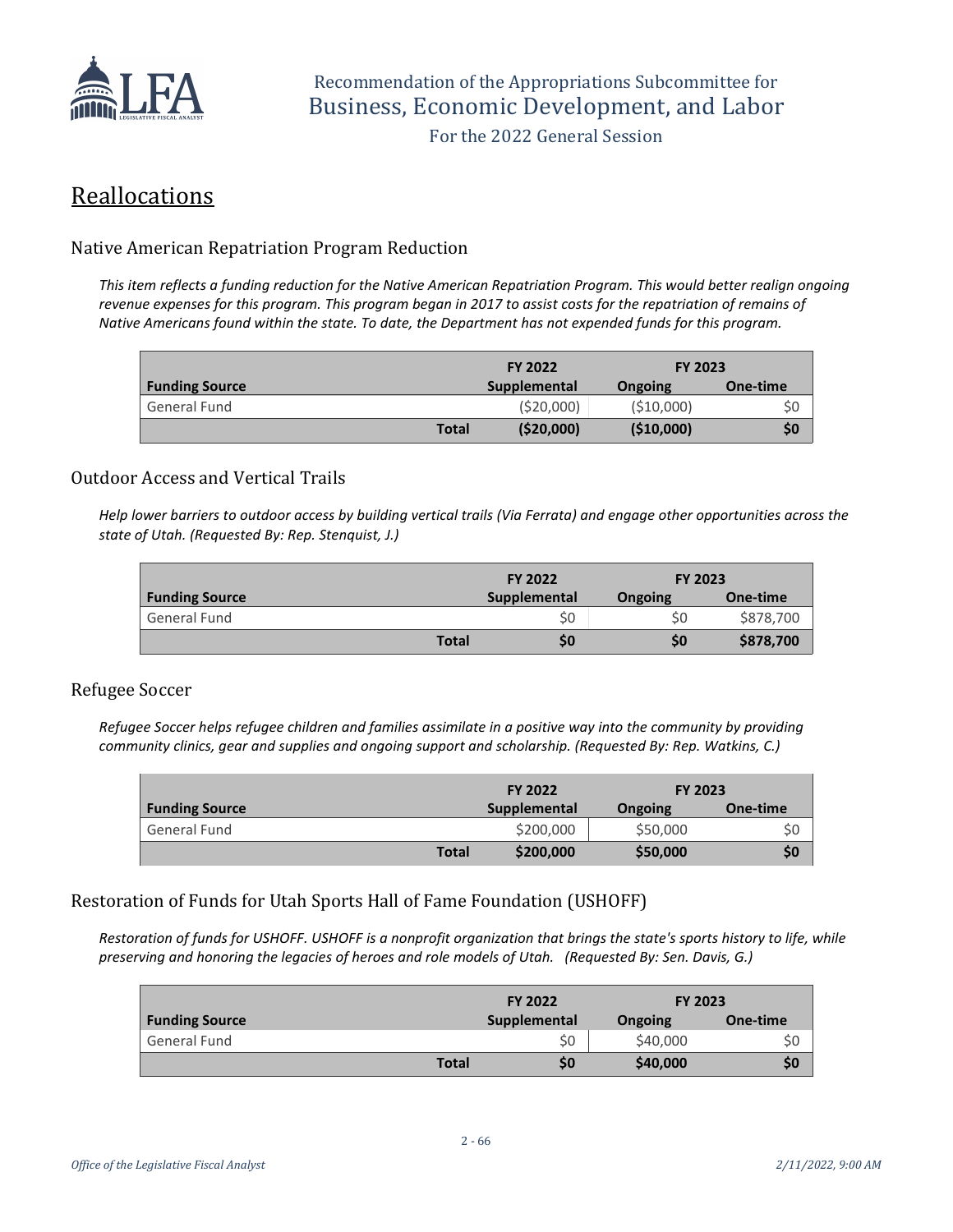## Reallocations

### Native American Repatriation Program Reduction

*This item reflects a funding reduction for the Native American Repatriation Program. This would better realign ongoing revenue expenses for this program. This program began in 2017 to assist costs for the repatriation of remains of Native Americans found within the state. To date, the Department has not expended funds for this program.*

| | | FY 2022 | FY 2023 | |
|---|---|---|---|---|
| **Funding Source** | | **Supplemental** | **Ongoing** | **One-time** |
| General Fund | | ($20,000) | ($10,000) | $0 |
| | **Total** | **($20,000)** | **($10,000)** | **$0** |

### Outdoor Access and Vertical Trails

*Help lower barriers to outdoor access by building vertical trails (Via Ferrata) and engage other opportunities across the state of Utah. (Requested By: Rep. Stenquist, J.)*

| | | FY 2022 | FY 2023 | |
|---|---|---|---|---|
| **Funding Source** | | **Supplemental** | **Ongoing** | **One-time** |
| General Fund | | $0 | $0 | $878,700 |
| | **Total** | **$0** | **$0** | **$878,700** |

### Refugee Soccer

*Refugee Soccer helps refugee children and families assimilate in a positive way into the community by providing community clinics, gear and supplies and ongoing support and scholarship. (Requested By: Rep. Watkins, C.)*

| | | FY 2022 | FY 2023 | |
|---|---|---|---|---|
| **Funding Source** | | **Supplemental** | **Ongoing** | **One-time** |
| General Fund | | $200,000 | $50,000 | $0 |
| | **Total** | **$200,000** | **$50,000** | **$0** |

### Restoration of Funds for Utah Sports Hall of Fame Foundation (USHOFF)

*Restoration of funds for USHOFF. USHOFF is a nonprofit organization that brings the state's sports history to life, while preserving and honoring the legacies of heroes and role models of Utah. (Requested By: Sen. Davis, G.)*

| | | FY 2022 | FY 2023 | |
|---|---|---|---|---|
| **Funding Source** | | **Supplemental** | **Ongoing** | **One-time** |
| General Fund | | $0 | $40,000 | $0 |
| | **Total** | **$0** | **$40,000** | **$0** |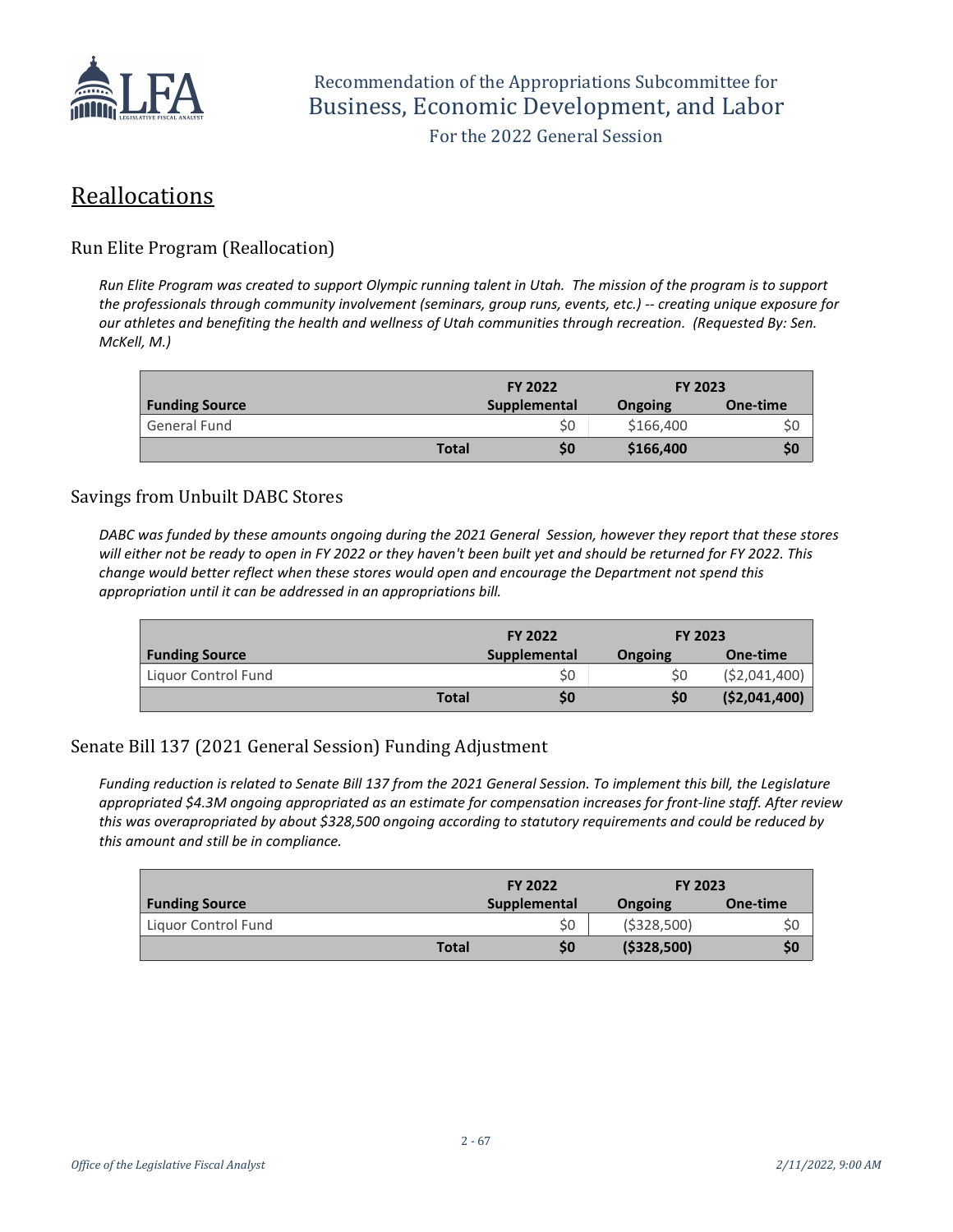# Reallocations

## Run Elite Program (Reallocation)

*Run Elite Program was created to support Olympic running talent in Utah. The mission of the program is to support the professionals through community involvement (seminars, group runs, events, etc.) -- creating unique exposure for our athletes and benefiting the health and wellness of Utah communities through recreation. (Requested By: Sen. McKell, M.)*

| | | FY 2022 | FY 2023 | |
|---|---|---|---|---|
| **Funding Source** | | **Supplemental** | **Ongoing** | **One-time** |
| General Fund | | $0 | $166,400 | $0 |
| | **Total** | **$0** | **$166,400** | **$0** |

## Savings from Unbuilt DABC Stores

*DABC was funded by these amounts ongoing during the 2021 General Session, however they report that these stores will either not be ready to open in FY 2022 or they haven't been built yet and should be returned for FY 2022. This change would better reflect when these stores would open and encourage the Department not spend this appropriation until it can be addressed in an appropriations bill.*

| | | FY 2022 | FY 2023 | |
|---|---|---|---|---|
| **Funding Source** | | **Supplemental** | **Ongoing** | **One-time** |
| Liquor Control Fund | | $0 | $0 | ($2,041,400) |
| | **Total** | **$0** | **$0** | **($2,041,400)** |

## Senate Bill 137 (2021 General Session) Funding Adjustment

*Funding reduction is related to Senate Bill 137 from the 2021 General Session. To implement this bill, the Legislature appropriated $4.3M ongoing appropriated as an estimate for compensation increases for front-line staff. After review this was overapropriated by about $328,500 ongoing according to statutory requirements and could be reduced by this amount and still be in compliance.*

| | | FY 2022 | FY 2023 | |
|---|---|---|---|---|
| **Funding Source** | | **Supplemental** | **Ongoing** | **One-time** |
| Liquor Control Fund | | $0 | ($328,500) | $0 |
| | **Total** | **$0** | **($328,500)** | **$0** |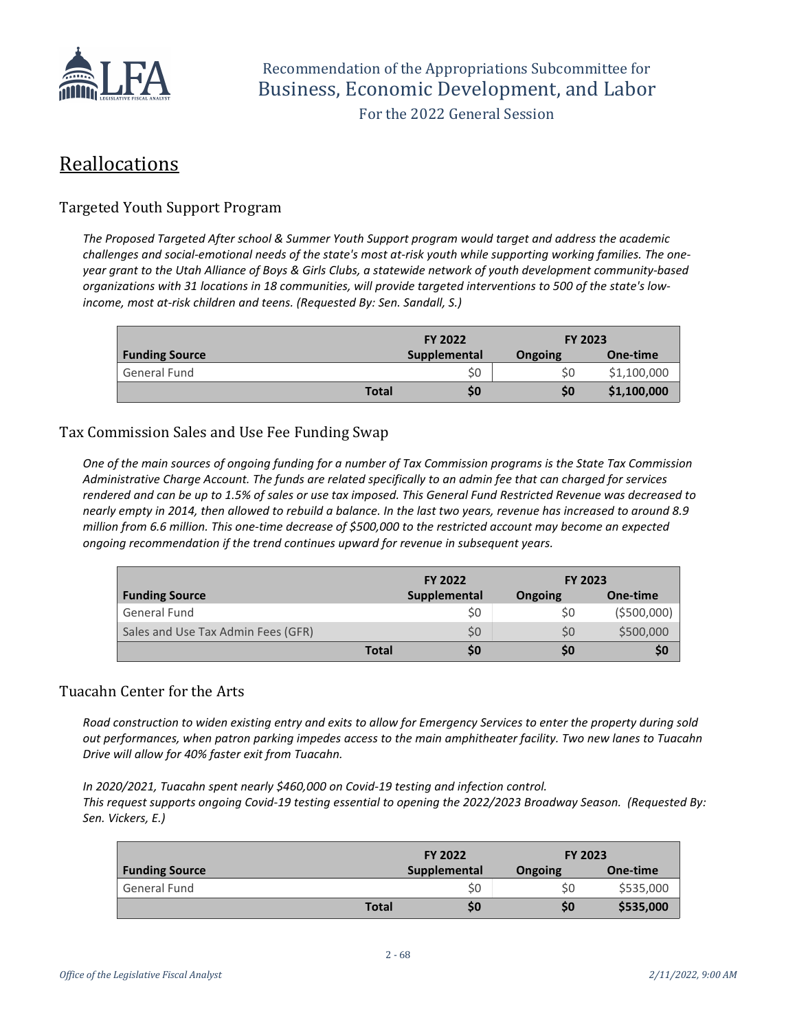## Reallocations

### Targeted Youth Support Program

*The Proposed Targeted After school & Summer Youth Support program would target and address the academic challenges and social-emotional needs of the state's most at-risk youth while supporting working families. The one-year grant to the Utah Alliance of Boys & Girls Clubs, a statewide network of youth development community-based organizations with 31 locations in 18 communities, will provide targeted interventions to 500 of the state's low-income, most at-risk children and teens. (Requested By: Sen. Sandall, S.)*

| | FY 2022 | FY 2023 | |
|---|---|---|---|
| **Funding Source** | **Supplemental** | **Ongoing** | **One-time** |
| General Fund | $0 | $0 | $1,100,000 |
| **Total** | **$0** | **$0** | **$1,100,000** |

### Tax Commission Sales and Use Fee Funding Swap

*One of the main sources of ongoing funding for a number of Tax Commission programs is the State Tax Commission Administrative Charge Account. The funds are related specifically to an admin fee that can charged for services rendered and can be up to 1.5% of sales or use tax imposed. This General Fund Restricted Revenue was decreased to nearly empty in 2014, then allowed to rebuild a balance. In the last two years, revenue has increased to around 8.9 million from 6.6 million. This one-time decrease of $500,000 to the restricted account may become an expected ongoing recommendation if the trend continues upward for revenue in subsequent years.*

| | FY 2022 | FY 2023 | |
|---|---|---|---|
| **Funding Source** | **Supplemental** | **Ongoing** | **One-time** |
| General Fund | $0 | $0 | ($500,000) |
| Sales and Use Tax Admin Fees (GFR) | $0 | $0 | $500,000 |
| **Total** | **$0** | **$0** | **$0** |

### Tuacahn Center for the Arts

*Road construction to widen existing entry and exits to allow for Emergency Services to enter the property during sold out performances, when patron parking impedes access to the main amphitheater facility. Two new lanes to Tuacahn Drive will allow for 40% faster exit from Tuacahn.*

*In 2020/2021, Tuacahn spent nearly $460,000 on Covid-19 testing and infection control.*
*This request supports ongoing Covid-19 testing essential to opening the 2022/2023 Broadway Season. (Requested By: Sen. Vickers, E.)*

| | FY 2022 | FY 2023 | |
|---|---|---|---|
| **Funding Source** | **Supplemental** | **Ongoing** | **One-time** |
| General Fund | $0 | $0 | $535,000 |
| **Total** | **$0** | **$0** | **$535,000** |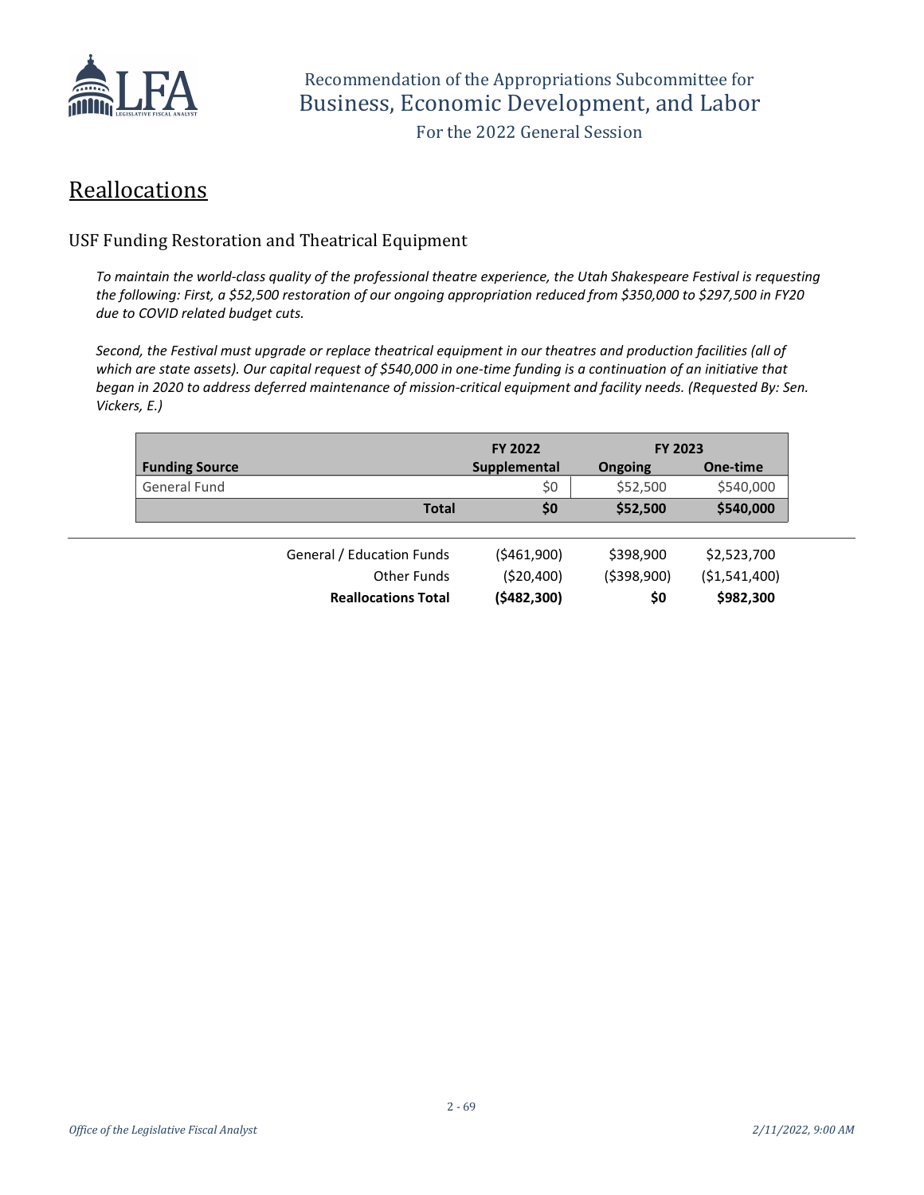## Reallocations

### USF Funding Restoration and Theatrical Equipment

*To maintain the world-class quality of the professional theatre experience, the Utah Shakespeare Festival is requesting the following: First, a $52,500 restoration of our ongoing appropriation reduced from $350,000 to $297,500 in FY20 due to COVID related budget cuts.*

*Second, the Festival must upgrade or replace theatrical equipment in our theatres and production facilities (all of which are state assets). Our capital request of $540,000 in one-time funding is a continuation of an initiative that began in 2020 to address deferred maintenance of mission-critical equipment and facility needs. (Requested By: Sen. Vickers, E.)*

| | FY 2022 | FY 2023 | |
|---|---|---|---|
| **Funding Source** | **Supplemental** | **Ongoing** | **One-time** |
| General Fund | $0 | $52,500 | $540,000 |
| **Total** | **$0** | **$52,500** | **$540,000** |

| | | | |
|---|---|---|---|
| General / Education Funds | ($461,900) | $398,900 | $2,523,700 |
| Other Funds | ($20,400) | ($398,900) | ($1,541,400) |
| **Reallocations Total** | **($482,300)** | **$0** | **$982,300** |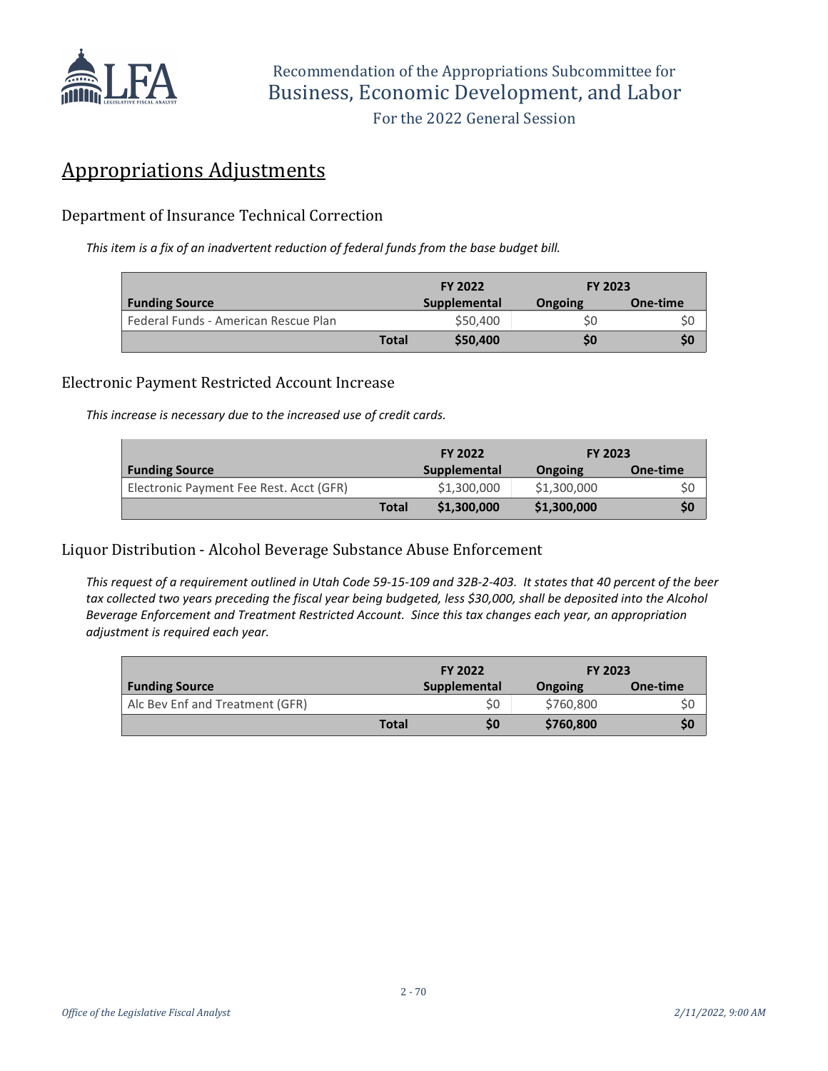## Appropriations Adjustments

### Department of Insurance Technical Correction

*This item is a fix of an inadvertent reduction of federal funds from the base budget bill.*

| | FY 2022 | FY 2023 | |
|---|---|---|---|
| **Funding Source** | **Supplemental** | **Ongoing** | **One-time** |
| Federal Funds - American Rescue Plan | $50,400 | $0 | $0 |
| **Total** | **$50,400** | **$0** | **$0** |

### Electronic Payment Restricted Account Increase

*This increase is necessary due to the increased use of credit cards.*

| | FY 2022 | FY 2023 | |
|---|---|---|---|
| **Funding Source** | **Supplemental** | **Ongoing** | **One-time** |
| Electronic Payment Fee Rest. Acct (GFR) | $1,300,000 | $1,300,000 | $0 |
| **Total** | **$1,300,000** | **$1,300,000** | **$0** |

### Liquor Distribution - Alcohol Beverage Substance Abuse Enforcement

*This request of a requirement outlined in Utah Code 59-15-109 and 32B-2-403. It states that 40 percent of the beer tax collected two years preceding the fiscal year being budgeted, less $30,000, shall be deposited into the Alcohol Beverage Enforcement and Treatment Restricted Account. Since this tax changes each year, an appropriation adjustment is required each year.*

| | FY 2022 | FY 2023 | |
|---|---|---|---|
| **Funding Source** | **Supplemental** | **Ongoing** | **One-time** |
| Alc Bev Enf and Treatment (GFR) | $0 | $760,800 | $0 |
| **Total** | **$0** | **$760,800** | **$0** |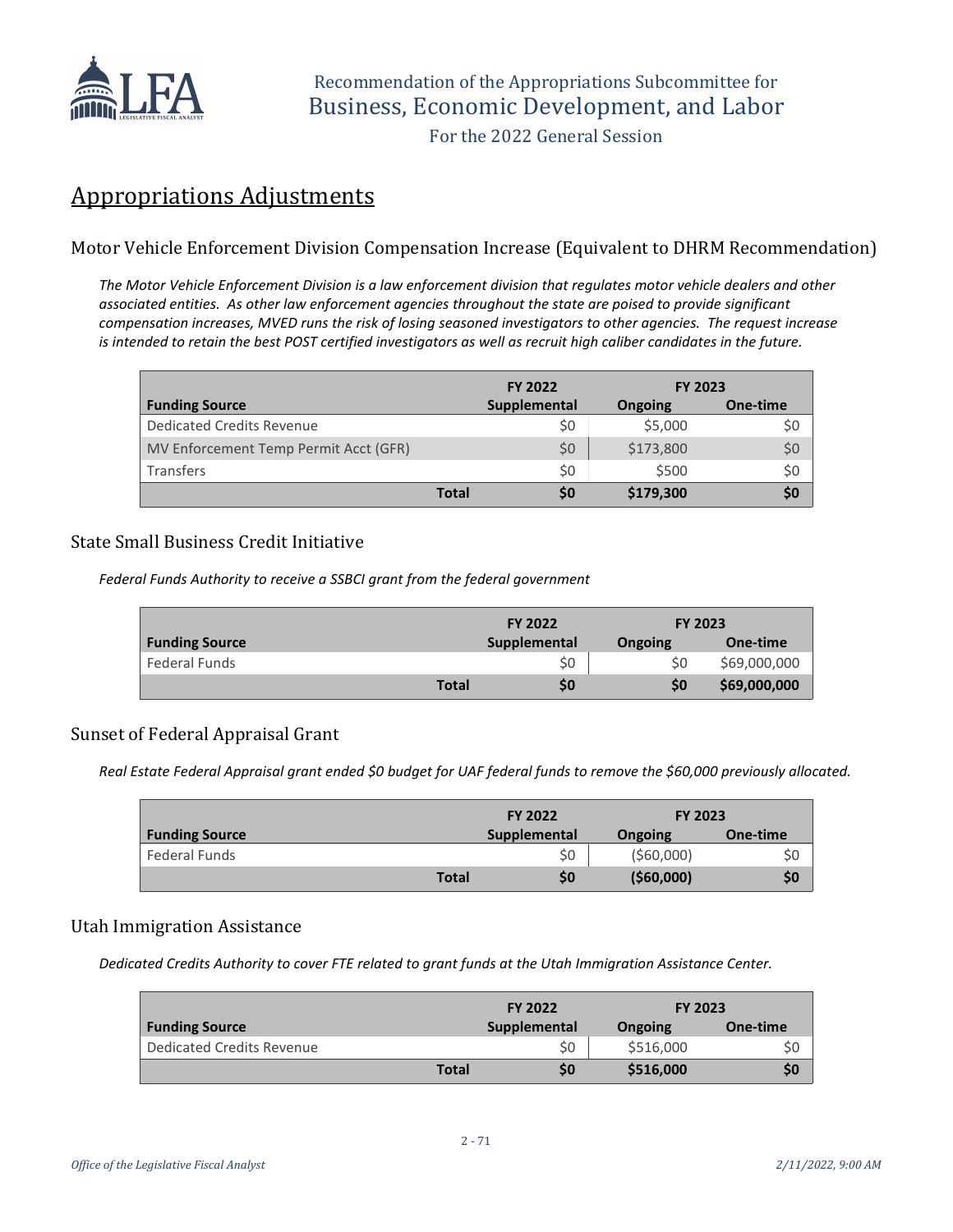# Appropriations Adjustments

## Motor Vehicle Enforcement Division Compensation Increase (Equivalent to DHRM Recommendation)

*The Motor Vehicle Enforcement Division is a law enforcement division that regulates motor vehicle dealers and other associated entities. As other law enforcement agencies throughout the state are poised to provide significant compensation increases, MVED runs the risk of losing seasoned investigators to other agencies. The request increase is intended to retain the best POST certified investigators as well as recruit high caliber candidates in the future.*

| | FY 2022 | FY 2023 | |
|---|---|---|---|
| **Funding Source** | **Supplemental** | **Ongoing** | **One-time** |
| Dedicated Credits Revenue | $0 | $5,000 | $0 |
| MV Enforcement Temp Permit Acct (GFR) | $0 | $173,800 | $0 |
| Transfers | $0 | $500 | $0 |
| **Total** | **$0** | **$179,300** | **$0** |

## State Small Business Credit Initiative

*Federal Funds Authority to receive a SSBCI grant from the federal government*

| | FY 2022 | FY 2023 | |
|---|---|---|---|
| **Funding Source** | **Supplemental** | **Ongoing** | **One-time** |
| Federal Funds | $0 | $0 | $69,000,000 |
| **Total** | **$0** | **$0** | **$69,000,000** |

## Sunset of Federal Appraisal Grant

*Real Estate Federal Appraisal grant ended $0 budget for UAF federal funds to remove the $60,000 previously allocated.*

| | FY 2022 | FY 2023 | |
|---|---|---|---|
| **Funding Source** | **Supplemental** | **Ongoing** | **One-time** |
| Federal Funds | $0 | ($60,000) | $0 |
| **Total** | **$0** | **($60,000)** | **$0** |

## Utah Immigration Assistance

*Dedicated Credits Authority to cover FTE related to grant funds at the Utah Immigration Assistance Center.*

| | FY 2022 | FY 2023 | |
|---|---|---|---|
| **Funding Source** | **Supplemental** | **Ongoing** | **One-time** |
| Dedicated Credits Revenue | $0 | $516,000 | $0 |
| **Total** | **$0** | **$516,000** | **$0** |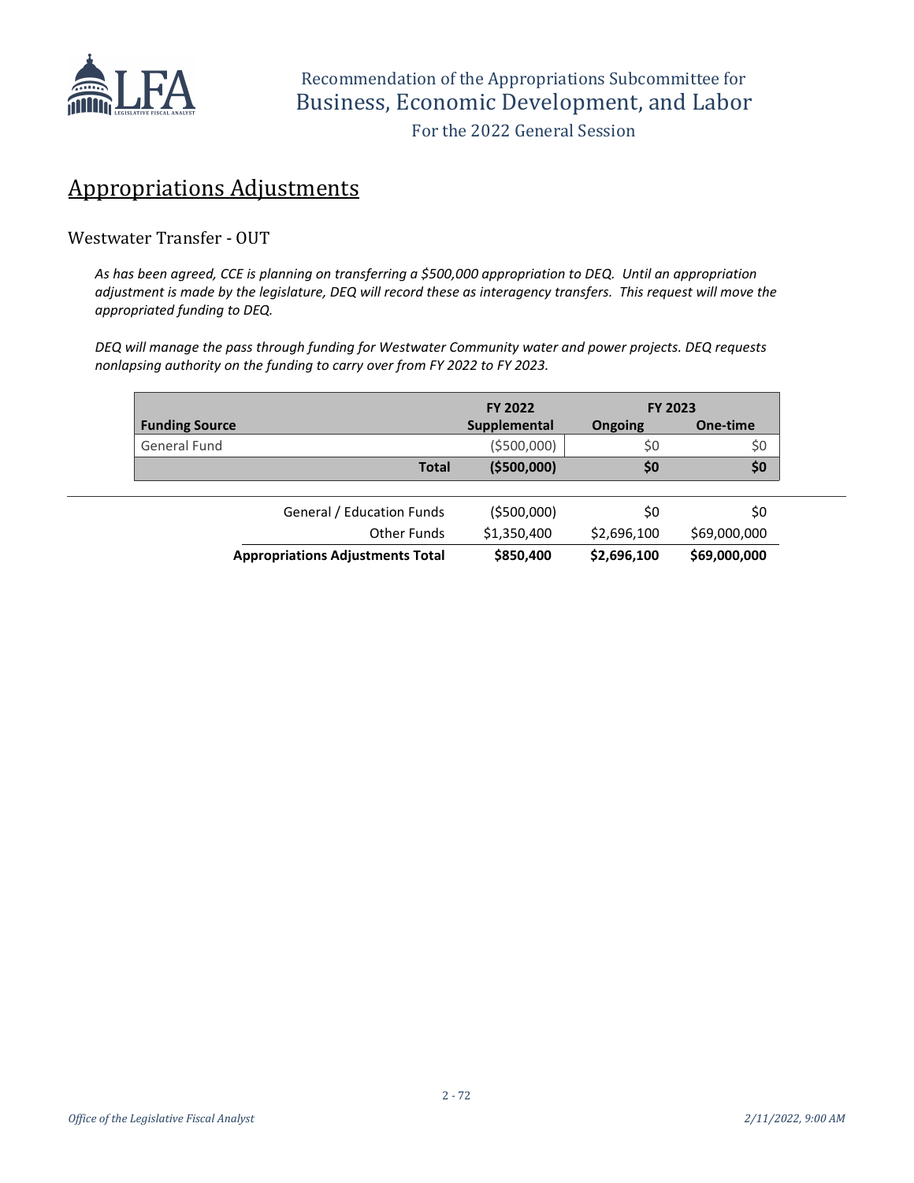## Appropriations Adjustments

### Westwater Transfer - OUT

*As has been agreed, CCE is planning on transferring a $500,000 appropriation to DEQ. Until an appropriation adjustment is made by the legislature, DEQ will record these as interagency transfers. This request will move the appropriated funding to DEQ.*

*DEQ will manage the pass through funding for Westwater Community water and power projects. DEQ requests nonlapsing authority on the funding to carry over from FY 2022 to FY 2023.*

| | FY 2022 | FY 2023 | |
|---|---|---|---|
| **Funding Source** | **Supplemental** | **Ongoing** | **One-time** |
| General Fund | ($500,000) | $0 | $0 |
| **Total** | **($500,000)** | **$0** | **$0** |

| | | | |
|---|---|---|---|
| General / Education Funds | ($500,000) | $0 | $0 |
| Other Funds | $1,350,400 | $2,696,100 | $69,000,000 |
| **Appropriations Adjustments Total** | **$850,400** | **$2,696,100** | **$69,000,000** |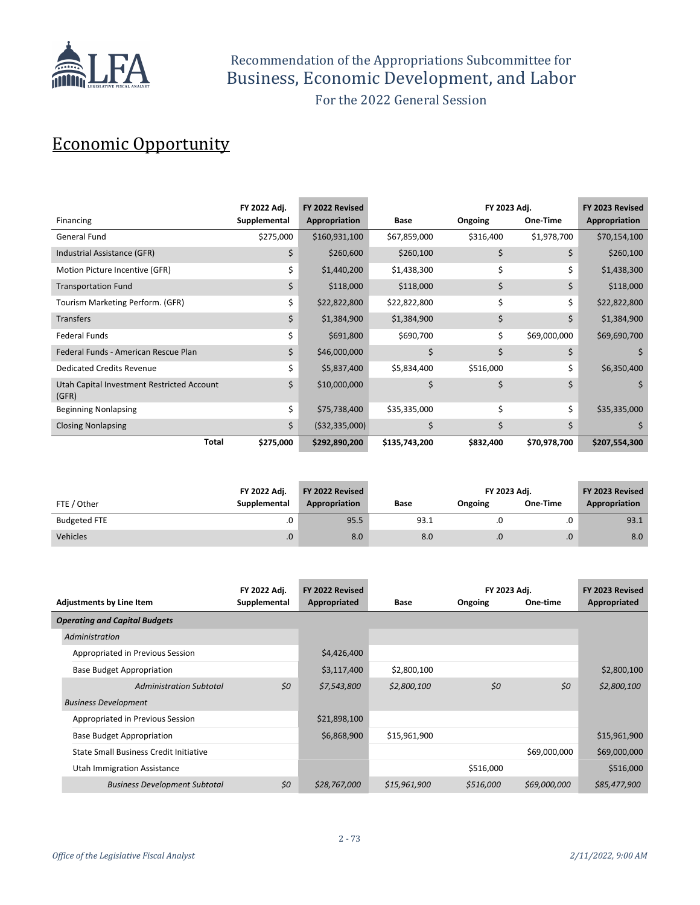Recommendation of the Appropriations Subcommittee for
Business, Economic Development, and Labor
For the 2022 General Session

# Economic Opportunity

| Financing | FY 2022 Adj. Supplemental | FY 2022 Revised Appropriation | Base | FY 2023 Adj. Ongoing | FY 2023 Adj. One-Time | FY 2023 Revised Appropriation |
|---|---|---|---|---|---|---|
| General Fund | $275,000 | $160,931,100 | $67,859,000 | $316,400 | $1,978,700 | $70,154,100 |
| Industrial Assistance (GFR) | $ | $260,600 | $260,100 | $ | $ | $260,100 |
| Motion Picture Incentive (GFR) | $ | $1,440,200 | $1,438,300 | $ | $ | $1,438,300 |
| Transportation Fund | $ | $118,000 | $118,000 | $ | $ | $118,000 |
| Tourism Marketing Perform. (GFR) | $ | $22,822,800 | $22,822,800 | $ | $ | $22,822,800 |
| Transfers | $ | $1,384,900 | $1,384,900 | $ | $ | $1,384,900 |
| Federal Funds | $ | $691,800 | $690,700 | $ | $69,000,000 | $69,690,700 |
| Federal Funds - American Rescue Plan | $ | $46,000,000 | $ | $ | $ | $ |
| Dedicated Credits Revenue | $ | $5,837,400 | $5,834,400 | $516,000 | $ | $6,350,400 |
| Utah Capital Investment Restricted Account (GFR) | $ | $10,000,000 | $ | $ | $ | $ |
| Beginning Nonlapsing | $ | $75,738,400 | $35,335,000 | $ | $ | $35,335,000 |
| Closing Nonlapsing | $ | ($32,335,000) | $ | $ | $ | $ |
| **Total** | **$275,000** | **$292,890,200** | **$135,743,200** | **$832,400** | **$70,978,700** | **$207,554,300** |

| FTE / Other | FY 2022 Adj. Supplemental | FY 2022 Revised Appropriation | Base | FY 2023 Adj. Ongoing | FY 2023 Adj. One-Time | FY 2023 Revised Appropriation |
|---|---|---|---|---|---|---|
| Budgeted FTE | .0 | 95.5 | 93.1 | .0 | .0 | 93.1 |
| Vehicles | .0 | 8.0 | 8.0 | .0 | .0 | 8.0 |

| Adjustments by Line Item | FY 2022 Adj. Supplemental | FY 2022 Revised Appropriated | Base | FY 2023 Adj. Ongoing | FY 2023 Adj. One-time | FY 2023 Revised Appropriated |
|---|---|---|---|---|---|---|
| ***Operating and Capital Budgets*** | | | | | | |
| *Administration* | | | | | | |
| Appropriated in Previous Session | | $4,426,400 | | | | |
| Base Budget Appropriation | | $3,117,400 | $2,800,100 | | | $2,800,100 |
| *Administration Subtotal* | *$0* | *$7,543,800* | *$2,800,100* | *$0* | *$0* | *$2,800,100* |
| *Business Development* | | | | | | |
| Appropriated in Previous Session | | $21,898,100 | | | | |
| Base Budget Appropriation | | $6,868,900 | $15,961,900 | | | $15,961,900 |
| State Small Business Credit Initiative | | | | | $69,000,000 | $69,000,000 |
| Utah Immigration Assistance | | | | $516,000 | | $516,000 |
| *Business Development Subtotal* | *$0* | *$28,767,000* | *$15,961,900* | *$516,000* | *$69,000,000* | *$85,477,900* |

*Office of the Legislative Fiscal Analyst* — *2/11/2022, 9:00 AM*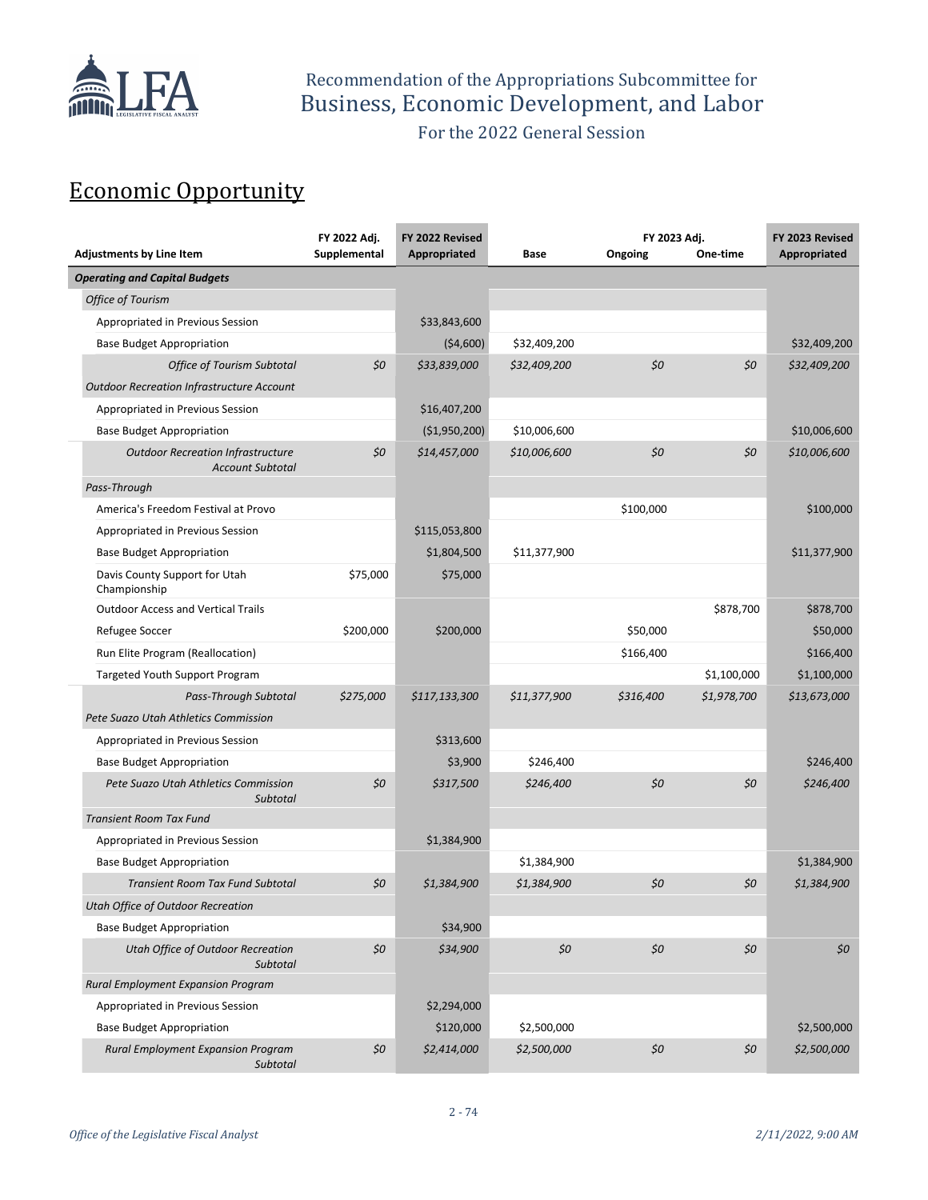Recommendation of the Appropriations Subcommittee for
Business, Economic Development, and Labor
For the 2022 General Session

# Economic Opportunity

| Adjustments by Line Item | FY 2022 Adj. Supplemental | FY 2022 Revised Appropriated | Base | FY 2023 Adj. Ongoing | FY 2023 Adj. One-time | FY 2023 Revised Appropriated |
|---|---|---|---|---|---|---|
| ***Operating and Capital Budgets*** | | | | | | |
| *Office of Tourism* | | | | | | |
| Appropriated in Previous Session | | $33,843,600 | | | | |
| Base Budget Appropriation | | ($4,600) | $32,409,200 | | | $32,409,200 |
| *Office of Tourism Subtotal* | *$0* | *$33,839,000* | *$32,409,200* | *$0* | *$0* | *$32,409,200* |
| *Outdoor Recreation Infrastructure Account* | | | | | | |
| Appropriated in Previous Session | | $16,407,200 | | | | |
| Base Budget Appropriation | | ($1,950,200) | $10,006,600 | | | $10,006,600 |
| *Outdoor Recreation Infrastructure Account Subtotal* | *$0* | *$14,457,000* | *$10,006,600* | *$0* | *$0* | *$10,006,600* |
| *Pass-Through* | | | | | | |
| America's Freedom Festival at Provo | | | | $100,000 | | $100,000 |
| Appropriated in Previous Session | | $115,053,800 | | | | |
| Base Budget Appropriation | | $1,804,500 | $11,377,900 | | | $11,377,900 |
| Davis County Support for Utah Championship | $75,000 | $75,000 | | | | |
| Outdoor Access and Vertical Trails | | | | | $878,700 | $878,700 |
| Refugee Soccer | $200,000 | $200,000 | | $50,000 | | $50,000 |
| Run Elite Program (Reallocation) | | | | $166,400 | | $166,400 |
| Targeted Youth Support Program | | | | | $1,100,000 | $1,100,000 |
| *Pass-Through Subtotal* | *$275,000* | *$117,133,300* | *$11,377,900* | *$316,400* | *$1,978,700* | *$13,673,000* |
| *Pete Suazo Utah Athletics Commission* | | | | | | |
| Appropriated in Previous Session | | $313,600 | | | | |
| Base Budget Appropriation | | $3,900 | $246,400 | | | $246,400 |
| *Pete Suazo Utah Athletics Commission Subtotal* | *$0* | *$317,500* | *$246,400* | *$0* | *$0* | *$246,400* |
| *Transient Room Tax Fund* | | | | | | |
| Appropriated in Previous Session | | $1,384,900 | | | | |
| Base Budget Appropriation | | | $1,384,900 | | | $1,384,900 |
| *Transient Room Tax Fund Subtotal* | *$0* | *$1,384,900* | *$1,384,900* | *$0* | *$0* | *$1,384,900* |
| *Utah Office of Outdoor Recreation* | | | | | | |
| Base Budget Appropriation | | $34,900 | | | | |
| *Utah Office of Outdoor Recreation Subtotal* | *$0* | *$34,900* | *$0* | *$0* | *$0* | *$0* |
| *Rural Employment Expansion Program* | | | | | | |
| Appropriated in Previous Session | | $2,294,000 | | | | |
| Base Budget Appropriation | | $120,000 | $2,500,000 | | | $2,500,000 |
| *Rural Employment Expansion Program Subtotal* | *$0* | *$2,414,000* | *$2,500,000* | *$0* | *$0* | *$2,500,000* |

*Office of the Legislative Fiscal Analyst* *2/11/2022, 9:00 AM*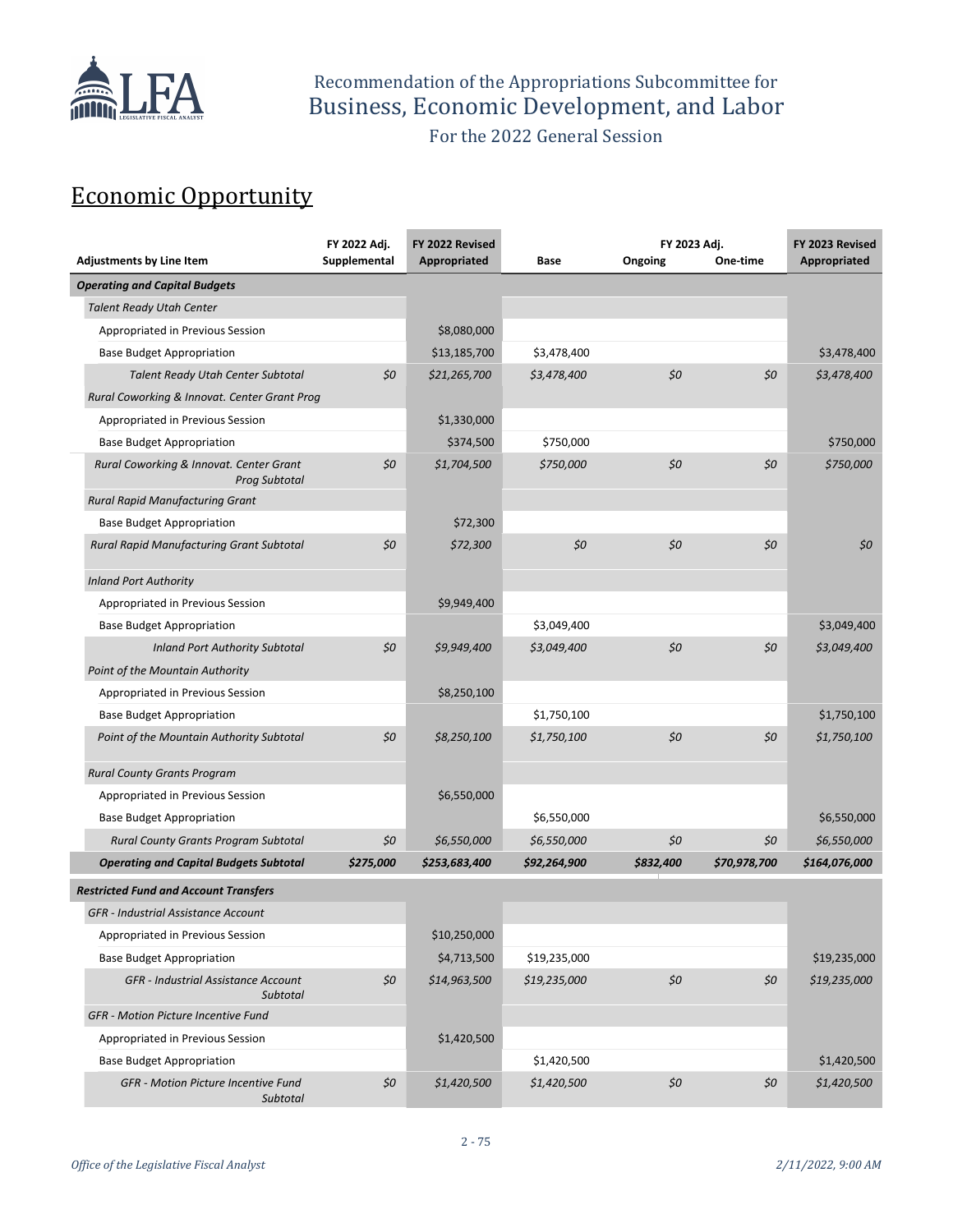Recommendation of the Appropriations Subcommittee for
Business, Economic Development, and Labor
For the 2022 General Session

# Economic Opportunity

| Adjustments by Line Item | FY 2022 Adj. Supplemental | FY 2022 Revised Appropriated | Base | FY 2023 Adj. Ongoing | FY 2023 Adj. One-time | FY 2023 Revised Appropriated |
|---|---|---|---|---|---|---|
| ***Operating and Capital Budgets*** | | | | | | |
| *Talent Ready Utah Center* | | | | | | |
| Appropriated in Previous Session | | $8,080,000 | | | | |
| Base Budget Appropriation | | $13,185,700 | $3,478,400 | | | $3,478,400 |
| *Talent Ready Utah Center Subtotal* | *$0* | *$21,265,700* | *$3,478,400* | *$0* | *$0* | *$3,478,400* |
| *Rural Coworking & Innovat. Center Grant Prog* | | | | | | |
| Appropriated in Previous Session | | $1,330,000 | | | | |
| Base Budget Appropriation | | $374,500 | $750,000 | | | $750,000 |
| *Rural Coworking & Innovat. Center Grant Prog Subtotal* | *$0* | *$1,704,500* | *$750,000* | *$0* | *$0* | *$750,000* |
| *Rural Rapid Manufacturing Grant* | | | | | | |
| Base Budget Appropriation | | $72,300 | | | | |
| *Rural Rapid Manufacturing Grant Subtotal* | *$0* | *$72,300* | *$0* | *$0* | *$0* | *$0* |
| *Inland Port Authority* | | | | | | |
| Appropriated in Previous Session | | $9,949,400 | | | | |
| Base Budget Appropriation | | | $3,049,400 | | | $3,049,400 |
| *Inland Port Authority Subtotal* | *$0* | *$9,949,400* | *$3,049,400* | *$0* | *$0* | *$3,049,400* |
| *Point of the Mountain Authority* | | | | | | |
| Appropriated in Previous Session | | $8,250,100 | | | | |
| Base Budget Appropriation | | | $1,750,100 | | | $1,750,100 |
| *Point of the Mountain Authority Subtotal* | *$0* | *$8,250,100* | *$1,750,100* | *$0* | *$0* | *$1,750,100* |
| *Rural County Grants Program* | | | | | | |
| Appropriated in Previous Session | | $6,550,000 | | | | |
| Base Budget Appropriation | | | $6,550,000 | | | $6,550,000 |
| *Rural County Grants Program Subtotal* | *$0* | *$6,550,000* | *$6,550,000* | *$0* | *$0* | *$6,550,000* |
| ***Operating and Capital Budgets Subtotal*** | ***$275,000*** | ***$253,683,400*** | ***$92,264,900*** | ***$832,400*** | ***$70,978,700*** | ***$164,076,000*** |
| ***Restricted Fund and Account Transfers*** | | | | | | |
| *GFR - Industrial Assistance Account* | | | | | | |
| Appropriated in Previous Session | | $10,250,000 | | | | |
| Base Budget Appropriation | | $4,713,500 | $19,235,000 | | | $19,235,000 |
| *GFR - Industrial Assistance Account Subtotal* | *$0* | *$14,963,500* | *$19,235,000* | *$0* | *$0* | *$19,235,000* |
| *GFR - Motion Picture Incentive Fund* | | | | | | |
| Appropriated in Previous Session | | $1,420,500 | | | | |
| Base Budget Appropriation | | | $1,420,500 | | | $1,420,500 |
| *GFR - Motion Picture Incentive Fund Subtotal* | *$0* | *$1,420,500* | *$1,420,500* | *$0* | *$0* | *$1,420,500* |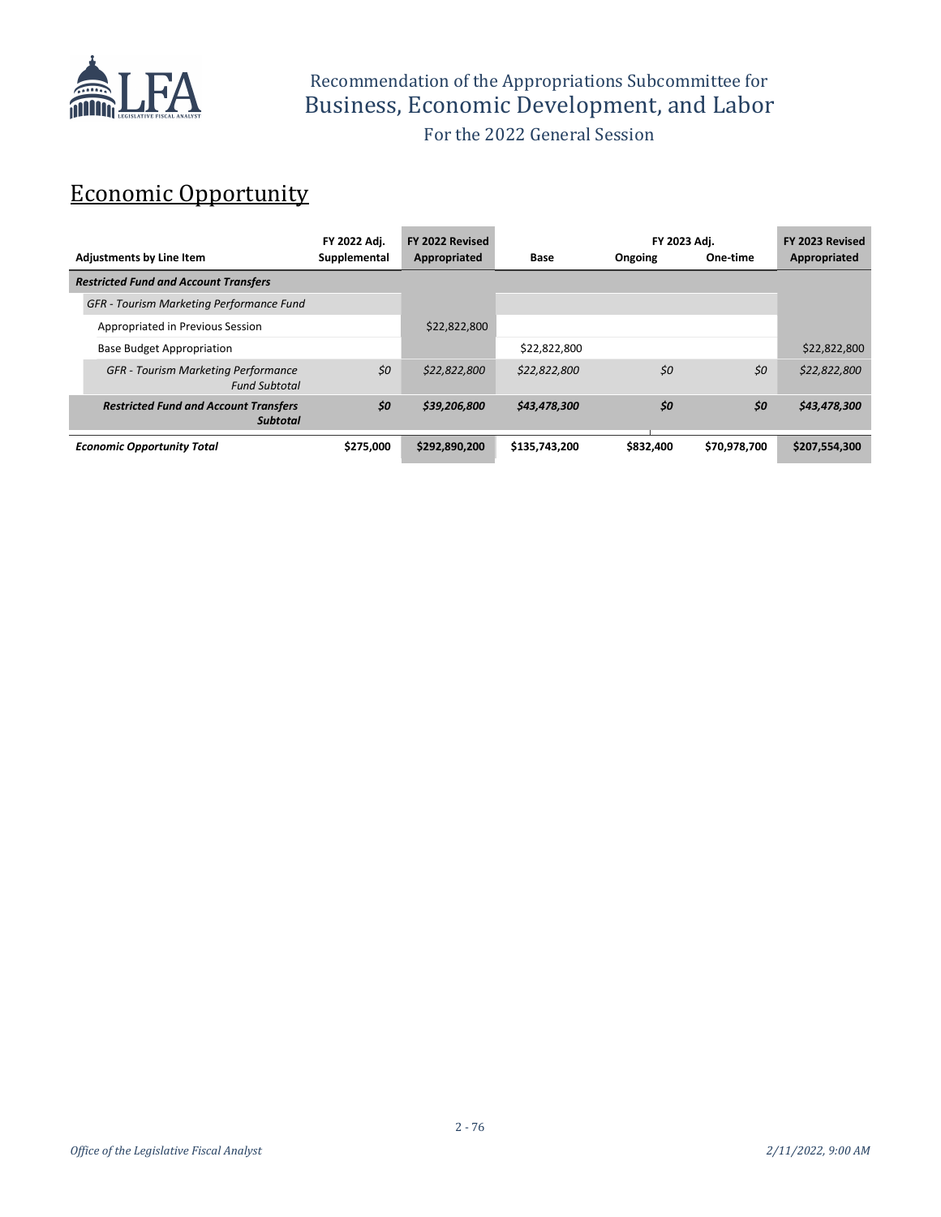## Economic Opportunity

| Adjustments by Line Item | FY 2022 Adj. Supplemental | FY 2022 Revised Appropriated | Base | FY 2023 Adj. Ongoing | FY 2023 Adj. One-time | FY 2023 Revised Appropriated |
|---|---|---|---|---|---|---|
| ***Restricted Fund and Account Transfers*** | | | | | | |
| *GFR - Tourism Marketing Performance Fund* | | | | | | |
| Appropriated in Previous Session | | $22,822,800 | | | | |
| Base Budget Appropriation | | | $22,822,800 | | | $22,822,800 |
| *GFR - Tourism Marketing Performance Fund Subtotal* | *$0* | *$22,822,800* | *$22,822,800* | *$0* | *$0* | *$22,822,800* |
| ***Restricted Fund and Account Transfers Subtotal*** | ***$0*** | ***$39,206,800*** | ***$43,478,300*** | ***$0*** | ***$0*** | ***$43,478,300*** |
| ***Economic Opportunity Total*** | **$275,000** | **$292,890,200** | **$135,743,200** | **$832,400** | **$70,978,700** | **$207,554,300** |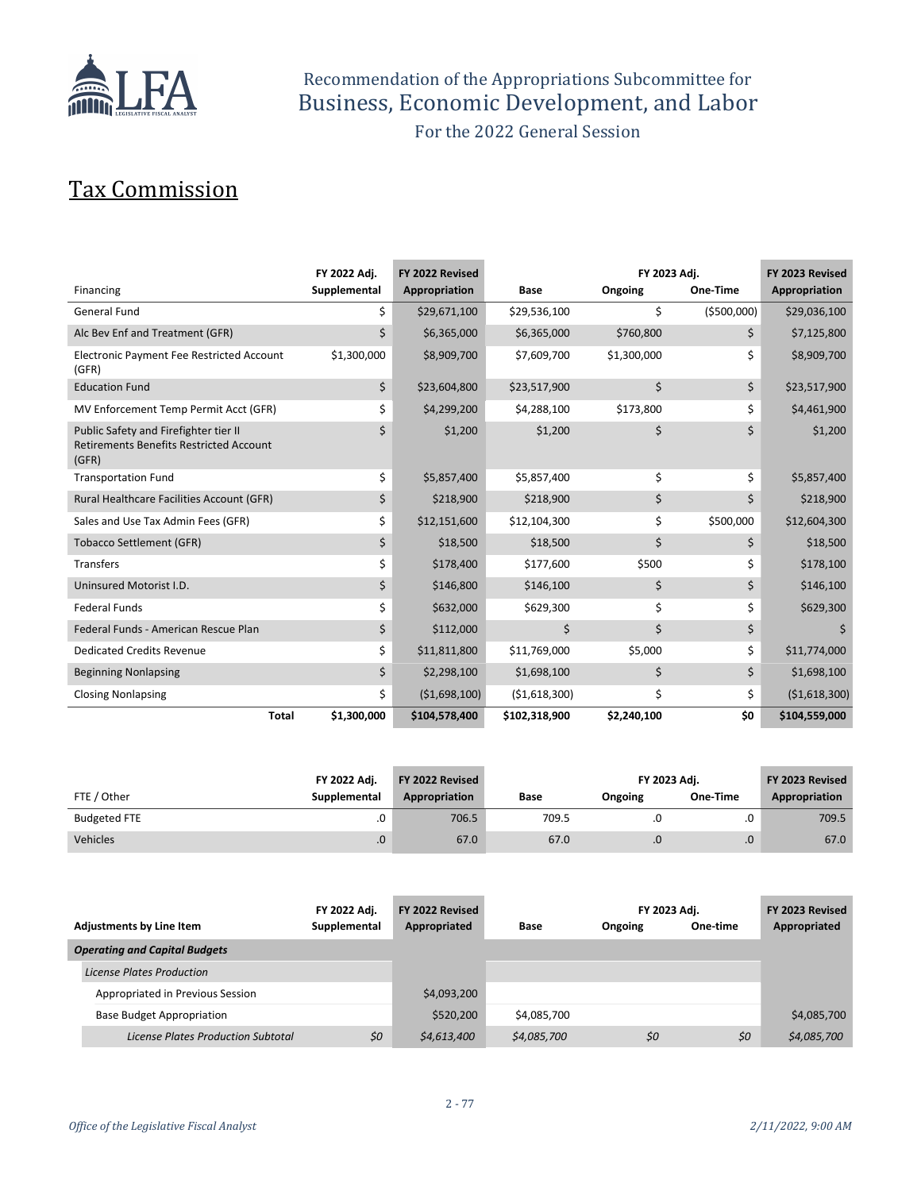Recommendation of the Appropriations Subcommittee for
Business, Economic Development, and Labor
For the 2022 General Session

# Tax Commission

| Financing | FY 2022 Adj. Supplemental | FY 2022 Revised Appropriation | Base | FY 2023 Adj. Ongoing | FY 2023 Adj. One-Time | FY 2023 Revised Appropriation |
|---|---|---|---|---|---|---|
| General Fund | $ | $29,671,100 | $29,536,100 | $ | ($500,000) | $29,036,100 |
| Alc Bev Enf and Treatment (GFR) | $ | $6,365,000 | $6,365,000 | $760,800 | $ | $7,125,800 |
| Electronic Payment Fee Restricted Account (GFR) | $1,300,000 | $8,909,700 | $7,609,700 | $1,300,000 | $ | $8,909,700 |
| Education Fund | $ | $23,604,800 | $23,517,900 | $ | $ | $23,517,900 |
| MV Enforcement Temp Permit Acct (GFR) | $ | $4,299,200 | $4,288,100 | $173,800 | $ | $4,461,900 |
| Public Safety and Firefighter tier II Retirements Benefits Restricted Account (GFR) | $ | $1,200 | $1,200 | $ | $ | $1,200 |
| Transportation Fund | $ | $5,857,400 | $5,857,400 | $ | $ | $5,857,400 |
| Rural Healthcare Facilities Account (GFR) | $ | $218,900 | $218,900 | $ | $ | $218,900 |
| Sales and Use Tax Admin Fees (GFR) | $ | $12,151,600 | $12,104,300 | $ | $500,000 | $12,604,300 |
| Tobacco Settlement (GFR) | $ | $18,500 | $18,500 | $ | $ | $18,500 |
| Transfers | $ | $178,400 | $177,600 | $500 | $ | $178,100 |
| Uninsured Motorist I.D. | $ | $146,800 | $146,100 | $ | $ | $146,100 |
| Federal Funds | $ | $632,000 | $629,300 | $ | $ | $629,300 |
| Federal Funds - American Rescue Plan | $ | $112,000 | $ | $ | $ | $ |
| Dedicated Credits Revenue | $ | $11,811,800 | $11,769,000 | $5,000 | $ | $11,774,000 |
| Beginning Nonlapsing | $ | $2,298,100 | $1,698,100 | $ | $ | $1,698,100 |
| Closing Nonlapsing | $ | ($1,698,100) | ($1,618,300) | $ | $ | ($1,618,300) |
| **Total** | **$1,300,000** | **$104,578,400** | **$102,318,900** | **$2,240,100** | **$0** | **$104,559,000** |

| FTE / Other | FY 2022 Adj. Supplemental | FY 2022 Revised Appropriation | Base | FY 2023 Adj. Ongoing | FY 2023 Adj. One-Time | FY 2023 Revised Appropriation |
|---|---|---|---|---|---|---|
| Budgeted FTE | .0 | 706.5 | 709.5 | .0 | .0 | 709.5 |
| Vehicles | .0 | 67.0 | 67.0 | .0 | .0 | 67.0 |

| Adjustments by Line Item | FY 2022 Adj. Supplemental | FY 2022 Revised Appropriated | Base | FY 2023 Adj. Ongoing | FY 2023 Adj. One-time | FY 2023 Revised Appropriated |
|---|---|---|---|---|---|---|
| ***Operating and Capital Budgets*** | | | | | | |
| *License Plates Production* | | | | | | |
| Appropriated in Previous Session | | $4,093,200 | | | | |
| Base Budget Appropriation | | $520,200 | $4,085,700 | | | $4,085,700 |
| *License Plates Production Subtotal* | *$0* | *$4,613,400* | *$4,085,700* | *$0* | *$0* | *$4,085,700* |

*Office of the Legislative Fiscal Analyst* *2/11/2022, 9:00 AM*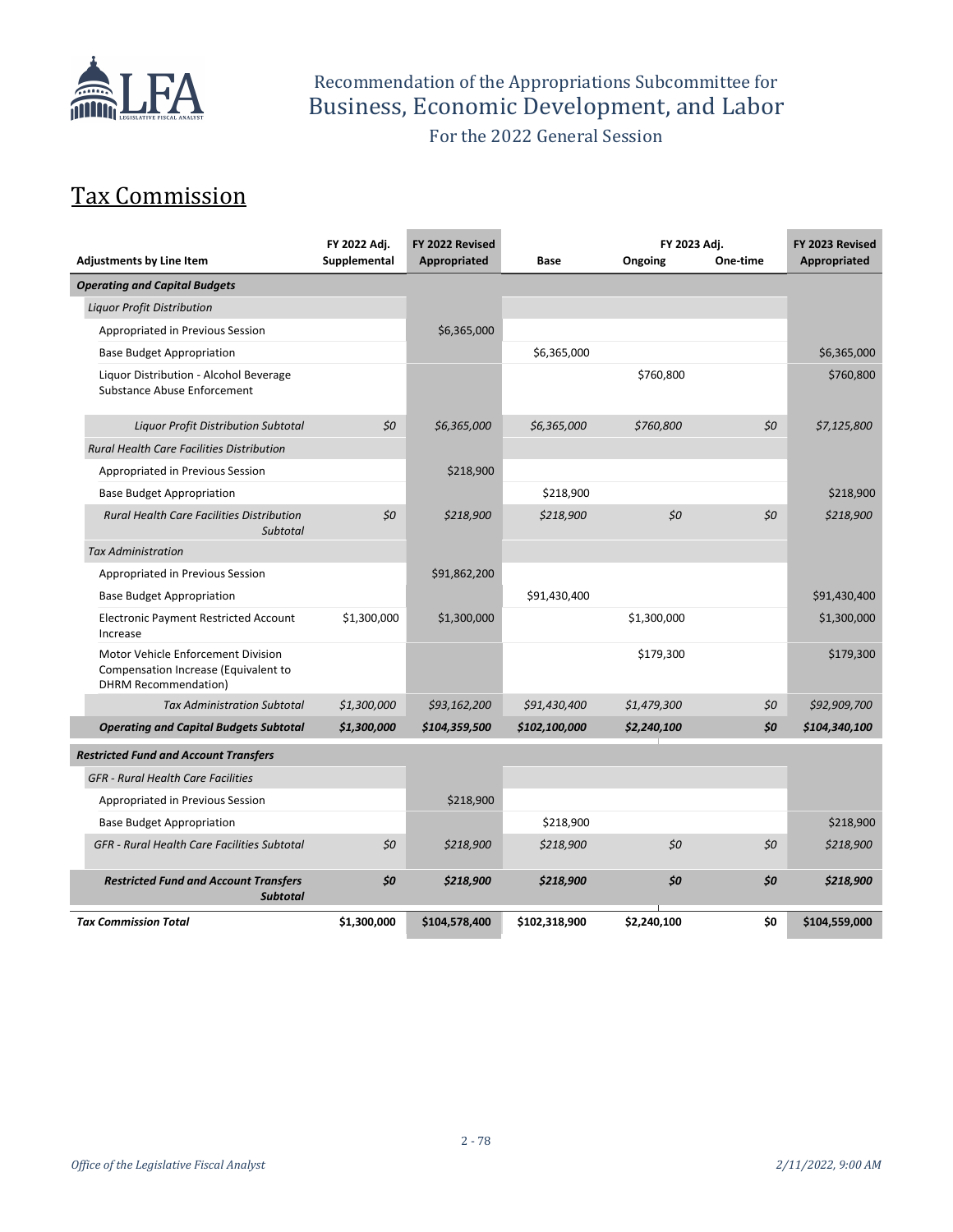Recommendation of the Appropriations Subcommittee for
Business, Economic Development, and Labor

For the 2022 General Session

## Tax Commission

| Adjustments by Line Item | FY 2022 Adj. Supplemental | FY 2022 Revised Appropriated | Base | FY 2023 Adj. Ongoing | FY 2023 Adj. One-time | FY 2023 Revised Appropriated |
|---|---|---|---|---|---|---|
| ***Operating and Capital Budgets*** | | | | | | |
| *Liquor Profit Distribution* | | | | | | |
| Appropriated in Previous Session | | $6,365,000 | | | | |
| Base Budget Appropriation | | | $6,365,000 | | | $6,365,000 |
| Liquor Distribution - Alcohol Beverage Substance Abuse Enforcement | | | | $760,800 | | $760,800 |
| *Liquor Profit Distribution Subtotal* | *$0* | *$6,365,000* | *$6,365,000* | *$760,800* | *$0* | *$7,125,800* |
| *Rural Health Care Facilities Distribution* | | | | | | |
| Appropriated in Previous Session | | $218,900 | | | | |
| Base Budget Appropriation | | | $218,900 | | | $218,900 |
| *Rural Health Care Facilities Distribution Subtotal* | *$0* | *$218,900* | *$218,900* | *$0* | *$0* | *$218,900* |
| *Tax Administration* | | | | | | |
| Appropriated in Previous Session | | $91,862,200 | | | | |
| Base Budget Appropriation | | | $91,430,400 | | | $91,430,400 |
| Electronic Payment Restricted Account Increase | $1,300,000 | $1,300,000 | | $1,300,000 | | $1,300,000 |
| Motor Vehicle Enforcement Division Compensation Increase (Equivalent to DHRM Recommendation) | | | | $179,300 | | $179,300 |
| *Tax Administration Subtotal* | *$1,300,000* | *$93,162,200* | *$91,430,400* | *$1,479,300* | *$0* | *$92,909,700* |
| ***Operating and Capital Budgets Subtotal*** | ***$1,300,000*** | ***$104,359,500*** | ***$102,100,000*** | ***$2,240,100*** | ***$0*** | ***$104,340,100*** |
| ***Restricted Fund and Account Transfers*** | | | | | | |
| *GFR - Rural Health Care Facilities* | | | | | | |
| Appropriated in Previous Session | | $218,900 | | | | |
| Base Budget Appropriation | | | $218,900 | | | $218,900 |
| *GFR - Rural Health Care Facilities Subtotal* | *$0* | *$218,900* | *$218,900* | *$0* | *$0* | *$218,900* |
| ***Restricted Fund and Account Transfers Subtotal*** | ***$0*** | ***$218,900*** | ***$218,900*** | ***$0*** | ***$0*** | ***$218,900*** |
| ***Tax Commission Total*** | **$1,300,000** | **$104,578,400** | **$102,318,900** | **$2,240,100** | **$0** | **$104,559,000** |

*Office of the Legislative Fiscal Analyst* *2/11/2022, 9:00 AM*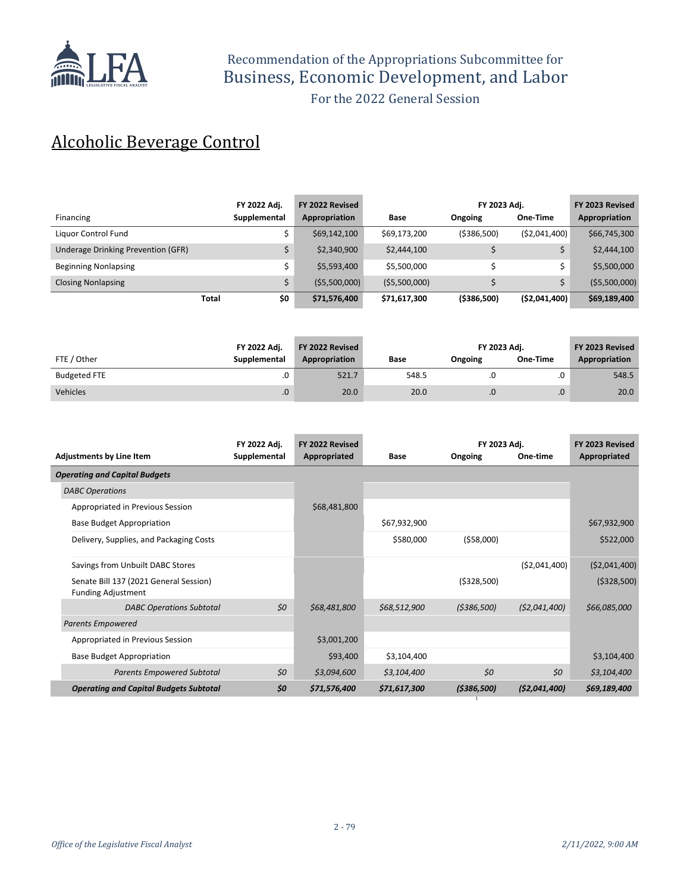Recommendation of the Appropriations Subcommittee for
Business, Economic Development, and Labor
For the 2022 General Session

# Alcoholic Beverage Control

| Financing | FY 2022 Adj. Supplemental | FY 2022 Revised Appropriation | Base | FY 2023 Adj. Ongoing | FY 2023 Adj. One-Time | FY 2023 Revised Appropriation |
|---|---|---|---|---|---|---|
| Liquor Control Fund | $ | $69,142,100 | $69,173,200 | ($386,500) | ($2,041,400) | $66,745,300 |
| Underage Drinking Prevention (GFR) | $ | $2,340,900 | $2,444,100 | $ | $ | $2,444,100 |
| Beginning Nonlapsing | $ | $5,593,400 | $5,500,000 | $ | $ | $5,500,000 |
| Closing Nonlapsing | $ | ($5,500,000) | ($5,500,000) | $ | $ | ($5,500,000) |
| **Total** | **$0** | **$71,576,400** | **$71,617,300** | **($386,500)** | **($2,041,400)** | **$69,189,400** |

| FTE / Other | FY 2022 Adj. Supplemental | FY 2022 Revised Appropriation | Base | FY 2023 Adj. Ongoing | FY 2023 Adj. One-Time | FY 2023 Revised Appropriation |
|---|---|---|---|---|---|---|
| Budgeted FTE | .0 | 521.7 | 548.5 | .0 | .0 | 548.5 |
| Vehicles | .0 | 20.0 | 20.0 | .0 | .0 | 20.0 |

| Adjustments by Line Item | FY 2022 Adj. Supplemental | FY 2022 Revised Appropriated | Base | FY 2023 Adj. Ongoing | FY 2023 Adj. One-time | FY 2023 Revised Appropriated |
|---|---|---|---|---|---|---|
| ***Operating and Capital Budgets*** | | | | | | |
| *DABC Operations* | | | | | | |
| Appropriated in Previous Session | | $68,481,800 | | | | |
| Base Budget Appropriation | | | $67,932,900 | | | $67,932,900 |
| Delivery, Supplies, and Packaging Costs | | | $580,000 | ($58,000) | | $522,000 |
| Savings from Unbuilt DABC Stores | | | | | ($2,041,400) | ($2,041,400) |
| Senate Bill 137 (2021 General Session) Funding Adjustment | | | | ($328,500) | | ($328,500) |
| *DABC Operations Subtotal* | *$0* | *$68,481,800* | *$68,512,900* | *($386,500)* | *($2,041,400)* | *$66,085,000* |
| *Parents Empowered* | | | | | | |
| Appropriated in Previous Session | | $3,001,200 | | | | |
| Base Budget Appropriation | | $93,400 | $3,104,400 | | | $3,104,400 |
| *Parents Empowered Subtotal* | *$0* | *$3,094,600* | *$3,104,400* | *$0* | *$0* | *$3,104,400* |
| ***Operating and Capital Budgets Subtotal*** | ***$0*** | ***$71,576,400*** | ***$71,617,300*** | ***($386,500)*** | ***($2,041,400)*** | ***$69,189,400*** |

*Office of the Legislative Fiscal Analyst* *2/11/2022, 9:00 AM*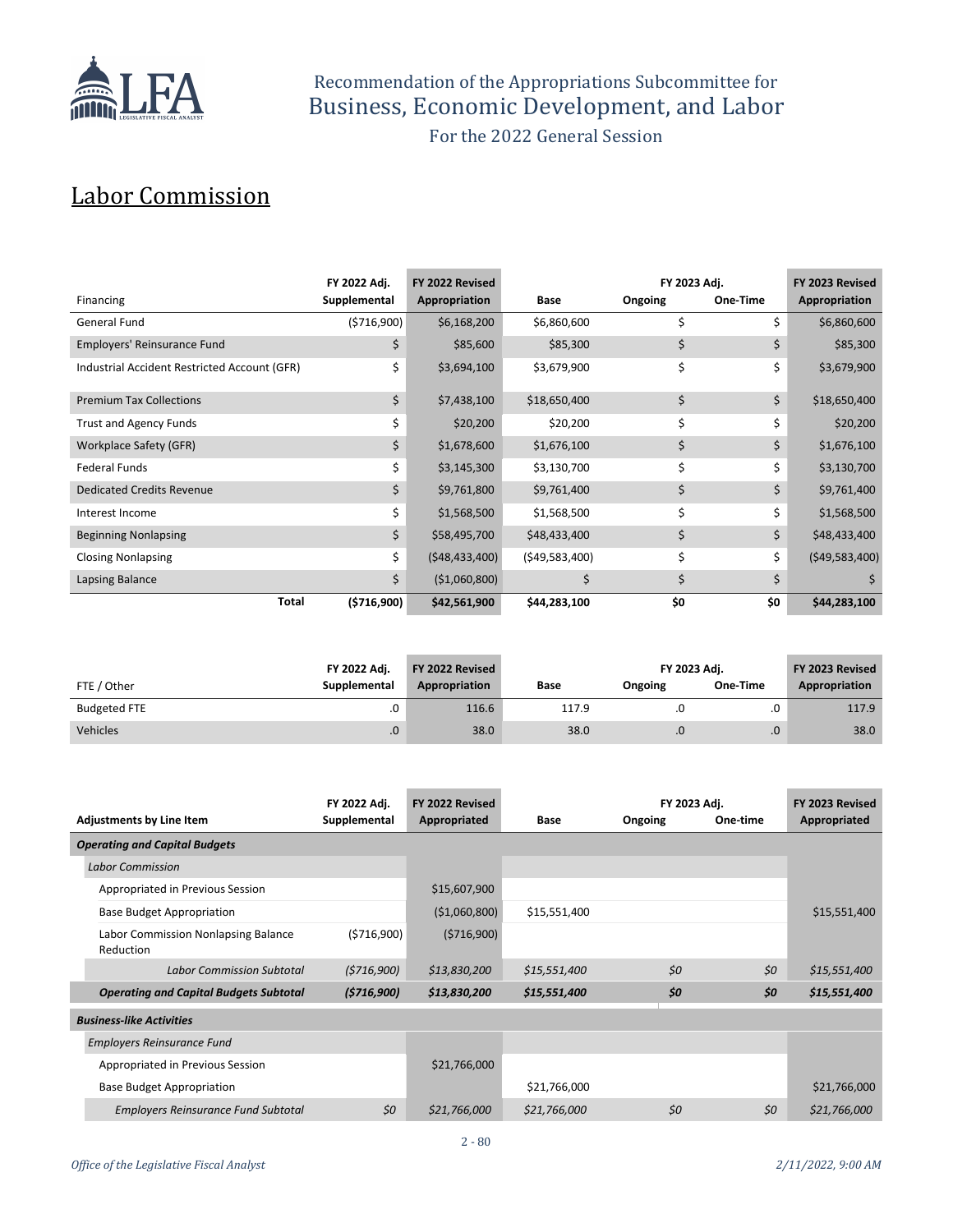# Recommendation of the Appropriations Subcommittee for Business, Economic Development, and Labor

For the 2022 General Session

## Labor Commission

| Financing | FY 2022 Adj. Supplemental | FY 2022 Revised Appropriation | Base | FY 2023 Adj. Ongoing | FY 2023 Adj. One-Time | FY 2023 Revised Appropriation |
|---|---|---|---|---|---|---|
| General Fund | ($716,900) | $6,168,200 | $6,860,600 | $ | $ | $6,860,600 |
| Employers' Reinsurance Fund | $ | $85,600 | $85,300 | $ | $ | $85,300 |
| Industrial Accident Restricted Account (GFR) | $ | $3,694,100 | $3,679,900 | $ | $ | $3,679,900 |
| Premium Tax Collections | $ | $7,438,100 | $18,650,400 | $ | $ | $18,650,400 |
| Trust and Agency Funds | $ | $20,200 | $20,200 | $ | $ | $20,200 |
| Workplace Safety (GFR) | $ | $1,678,600 | $1,676,100 | $ | $ | $1,676,100 |
| Federal Funds | $ | $3,145,300 | $3,130,700 | $ | $ | $3,130,700 |
| Dedicated Credits Revenue | $ | $9,761,800 | $9,761,400 | $ | $ | $9,761,400 |
| Interest Income | $ | $1,568,500 | $1,568,500 | $ | $ | $1,568,500 |
| Beginning Nonlapsing | $ | $58,495,700 | $48,433,400 | $ | $ | $48,433,400 |
| Closing Nonlapsing | $ | ($48,433,400) | ($49,583,400) | $ | $ | ($49,583,400) |
| Lapsing Balance | $ | ($1,060,800) | $ | $ | $ | $ |
| **Total** | **($716,900)** | **$42,561,900** | **$44,283,100** | **$0** | **$0** | **$44,283,100** |

| FTE / Other | FY 2022 Adj. Supplemental | FY 2022 Revised Appropriation | Base | FY 2023 Adj. Ongoing | FY 2023 Adj. One-Time | FY 2023 Revised Appropriation |
|---|---|---|---|---|---|---|
| Budgeted FTE | .0 | 116.6 | 117.9 | .0 | .0 | 117.9 |
| Vehicles | .0 | 38.0 | 38.0 | .0 | .0 | 38.0 |

| Adjustments by Line Item | FY 2022 Adj. Supplemental | FY 2022 Revised Appropriated | Base | FY 2023 Adj. Ongoing | FY 2023 Adj. One-time | FY 2023 Revised Appropriated |
|---|---|---|---|---|---|---|
| ***Operating and Capital Budgets*** | | | | | | |
| *Labor Commission* | | | | | | |
| Appropriated in Previous Session | | $15,607,900 | | | | |
| Base Budget Appropriation | | ($1,060,800) | $15,551,400 | | | $15,551,400 |
| Labor Commission Nonlapsing Balance Reduction | ($716,900) | ($716,900) | | | | |
| *Labor Commission Subtotal* | *($716,900)* | *$13,830,200* | *$15,551,400* | *$0* | *$0* | *$15,551,400* |
| ***Operating and Capital Budgets Subtotal*** | ***($716,900)*** | ***$13,830,200*** | ***$15,551,400*** | ***$0*** | ***$0*** | ***$15,551,400*** |
| ***Business-like Activities*** | | | | | | |
| *Employers Reinsurance Fund* | | | | | | |
| Appropriated in Previous Session | | $21,766,000 | | | | |
| Base Budget Appropriation | | | $21,766,000 | | | $21,766,000 |
| *Employers Reinsurance Fund Subtotal* | *$0* | *$21,766,000* | *$21,766,000* | *$0* | *$0* | *$21,766,000* |

*Office of the Legislative Fiscal Analyst* *2/11/2022, 9:00 AM*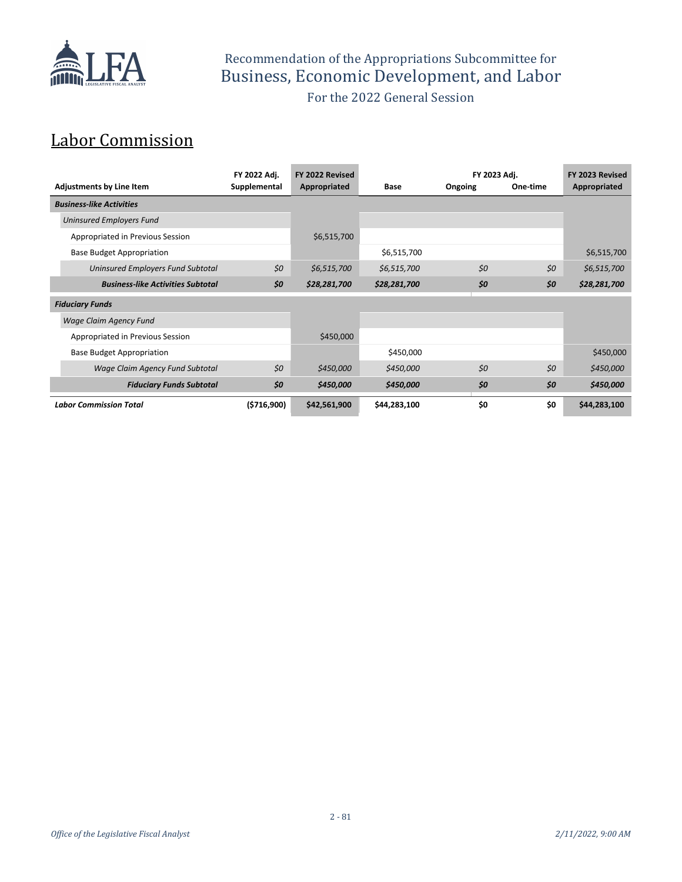Recommendation of the Appropriations Subcommittee for
Business, Economic Development, and Labor

For the 2022 General Session

## Labor Commission

| Adjustments by Line Item | FY 2022 Adj. Supplemental | FY 2022 Revised Appropriated | Base | FY 2023 Adj. Ongoing | FY 2023 Adj. One-time | FY 2023 Revised Appropriated |
|---|---|---|---|---|---|---|
| ***Business-like Activities*** | | | | | | |
| *Uninsured Employers Fund* | | | | | | |
| Appropriated in Previous Session | | $6,515,700 | | | | |
| Base Budget Appropriation | | | $6,515,700 | | | $6,515,700 |
| *Uninsured Employers Fund Subtotal* | *$0* | *$6,515,700* | *$6,515,700* | *$0* | *$0* | *$6,515,700* |
| ***Business-like Activities Subtotal*** | ***$0*** | ***$28,281,700*** | ***$28,281,700*** | ***$0*** | ***$0*** | ***$28,281,700*** |
| ***Fiduciary Funds*** | | | | | | |
| *Wage Claim Agency Fund* | | | | | | |
| Appropriated in Previous Session | | $450,000 | | | | |
| Base Budget Appropriation | | | $450,000 | | | $450,000 |
| *Wage Claim Agency Fund Subtotal* | *$0* | *$450,000* | *$450,000* | *$0* | *$0* | *$450,000* |
| ***Fiduciary Funds Subtotal*** | ***$0*** | ***$450,000*** | ***$450,000*** | ***$0*** | ***$0*** | ***$450,000*** |
| ***Labor Commission Total*** | **($716,900)** | **$42,561,900** | **$44,283,100** | **$0** | **$0** | **$44,283,100** |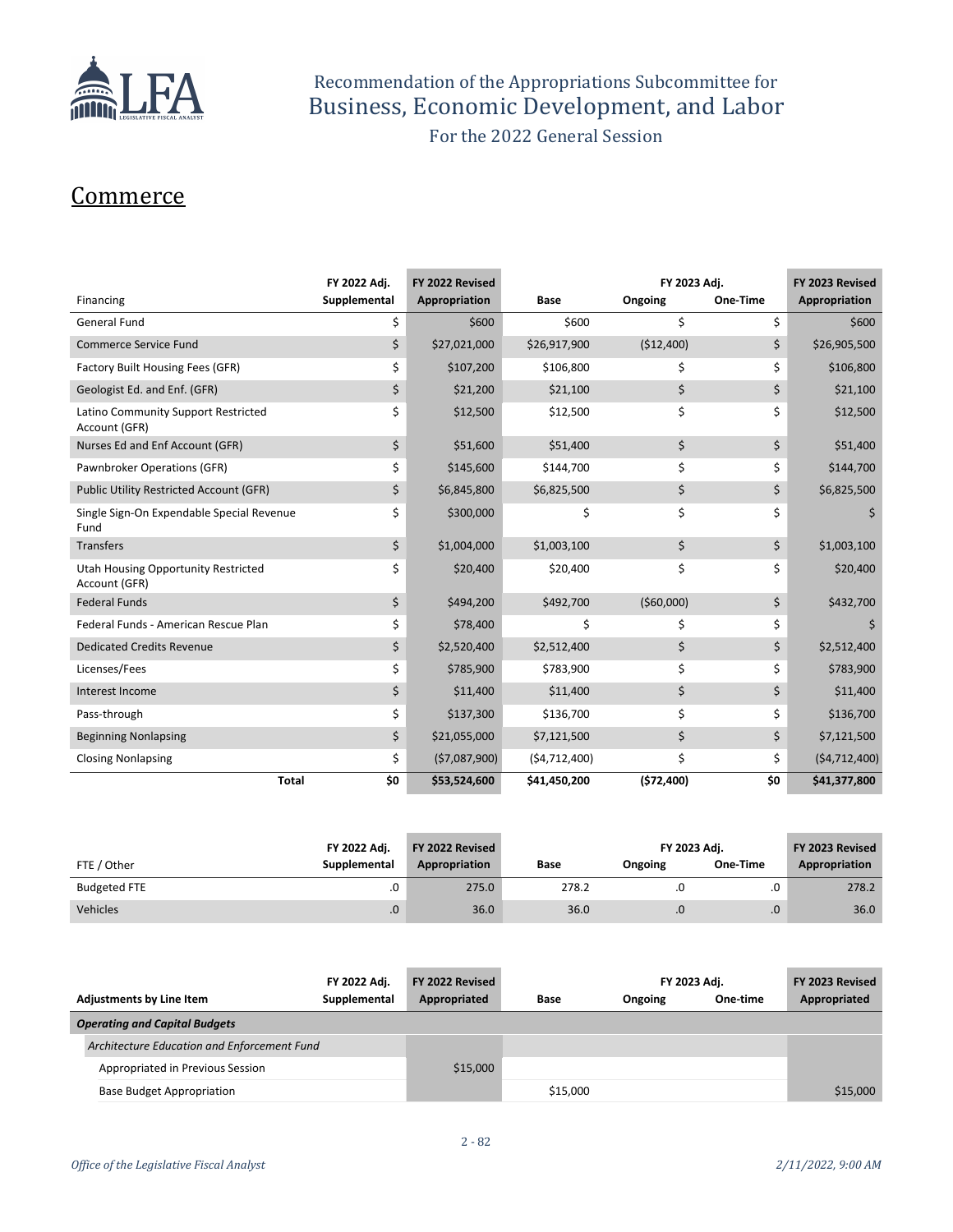Recommendation of the Appropriations Subcommittee for
# Business, Economic Development, and Labor
For the 2022 General Session

## Commerce

| Financing | FY 2022 Adj. Supplemental | FY 2022 Revised Appropriation | Base | FY 2023 Adj. Ongoing | FY 2023 Adj. One-Time | FY 2023 Revised Appropriation |
|---|---|---|---|---|---|---|
| General Fund | $ | $600 | $600 | $ | $ | $600 |
| Commerce Service Fund | $ | $27,021,000 | $26,917,900 | ($12,400) | $ | $26,905,500 |
| Factory Built Housing Fees (GFR) | $ | $107,200 | $106,800 | $ | $ | $106,800 |
| Geologist Ed. and Enf. (GFR) | $ | $21,200 | $21,100 | $ | $ | $21,100 |
| Latino Community Support Restricted Account (GFR) | $ | $12,500 | $12,500 | $ | $ | $12,500 |
| Nurses Ed and Enf Account (GFR) | $ | $51,600 | $51,400 | $ | $ | $51,400 |
| Pawnbroker Operations (GFR) | $ | $145,600 | $144,700 | $ | $ | $144,700 |
| Public Utility Restricted Account (GFR) | $ | $6,845,800 | $6,825,500 | $ | $ | $6,825,500 |
| Single Sign-On Expendable Special Revenue Fund | $ | $300,000 | $ | $ | $ | $ |
| Transfers | $ | $1,004,000 | $1,003,100 | $ | $ | $1,003,100 |
| Utah Housing Opportunity Restricted Account (GFR) | $ | $20,400 | $20,400 | $ | $ | $20,400 |
| Federal Funds | $ | $494,200 | $492,700 | ($60,000) | $ | $432,700 |
| Federal Funds - American Rescue Plan | $ | $78,400 | $ | $ | $ | $ |
| Dedicated Credits Revenue | $ | $2,520,400 | $2,512,400 | $ | $ | $2,512,400 |
| Licenses/Fees | $ | $785,900 | $783,900 | $ | $ | $783,900 |
| Interest Income | $ | $11,400 | $11,400 | $ | $ | $11,400 |
| Pass-through | $ | $137,300 | $136,700 | $ | $ | $136,700 |
| Beginning Nonlapsing | $ | $21,055,000 | $7,121,500 | $ | $ | $7,121,500 |
| Closing Nonlapsing | $ | ($7,087,900) | ($4,712,400) | $ | $ | ($4,712,400) |
| **Total** | **$0** | **$53,524,600** | **$41,450,200** | **($72,400)** | **$0** | **$41,377,800** |

| FTE / Other | FY 2022 Adj. Supplemental | FY 2022 Revised Appropriation | Base | FY 2023 Adj. Ongoing | FY 2023 Adj. One-Time | FY 2023 Revised Appropriation |
|---|---|---|---|---|---|---|
| Budgeted FTE | .0 | 275.0 | 278.2 | .0 | .0 | 278.2 |
| Vehicles | .0 | 36.0 | 36.0 | .0 | .0 | 36.0 |

| Adjustments by Line Item | FY 2022 Adj. Supplemental | FY 2022 Revised Appropriated | Base | FY 2023 Adj. Ongoing | FY 2023 Adj. One-time | FY 2023 Revised Appropriated |
|---|---|---|---|---|---|---|
| ***Operating and Capital Budgets*** | | | | | | |
| *Architecture Education and Enforcement Fund* | | | | | | |
| Appropriated in Previous Session | | $15,000 | | | | |
| Base Budget Appropriation | | | $15,000 | | | $15,000 |

*Office of the Legislative Fiscal Analyst* — *2/11/2022, 9:00 AM*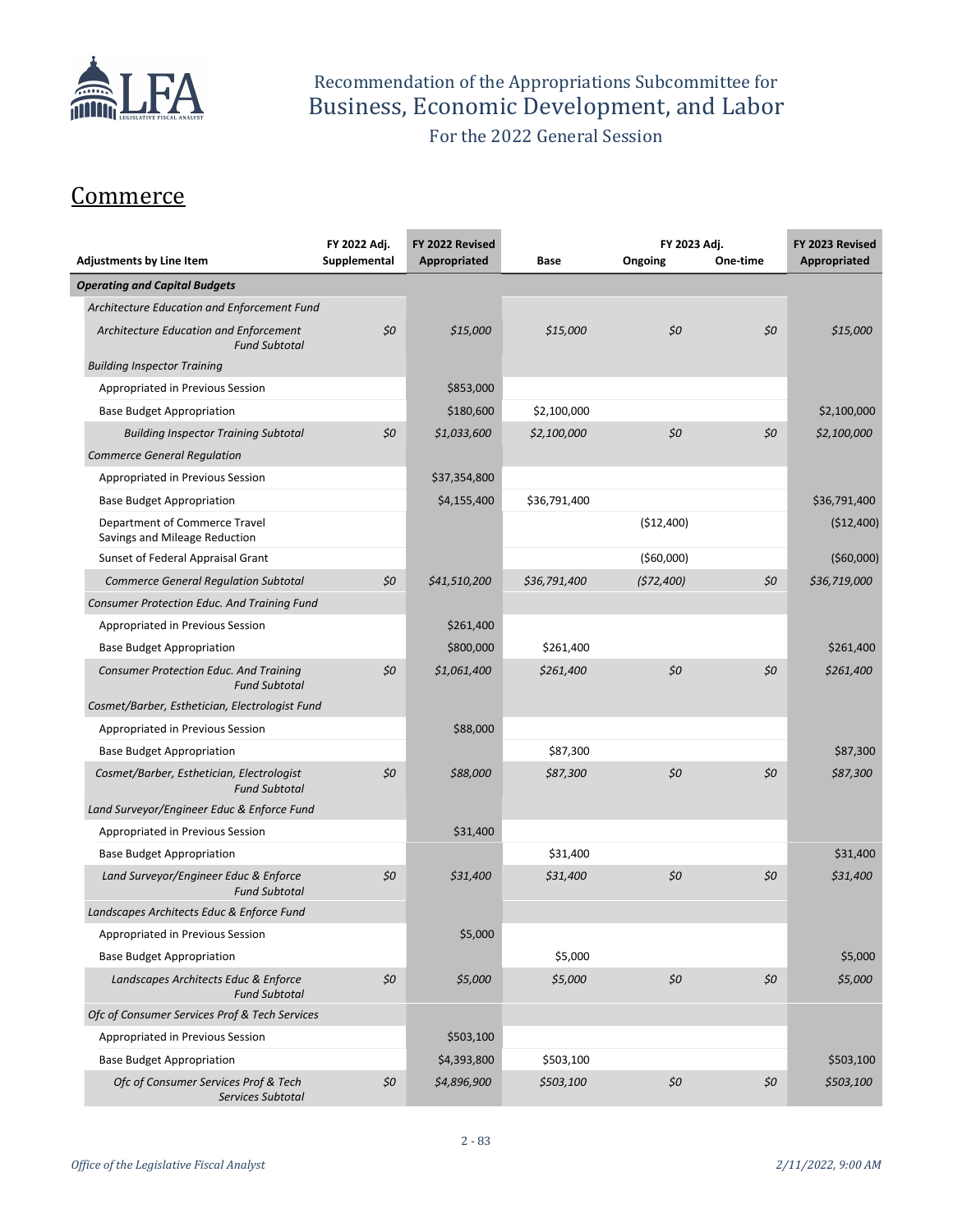Recommendation of the Appropriations Subcommittee for
# Business, Economic Development, and Labor

For the 2022 General Session

## Commerce

| Adjustments by Line Item | FY 2022 Adj. Supplemental | FY 2022 Revised Appropriated | Base | FY 2023 Adj. Ongoing | FY 2023 Adj. One-time | FY 2023 Revised Appropriated |
|---|---|---|---|---|---|---|
| ***Operating and Capital Budgets*** | | | | | | |
| *Architecture Education and Enforcement Fund* | | | | | | |
| *Architecture Education and Enforcement Fund Subtotal* | *$0* | *$15,000* | *$15,000* | *$0* | *$0* | *$15,000* |
| *Building Inspector Training* | | | | | | |
| Appropriated in Previous Session | | $853,000 | | | | |
| Base Budget Appropriation | | $180,600 | $2,100,000 | | | $2,100,000 |
| *Building Inspector Training Subtotal* | *$0* | *$1,033,600* | *$2,100,000* | *$0* | *$0* | *$2,100,000* |
| *Commerce General Regulation* | | | | | | |
| Appropriated in Previous Session | | $37,354,800 | | | | |
| Base Budget Appropriation | | $4,155,400 | $36,791,400 | | | $36,791,400 |
| Department of Commerce Travel Savings and Mileage Reduction | | | | ($12,400) | | ($12,400) |
| Sunset of Federal Appraisal Grant | | | | ($60,000) | | ($60,000) |
| *Commerce General Regulation Subtotal* | *$0* | *$41,510,200* | *$36,791,400* | *($72,400)* | *$0* | *$36,719,000* |
| *Consumer Protection Educ. And Training Fund* | | | | | | |
| Appropriated in Previous Session | | $261,400 | | | | |
| Base Budget Appropriation | | $800,000 | $261,400 | | | $261,400 |
| *Consumer Protection Educ. And Training Fund Subtotal* | *$0* | *$1,061,400* | *$261,400* | *$0* | *$0* | *$261,400* |
| *Cosmet/Barber, Esthetician, Electrologist Fund* | | | | | | |
| Appropriated in Previous Session | | $88,000 | | | | |
| Base Budget Appropriation | | | $87,300 | | | $87,300 |
| *Cosmet/Barber, Esthetician, Electrologist Fund Subtotal* | *$0* | *$88,000* | *$87,300* | *$0* | *$0* | *$87,300* |
| *Land Surveyor/Engineer Educ & Enforce Fund* | | | | | | |
| Appropriated in Previous Session | | $31,400 | | | | |
| Base Budget Appropriation | | | $31,400 | | | $31,400 |
| *Land Surveyor/Engineer Educ & Enforce Fund Subtotal* | *$0* | *$31,400* | *$31,400* | *$0* | *$0* | *$31,400* |
| *Landscapes Architects Educ & Enforce Fund* | | | | | | |
| Appropriated in Previous Session | | $5,000 | | | | |
| Base Budget Appropriation | | | $5,000 | | | $5,000 |
| *Landscapes Architects Educ & Enforce Fund Subtotal* | *$0* | *$5,000* | *$5,000* | *$0* | *$0* | *$5,000* |
| *Ofc of Consumer Services Prof & Tech Services* | | | | | | |
| Appropriated in Previous Session | | $503,100 | | | | |
| Base Budget Appropriation | | $4,393,800 | $503,100 | | | $503,100 |
| *Ofc of Consumer Services Prof & Tech Services Subtotal* | *$0* | *$4,896,900* | *$503,100* | *$0* | *$0* | *$503,100* |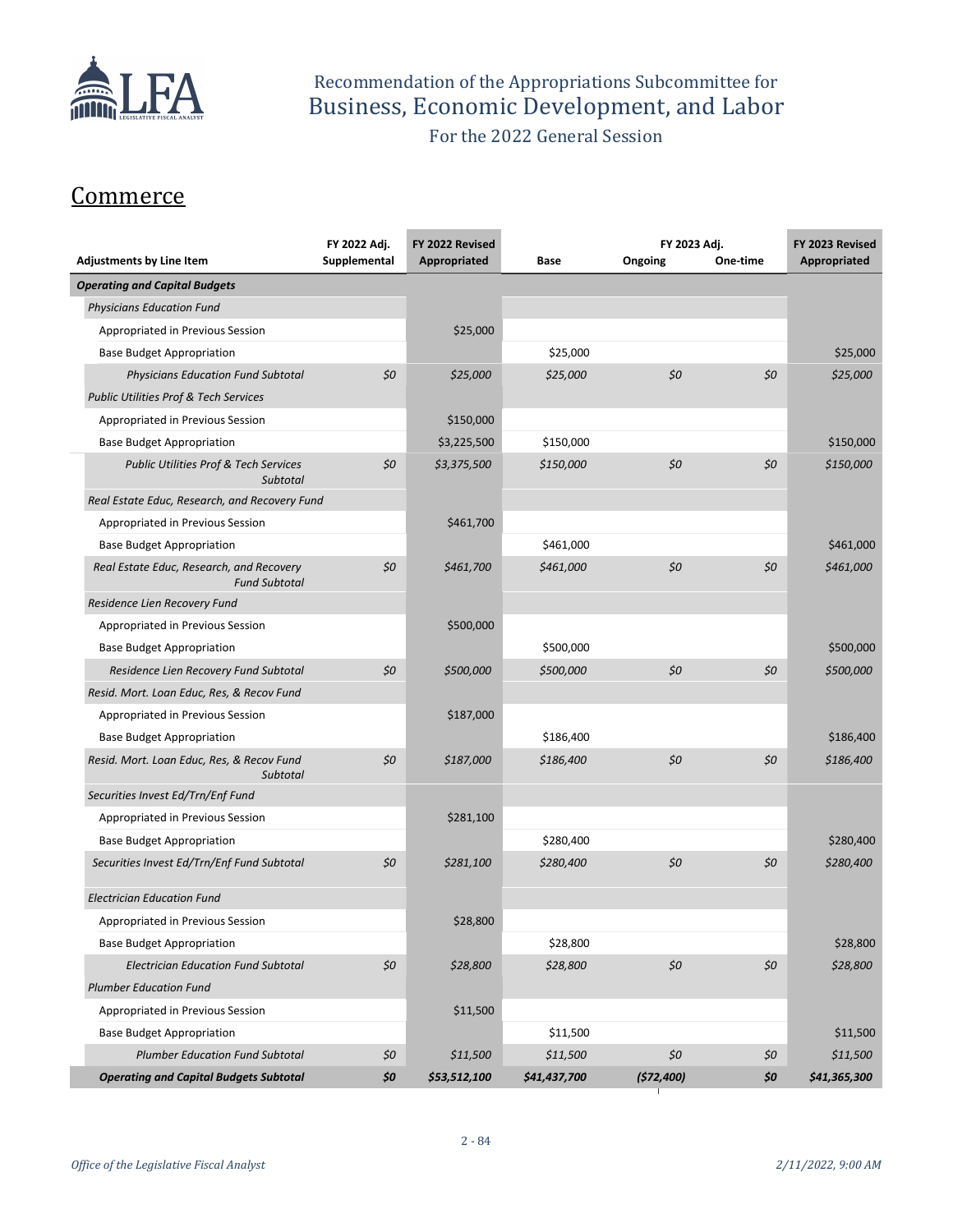Recommendation of the Appropriations Subcommittee for
# Business, Economic Development, and Labor
For the 2022 General Session

## Commerce

| Adjustments by Line Item | FY 2022 Adj. Supplemental | FY 2022 Revised Appropriated | Base | FY 2023 Adj. Ongoing | FY 2023 Adj. One-time | FY 2023 Revised Appropriated |
|---|---|---|---|---|---|---|
| ***Operating and Capital Budgets*** | | | | | | |
| *Physicians Education Fund* | | | | | | |
| Appropriated in Previous Session | | $25,000 | | | | |
| Base Budget Appropriation | | | $25,000 | | | $25,000 |
| *Physicians Education Fund Subtotal* | *$0* | *$25,000* | *$25,000* | *$0* | *$0* | *$25,000* |
| *Public Utilities Prof & Tech Services* | | | | | | |
| Appropriated in Previous Session | | $150,000 | | | | |
| Base Budget Appropriation | | $3,225,500 | $150,000 | | | $150,000 |
| *Public Utilities Prof & Tech Services Subtotal* | *$0* | *$3,375,500* | *$150,000* | *$0* | *$0* | *$150,000* |
| *Real Estate Educ, Research, and Recovery Fund* | | | | | | |
| Appropriated in Previous Session | | $461,700 | | | | |
| Base Budget Appropriation | | | $461,000 | | | $461,000 |
| *Real Estate Educ, Research, and Recovery Fund Subtotal* | *$0* | *$461,700* | *$461,000* | *$0* | *$0* | *$461,000* |
| *Residence Lien Recovery Fund* | | | | | | |
| Appropriated in Previous Session | | $500,000 | | | | |
| Base Budget Appropriation | | | $500,000 | | | $500,000 |
| *Residence Lien Recovery Fund Subtotal* | *$0* | *$500,000* | *$500,000* | *$0* | *$0* | *$500,000* |
| *Resid. Mort. Loan Educ, Res, & Recov Fund* | | | | | | |
| Appropriated in Previous Session | | $187,000 | | | | |
| Base Budget Appropriation | | | $186,400 | | | $186,400 |
| *Resid. Mort. Loan Educ, Res, & Recov Fund Subtotal* | *$0* | *$187,000* | *$186,400* | *$0* | *$0* | *$186,400* |
| *Securities Invest Ed/Trn/Enf Fund* | | | | | | |
| Appropriated in Previous Session | | $281,100 | | | | |
| Base Budget Appropriation | | | $280,400 | | | $280,400 |
| *Securities Invest Ed/Trn/Enf Fund Subtotal* | *$0* | *$281,100* | *$280,400* | *$0* | *$0* | *$280,400* |
| *Electrician Education Fund* | | | | | | |
| Appropriated in Previous Session | | $28,800 | | | | |
| Base Budget Appropriation | | | $28,800 | | | $28,800 |
| *Electrician Education Fund Subtotal* | *$0* | *$28,800* | *$28,800* | *$0* | *$0* | *$28,800* |
| *Plumber Education Fund* | | | | | | |
| Appropriated in Previous Session | | $11,500 | | | | |
| Base Budget Appropriation | | | $11,500 | | | $11,500 |
| *Plumber Education Fund Subtotal* | *$0* | *$11,500* | *$11,500* | *$0* | *$0* | *$11,500* |
| ***Operating and Capital Budgets Subtotal*** | ***$0*** | ***$53,512,100*** | ***$41,437,700*** | ***($72,400)*** | ***$0*** | ***$41,365,300*** |

*Office of the Legislative Fiscal Analyst* *2/11/2022, 9:00 AM*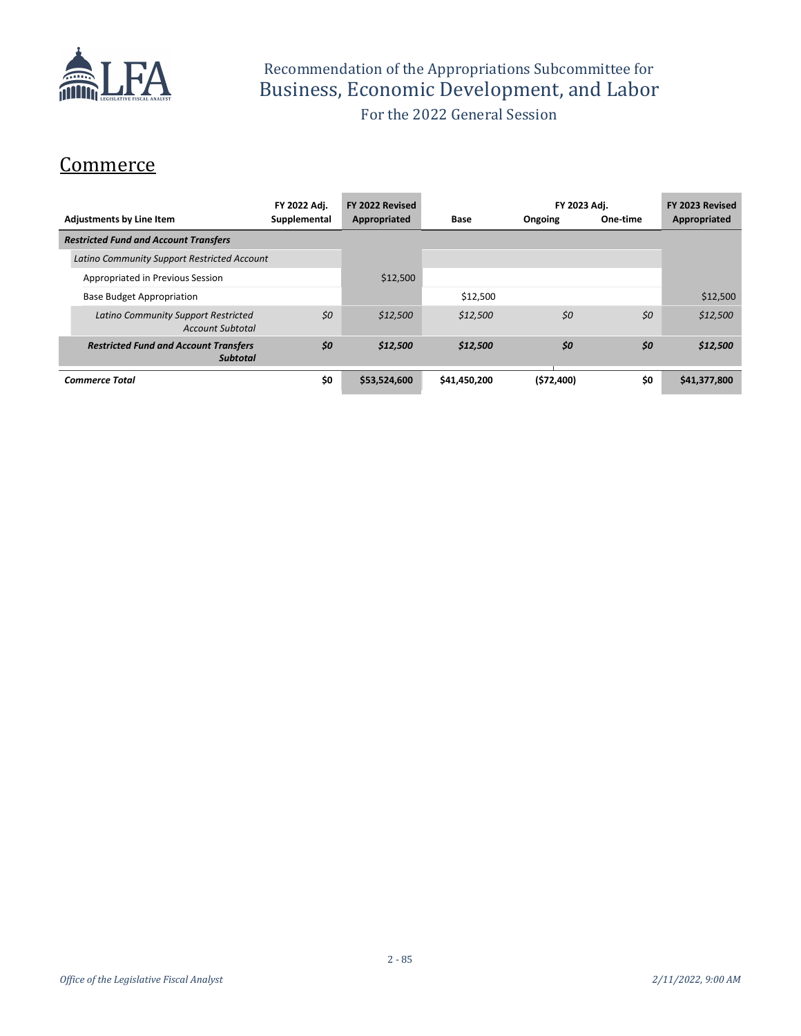Recommendation of the Appropriations Subcommittee for
Business, Economic Development, and Labor
For the 2022 General Session

## Commerce

| Adjustments by Line Item | FY 2022 Adj. Supplemental | FY 2022 Revised Appropriated | Base | FY 2023 Adj. Ongoing | FY 2023 Adj. One-time | FY 2023 Revised Appropriated |
|---|---|---|---|---|---|---|
| ***Restricted Fund and Account Transfers*** | | | | | | |
| *Latino Community Support Restricted Account* | | | | | | |
| Appropriated in Previous Session | | $12,500 | | | | |
| Base Budget Appropriation | | | $12,500 | | | $12,500 |
| *Latino Community Support Restricted Account Subtotal* | *$0* | *$12,500* | *$12,500* | *$0* | *$0* | *$12,500* |
| ***Restricted Fund and Account Transfers Subtotal*** | ***$0*** | ***$12,500*** | ***$12,500*** | ***$0*** | ***$0*** | ***$12,500*** |
| ***Commerce Total*** | **$0** | **$53,524,600** | **$41,450,200** | **($72,400)** | **$0** | **$41,377,800** |

*Office of the Legislative Fiscal Analyst* *2/11/2022, 9:00 AM*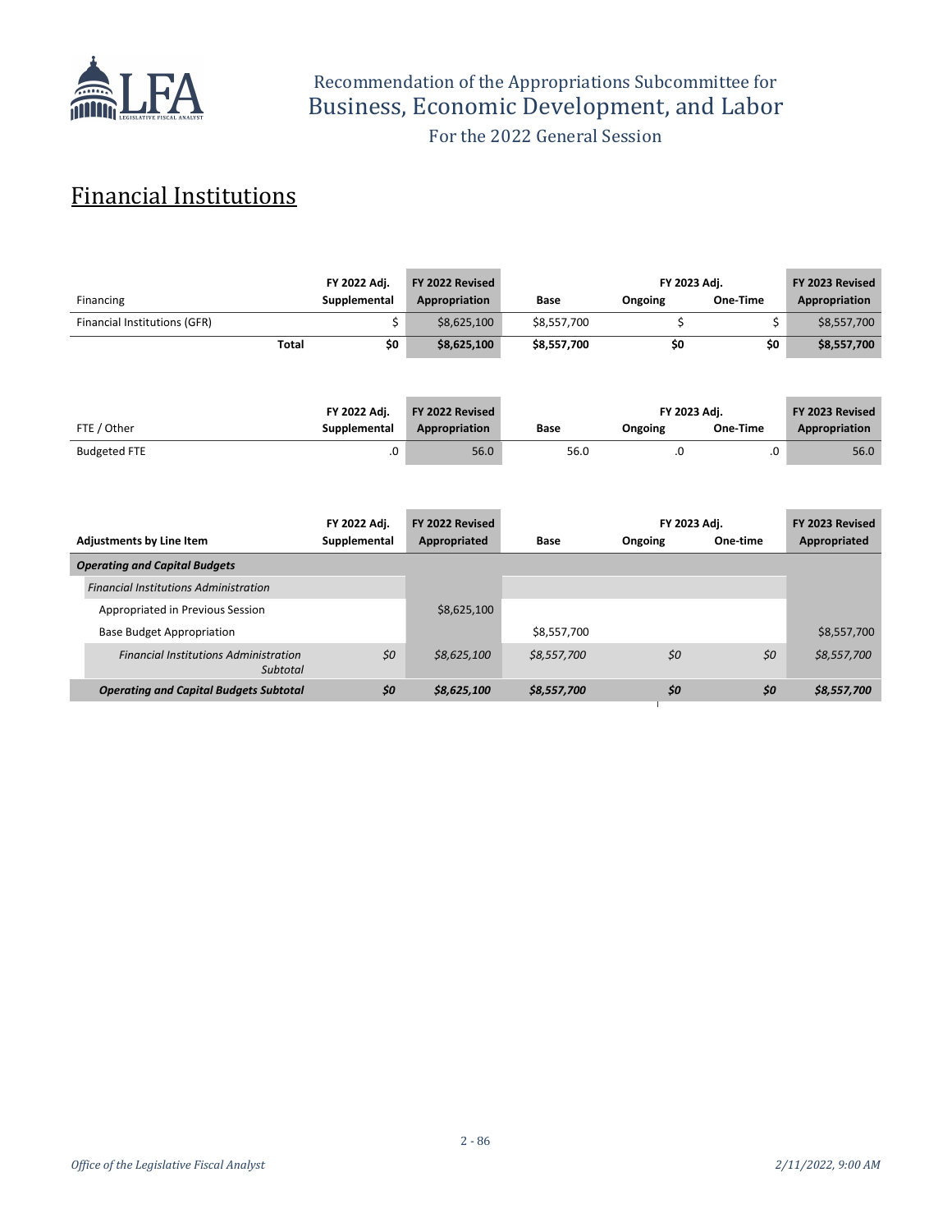# Financial Institutions

| Financing | FY 2022 Adj. Supplemental | FY 2022 Revised Appropriation | Base | FY 2023 Adj. Ongoing | FY 2023 Adj. One-Time | FY 2023 Revised Appropriation |
|---|---|---|---|---|---|---|
| Financial Institutions (GFR) | $ | $8,625,100 | $8,557,700 | $ | $ | $8,557,700 |
| **Total** | **$0** | **$8,625,100** | **$8,557,700** | **$0** | **$0** | **$8,557,700** |

| FTE / Other | FY 2022 Adj. Supplemental | FY 2022 Revised Appropriation | Base | FY 2023 Adj. Ongoing | FY 2023 Adj. One-Time | FY 2023 Revised Appropriation |
|---|---|---|---|---|---|---|
| Budgeted FTE | .0 | 56.0 | 56.0 | .0 | .0 | 56.0 |

| Adjustments by Line Item | FY 2022 Adj. Supplemental | FY 2022 Revised Appropriated | Base | FY 2023 Adj. Ongoing | FY 2023 Adj. One-time | FY 2023 Revised Appropriated |
|---|---|---|---|---|---|---|
| ***Operating and Capital Budgets*** | | | | | | |
| *Financial Institutions Administration* | | | | | | |
| Appropriated in Previous Session | | $8,625,100 | | | | |
| Base Budget Appropriation | | | $8,557,700 | | | $8,557,700 |
| *Financial Institutions Administration Subtotal* | *$0* | *$8,625,100* | *$8,557,700* | *$0* | *$0* | *$8,557,700* |
| ***Operating and Capital Budgets Subtotal*** | ***$0*** | ***$8,625,100*** | ***$8,557,700*** | ***$0*** | ***$0*** | ***$8,557,700*** |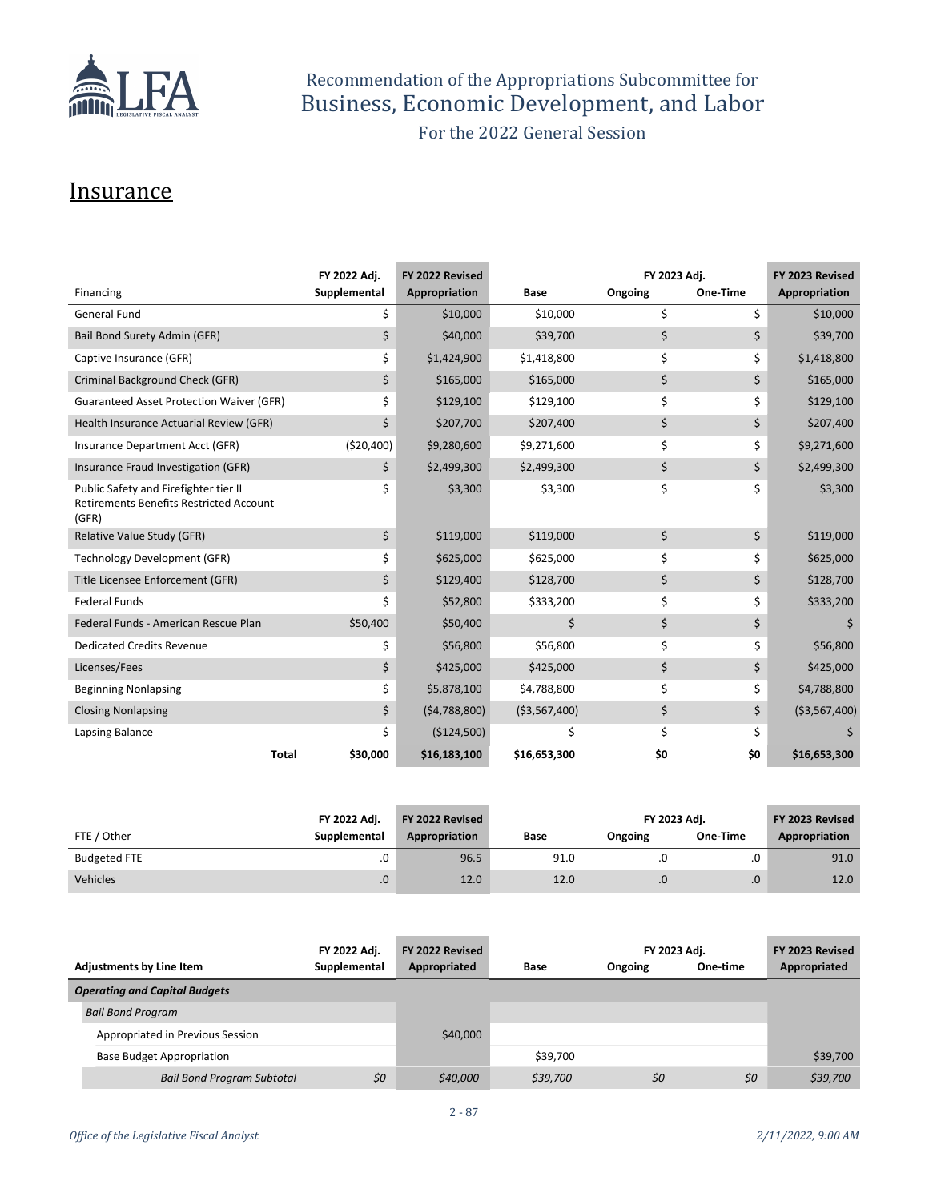# Recommendation of the Appropriations Subcommittee for
# Business, Economic Development, and Labor
For the 2022 General Session

## Insurance

| Financing | FY 2022 Adj. Supplemental | FY 2022 Revised Appropriation | Base | FY 2023 Adj. Ongoing | FY 2023 Adj. One-Time | FY 2023 Revised Appropriation |
|---|---|---|---|---|---|---|
| General Fund | $ | $10,000 | $10,000 | $ | $ | $10,000 |
| Bail Bond Surety Admin (GFR) | $ | $40,000 | $39,700 | $ | $ | $39,700 |
| Captive Insurance (GFR) | $ | $1,424,900 | $1,418,800 | $ | $ | $1,418,800 |
| Criminal Background Check (GFR) | $ | $165,000 | $165,000 | $ | $ | $165,000 |
| Guaranteed Asset Protection Waiver (GFR) | $ | $129,100 | $129,100 | $ | $ | $129,100 |
| Health Insurance Actuarial Review (GFR) | $ | $207,700 | $207,400 | $ | $ | $207,400 |
| Insurance Department Acct (GFR) | ($20,400) | $9,280,600 | $9,271,600 | $ | $ | $9,271,600 |
| Insurance Fraud Investigation (GFR) | $ | $2,499,300 | $2,499,300 | $ | $ | $2,499,300 |
| Public Safety and Firefighter tier II Retirements Benefits Restricted Account (GFR) | $ | $3,300 | $3,300 | $ | $ | $3,300 |
| Relative Value Study (GFR) | $ | $119,000 | $119,000 | $ | $ | $119,000 |
| Technology Development (GFR) | $ | $625,000 | $625,000 | $ | $ | $625,000 |
| Title Licensee Enforcement (GFR) | $ | $129,400 | $128,700 | $ | $ | $128,700 |
| Federal Funds | $ | $52,800 | $333,200 | $ | $ | $333,200 |
| Federal Funds - American Rescue Plan | $50,400 | $50,400 | $ | $ | $ | $ |
| Dedicated Credits Revenue | $ | $56,800 | $56,800 | $ | $ | $56,800 |
| Licenses/Fees | $ | $425,000 | $425,000 | $ | $ | $425,000 |
| Beginning Nonlapsing | $ | $5,878,100 | $4,788,800 | $ | $ | $4,788,800 |
| Closing Nonlapsing | $ | ($4,788,800) | ($3,567,400) | $ | $ | ($3,567,400) |
| Lapsing Balance | $ | ($124,500) | $ | $ | $ | $ |
| **Total** | **$30,000** | **$16,183,100** | **$16,653,300** | **$0** | **$0** | **$16,653,300** |

| FTE / Other | FY 2022 Adj. Supplemental | FY 2022 Revised Appropriation | Base | FY 2023 Adj. Ongoing | FY 2023 Adj. One-Time | FY 2023 Revised Appropriation |
|---|---|---|---|---|---|---|
| Budgeted FTE | .0 | 96.5 | 91.0 | .0 | .0 | 91.0 |
| Vehicles | .0 | 12.0 | 12.0 | .0 | .0 | 12.0 |

| Adjustments by Line Item | FY 2022 Adj. Supplemental | FY 2022 Revised Appropriated | Base | FY 2023 Adj. Ongoing | FY 2023 Adj. One-time | FY 2023 Revised Appropriated |
|---|---|---|---|---|---|---|
| ***Operating and Capital Budgets*** | | | | | | |
| *Bail Bond Program* | | | | | | |
| Appropriated in Previous Session | | $40,000 | | | | |
| Base Budget Appropriation | | | $39,700 | | | $39,700 |
| *Bail Bond Program Subtotal* | *$0* | *$40,000* | *$39,700* | *$0* | *$0* | *$39,700* |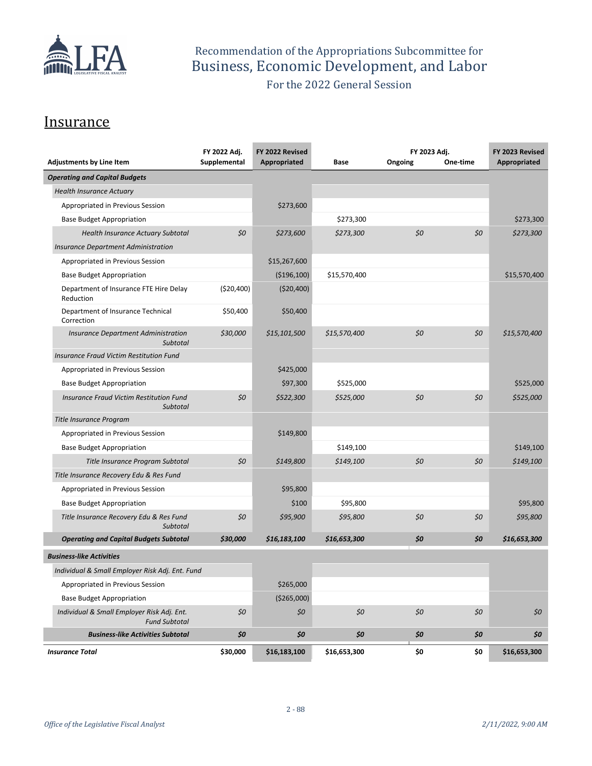# Recommendation of the Appropriations Subcommittee for Business, Economic Development, and Labor

For the 2022 General Session

## Insurance

| Adjustments by Line Item | FY 2022 Adj. Supplemental | FY 2022 Revised Appropriated | Base | FY 2023 Adj. Ongoing | FY 2023 Adj. One-time | FY 2023 Revised Appropriated |
|---|---|---|---|---|---|---|
| ***Operating and Capital Budgets*** | | | | | | |
| *Health Insurance Actuary* | | | | | | |
| Appropriated in Previous Session | | $273,600 | | | | |
| Base Budget Appropriation | | | $273,300 | | | $273,300 |
| *Health Insurance Actuary Subtotal* | *$0* | *$273,600* | *$273,300* | *$0* | *$0* | *$273,300* |
| *Insurance Department Administration* | | | | | | |
| Appropriated in Previous Session | | $15,267,600 | | | | |
| Base Budget Appropriation | | ($196,100) | $15,570,400 | | | $15,570,400 |
| Department of Insurance FTE Hire Delay Reduction | ($20,400) | ($20,400) | | | | |
| Department of Insurance Technical Correction | $50,400 | $50,400 | | | | |
| *Insurance Department Administration Subtotal* | *$30,000* | *$15,101,500* | *$15,570,400* | *$0* | *$0* | *$15,570,400* |
| *Insurance Fraud Victim Restitution Fund* | | | | | | |
| Appropriated in Previous Session | | $425,000 | | | | |
| Base Budget Appropriation | | $97,300 | $525,000 | | | $525,000 |
| *Insurance Fraud Victim Restitution Fund Subtotal* | *$0* | *$522,300* | *$525,000* | *$0* | *$0* | *$525,000* |
| *Title Insurance Program* | | | | | | |
| Appropriated in Previous Session | | $149,800 | | | | |
| Base Budget Appropriation | | | $149,100 | | | $149,100 |
| *Title Insurance Program Subtotal* | *$0* | *$149,800* | *$149,100* | *$0* | *$0* | *$149,100* |
| *Title Insurance Recovery Edu & Res Fund* | | | | | | |
| Appropriated in Previous Session | | $95,800 | | | | |
| Base Budget Appropriation | | $100 | $95,800 | | | $95,800 |
| *Title Insurance Recovery Edu & Res Fund Subtotal* | *$0* | *$95,900* | *$95,800* | *$0* | *$0* | *$95,800* |
| ***Operating and Capital Budgets Subtotal*** | ***$30,000*** | ***$16,183,100*** | ***$16,653,300*** | ***$0*** | ***$0*** | ***$16,653,300*** |
| ***Business-like Activities*** | | | | | | |
| *Individual & Small Employer Risk Adj. Ent. Fund* | | | | | | |
| Appropriated in Previous Session | | $265,000 | | | | |
| Base Budget Appropriation | | ($265,000) | | | | |
| *Individual & Small Employer Risk Adj. Ent. Fund Subtotal* | *$0* | *$0* | *$0* | *$0* | *$0* | *$0* |
| ***Business-like Activities Subtotal*** | ***$0*** | ***$0*** | ***$0*** | ***$0*** | ***$0*** | ***$0*** |
| ***Insurance Total*** | **$30,000** | **$16,183,100** | **$16,653,300** | **$0** | **$0** | **$16,653,300** |

*Office of the Legislative Fiscal Analyst* *2/11/2022, 9:00 AM*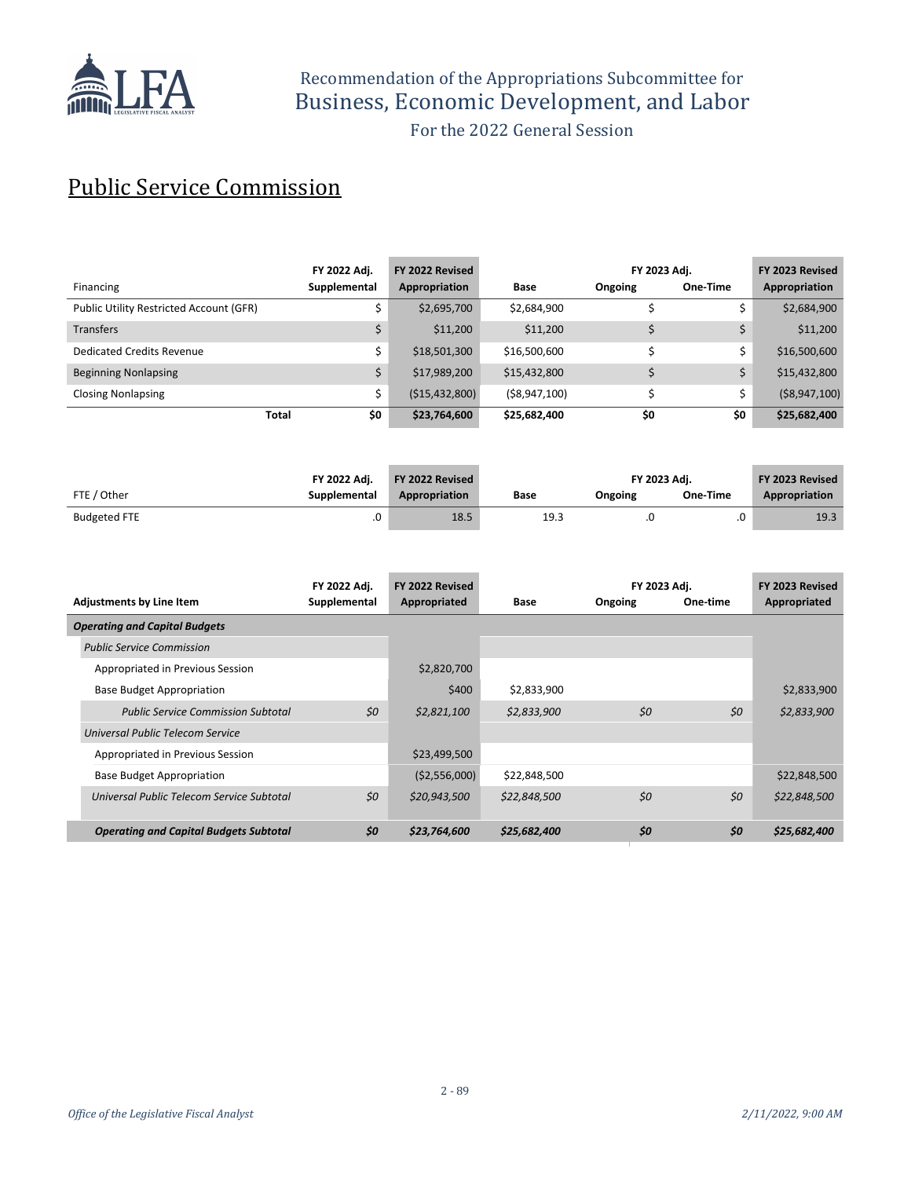# Recommendation of the Appropriations Subcommittee for Business, Economic Development, and Labor

For the 2022 General Session

## Public Service Commission

| Financing | FY 2022 Adj. Supplemental | FY 2022 Revised Appropriation | Base | FY 2023 Adj. Ongoing | FY 2023 Adj. One-Time | FY 2023 Revised Appropriation |
|---|---|---|---|---|---|---|
| Public Utility Restricted Account (GFR) | $ | $2,695,700 | $2,684,900 | $ | $ | $2,684,900 |
| Transfers | $ | $11,200 | $11,200 | $ | $ | $11,200 |
| Dedicated Credits Revenue | $ | $18,501,300 | $16,500,600 | $ | $ | $16,500,600 |
| Beginning Nonlapsing | $ | $17,989,200 | $15,432,800 | $ | $ | $15,432,800 |
| Closing Nonlapsing | $ | ($15,432,800) | ($8,947,100) | $ | $ | ($8,947,100) |
| **Total** | **$0** | **$23,764,600** | **$25,682,400** | **$0** | **$0** | **$25,682,400** |

| FTE / Other | FY 2022 Adj. Supplemental | FY 2022 Revised Appropriation | Base | FY 2023 Adj. Ongoing | FY 2023 Adj. One-Time | FY 2023 Revised Appropriation |
|---|---|---|---|---|---|---|
| Budgeted FTE | .0 | 18.5 | 19.3 | .0 | .0 | 19.3 |

| Adjustments by Line Item | FY 2022 Adj. Supplemental | FY 2022 Revised Appropriated | Base | FY 2023 Adj. Ongoing | FY 2023 Adj. One-time | FY 2023 Revised Appropriated |
|---|---|---|---|---|---|---|
| ***Operating and Capital Budgets*** | | | | | | |
| *Public Service Commission* | | | | | | |
| Appropriated in Previous Session | | $2,820,700 | | | | |
| Base Budget Appropriation | | $400 | $2,833,900 | | | $2,833,900 |
| *Public Service Commission Subtotal* | *$0* | *$2,821,100* | *$2,833,900* | *$0* | *$0* | *$2,833,900* |
| *Universal Public Telecom Service* | | | | | | |
| Appropriated in Previous Session | | $23,499,500 | | | | |
| Base Budget Appropriation | | ($2,556,000) | $22,848,500 | | | $22,848,500 |
| *Universal Public Telecom Service Subtotal* | *$0* | *$20,943,500* | *$22,848,500* | *$0* | *$0* | *$22,848,500* |
| ***Operating and Capital Budgets Subtotal*** | ***$0*** | ***$23,764,600*** | ***$25,682,400*** | ***$0*** | ***$0*** | ***$25,682,400*** |

*Office of the Legislative Fiscal Analyst* *2/11/2022, 9:00 AM*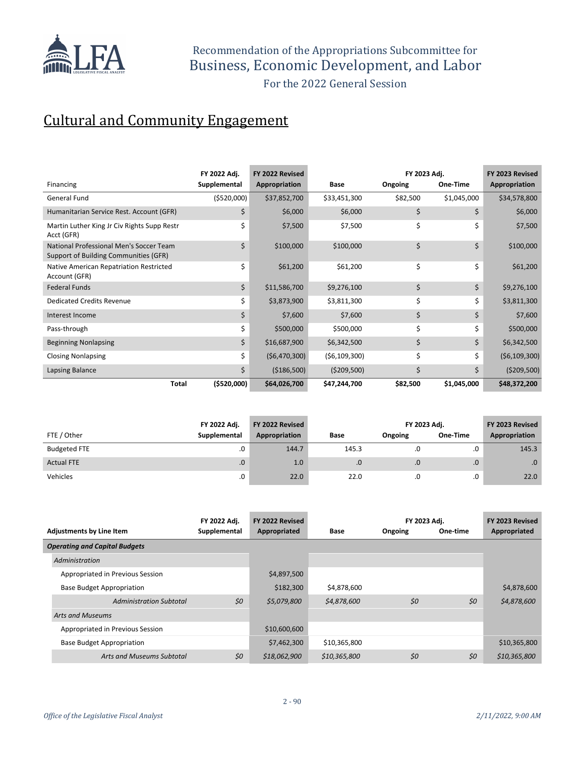Recommendation of the Appropriations Subcommittee for
Business, Economic Development, and Labor
For the 2022 General Session

## Cultural and Community Engagement

| Financing | FY 2022 Adj. Supplemental | FY 2022 Revised Appropriation | Base | FY 2023 Adj. Ongoing | FY 2023 Adj. One-Time | FY 2023 Revised Appropriation |
|---|---|---|---|---|---|---|
| General Fund | ($520,000) | $37,852,700 | $33,451,300 | $82,500 | $1,045,000 | $34,578,800 |
| Humanitarian Service Rest. Account (GFR) | $ | $6,000 | $6,000 | $ | $ | $6,000 |
| Martin Luther King Jr Civ Rights Supp Restr Acct (GFR) | $ | $7,500 | $7,500 | $ | $ | $7,500 |
| National Professional Men's Soccer Team Support of Building Communities (GFR) | $ | $100,000 | $100,000 | $ | $ | $100,000 |
| Native American Repatriation Restricted Account (GFR) | $ | $61,200 | $61,200 | $ | $ | $61,200 |
| Federal Funds | $ | $11,586,700 | $9,276,100 | $ | $ | $9,276,100 |
| Dedicated Credits Revenue | $ | $3,873,900 | $3,811,300 | $ | $ | $3,811,300 |
| Interest Income | $ | $7,600 | $7,600 | $ | $ | $7,600 |
| Pass-through | $ | $500,000 | $500,000 | $ | $ | $500,000 |
| Beginning Nonlapsing | $ | $16,687,900 | $6,342,500 | $ | $ | $6,342,500 |
| Closing Nonlapsing | $ | ($6,470,300) | ($6,109,300) | $ | $ | ($6,109,300) |
| Lapsing Balance | $ | ($186,500) | ($209,500) | $ | $ | ($209,500) |
| **Total** | **($520,000)** | **$64,026,700** | **$47,244,700** | **$82,500** | **$1,045,000** | **$48,372,200** |

| FTE / Other | FY 2022 Adj. Supplemental | FY 2022 Revised Appropriation | Base | FY 2023 Adj. Ongoing | FY 2023 Adj. One-Time | FY 2023 Revised Appropriation |
|---|---|---|---|---|---|---|
| Budgeted FTE | .0 | 144.7 | 145.3 | .0 | .0 | 145.3 |
| Actual FTE | .0 | 1.0 | .0 | .0 | .0 | .0 |
| Vehicles | .0 | 22.0 | 22.0 | .0 | .0 | 22.0 |

| Adjustments by Line Item | FY 2022 Adj. Supplemental | FY 2022 Revised Appropriated | Base | FY 2023 Adj. Ongoing | FY 2023 Adj. One-time | FY 2023 Revised Appropriated |
|---|---|---|---|---|---|---|
| ***Operating and Capital Budgets*** | | | | | | |
| *Administration* | | | | | | |
| Appropriated in Previous Session | | $4,897,500 | | | | |
| Base Budget Appropriation | | $182,300 | $4,878,600 | | | $4,878,600 |
| *Administration Subtotal* | *$0* | *$5,079,800* | *$4,878,600* | *$0* | *$0* | *$4,878,600* |
| *Arts and Museums* | | | | | | |
| Appropriated in Previous Session | | $10,600,600 | | | | |
| Base Budget Appropriation | | $7,462,300 | $10,365,800 | | | $10,365,800 |
| *Arts and Museums Subtotal* | *$0* | *$18,062,900* | *$10,365,800* | *$0* | *$0* | *$10,365,800* |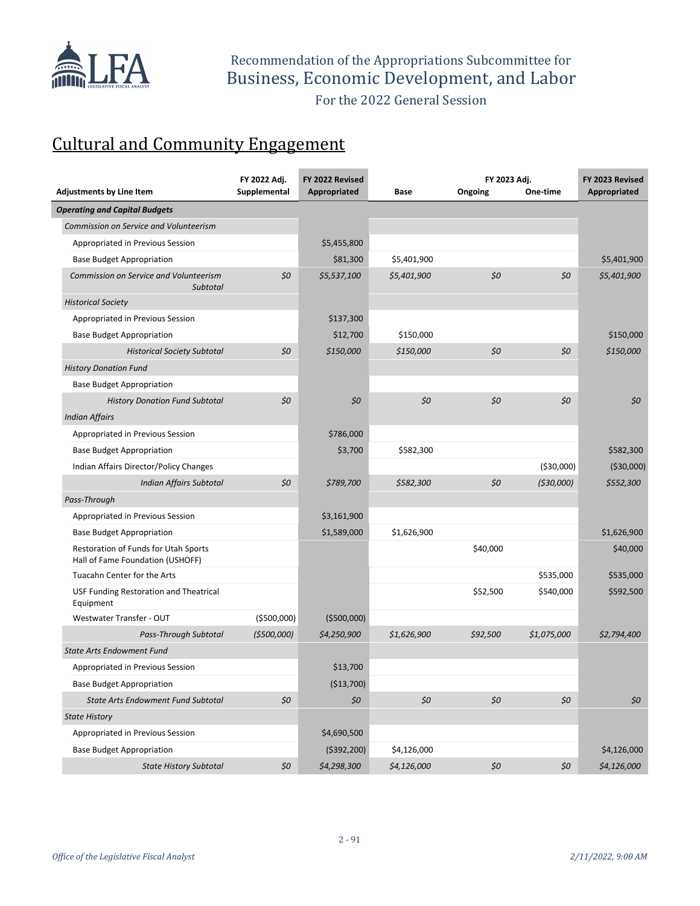Recommendation of the Appropriations Subcommittee for
Business, Economic Development, and Labor

For the 2022 General Session

# Cultural and Community Engagement

| Adjustments by Line Item | FY 2022 Adj. Supplemental | FY 2022 Revised Appropriated | Base | FY 2023 Adj. Ongoing | FY 2023 Adj. One-time | FY 2023 Revised Appropriated |
|---|---|---|---|---|---|---|
| ***Operating and Capital Budgets*** | | | | | | |
| *Commission on Service and Volunteerism* | | | | | | |
| Appropriated in Previous Session | | $5,455,800 | | | | |
| Base Budget Appropriation | | $81,300 | $5,401,900 | | | $5,401,900 |
| *Commission on Service and Volunteerism Subtotal* | *$0* | *$5,537,100* | *$5,401,900* | *$0* | *$0* | *$5,401,900* |
| *Historical Society* | | | | | | |
| Appropriated in Previous Session | | $137,300 | | | | |
| Base Budget Appropriation | | $12,700 | $150,000 | | | $150,000 |
| *Historical Society Subtotal* | *$0* | *$150,000* | *$150,000* | *$0* | *$0* | *$150,000* |
| *History Donation Fund* | | | | | | |
| Base Budget Appropriation | | | | | | |
| *History Donation Fund Subtotal* | *$0* | *$0* | *$0* | *$0* | *$0* | *$0* |
| *Indian Affairs* | | | | | | |
| Appropriated in Previous Session | | $786,000 | | | | |
| Base Budget Appropriation | | $3,700 | $582,300 | | | $582,300 |
| Indian Affairs Director/Policy Changes | | | | | ($30,000) | ($30,000) |
| *Indian Affairs Subtotal* | *$0* | *$789,700* | *$582,300* | *$0* | *($30,000)* | *$552,300* |
| *Pass-Through* | | | | | | |
| Appropriated in Previous Session | | $3,161,900 | | | | |
| Base Budget Appropriation | | $1,589,000 | $1,626,900 | | | $1,626,900 |
| Restoration of Funds for Utah Sports Hall of Fame Foundation (USHOFF) | | | | $40,000 | | $40,000 |
| Tuacahn Center for the Arts | | | | | $535,000 | $535,000 |
| USF Funding Restoration and Theatrical Equipment | | | | $52,500 | $540,000 | $592,500 |
| Westwater Transfer - OUT | ($500,000) | ($500,000) | | | | |
| *Pass-Through Subtotal* | *($500,000)* | *$4,250,900* | *$1,626,900* | *$92,500* | *$1,075,000* | *$2,794,400* |
| *State Arts Endowment Fund* | | | | | | |
| Appropriated in Previous Session | | $13,700 | | | | |
| Base Budget Appropriation | | ($13,700) | | | | |
| *State Arts Endowment Fund Subtotal* | *$0* | *$0* | *$0* | *$0* | *$0* | *$0* |
| *State History* | | | | | | |
| Appropriated in Previous Session | | $4,690,500 | | | | |
| Base Budget Appropriation | | ($392,200) | $4,126,000 | | | $4,126,000 |
| *State History Subtotal* | *$0* | *$4,298,300* | *$4,126,000* | *$0* | *$0* | *$4,126,000* |

*Office of the Legislative Fiscal Analyst* *2/11/2022, 9:00 AM*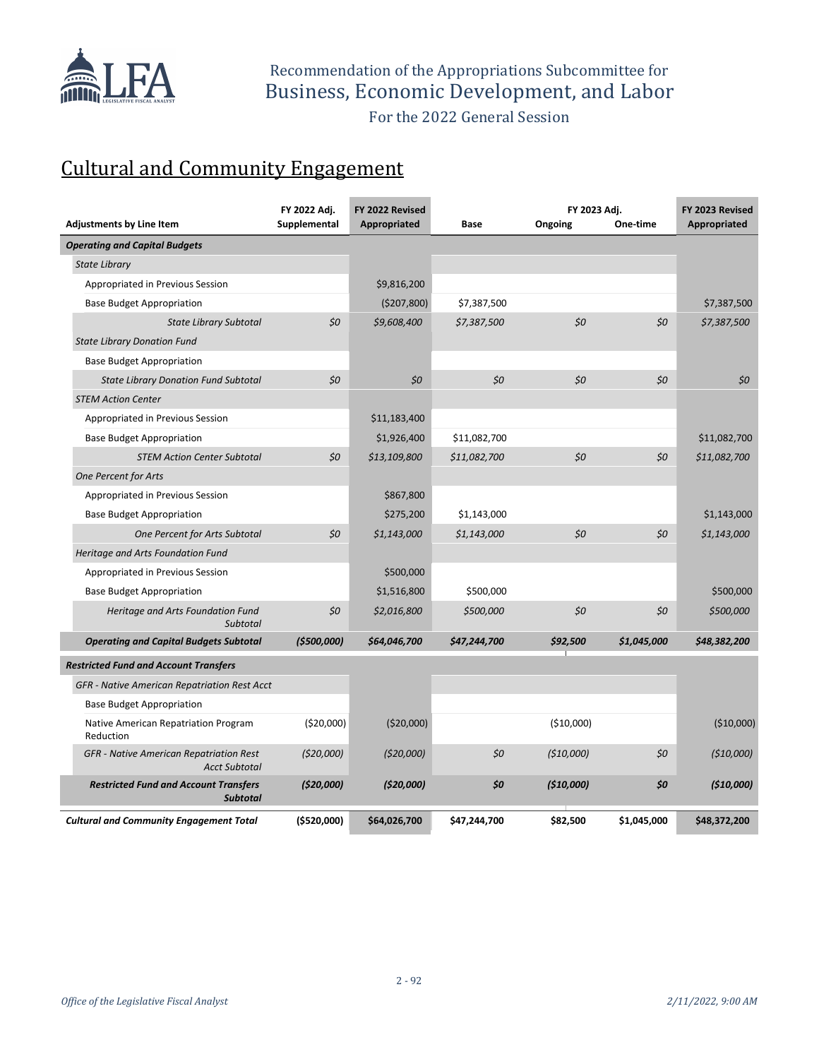Recommendation of the Appropriations Subcommittee for
Business, Economic Development, and Labor
For the 2022 General Session

# Cultural and Community Engagement

| Adjustments by Line Item | FY 2022 Adj. Supplemental | FY 2022 Revised Appropriated | Base | FY 2023 Adj. Ongoing | FY 2023 Adj. One-time | FY 2023 Revised Appropriated |
|---|---|---|---|---|---|---|
| ***Operating and Capital Budgets*** | | | | | | |
| *State Library* | | | | | | |
| Appropriated in Previous Session | | $9,816,200 | | | | |
| Base Budget Appropriation | | ($207,800) | $7,387,500 | | | $7,387,500 |
| *State Library Subtotal* | *$0* | *$9,608,400* | *$7,387,500* | *$0* | *$0* | *$7,387,500* |
| *State Library Donation Fund* | | | | | | |
| Base Budget Appropriation | | | | | | |
| *State Library Donation Fund Subtotal* | *$0* | *$0* | *$0* | *$0* | *$0* | *$0* |
| *STEM Action Center* | | | | | | |
| Appropriated in Previous Session | | $11,183,400 | | | | |
| Base Budget Appropriation | | $1,926,400 | $11,082,700 | | | $11,082,700 |
| *STEM Action Center Subtotal* | *$0* | *$13,109,800* | *$11,082,700* | *$0* | *$0* | *$11,082,700* |
| *One Percent for Arts* | | | | | | |
| Appropriated in Previous Session | | $867,800 | | | | |
| Base Budget Appropriation | | $275,200 | $1,143,000 | | | $1,143,000 |
| *One Percent for Arts Subtotal* | *$0* | *$1,143,000* | *$1,143,000* | *$0* | *$0* | *$1,143,000* |
| *Heritage and Arts Foundation Fund* | | | | | | |
| Appropriated in Previous Session | | $500,000 | | | | |
| Base Budget Appropriation | | $1,516,800 | $500,000 | | | $500,000 |
| *Heritage and Arts Foundation Fund Subtotal* | *$0* | *$2,016,800* | *$500,000* | *$0* | *$0* | *$500,000* |
| ***Operating and Capital Budgets Subtotal*** | ***($500,000)*** | ***$64,046,700*** | ***$47,244,700*** | ***$92,500*** | ***$1,045,000*** | ***$48,382,200*** |
| ***Restricted Fund and Account Transfers*** | | | | | | |
| *GFR - Native American Repatriation Rest Acct* | | | | | | |
| Base Budget Appropriation | | | | | | |
| Native American Repatriation Program Reduction | ($20,000) | ($20,000) | | ($10,000) | | ($10,000) |
| *GFR - Native American Repatriation Rest Acct Subtotal* | *($20,000)* | *($20,000)* | *$0* | *($10,000)* | *$0* | *($10,000)* |
| ***Restricted Fund and Account Transfers Subtotal*** | ***($20,000)*** | ***($20,000)*** | ***$0*** | ***($10,000)*** | ***$0*** | ***($10,000)*** |
| ***Cultural and Community Engagement Total*** | **($520,000)** | **$64,026,700** | **$47,244,700** | **$82,500** | **$1,045,000** | **$48,372,200** |

*Office of the Legislative Fiscal Analyst* *2/11/2022, 9:00 AM*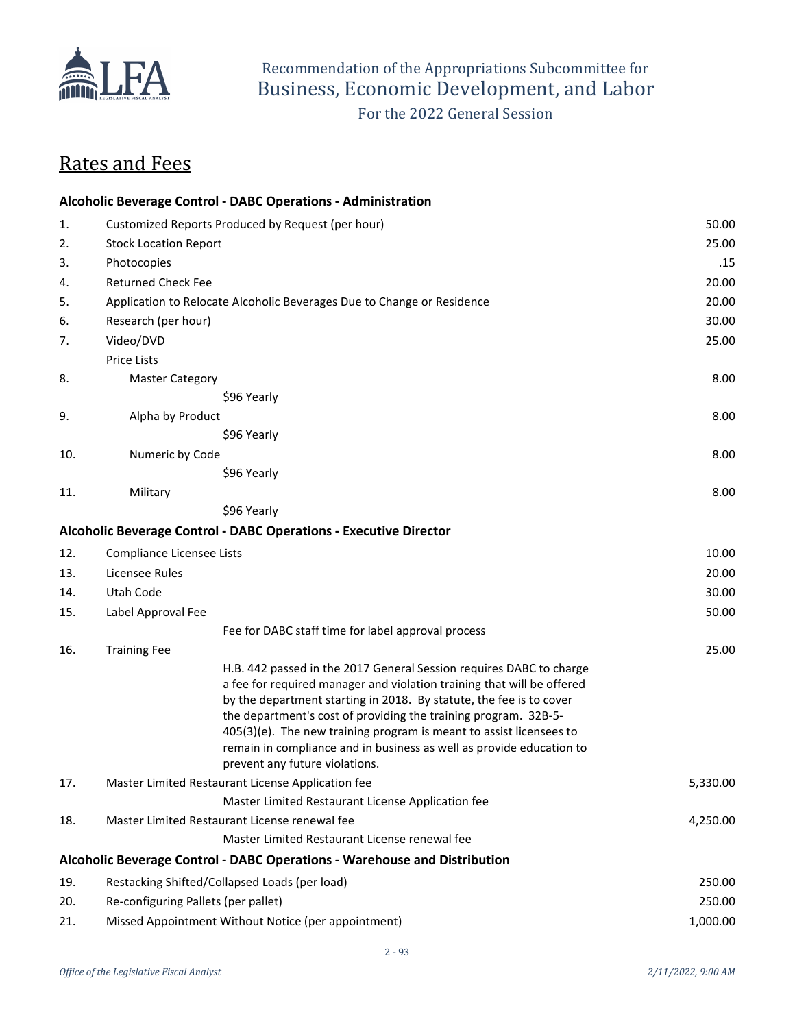## Rates and Fees

**Alcoholic Beverage Control - DABC Operations - Administration**

| # | Description | Fee |
|---|---|---|
| 1. | Customized Reports Produced by Request (per hour) | 50.00 |
| 2. | Stock Location Report | 25.00 |
| 3. | Photocopies | .15 |
| 4. | Returned Check Fee | 20.00 |
| 5. | Application to Relocate Alcoholic Beverages Due to Change or Residence | 20.00 |
| 6. | Research (per hour) | 30.00 |
| 7. | Video/DVD | 25.00 |
| | Price Lists | |
| 8. | Master Category<br>$96 Yearly | 8.00 |
| 9. | Alpha by Product<br>$96 Yearly | 8.00 |
| 10. | Numeric by Code<br>$96 Yearly | 8.00 |
| 11. | Military<br>$96 Yearly | 8.00 |

**Alcoholic Beverage Control - DABC Operations - Executive Director**

| # | Description | Fee |
|---|---|---|
| 12. | Compliance Licensee Lists | 10.00 |
| 13. | Licensee Rules | 20.00 |
| 14. | Utah Code | 30.00 |
| 15. | Label Approval Fee<br>Fee for DABC staff time for label approval process | 50.00 |
| 16. | Training Fee<br>H.B. 442 passed in the 2017 General Session requires DABC to charge a fee for required manager and violation training that will be offered by the department starting in 2018. By statute, the fee is to cover the department's cost of providing the training program. 32B-5-405(3)(e). The new training program is meant to assist licensees to remain in compliance and in business as well as provide education to prevent any future violations. | 25.00 |
| 17. | Master Limited Restaurant License Application fee<br>Master Limited Restaurant License Application fee | 5,330.00 |
| 18. | Master Limited Restaurant License renewal fee<br>Master Limited Restaurant License renewal fee | 4,250.00 |

**Alcoholic Beverage Control - DABC Operations - Warehouse and Distribution**

| # | Description | Fee |
|---|---|---|
| 19. | Restacking Shifted/Collapsed Loads (per load) | 250.00 |
| 20. | Re-configuring Pallets (per pallet) | 250.00 |
| 21. | Missed Appointment Without Notice (per appointment) | 1,000.00 |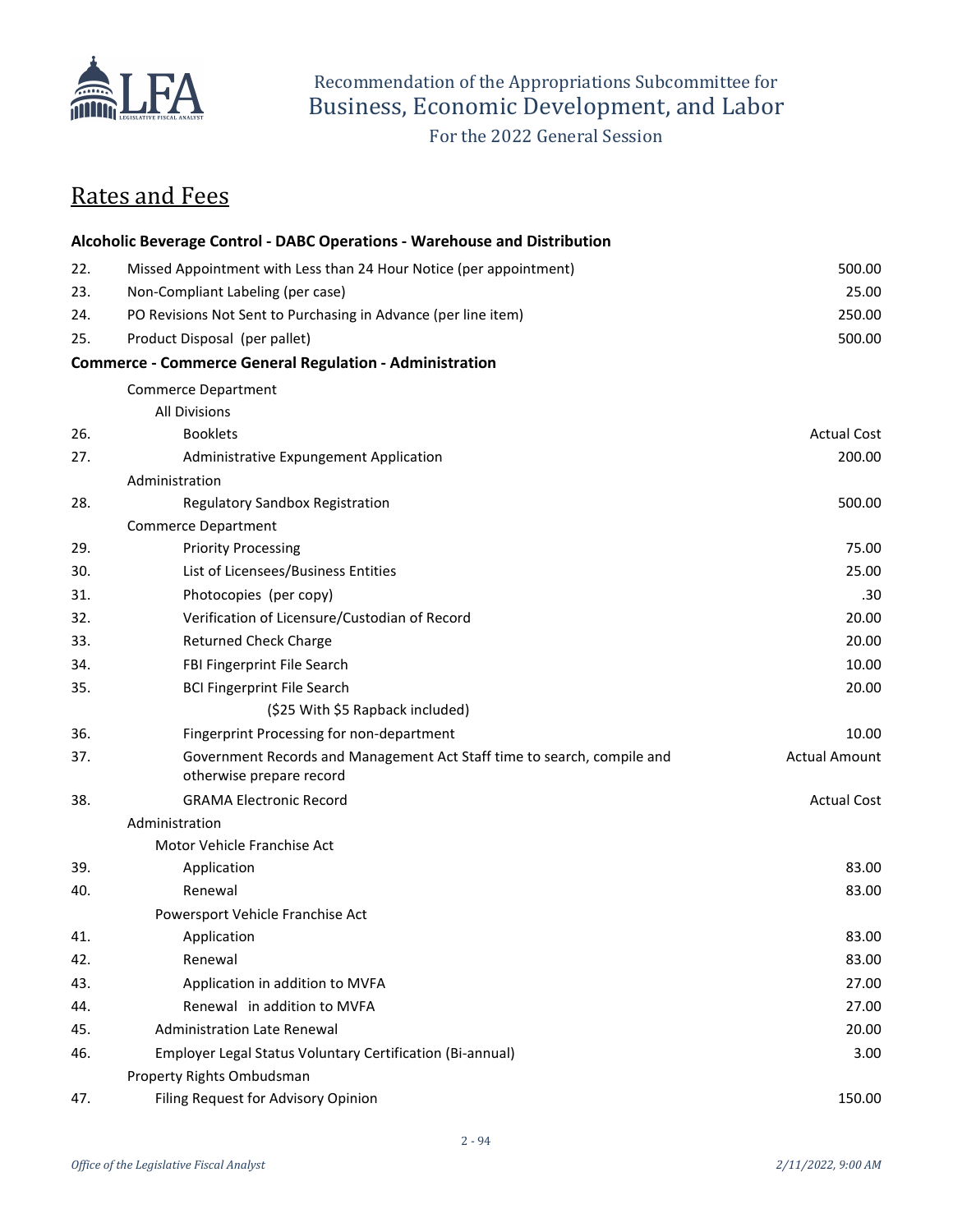Recommendation of the Appropriations Subcommittee for
Business, Economic Development, and Labor

For the 2022 General Session

## Rates and Fees

**Alcoholic Beverage Control - DABC Operations - Warehouse and Distribution**

| | | |
|---|---|---|
| 22. | Missed Appointment with Less than 24 Hour Notice (per appointment) | 500.00 |
| 23. | Non-Compliant Labeling (per case) | 25.00 |
| 24. | PO Revisions Not Sent to Purchasing in Advance (per line item) | 250.00 |
| 25. | Product Disposal (per pallet) | 500.00 |

**Commerce - Commerce General Regulation - Administration**

| | | |
|---|---|---|
| | Commerce Department | |
| | All Divisions | |
| 26. | Booklets | Actual Cost |
| 27. | Administrative Expungement Application | 200.00 |
| | Administration | |
| 28. | Regulatory Sandbox Registration | 500.00 |
| | Commerce Department | |
| 29. | Priority Processing | 75.00 |
| 30. | List of Licensees/Business Entities | 25.00 |
| 31. | Photocopies (per copy) | .30 |
| 32. | Verification of Licensure/Custodian of Record | 20.00 |
| 33. | Returned Check Charge | 20.00 |
| 34. | FBI Fingerprint File Search | 10.00 |
| 35. | BCI Fingerprint File Search ($25 With $5 Rapback included) | 20.00 |
| 36. | Fingerprint Processing for non-department | 10.00 |
| 37. | Government Records and Management Act Staff time to search, compile and otherwise prepare record | Actual Amount |
| 38. | GRAMA Electronic Record | Actual Cost |
| | Administration | |
| | Motor Vehicle Franchise Act | |
| 39. | Application | 83.00 |
| 40. | Renewal | 83.00 |
| | Powersport Vehicle Franchise Act | |
| 41. | Application | 83.00 |
| 42. | Renewal | 83.00 |
| 43. | Application in addition to MVFA | 27.00 |
| 44. | Renewal in addition to MVFA | 27.00 |
| 45. | Administration Late Renewal | 20.00 |
| 46. | Employer Legal Status Voluntary Certification (Bi-annual) | 3.00 |
| | Property Rights Ombudsman | |
| 47. | Filing Request for Advisory Opinion | 150.00 |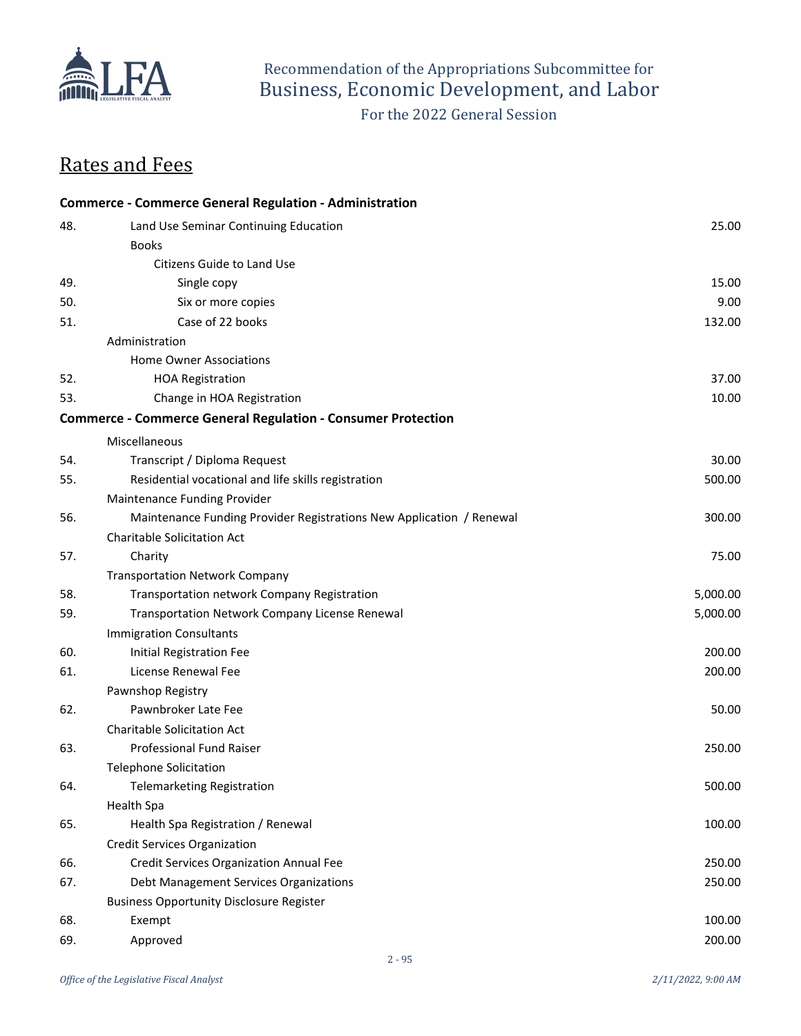Recommendation of the Appropriations Subcommittee for
Business, Economic Development, and Labor

For the 2022 General Session

## Rates and Fees

| | | |
|---|---|---|
| **Commerce - Commerce General Regulation - Administration** | | |
| 48. | Land Use Seminar Continuing Education | 25.00 |
| | Books | |
| | Citizens Guide to Land Use | |
| 49. | Single copy | 15.00 |
| 50. | Six or more copies | 9.00 |
| 51. | Case of 22 books | 132.00 |
| | Administration | |
| | Home Owner Associations | |
| 52. | HOA Registration | 37.00 |
| 53. | Change in HOA Registration | 10.00 |
| **Commerce - Commerce General Regulation - Consumer Protection** | | |
| | Miscellaneous | |
| 54. | Transcript / Diploma Request | 30.00 |
| 55. | Residential vocational and life skills registration | 500.00 |
| | Maintenance Funding Provider | |
| 56. | Maintenance Funding Provider Registrations New Application / Renewal | 300.00 |
| | Charitable Solicitation Act | |
| 57. | Charity | 75.00 |
| | Transportation Network Company | |
| 58. | Transportation network Company Registration | 5,000.00 |
| 59. | Transportation Network Company License Renewal | 5,000.00 |
| | Immigration Consultants | |
| 60. | Initial Registration Fee | 200.00 |
| 61. | License Renewal Fee | 200.00 |
| | Pawnshop Registry | |
| 62. | Pawnbroker Late Fee | 50.00 |
| | Charitable Solicitation Act | |
| 63. | Professional Fund Raiser | 250.00 |
| | Telephone Solicitation | |
| 64. | Telemarketing Registration | 500.00 |
| | Health Spa | |
| 65. | Health Spa Registration / Renewal | 100.00 |
| | Credit Services Organization | |
| 66. | Credit Services Organization Annual Fee | 250.00 |
| 67. | Debt Management Services Organizations | 250.00 |
| | Business Opportunity Disclosure Register | |
| 68. | Exempt | 100.00 |
| 69. | Approved | 200.00 |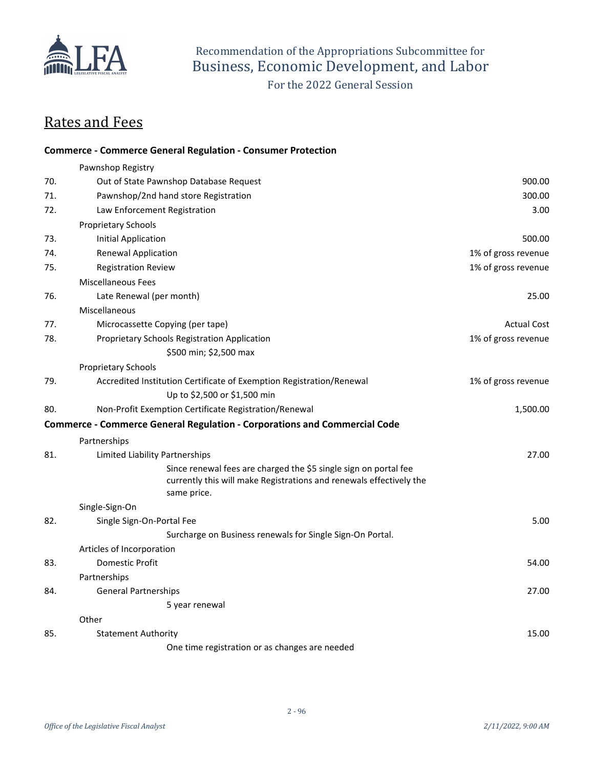Recommendation of the Appropriations Subcommittee for
Business, Economic Development, and Labor

For the 2022 General Session

## Rates and Fees

**Commerce - Commerce General Regulation - Consumer Protection**

| # | Item | Fee |
|---|---|---|
| | Pawnshop Registry | |
| 70. | Out of State Pawnshop Database Request | 900.00 |
| 71. | Pawnshop/2nd hand store Registration | 300.00 |
| 72. | Law Enforcement Registration | 3.00 |
| | Proprietary Schools | |
| 73. | Initial Application | 500.00 |
| 74. | Renewal Application | 1% of gross revenue |
| 75. | Registration Review | 1% of gross revenue |
| | Miscellaneous Fees | |
| 76. | Late Renewal (per month) | 25.00 |
| | Miscellaneous | |
| 77. | Microcassette Copying (per tape) | Actual Cost |
| 78. | Proprietary Schools Registration Application<br>$500 min; $2,500 max | 1% of gross revenue |
| | Proprietary Schools | |
| 79. | Accredited Institution Certificate of Exemption Registration/Renewal<br>Up to $2,500 or $1,500 min | 1% of gross revenue |
| 80. | Non-Profit Exemption Certificate Registration/Renewal | 1,500.00 |

**Commerce - Commerce General Regulation - Corporations and Commercial Code**

| # | Item | Fee |
|---|---|---|
| | Partnerships | |
| 81. | Limited Liability Partnerships<br>Since renewal fees are charged the $5 single sign on portal fee currently this will make Registrations and renewals effectively the same price. | 27.00 |
| | Single-Sign-On | |
| 82. | Single Sign-On-Portal Fee<br>Surcharge on Business renewals for Single Sign-On Portal. | 5.00 |
| | Articles of Incorporation | |
| 83. | Domestic Profit | 54.00 |
| | Partnerships | |
| 84. | General Partnerships<br>5 year renewal | 27.00 |
| | Other | |
| 85. | Statement Authority<br>One time registration or as changes are needed | 15.00 |

*Office of the Legislative Fiscal Analyst* *2/11/2022, 9:00 AM*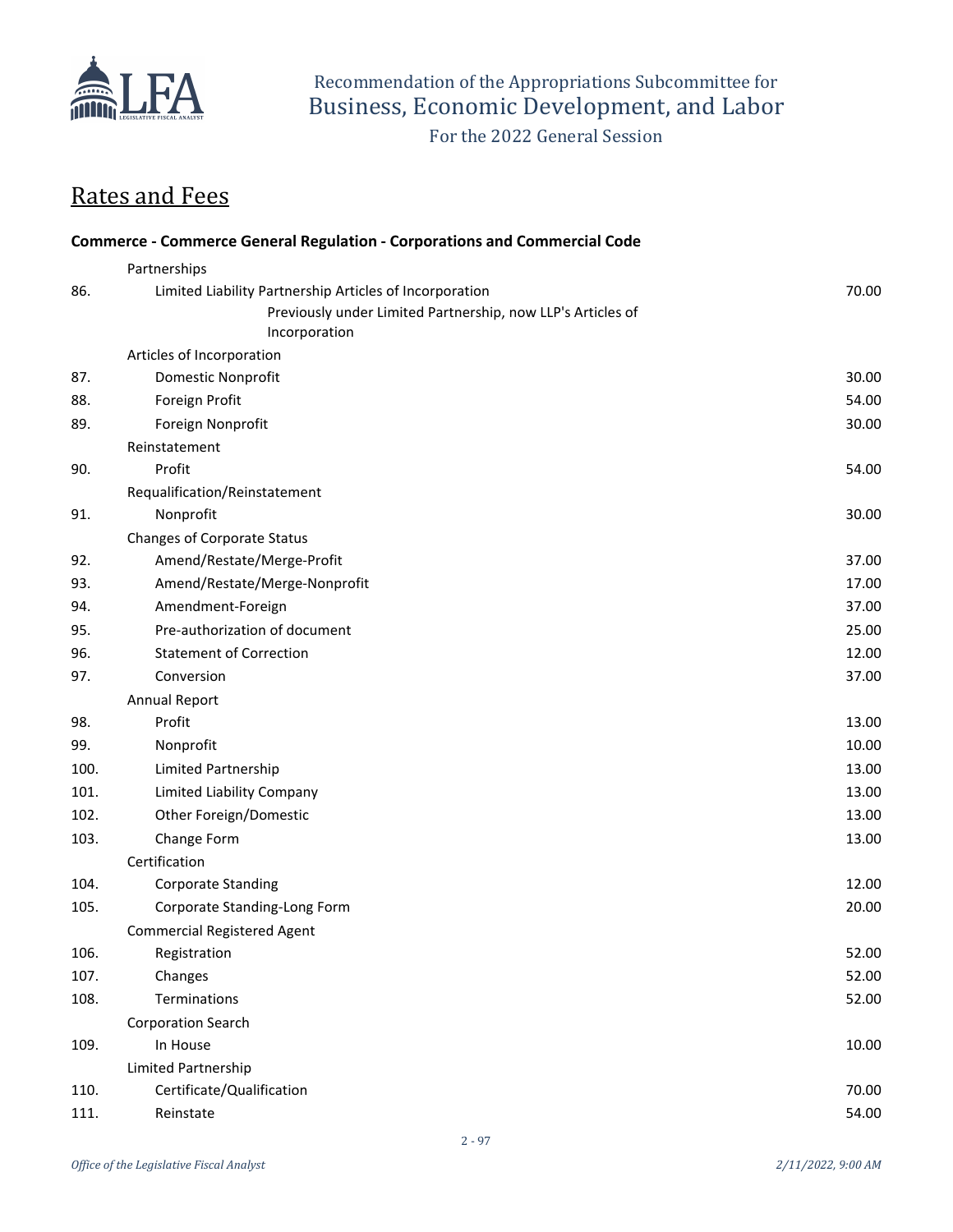## Rates and Fees

### Commerce - Commerce General Regulation - Corporations and Commercial Code

| # | Item | Fee |
|---|---|---|
| | Partnerships | |
| 86. | Limited Liability Partnership Articles of Incorporation<br>Previously under Limited Partnership, now LLP's Articles of Incorporation | 70.00 |
| | Articles of Incorporation | |
| 87. | Domestic Nonprofit | 30.00 |
| 88. | Foreign Profit | 54.00 |
| 89. | Foreign Nonprofit | 30.00 |
| | Reinstatement | |
| 90. | Profit | 54.00 |
| | Requalification/Reinstatement | |
| 91. | Nonprofit | 30.00 |
| | Changes of Corporate Status | |
| 92. | Amend/Restate/Merge-Profit | 37.00 |
| 93. | Amend/Restate/Merge-Nonprofit | 17.00 |
| 94. | Amendment-Foreign | 37.00 |
| 95. | Pre-authorization of document | 25.00 |
| 96. | Statement of Correction | 12.00 |
| 97. | Conversion | 37.00 |
| | Annual Report | |
| 98. | Profit | 13.00 |
| 99. | Nonprofit | 10.00 |
| 100. | Limited Partnership | 13.00 |
| 101. | Limited Liability Company | 13.00 |
| 102. | Other Foreign/Domestic | 13.00 |
| 103. | Change Form | 13.00 |
| | Certification | |
| 104. | Corporate Standing | 12.00 |
| 105. | Corporate Standing-Long Form | 20.00 |
| | Commercial Registered Agent | |
| 106. | Registration | 52.00 |
| 107. | Changes | 52.00 |
| 108. | Terminations | 52.00 |
| | Corporation Search | |
| 109. | In House | 10.00 |
| | Limited Partnership | |
| 110. | Certificate/Qualification | 70.00 |
| 111. | Reinstate | 54.00 |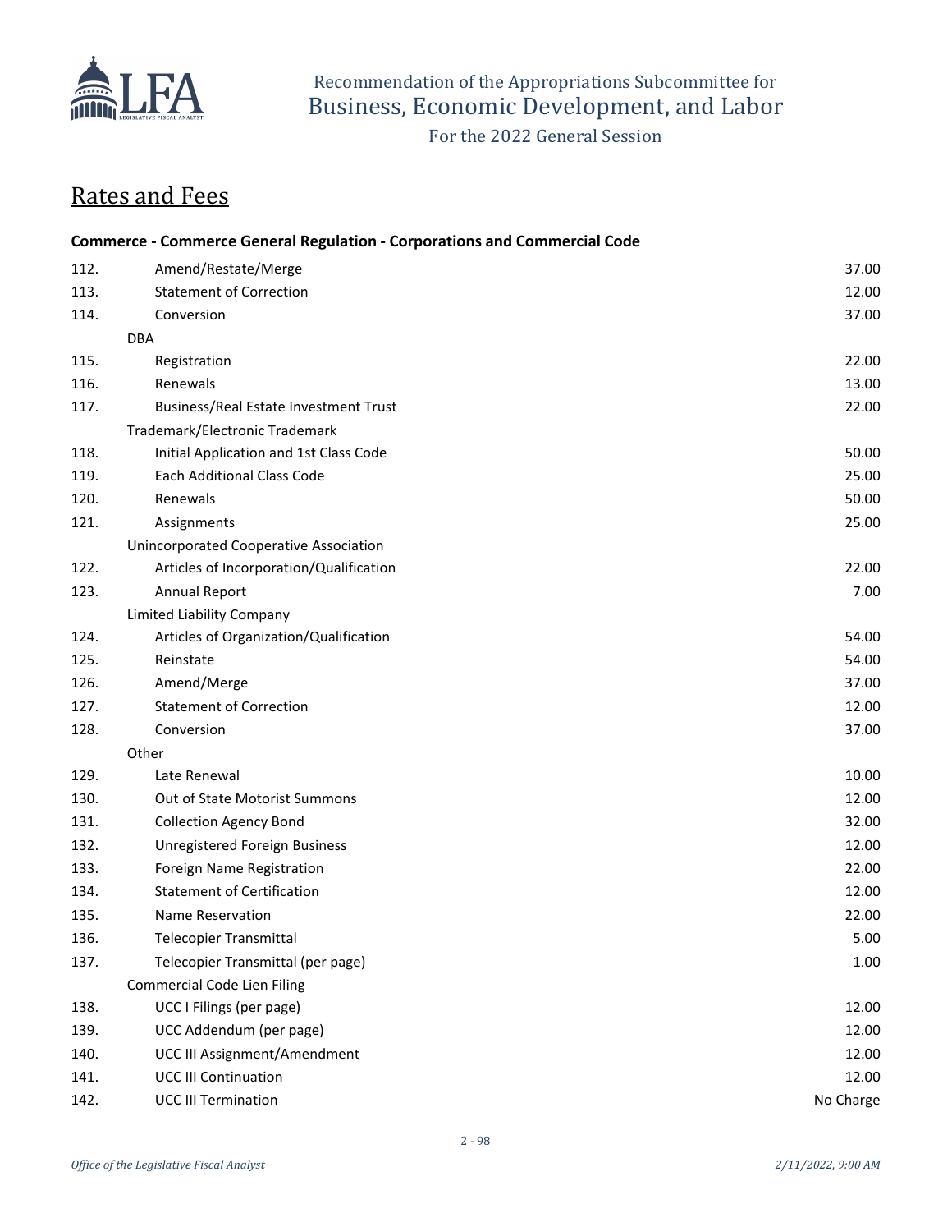Recommendation of the Appropriations Subcommittee for
Business, Economic Development, and Labor
For the 2022 General Session

# Rates and Fees

### Commerce - Commerce General Regulation - Corporations and Commercial Code

| | | |
|---|---|---|
| 112. | Amend/Restate/Merge | 37.00 |
| 113. | Statement of Correction | 12.00 |
| 114. | Conversion | 37.00 |
| | DBA | |
| 115. | Registration | 22.00 |
| 116. | Renewals | 13.00 |
| 117. | Business/Real Estate Investment Trust | 22.00 |
| | Trademark/Electronic Trademark | |
| 118. | Initial Application and 1st Class Code | 50.00 |
| 119. | Each Additional Class Code | 25.00 |
| 120. | Renewals | 50.00 |
| 121. | Assignments | 25.00 |
| | Unincorporated Cooperative Association | |
| 122. | Articles of Incorporation/Qualification | 22.00 |
| 123. | Annual Report | 7.00 |
| | Limited Liability Company | |
| 124. | Articles of Organization/Qualification | 54.00 |
| 125. | Reinstate | 54.00 |
| 126. | Amend/Merge | 37.00 |
| 127. | Statement of Correction | 12.00 |
| 128. | Conversion | 37.00 |
| | Other | |
| 129. | Late Renewal | 10.00 |
| 130. | Out of State Motorist Summons | 12.00 |
| 131. | Collection Agency Bond | 32.00 |
| 132. | Unregistered Foreign Business | 12.00 |
| 133. | Foreign Name Registration | 22.00 |
| 134. | Statement of Certification | 12.00 |
| 135. | Name Reservation | 22.00 |
| 136. | Telecopier Transmittal | 5.00 |
| 137. | Telecopier Transmittal (per page) | 1.00 |
| | Commercial Code Lien Filing | |
| 138. | UCC I Filings (per page) | 12.00 |
| 139. | UCC Addendum (per page) | 12.00 |
| 140. | UCC III Assignment/Amendment | 12.00 |
| 141. | UCC III Continuation | 12.00 |
| 142. | UCC III Termination | No Charge |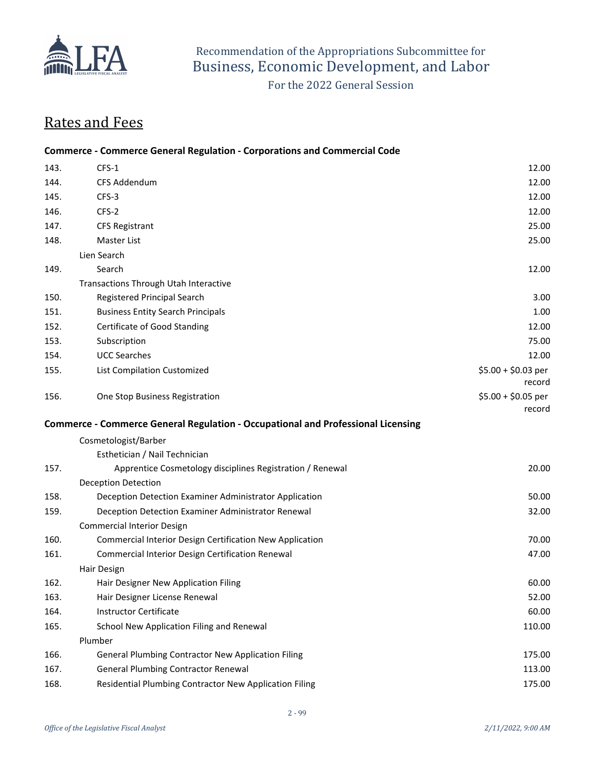## Rates and Fees

**Commerce - Commerce General Regulation - Corporations and Commercial Code**

| # | Item | Fee |
|---|---|---|
| 143. | CFS-1 | 12.00 |
| 144. | CFS Addendum | 12.00 |
| 145. | CFS-3 | 12.00 |
| 146. | CFS-2 | 12.00 |
| 147. | CFS Registrant | 25.00 |
| 148. | Master List | 25.00 |
| | Lien Search | |
| 149. | Search | 12.00 |
| | Transactions Through Utah Interactive | |
| 150. | Registered Principal Search | 3.00 |
| 151. | Business Entity Search Principals | 1.00 |
| 152. | Certificate of Good Standing | 12.00 |
| 153. | Subscription | 75.00 |
| 154. | UCC Searches | 12.00 |
| 155. | List Compilation Customized | $5.00 + $0.03 per record |
| 156. | One Stop Business Registration | $5.00 + $0.05 per record |

**Commerce - Commerce General Regulation - Occupational and Professional Licensing**

| # | Item | Fee |
|---|---|---|
| | Cosmetologist/Barber | |
| | Esthetician / Nail Technician | |
| 157. | Apprentice Cosmetology disciplines Registration / Renewal | 20.00 |
| | Deception Detection | |
| 158. | Deception Detection Examiner Administrator Application | 50.00 |
| 159. | Deception Detection Examiner Administrator Renewal | 32.00 |
| | Commercial Interior Design | |
| 160. | Commercial Interior Design Certification New Application | 70.00 |
| 161. | Commercial Interior Design Certification Renewal | 47.00 |
| | Hair Design | |
| 162. | Hair Designer New Application Filing | 60.00 |
| 163. | Hair Designer License Renewal | 52.00 |
| 164. | Instructor Certificate | 60.00 |
| 165. | School New Application Filing and Renewal | 110.00 |
| | Plumber | |
| 166. | General Plumbing Contractor New Application Filing | 175.00 |
| 167. | General Plumbing Contractor Renewal | 113.00 |
| 168. | Residential Plumbing Contractor New Application Filing | 175.00 |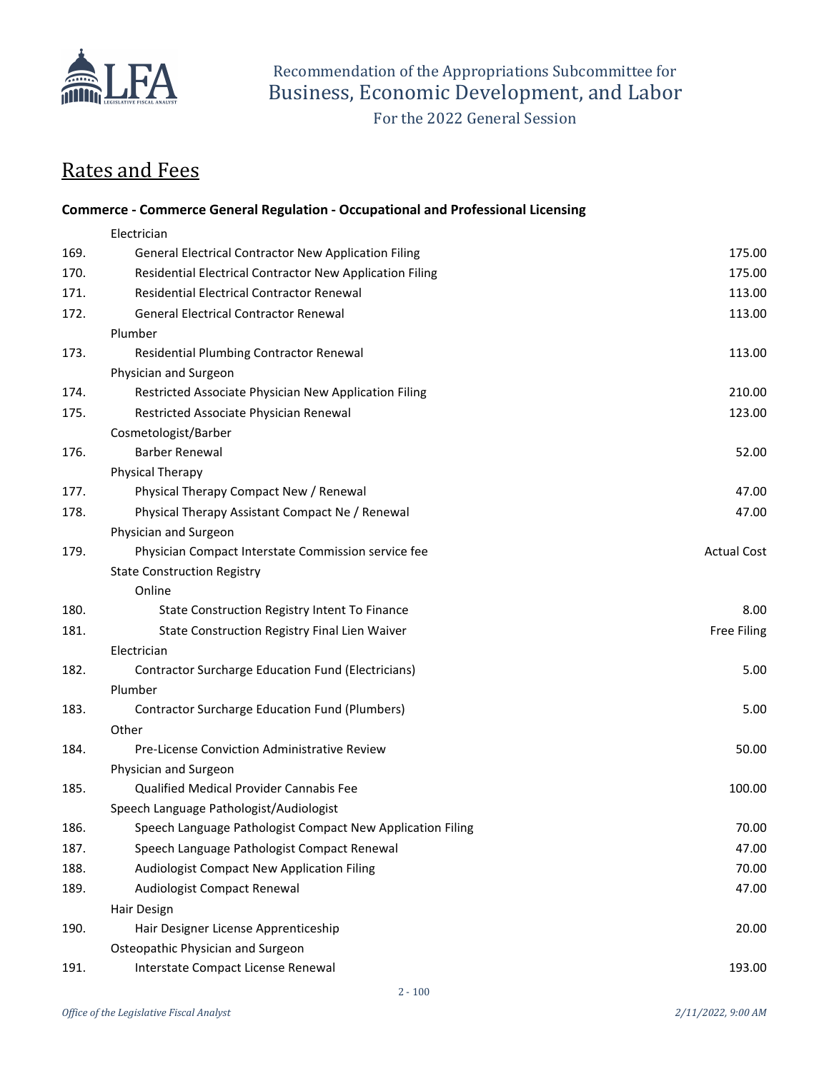## Rates and Fees

**Commerce - Commerce General Regulation - Occupational and Professional Licensing**

| | | |
|---|---|---|
| | Electrician | |
| 169. | General Electrical Contractor New Application Filing | 175.00 |
| 170. | Residential Electrical Contractor New Application Filing | 175.00 |
| 171. | Residential Electrical Contractor Renewal | 113.00 |
| 172. | General Electrical Contractor Renewal | 113.00 |
| | Plumber | |
| 173. | Residential Plumbing Contractor Renewal | 113.00 |
| | Physician and Surgeon | |
| 174. | Restricted Associate Physician New Application Filing | 210.00 |
| 175. | Restricted Associate Physician Renewal | 123.00 |
| | Cosmetologist/Barber | |
| 176. | Barber Renewal | 52.00 |
| | Physical Therapy | |
| 177. | Physical Therapy Compact New / Renewal | 47.00 |
| 178. | Physical Therapy Assistant Compact Ne / Renewal | 47.00 |
| | Physician and Surgeon | |
| 179. | Physician Compact Interstate Commission service fee | Actual Cost |
| | State Construction Registry | |
| | Online | |
| 180. | State Construction Registry Intent To Finance | 8.00 |
| 181. | State Construction Registry Final Lien Waiver | Free Filing |
| | Electrician | |
| 182. | Contractor Surcharge Education Fund (Electricians) | 5.00 |
| | Plumber | |
| 183. | Contractor Surcharge Education Fund (Plumbers) | 5.00 |
| | Other | |
| 184. | Pre-License Conviction Administrative Review | 50.00 |
| | Physician and Surgeon | |
| 185. | Qualified Medical Provider Cannabis Fee | 100.00 |
| | Speech Language Pathologist/Audiologist | |
| 186. | Speech Language Pathologist Compact New Application Filing | 70.00 |
| 187. | Speech Language Pathologist Compact Renewal | 47.00 |
| 188. | Audiologist Compact New Application Filing | 70.00 |
| 189. | Audiologist Compact Renewal | 47.00 |
| | Hair Design | |
| 190. | Hair Designer License Apprenticeship | 20.00 |
| | Osteopathic Physician and Surgeon | |
| 191. | Interstate Compact License Renewal | 193.00 |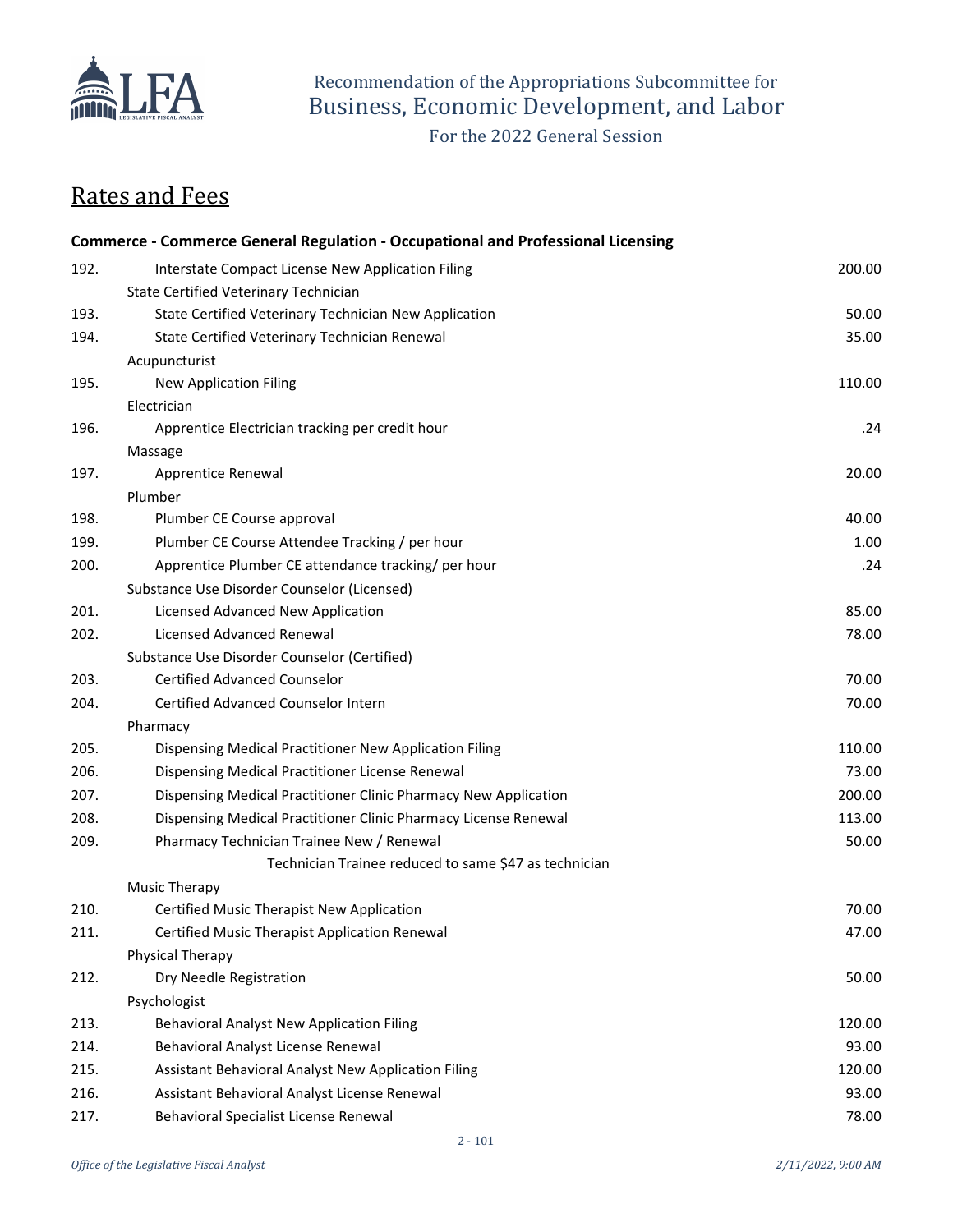Recommendation of the Appropriations Subcommittee for
Business, Economic Development, and Labor

For the 2022 General Session

## Rates and Fees

### Commerce - Commerce General Regulation - Occupational and Professional Licensing

| No. | Item | Fee |
|---|---|---|
| 192. | Interstate Compact License New Application Filing | 200.00 |
| | State Certified Veterinary Technician | |
| 193. | State Certified Veterinary Technician New Application | 50.00 |
| 194. | State Certified Veterinary Technician Renewal | 35.00 |
| | Acupuncturist | |
| 195. | New Application Filing | 110.00 |
| | Electrician | |
| 196. | Apprentice Electrician tracking per credit hour | .24 |
| | Massage | |
| 197. | Apprentice Renewal | 20.00 |
| | Plumber | |
| 198. | Plumber CE Course approval | 40.00 |
| 199. | Plumber CE Course Attendee Tracking / per hour | 1.00 |
| 200. | Apprentice Plumber CE attendance tracking/ per hour | .24 |
| | Substance Use Disorder Counselor (Licensed) | |
| 201. | Licensed Advanced New Application | 85.00 |
| 202. | Licensed Advanced Renewal | 78.00 |
| | Substance Use Disorder Counselor (Certified) | |
| 203. | Certified Advanced Counselor | 70.00 |
| 204. | Certified Advanced Counselor Intern | 70.00 |
| | Pharmacy | |
| 205. | Dispensing Medical Practitioner New Application Filing | 110.00 |
| 206. | Dispensing Medical Practitioner License Renewal | 73.00 |
| 207. | Dispensing Medical Practitioner Clinic Pharmacy New Application | 200.00 |
| 208. | Dispensing Medical Practitioner Clinic Pharmacy License Renewal | 113.00 |
| 209. | Pharmacy Technician Trainee New / Renewal | 50.00 |
| | Technician Trainee reduced to same $47 as technician | |
| | Music Therapy | |
| 210. | Certified Music Therapist New Application | 70.00 |
| 211. | Certified Music Therapist Application Renewal | 47.00 |
| | Physical Therapy | |
| 212. | Dry Needle Registration | 50.00 |
| | Psychologist | |
| 213. | Behavioral Analyst New Application Filing | 120.00 |
| 214. | Behavioral Analyst License Renewal | 93.00 |
| 215. | Assistant Behavioral Analyst New Application Filing | 120.00 |
| 216. | Assistant Behavioral Analyst License Renewal | 93.00 |
| 217. | Behavioral Specialist License Renewal | 78.00 |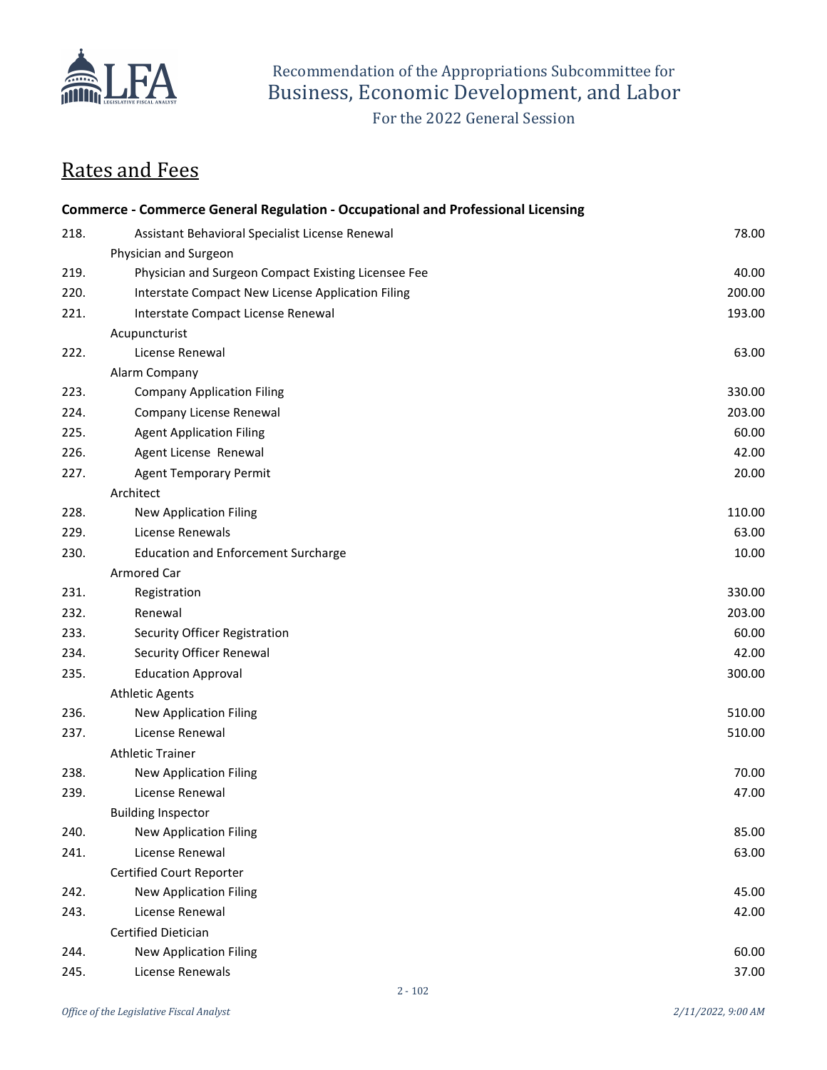# Recommendation of the Appropriations Subcommittee for Business, Economic Development, and Labor

For the 2022 General Session

## Rates and Fees

**Commerce - Commerce General Regulation - Occupational and Professional Licensing**

| | | |
|---|---|---|
| 218. | Assistant Behavioral Specialist License Renewal | 78.00 |
| | Physician and Surgeon | |
| 219. | Physician and Surgeon Compact Existing Licensee Fee | 40.00 |
| 220. | Interstate Compact New License Application Filing | 200.00 |
| 221. | Interstate Compact License Renewal | 193.00 |
| | Acupuncturist | |
| 222. | License Renewal | 63.00 |
| | Alarm Company | |
| 223. | Company Application Filing | 330.00 |
| 224. | Company License Renewal | 203.00 |
| 225. | Agent Application Filing | 60.00 |
| 226. | Agent License Renewal | 42.00 |
| 227. | Agent Temporary Permit | 20.00 |
| | Architect | |
| 228. | New Application Filing | 110.00 |
| 229. | License Renewals | 63.00 |
| 230. | Education and Enforcement Surcharge | 10.00 |
| | Armored Car | |
| 231. | Registration | 330.00 |
| 232. | Renewal | 203.00 |
| 233. | Security Officer Registration | 60.00 |
| 234. | Security Officer Renewal | 42.00 |
| 235. | Education Approval | 300.00 |
| | Athletic Agents | |
| 236. | New Application Filing | 510.00 |
| 237. | License Renewal | 510.00 |
| | Athletic Trainer | |
| 238. | New Application Filing | 70.00 |
| 239. | License Renewal | 47.00 |
| | Building Inspector | |
| 240. | New Application Filing | 85.00 |
| 241. | License Renewal | 63.00 |
| | Certified Court Reporter | |
| 242. | New Application Filing | 45.00 |
| 243. | License Renewal | 42.00 |
| | Certified Dietician | |
| 244. | New Application Filing | 60.00 |
| 245. | License Renewals | 37.00 |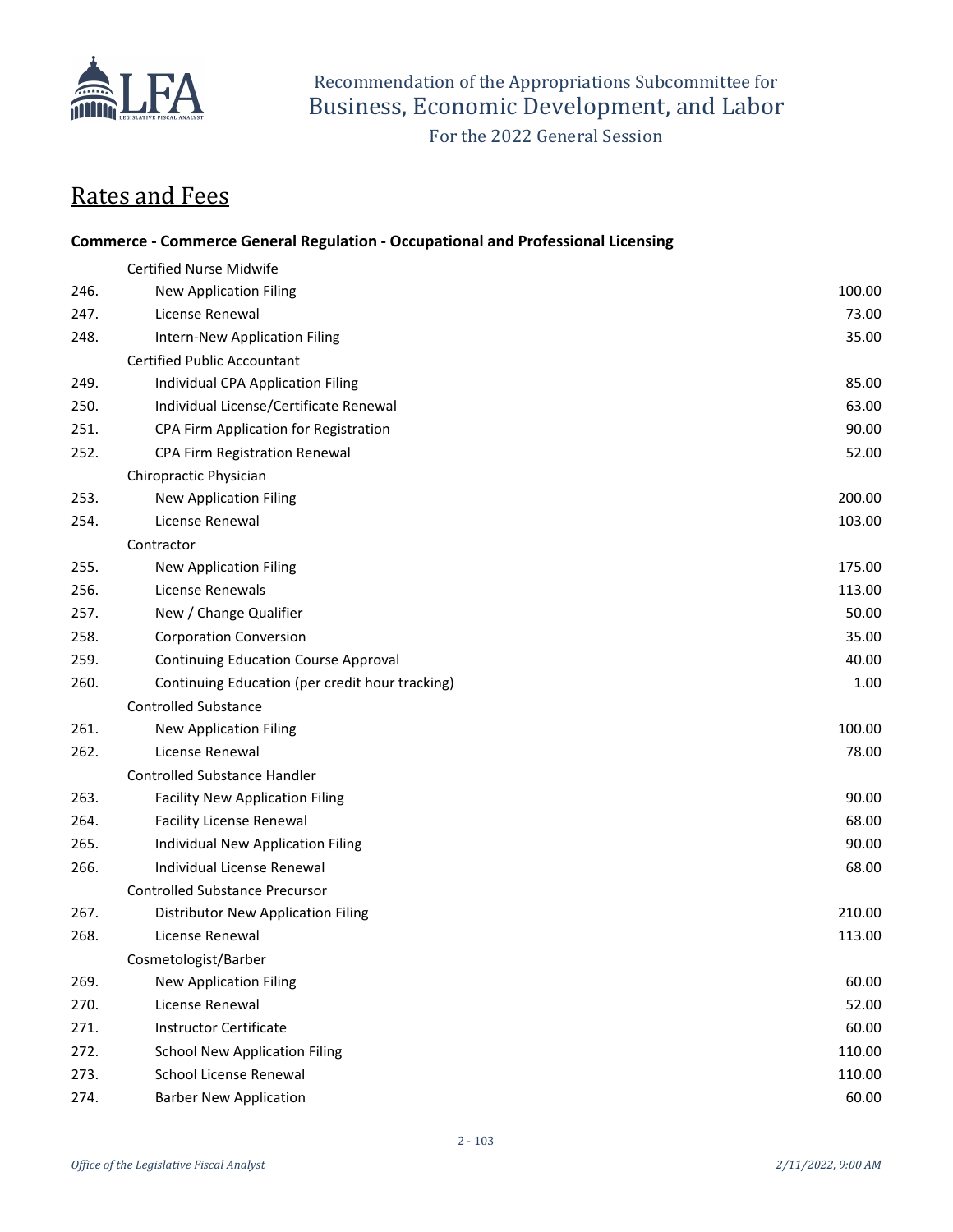# Recommendation of the Appropriations Subcommittee for Business, Economic Development, and Labor

For the 2022 General Session

## Rates and Fees

### Commerce - Commerce General Regulation - Occupational and Professional Licensing

| | | |
|---|---|---|
| | Certified Nurse Midwife | |
| 246. | New Application Filing | 100.00 |
| 247. | License Renewal | 73.00 |
| 248. | Intern-New Application Filing | 35.00 |
| | Certified Public Accountant | |
| 249. | Individual CPA Application Filing | 85.00 |
| 250. | Individual License/Certificate Renewal | 63.00 |
| 251. | CPA Firm Application for Registration | 90.00 |
| 252. | CPA Firm Registration Renewal | 52.00 |
| | Chiropractic Physician | |
| 253. | New Application Filing | 200.00 |
| 254. | License Renewal | 103.00 |
| | Contractor | |
| 255. | New Application Filing | 175.00 |
| 256. | License Renewals | 113.00 |
| 257. | New / Change Qualifier | 50.00 |
| 258. | Corporation Conversion | 35.00 |
| 259. | Continuing Education Course Approval | 40.00 |
| 260. | Continuing Education (per credit hour tracking) | 1.00 |
| | Controlled Substance | |
| 261. | New Application Filing | 100.00 |
| 262. | License Renewal | 78.00 |
| | Controlled Substance Handler | |
| 263. | Facility New Application Filing | 90.00 |
| 264. | Facility License Renewal | 68.00 |
| 265. | Individual New Application Filing | 90.00 |
| 266. | Individual License Renewal | 68.00 |
| | Controlled Substance Precursor | |
| 267. | Distributor New Application Filing | 210.00 |
| 268. | License Renewal | 113.00 |
| | Cosmetologist/Barber | |
| 269. | New Application Filing | 60.00 |
| 270. | License Renewal | 52.00 |
| 271. | Instructor Certificate | 60.00 |
| 272. | School New Application Filing | 110.00 |
| 273. | School License Renewal | 110.00 |
| 274. | Barber New Application | 60.00 |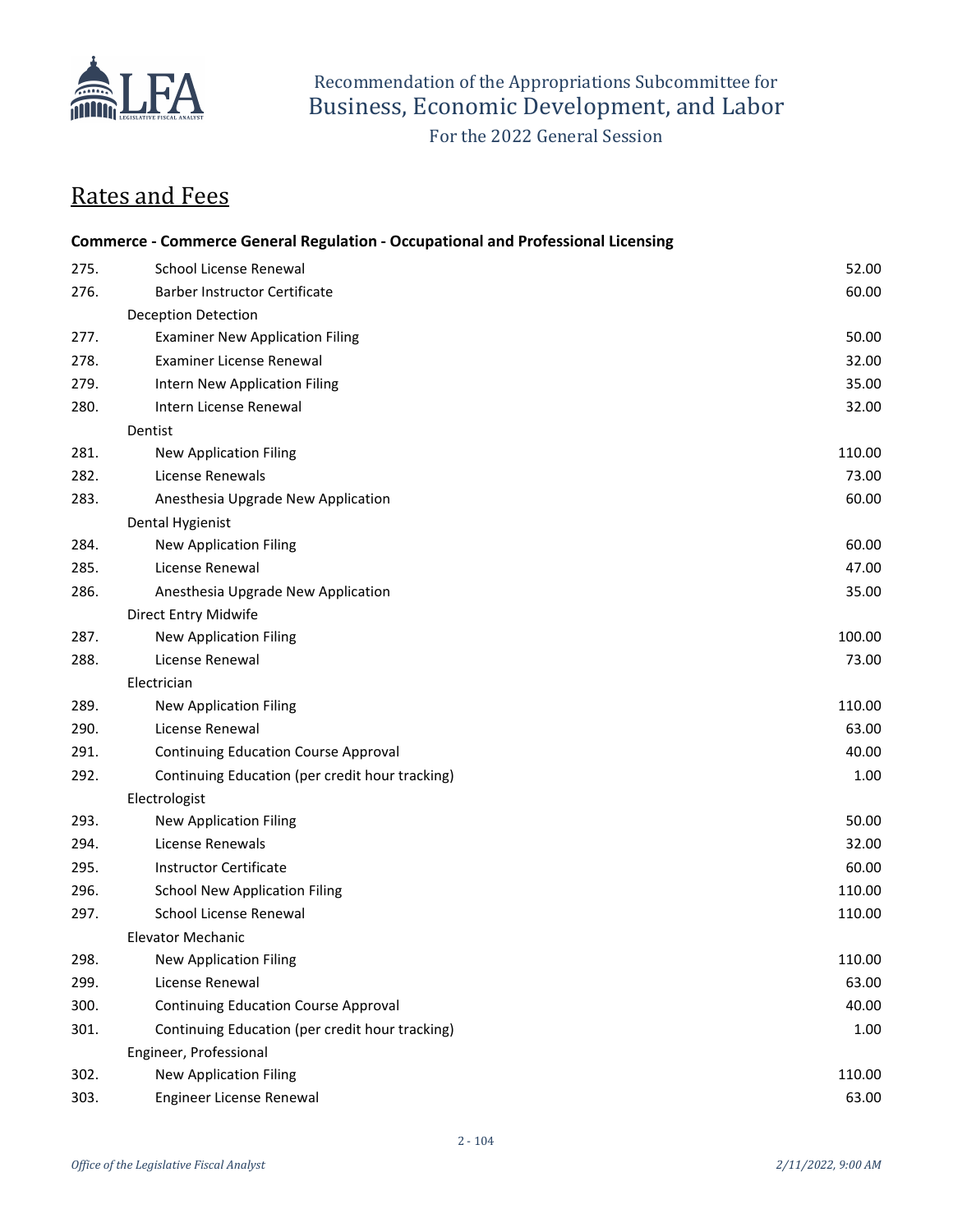## Rates and Fees

**Commerce - Commerce General Regulation - Occupational and Professional Licensing**

| No. | Item | Amount |
|---|---|---|
| 275. | School License Renewal | 52.00 |
| 276. | Barber Instructor Certificate | 60.00 |
| | Deception Detection | |
| 277. | Examiner New Application Filing | 50.00 |
| 278. | Examiner License Renewal | 32.00 |
| 279. | Intern New Application Filing | 35.00 |
| 280. | Intern License Renewal | 32.00 |
| | Dentist | |
| 281. | New Application Filing | 110.00 |
| 282. | License Renewals | 73.00 |
| 283. | Anesthesia Upgrade New Application | 60.00 |
| | Dental Hygienist | |
| 284. | New Application Filing | 60.00 |
| 285. | License Renewal | 47.00 |
| 286. | Anesthesia Upgrade New Application | 35.00 |
| | Direct Entry Midwife | |
| 287. | New Application Filing | 100.00 |
| 288. | License Renewal | 73.00 |
| | Electrician | |
| 289. | New Application Filing | 110.00 |
| 290. | License Renewal | 63.00 |
| 291. | Continuing Education Course Approval | 40.00 |
| 292. | Continuing Education (per credit hour tracking) | 1.00 |
| | Electrologist | |
| 293. | New Application Filing | 50.00 |
| 294. | License Renewals | 32.00 |
| 295. | Instructor Certificate | 60.00 |
| 296. | School New Application Filing | 110.00 |
| 297. | School License Renewal | 110.00 |
| | Elevator Mechanic | |
| 298. | New Application Filing | 110.00 |
| 299. | License Renewal | 63.00 |
| 300. | Continuing Education Course Approval | 40.00 |
| 301. | Continuing Education (per credit hour tracking) | 1.00 |
| | Engineer, Professional | |
| 302. | New Application Filing | 110.00 |
| 303. | Engineer License Renewal | 63.00 |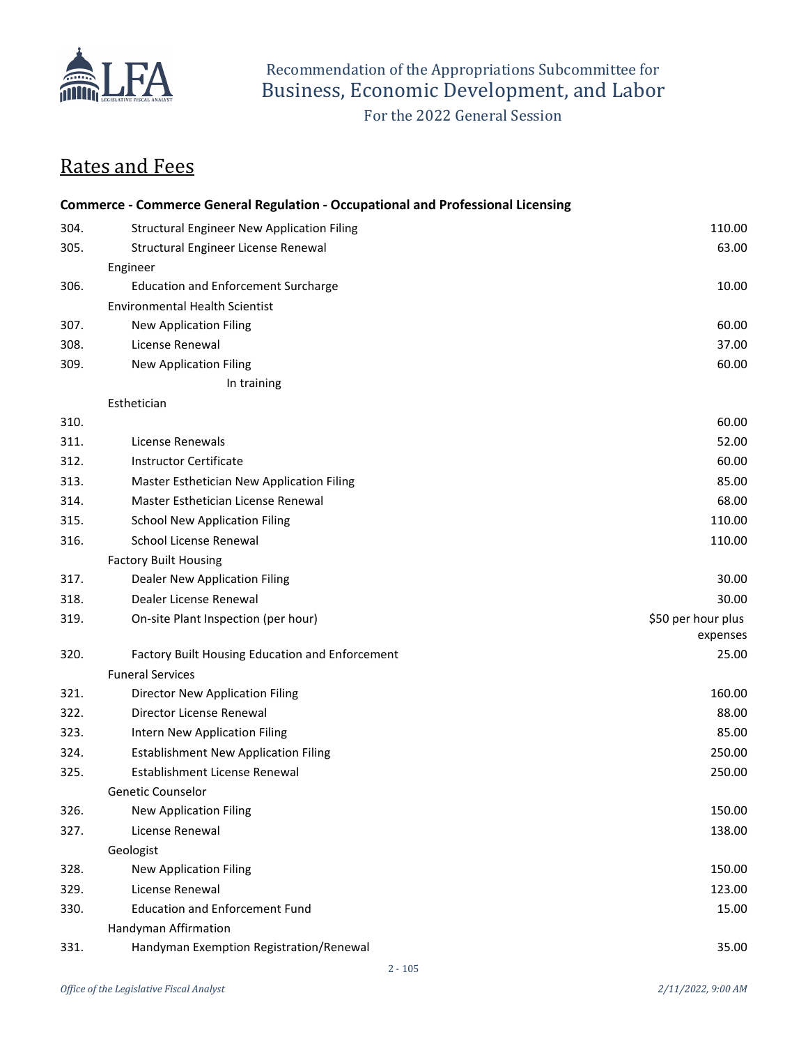## Rates and Fees

**Commerce - Commerce General Regulation - Occupational and Professional Licensing**

| | | |
|---|---|---|
| 304. | Structural Engineer New Application Filing | 110.00 |
| 305. | Structural Engineer License Renewal | 63.00 |
| | Engineer | |
| 306. | Education and Enforcement Surcharge | 10.00 |
| | Environmental Health Scientist | |
| 307. | New Application Filing | 60.00 |
| 308. | License Renewal | 37.00 |
| 309. | New Application Filing<br>In training | 60.00 |
| | Esthetician | |
| 310. | | 60.00 |
| 311. | License Renewals | 52.00 |
| 312. | Instructor Certificate | 60.00 |
| 313. | Master Esthetician New Application Filing | 85.00 |
| 314. | Master Esthetician License Renewal | 68.00 |
| 315. | School New Application Filing | 110.00 |
| 316. | School License Renewal | 110.00 |
| | Factory Built Housing | |
| 317. | Dealer New Application Filing | 30.00 |
| 318. | Dealer License Renewal | 30.00 |
| 319. | On-site Plant Inspection (per hour) | $50 per hour plus expenses |
| 320. | Factory Built Housing Education and Enforcement | 25.00 |
| | Funeral Services | |
| 321. | Director New Application Filing | 160.00 |
| 322. | Director License Renewal | 88.00 |
| 323. | Intern New Application Filing | 85.00 |
| 324. | Establishment New Application Filing | 250.00 |
| 325. | Establishment License Renewal | 250.00 |
| | Genetic Counselor | |
| 326. | New Application Filing | 150.00 |
| 327. | License Renewal | 138.00 |
| | Geologist | |
| 328. | New Application Filing | 150.00 |
| 329. | License Renewal | 123.00 |
| 330. | Education and Enforcement Fund | 15.00 |
| | Handyman Affirmation | |
| 331. | Handyman Exemption Registration/Renewal | 35.00 |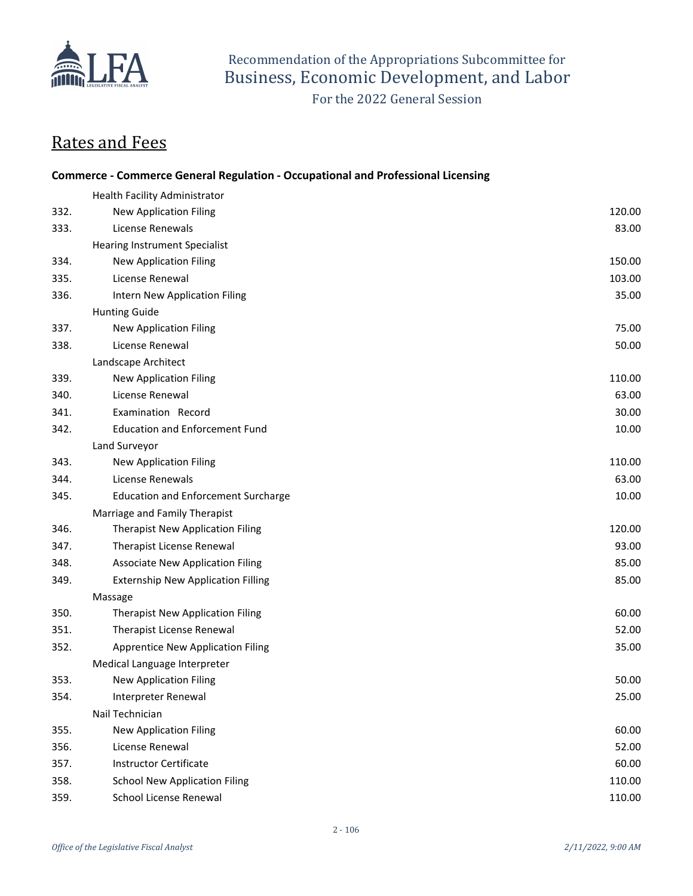# Rates and Fees

**Commerce - Commerce General Regulation - Occupational and Professional Licensing**

| | | |
|---|---|---|
| | Health Facility Administrator | |
| 332. | New Application Filing | 120.00 |
| 333. | License Renewals | 83.00 |
| | Hearing Instrument Specialist | |
| 334. | New Application Filing | 150.00 |
| 335. | License Renewal | 103.00 |
| 336. | Intern New Application Filing | 35.00 |
| | Hunting Guide | |
| 337. | New Application Filing | 75.00 |
| 338. | License Renewal | 50.00 |
| | Landscape Architect | |
| 339. | New Application Filing | 110.00 |
| 340. | License Renewal | 63.00 |
| 341. | Examination Record | 30.00 |
| 342. | Education and Enforcement Fund | 10.00 |
| | Land Surveyor | |
| 343. | New Application Filing | 110.00 |
| 344. | License Renewals | 63.00 |
| 345. | Education and Enforcement Surcharge | 10.00 |
| | Marriage and Family Therapist | |
| 346. | Therapist New Application Filing | 120.00 |
| 347. | Therapist License Renewal | 93.00 |
| 348. | Associate New Application Filing | 85.00 |
| 349. | Externship New Application Filling | 85.00 |
| | Massage | |
| 350. | Therapist New Application Filing | 60.00 |
| 351. | Therapist License Renewal | 52.00 |
| 352. | Apprentice New Application Filing | 35.00 |
| | Medical Language Interpreter | |
| 353. | New Application Filing | 50.00 |
| 354. | Interpreter Renewal | 25.00 |
| | Nail Technician | |
| 355. | New Application Filing | 60.00 |
| 356. | License Renewal | 52.00 |
| 357. | Instructor Certificate | 60.00 |
| 358. | School New Application Filing | 110.00 |
| 359. | School License Renewal | 110.00 |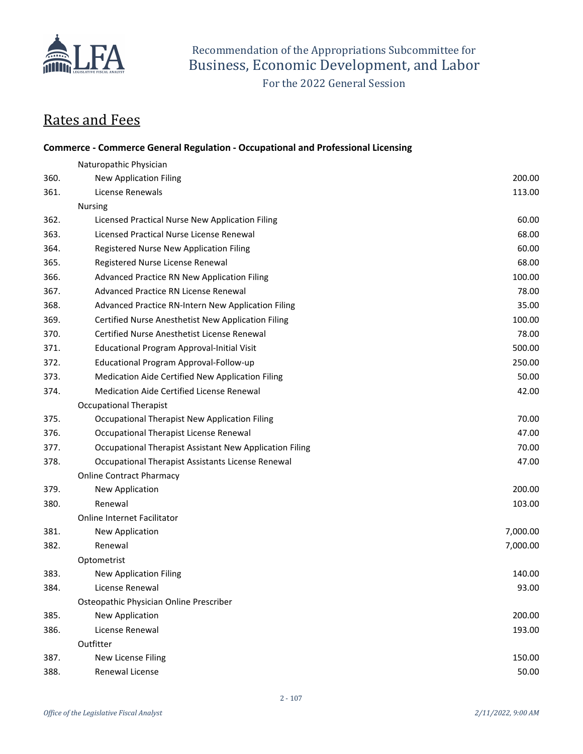Recommendation of the Appropriations Subcommittee for
Business, Economic Development, and Labor
For the 2022 General Session

# Rates and Fees

### Commerce - Commerce General Regulation - Occupational and Professional Licensing

| | | |
|---|---|---|
| | Naturopathic Physician | |
| 360. | New Application Filing | 200.00 |
| 361. | License Renewals | 113.00 |
| | Nursing | |
| 362. | Licensed Practical Nurse New Application Filing | 60.00 |
| 363. | Licensed Practical Nurse License Renewal | 68.00 |
| 364. | Registered Nurse New Application Filing | 60.00 |
| 365. | Registered Nurse License Renewal | 68.00 |
| 366. | Advanced Practice RN New Application Filing | 100.00 |
| 367. | Advanced Practice RN License Renewal | 78.00 |
| 368. | Advanced Practice RN-Intern New Application Filing | 35.00 |
| 369. | Certified Nurse Anesthetist New Application Filing | 100.00 |
| 370. | Certified Nurse Anesthetist License Renewal | 78.00 |
| 371. | Educational Program Approval-Initial Visit | 500.00 |
| 372. | Educational Program Approval-Follow-up | 250.00 |
| 373. | Medication Aide Certified New Application Filing | 50.00 |
| 374. | Medication Aide Certified License Renewal | 42.00 |
| | Occupational Therapist | |
| 375. | Occupational Therapist New Application Filing | 70.00 |
| 376. | Occupational Therapist License Renewal | 47.00 |
| 377. | Occupational Therapist Assistant New Application Filing | 70.00 |
| 378. | Occupational Therapist Assistants License Renewal | 47.00 |
| | Online Contract Pharmacy | |
| 379. | New Application | 200.00 |
| 380. | Renewal | 103.00 |
| | Online Internet Facilitator | |
| 381. | New Application | 7,000.00 |
| 382. | Renewal | 7,000.00 |
| | Optometrist | |
| 383. | New Application Filing | 140.00 |
| 384. | License Renewal | 93.00 |
| | Osteopathic Physician Online Prescriber | |
| 385. | New Application | 200.00 |
| 386. | License Renewal | 193.00 |
| | Outfitter | |
| 387. | New License Filing | 150.00 |
| 388. | Renewal License | 50.00 |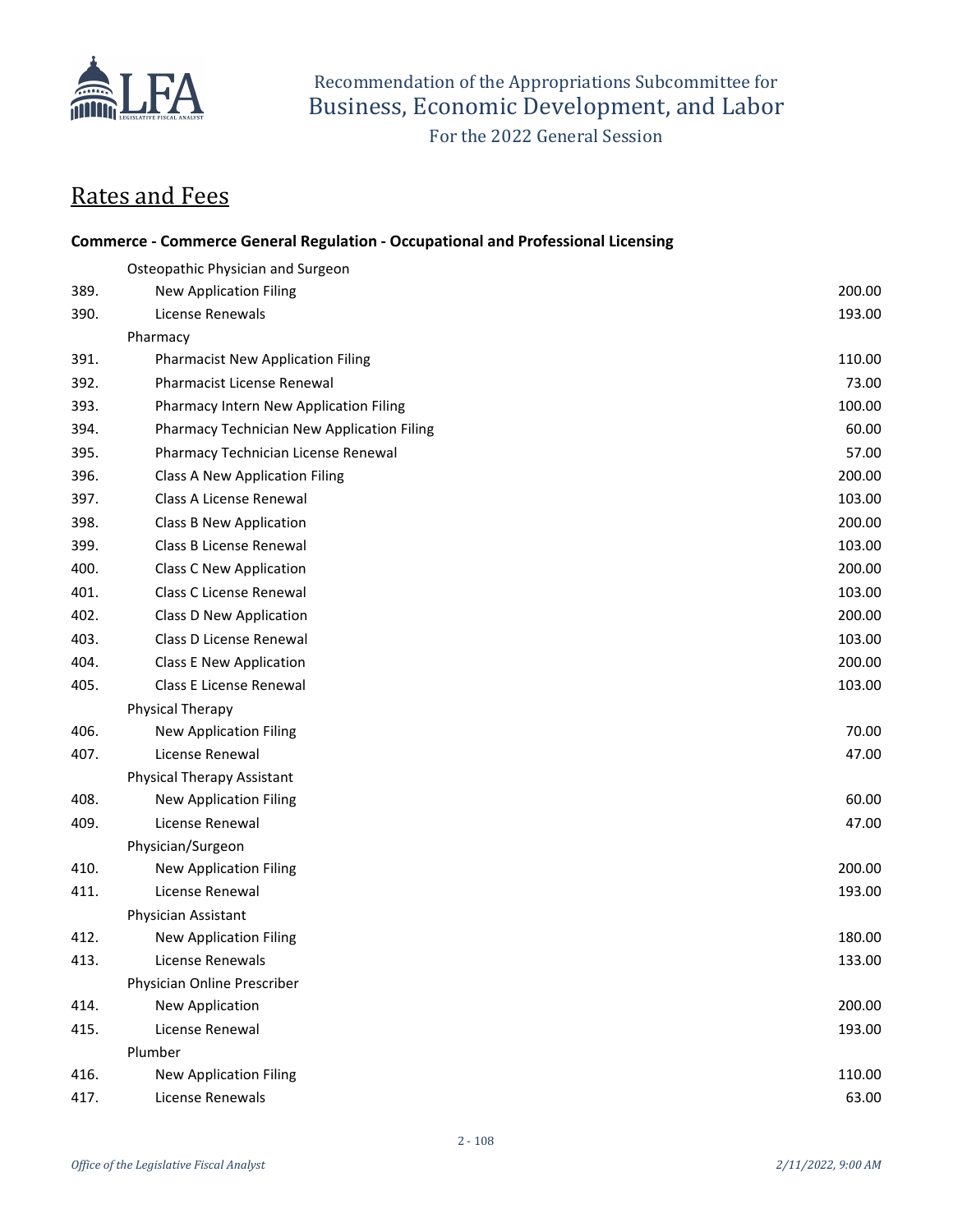Recommendation of the Appropriations Subcommittee for
Business, Economic Development, and Labor
For the 2022 General Session

## Rates and Fees

### Commerce - Commerce General Regulation - Occupational and Professional Licensing

| | | |
|---|---|---|
| | Osteopathic Physician and Surgeon | |
| 389. | New Application Filing | 200.00 |
| 390. | License Renewals | 193.00 |
| | Pharmacy | |
| 391. | Pharmacist New Application Filing | 110.00 |
| 392. | Pharmacist License Renewal | 73.00 |
| 393. | Pharmacy Intern New Application Filing | 100.00 |
| 394. | Pharmacy Technician New Application Filing | 60.00 |
| 395. | Pharmacy Technician License Renewal | 57.00 |
| 396. | Class A New Application Filing | 200.00 |
| 397. | Class A License Renewal | 103.00 |
| 398. | Class B New Application | 200.00 |
| 399. | Class B License Renewal | 103.00 |
| 400. | Class C New Application | 200.00 |
| 401. | Class C License Renewal | 103.00 |
| 402. | Class D New Application | 200.00 |
| 403. | Class D License Renewal | 103.00 |
| 404. | Class E New Application | 200.00 |
| 405. | Class E License Renewal | 103.00 |
| | Physical Therapy | |
| 406. | New Application Filing | 70.00 |
| 407. | License Renewal | 47.00 |
| | Physical Therapy Assistant | |
| 408. | New Application Filing | 60.00 |
| 409. | License Renewal | 47.00 |
| | Physician/Surgeon | |
| 410. | New Application Filing | 200.00 |
| 411. | License Renewal | 193.00 |
| | Physician Assistant | |
| 412. | New Application Filing | 180.00 |
| 413. | License Renewals | 133.00 |
| | Physician Online Prescriber | |
| 414. | New Application | 200.00 |
| 415. | License Renewal | 193.00 |
| | Plumber | |
| 416. | New Application Filing | 110.00 |
| 417. | License Renewals | 63.00 |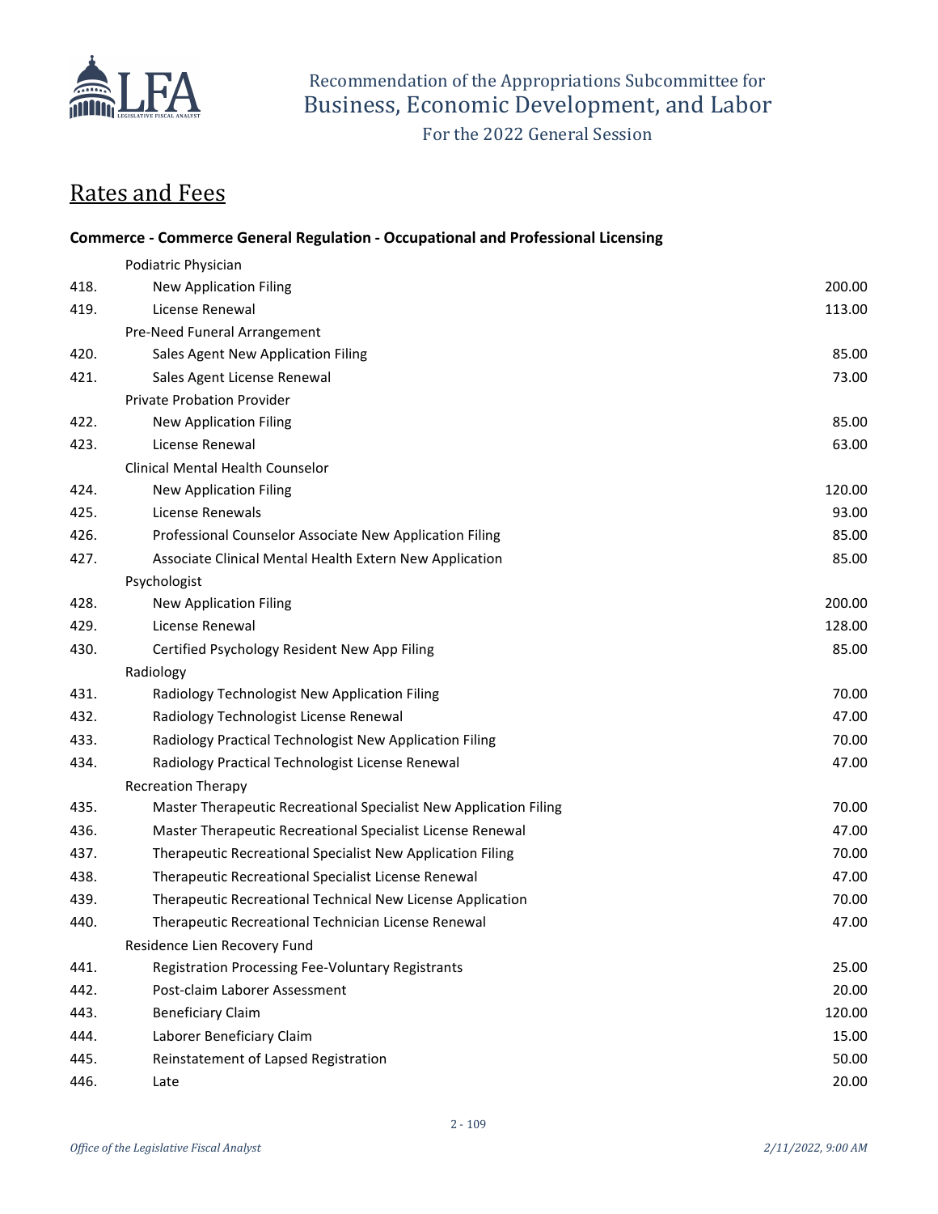Recommendation of the Appropriations Subcommittee for
Business, Economic Development, and Labor

For the 2022 General Session

## Rates and Fees

### Commerce - Commerce General Regulation - Occupational and Professional Licensing

| | | |
|---|---|---|
| | Podiatric Physician | |
| 418. | New Application Filing | 200.00 |
| 419. | License Renewal | 113.00 |
| | Pre-Need Funeral Arrangement | |
| 420. | Sales Agent New Application Filing | 85.00 |
| 421. | Sales Agent License Renewal | 73.00 |
| | Private Probation Provider | |
| 422. | New Application Filing | 85.00 |
| 423. | License Renewal | 63.00 |
| | Clinical Mental Health Counselor | |
| 424. | New Application Filing | 120.00 |
| 425. | License Renewals | 93.00 |
| 426. | Professional Counselor Associate New Application Filing | 85.00 |
| 427. | Associate Clinical Mental Health Extern New Application | 85.00 |
| | Psychologist | |
| 428. | New Application Filing | 200.00 |
| 429. | License Renewal | 128.00 |
| 430. | Certified Psychology Resident New App Filing | 85.00 |
| | Radiology | |
| 431. | Radiology Technologist New Application Filing | 70.00 |
| 432. | Radiology Technologist License Renewal | 47.00 |
| 433. | Radiology Practical Technologist New Application Filing | 70.00 |
| 434. | Radiology Practical Technologist License Renewal | 47.00 |
| | Recreation Therapy | |
| 435. | Master Therapeutic Recreational Specialist New Application Filing | 70.00 |
| 436. | Master Therapeutic Recreational Specialist License Renewal | 47.00 |
| 437. | Therapeutic Recreational Specialist New Application Filing | 70.00 |
| 438. | Therapeutic Recreational Specialist License Renewal | 47.00 |
| 439. | Therapeutic Recreational Technical New License Application | 70.00 |
| 440. | Therapeutic Recreational Technician License Renewal | 47.00 |
| | Residence Lien Recovery Fund | |
| 441. | Registration Processing Fee-Voluntary Registrants | 25.00 |
| 442. | Post-claim Laborer Assessment | 20.00 |
| 443. | Beneficiary Claim | 120.00 |
| 444. | Laborer Beneficiary Claim | 15.00 |
| 445. | Reinstatement of Lapsed Registration | 50.00 |
| 446. | Late | 20.00 |

*Office of the Legislative Fiscal Analyst* *2/11/2022, 9:00 AM*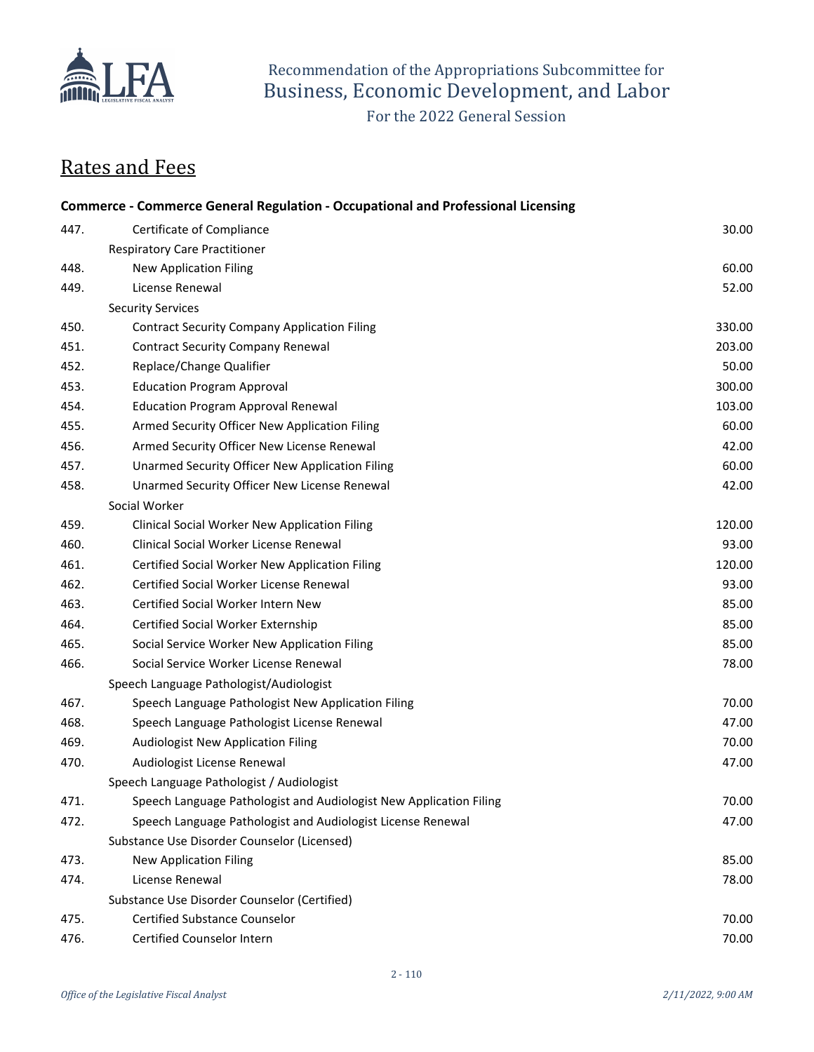Recommendation of the Appropriations Subcommittee for
Business, Economic Development, and Labor
For the 2022 General Session

## Rates and Fees

### Commerce - Commerce General Regulation - Occupational and Professional Licensing

| | | |
|---|---|---|
| 447. | Certificate of Compliance | 30.00 |
| | Respiratory Care Practitioner | |
| 448. | New Application Filing | 60.00 |
| 449. | License Renewal | 52.00 |
| | Security Services | |
| 450. | Contract Security Company Application Filing | 330.00 |
| 451. | Contract Security Company Renewal | 203.00 |
| 452. | Replace/Change Qualifier | 50.00 |
| 453. | Education Program Approval | 300.00 |
| 454. | Education Program Approval Renewal | 103.00 |
| 455. | Armed Security Officer New Application Filing | 60.00 |
| 456. | Armed Security Officer New License Renewal | 42.00 |
| 457. | Unarmed Security Officer New Application Filing | 60.00 |
| 458. | Unarmed Security Officer New License Renewal | 42.00 |
| | Social Worker | |
| 459. | Clinical Social Worker New Application Filing | 120.00 |
| 460. | Clinical Social Worker License Renewal | 93.00 |
| 461. | Certified Social Worker New Application Filing | 120.00 |
| 462. | Certified Social Worker License Renewal | 93.00 |
| 463. | Certified Social Worker Intern New | 85.00 |
| 464. | Certified Social Worker Externship | 85.00 |
| 465. | Social Service Worker New Application Filing | 85.00 |
| 466. | Social Service Worker License Renewal | 78.00 |
| | Speech Language Pathologist/Audiologist | |
| 467. | Speech Language Pathologist New Application Filing | 70.00 |
| 468. | Speech Language Pathologist License Renewal | 47.00 |
| 469. | Audiologist New Application Filing | 70.00 |
| 470. | Audiologist License Renewal | 47.00 |
| | Speech Language Pathologist / Audiologist | |
| 471. | Speech Language Pathologist and Audiologist New Application Filing | 70.00 |
| 472. | Speech Language Pathologist and Audiologist License Renewal | 47.00 |
| | Substance Use Disorder Counselor (Licensed) | |
| 473. | New Application Filing | 85.00 |
| 474. | License Renewal | 78.00 |
| | Substance Use Disorder Counselor (Certified) | |
| 475. | Certified Substance Counselor | 70.00 |
| 476. | Certified Counselor Intern | 70.00 |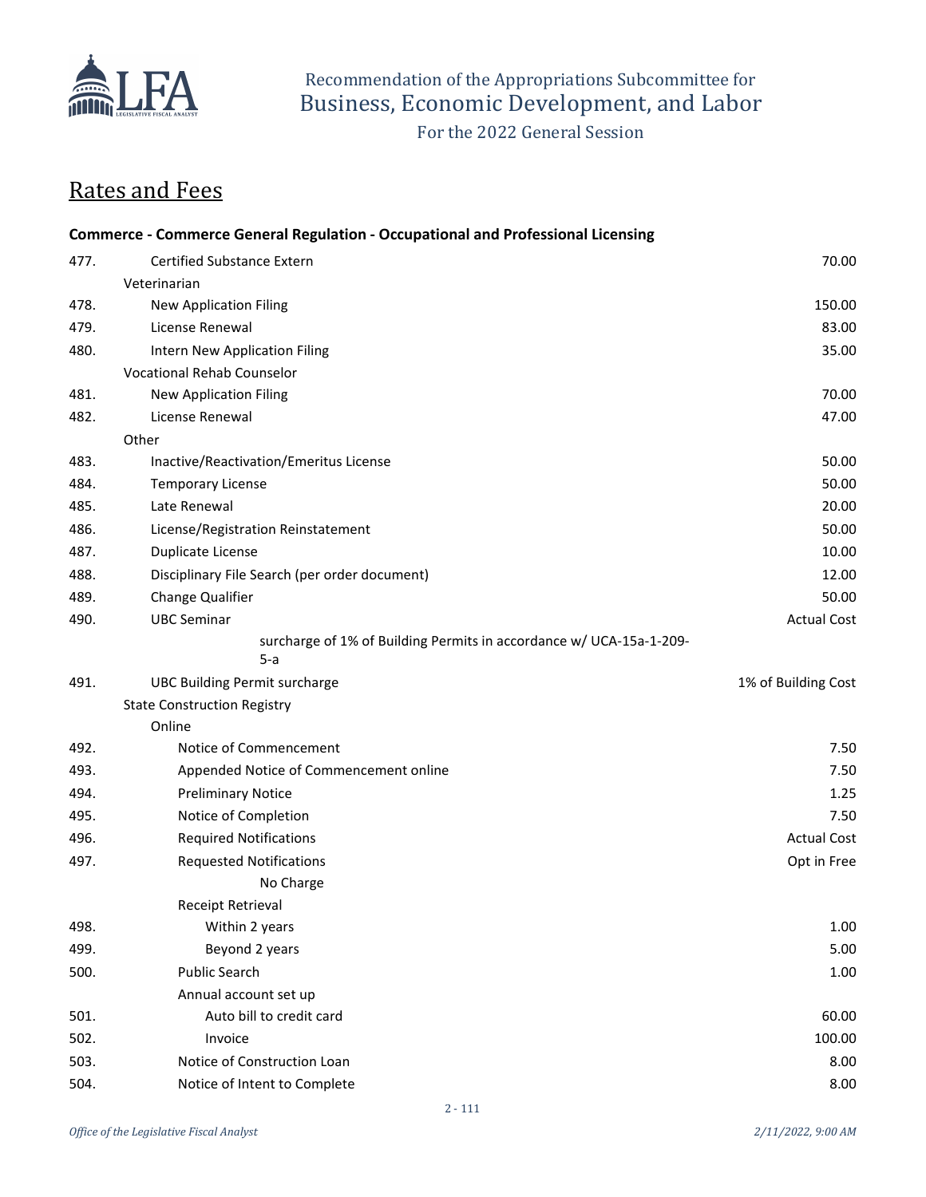## Rates and Fees

**Commerce - Commerce General Regulation - Occupational and Professional Licensing**

| # | Item | Fee |
|---|---|---|
| 477. | Certified Substance Extern | 70.00 |
| | Veterinarian | |
| 478. | New Application Filing | 150.00 |
| 479. | License Renewal | 83.00 |
| 480. | Intern New Application Filing | 35.00 |
| | Vocational Rehab Counselor | |
| 481. | New Application Filing | 70.00 |
| 482. | License Renewal | 47.00 |
| | Other | |
| 483. | Inactive/Reactivation/Emeritus License | 50.00 |
| 484. | Temporary License | 50.00 |
| 485. | Late Renewal | 20.00 |
| 486. | License/Registration Reinstatement | 50.00 |
| 487. | Duplicate License | 10.00 |
| 488. | Disciplinary File Search (per order document) | 12.00 |
| 489. | Change Qualifier | 50.00 |
| 490. | UBC Seminar | Actual Cost |
| | surcharge of 1% of Building Permits in accordance w/ UCA-15a-1-209-5-a | |
| 491. | UBC Building Permit surcharge | 1% of Building Cost |
| | State Construction Registry | |
| | Online | |
| 492. | Notice of Commencement | 7.50 |
| 493. | Appended Notice of Commencement online | 7.50 |
| 494. | Preliminary Notice | 1.25 |
| 495. | Notice of Completion | 7.50 |
| 496. | Required Notifications | Actual Cost |
| 497. | Requested Notifications | Opt in Free |
| | No Charge | |
| | Receipt Retrieval | |
| 498. | Within 2 years | 1.00 |
| 499. | Beyond 2 years | 5.00 |
| 500. | Public Search | 1.00 |
| | Annual account set up | |
| 501. | Auto bill to credit card | 60.00 |
| 502. | Invoice | 100.00 |
| 503. | Notice of Construction Loan | 8.00 |
| 504. | Notice of Intent to Complete | 8.00 |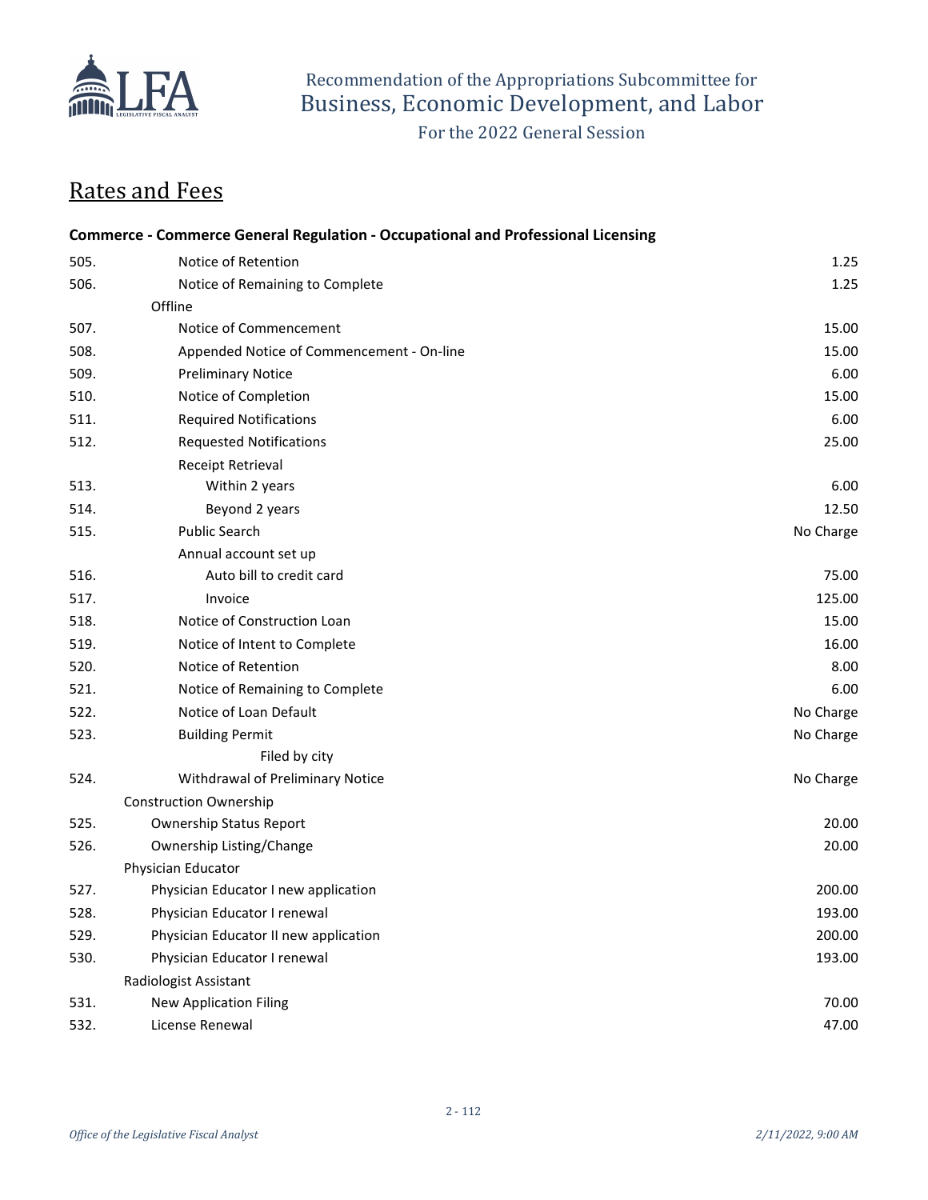Recommendation of the Appropriations Subcommittee for Business, Economic Development, and Labor

For the 2022 General Session

# Rates and Fees

### Commerce - Commerce General Regulation - Occupational and Professional Licensing

| | | |
|---|---|---|
| 505. | Notice of Retention | 1.25 |
| 506. | Notice of Remaining to Complete | 1.25 |
| | Offline | |
| 507. | Notice of Commencement | 15.00 |
| 508. | Appended Notice of Commencement - On-line | 15.00 |
| 509. | Preliminary Notice | 6.00 |
| 510. | Notice of Completion | 15.00 |
| 511. | Required Notifications | 6.00 |
| 512. | Requested Notifications | 25.00 |
| | Receipt Retrieval | |
| 513. | Within 2 years | 6.00 |
| 514. | Beyond 2 years | 12.50 |
| 515. | Public Search | No Charge |
| | Annual account set up | |
| 516. | Auto bill to credit card | 75.00 |
| 517. | Invoice | 125.00 |
| 518. | Notice of Construction Loan | 15.00 |
| 519. | Notice of Intent to Complete | 16.00 |
| 520. | Notice of Retention | 8.00 |
| 521. | Notice of Remaining to Complete | 6.00 |
| 522. | Notice of Loan Default | No Charge |
| 523. | Building Permit | No Charge |
| | Filed by city | |
| 524. | Withdrawal of Preliminary Notice | No Charge |
| | Construction Ownership | |
| 525. | Ownership Status Report | 20.00 |
| 526. | Ownership Listing/Change | 20.00 |
| | Physician Educator | |
| 527. | Physician Educator I new application | 200.00 |
| 528. | Physician Educator I renewal | 193.00 |
| 529. | Physician Educator II new application | 200.00 |
| 530. | Physician Educator I renewal | 193.00 |
| | Radiologist Assistant | |
| 531. | New Application Filing | 70.00 |
| 532. | License Renewal | 47.00 |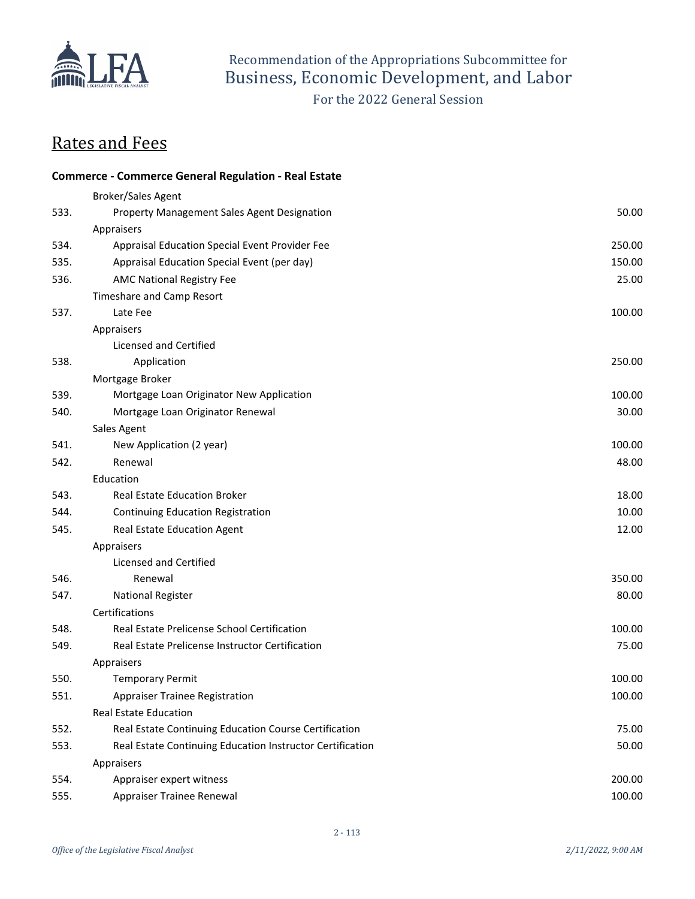Recommendation of the Appropriations Subcommittee for
Business, Economic Development, and Labor

For the 2022 General Session

# Rates and Fees

### Commerce - Commerce General Regulation - Real Estate

| | | |
|---|---|---|
| | Broker/Sales Agent | |
| 533. | Property Management Sales Agent Designation | 50.00 |
| | Appraisers | |
| 534. | Appraisal Education Special Event Provider Fee | 250.00 |
| 535. | Appraisal Education Special Event (per day) | 150.00 |
| 536. | AMC National Registry Fee | 25.00 |
| | Timeshare and Camp Resort | |
| 537. | Late Fee | 100.00 |
| | Appraisers | |
| | Licensed and Certified | |
| 538. | Application | 250.00 |
| | Mortgage Broker | |
| 539. | Mortgage Loan Originator New Application | 100.00 |
| 540. | Mortgage Loan Originator Renewal | 30.00 |
| | Sales Agent | |
| 541. | New Application (2 year) | 100.00 |
| 542. | Renewal | 48.00 |
| | Education | |
| 543. | Real Estate Education Broker | 18.00 |
| 544. | Continuing Education Registration | 10.00 |
| 545. | Real Estate Education Agent | 12.00 |
| | Appraisers | |
| | Licensed and Certified | |
| 546. | Renewal | 350.00 |
| 547. | National Register | 80.00 |
| | Certifications | |
| 548. | Real Estate Prelicense School Certification | 100.00 |
| 549. | Real Estate Prelicense Instructor Certification | 75.00 |
| | Appraisers | |
| 550. | Temporary Permit | 100.00 |
| 551. | Appraiser Trainee Registration | 100.00 |
| | Real Estate Education | |
| 552. | Real Estate Continuing Education Course Certification | 75.00 |
| 553. | Real Estate Continuing Education Instructor Certification | 50.00 |
| | Appraisers | |
| 554. | Appraiser expert witness | 200.00 |
| 555. | Appraiser Trainee Renewal | 100.00 |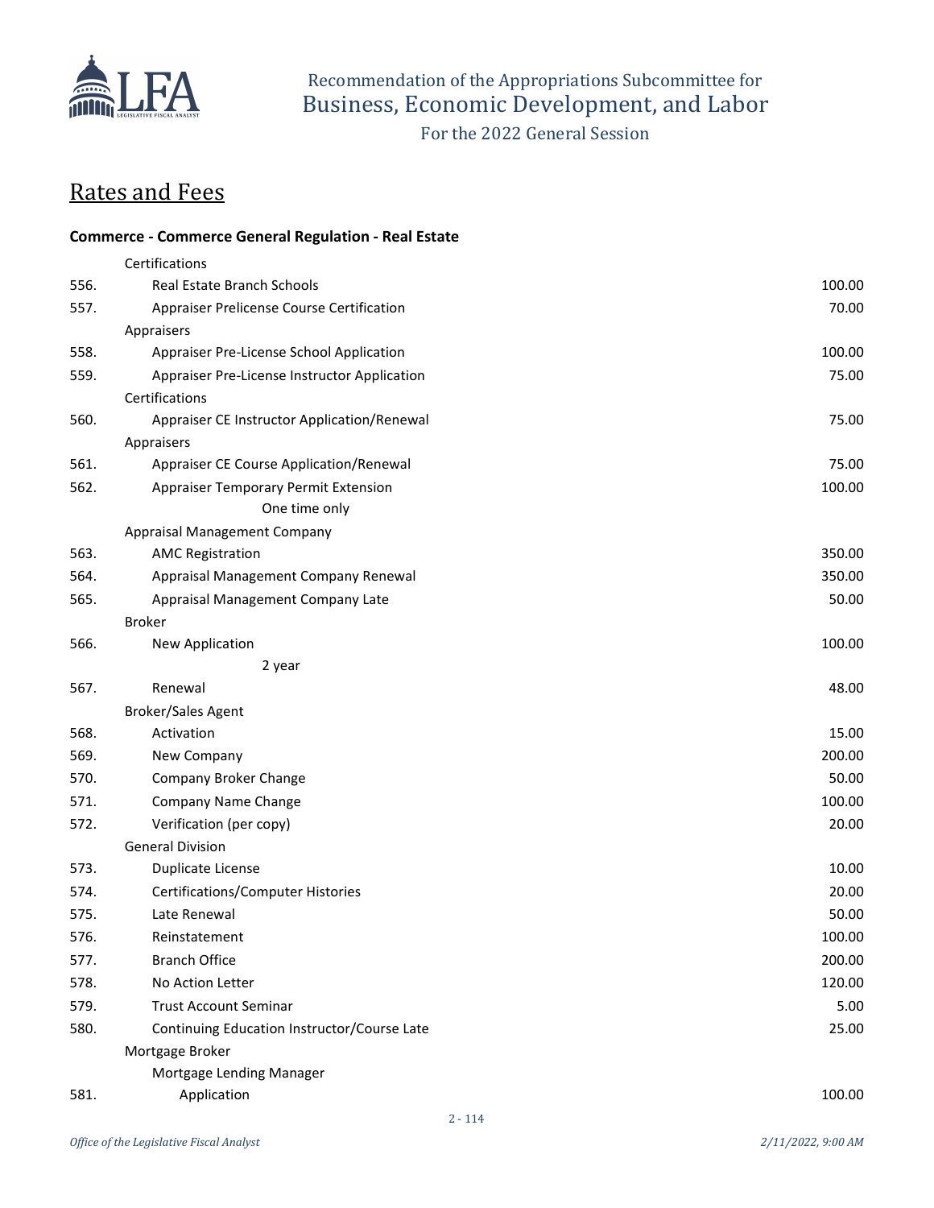# Rates and Fees

### Commerce - Commerce General Regulation - Real Estate

| | | |
|---|---|---|
| | Certifications | |
| 556. | Real Estate Branch Schools | 100.00 |
| 557. | Appraiser Prelicense Course Certification | 70.00 |
| | Appraisers | |
| 558. | Appraiser Pre-License School Application | 100.00 |
| 559. | Appraiser Pre-License Instructor Application | 75.00 |
| | Certifications | |
| 560. | Appraiser CE Instructor Application/Renewal | 75.00 |
| | Appraisers | |
| 561. | Appraiser CE Course Application/Renewal | 75.00 |
| 562. | Appraiser Temporary Permit Extension<br>One time only | 100.00 |
| | Appraisal Management Company | |
| 563. | AMC Registration | 350.00 |
| 564. | Appraisal Management Company Renewal | 350.00 |
| 565. | Appraisal Management Company Late | 50.00 |
| | Broker | |
| 566. | New Application<br>2 year | 100.00 |
| 567. | Renewal | 48.00 |
| | Broker/Sales Agent | |
| 568. | Activation | 15.00 |
| 569. | New Company | 200.00 |
| 570. | Company Broker Change | 50.00 |
| 571. | Company Name Change | 100.00 |
| 572. | Verification (per copy) | 20.00 |
| | General Division | |
| 573. | Duplicate License | 10.00 |
| 574. | Certifications/Computer Histories | 20.00 |
| 575. | Late Renewal | 50.00 |
| 576. | Reinstatement | 100.00 |
| 577. | Branch Office | 200.00 |
| 578. | No Action Letter | 120.00 |
| 579. | Trust Account Seminar | 5.00 |
| 580. | Continuing Education Instructor/Course Late | 25.00 |
| | Mortgage Broker | |
| | Mortgage Lending Manager | |
| 581. | Application | 100.00 |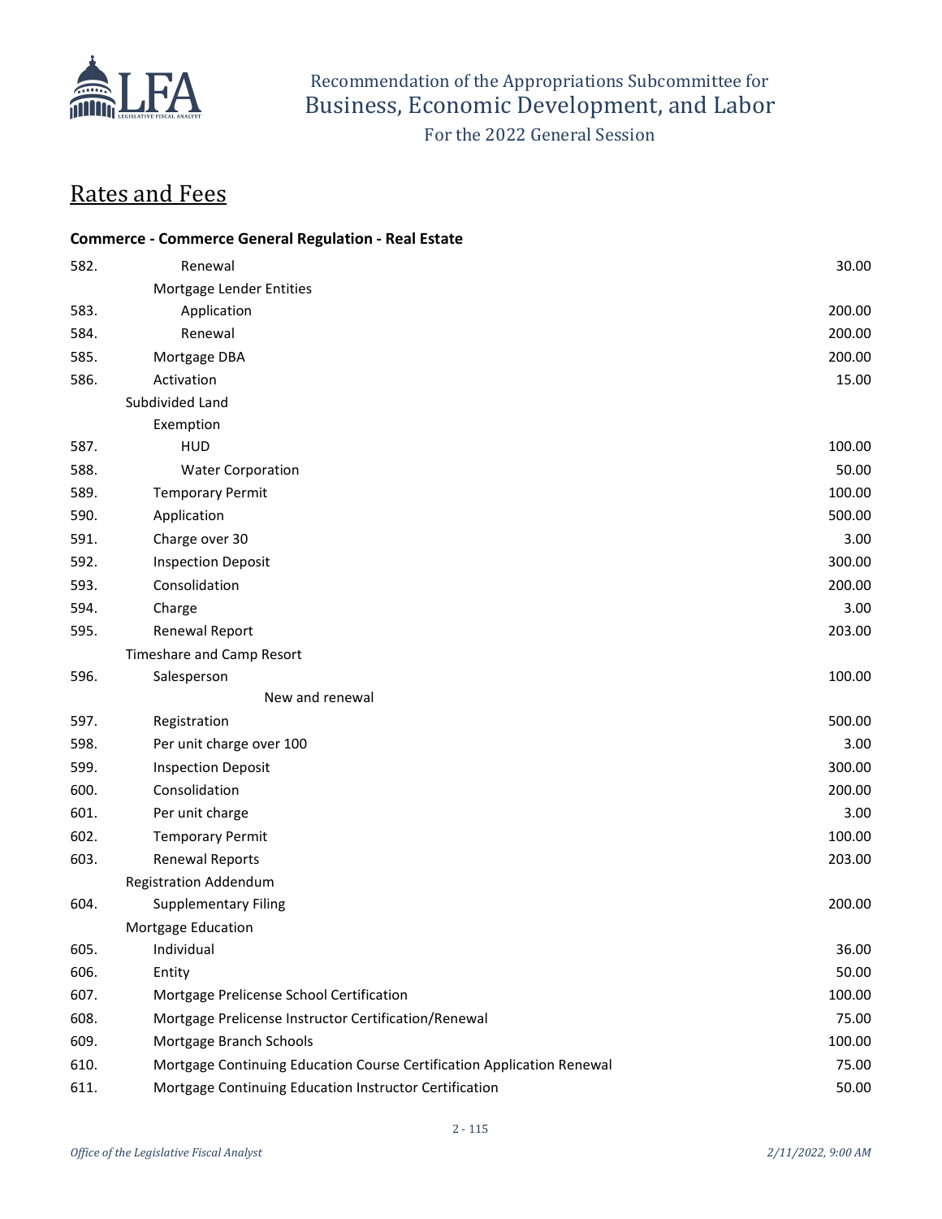Recommendation of the Appropriations Subcommittee for Business, Economic Development, and Labor

For the 2022 General Session

## Rates and Fees

### Commerce - Commerce General Regulation - Real Estate

| | | |
|---|---|---|
| 582. | Renewal | 30.00 |
| | Mortgage Lender Entities | |
| 583. | Application | 200.00 |
| 584. | Renewal | 200.00 |
| 585. | Mortgage DBA | 200.00 |
| 586. | Activation | 15.00 |
| | Subdivided Land | |
| | Exemption | |
| 587. | HUD | 100.00 |
| 588. | Water Corporation | 50.00 |
| 589. | Temporary Permit | 100.00 |
| 590. | Application | 500.00 |
| 591. | Charge over 30 | 3.00 |
| 592. | Inspection Deposit | 300.00 |
| 593. | Consolidation | 200.00 |
| 594. | Charge | 3.00 |
| 595. | Renewal Report | 203.00 |
| | Timeshare and Camp Resort | |
| 596. | Salesperson | 100.00 |
| | New and renewal | |
| 597. | Registration | 500.00 |
| 598. | Per unit charge over 100 | 3.00 |
| 599. | Inspection Deposit | 300.00 |
| 600. | Consolidation | 200.00 |
| 601. | Per unit charge | 3.00 |
| 602. | Temporary Permit | 100.00 |
| 603. | Renewal Reports | 203.00 |
| | Registration Addendum | |
| 604. | Supplementary Filing | 200.00 |
| | Mortgage Education | |
| 605. | Individual | 36.00 |
| 606. | Entity | 50.00 |
| 607. | Mortgage Prelicense School Certification | 100.00 |
| 608. | Mortgage Prelicense Instructor Certification/Renewal | 75.00 |
| 609. | Mortgage Branch Schools | 100.00 |
| 610. | Mortgage Continuing Education Course Certification Application Renewal | 75.00 |
| 611. | Mortgage Continuing Education Instructor Certification | 50.00 |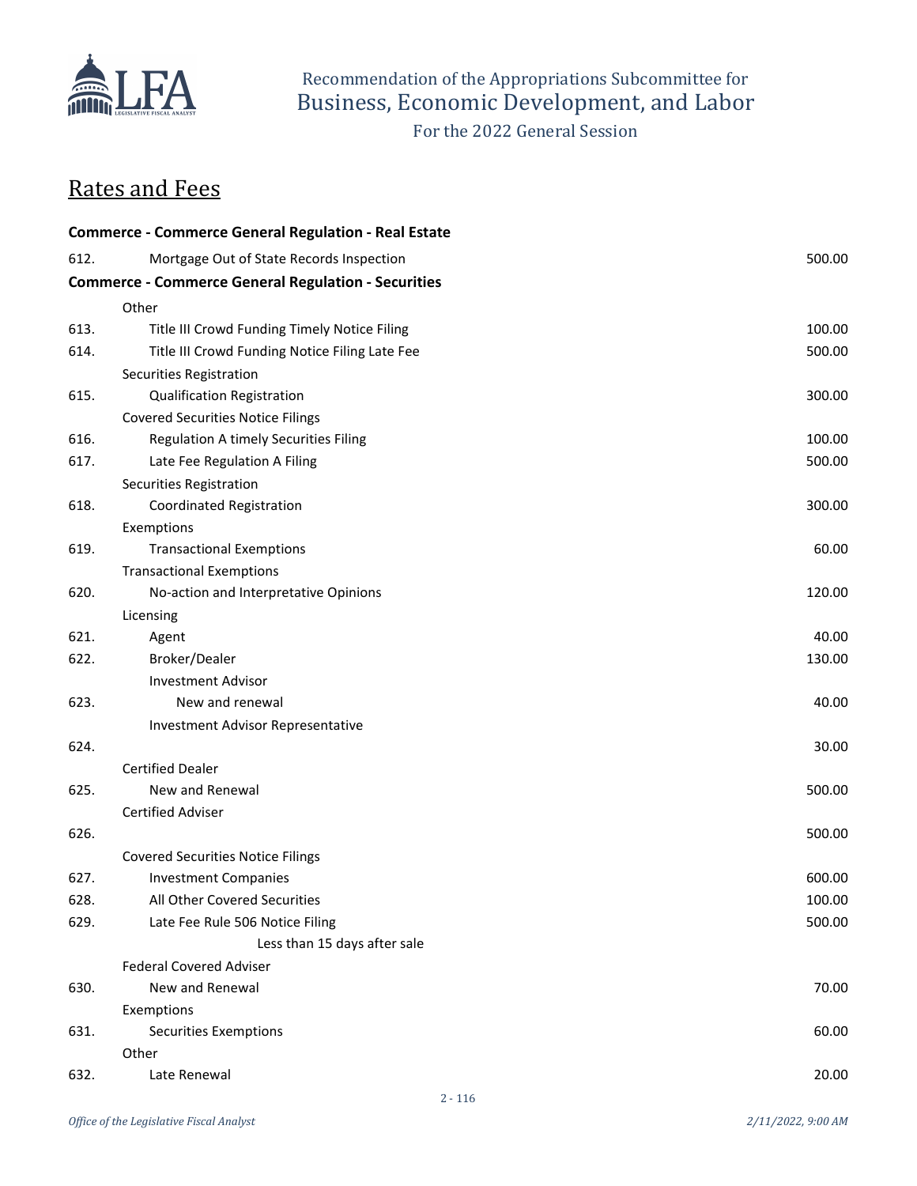Recommendation of the Appropriations Subcommittee for
Business, Economic Development, and Labor

For the 2022 General Session

## Rates and Fees

| # | Item | Fee |
|---|---|---|
| | **Commerce - Commerce General Regulation - Real Estate** | |
| 612. | Mortgage Out of State Records Inspection | 500.00 |
| | **Commerce - Commerce General Regulation - Securities** | |
| | Other | |
| 613. | Title III Crowd Funding Timely Notice Filing | 100.00 |
| 614. | Title III Crowd Funding Notice Filing Late Fee | 500.00 |
| | Securities Registration | |
| 615. | Qualification Registration | 300.00 |
| | Covered Securities Notice Filings | |
| 616. | Regulation A timely Securities Filing | 100.00 |
| 617. | Late Fee Regulation A Filing | 500.00 |
| | Securities Registration | |
| 618. | Coordinated Registration | 300.00 |
| | Exemptions | |
| 619. | Transactional Exemptions | 60.00 |
| | Transactional Exemptions | |
| 620. | No-action and Interpretative Opinions | 120.00 |
| | Licensing | |
| 621. | Agent | 40.00 |
| 622. | Broker/Dealer | 130.00 |
| | Investment Advisor | |
| 623. | New and renewal | 40.00 |
| | Investment Advisor Representative | |
| 624. | | 30.00 |
| | Certified Dealer | |
| 625. | New and Renewal | 500.00 |
| | Certified Adviser | |
| 626. | | 500.00 |
| | Covered Securities Notice Filings | |
| 627. | Investment Companies | 600.00 |
| 628. | All Other Covered Securities | 100.00 |
| 629. | Late Fee Rule 506 Notice Filing<br>Less than 15 days after sale | 500.00 |
| | Federal Covered Adviser | |
| 630. | New and Renewal | 70.00 |
| | Exemptions | |
| 631. | Securities Exemptions | 60.00 |
| | Other | |
| 632. | Late Renewal | 20.00 |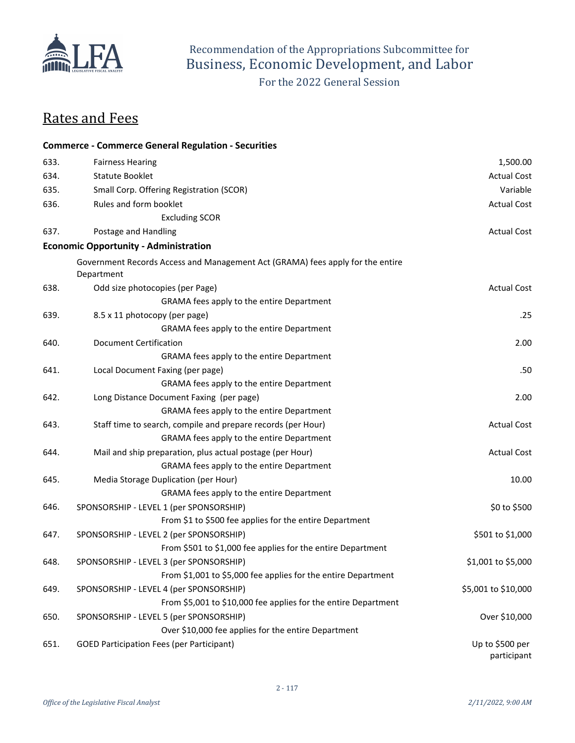Recommendation of the Appropriations Subcommittee for
Business, Economic Development, and Labor

For the 2022 General Session

## Rates and Fees

| | | |
|---|---|---|
| | **Commerce - Commerce General Regulation - Securities** | |
| 633. | Fairness Hearing | 1,500.00 |
| 634. | Statute Booklet | Actual Cost |
| 635. | Small Corp. Offering Registration (SCOR) | Variable |
| 636. | Rules and form booklet<br>Excluding SCOR | Actual Cost |
| 637. | Postage and Handling | Actual Cost |
| | **Economic Opportunity - Administration** | |
| | Government Records Access and Management Act (GRAMA) fees apply for the entire Department | |
| 638. | Odd size photocopies (per Page)<br>GRAMA fees apply to the entire Department | Actual Cost |
| 639. | 8.5 x 11 photocopy (per page)<br>GRAMA fees apply to the entire Department | .25 |
| 640. | Document Certification<br>GRAMA fees apply to the entire Department | 2.00 |
| 641. | Local Document Faxing (per page)<br>GRAMA fees apply to the entire Department | .50 |
| 642. | Long Distance Document Faxing (per page)<br>GRAMA fees apply to the entire Department | 2.00 |
| 643. | Staff time to search, compile and prepare records (per Hour)<br>GRAMA fees apply to the entire Department | Actual Cost |
| 644. | Mail and ship preparation, plus actual postage (per Hour)<br>GRAMA fees apply to the entire Department | Actual Cost |
| 645. | Media Storage Duplication (per Hour)<br>GRAMA fees apply to the entire Department | 10.00 |
| 646. | SPONSORSHIP - LEVEL 1 (per SPONSORSHIP)<br>From $1 to $500 fee applies for the entire Department | $0 to $500 |
| 647. | SPONSORSHIP - LEVEL 2 (per SPONSORSHIP)<br>From $501 to $1,000 fee applies for the entire Department | $501 to $1,000 |
| 648. | SPONSORSHIP - LEVEL 3 (per SPONSORSHIP)<br>From $1,001 to $5,000 fee applies for the entire Department | $1,001 to $5,000 |
| 649. | SPONSORSHIP - LEVEL 4 (per SPONSORSHIP)<br>From $5,001 to $10,000 fee applies for the entire Department | $5,001 to $10,000 |
| 650. | SPONSORSHIP - LEVEL 5 (per SPONSORSHIP)<br>Over $10,000 fee applies for the entire Department | Over $10,000 |
| 651. | GOED Participation Fees (per Participant) | Up to $500 per participant |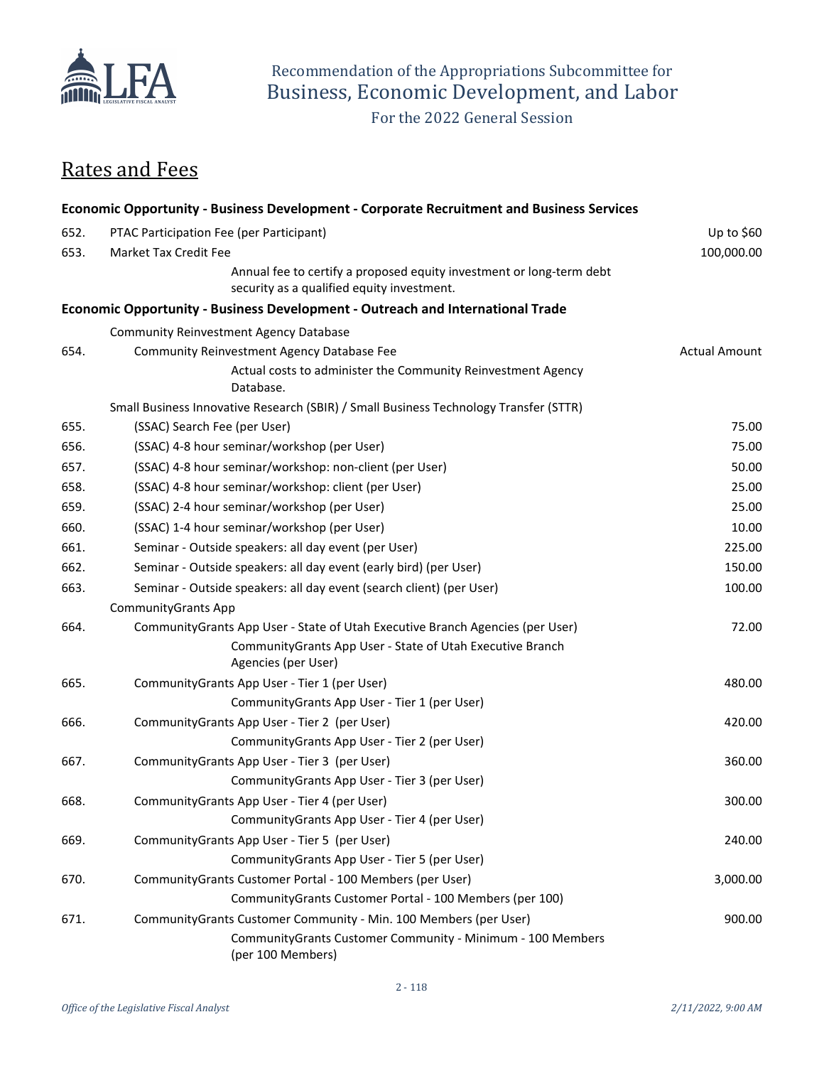## Rates and Fees

| | | |
|---|---|---|
| **Economic Opportunity - Business Development - Corporate Recruitment and Business Services** | | |
| 652. | PTAC Participation Fee (per Participant) | Up to $60 |
| 653. | Market Tax Credit Fee | 100,000.00 |
| | Annual fee to certify a proposed equity investment or long-term debt security as a qualified equity investment. | |
| **Economic Opportunity - Business Development - Outreach and International Trade** | | |
| | Community Reinvestment Agency Database | |
| 654. | Community Reinvestment Agency Database Fee | Actual Amount |
| | Actual costs to administer the Community Reinvestment Agency Database. | |
| | Small Business Innovative Research (SBIR) / Small Business Technology Transfer (STTR) | |
| 655. | (SSAC) Search Fee (per User) | 75.00 |
| 656. | (SSAC) 4-8 hour seminar/workshop (per User) | 75.00 |
| 657. | (SSAC) 4-8 hour seminar/workshop: non-client (per User) | 50.00 |
| 658. | (SSAC) 4-8 hour seminar/workshop: client (per User) | 25.00 |
| 659. | (SSAC) 2-4 hour seminar/workshop (per User) | 25.00 |
| 660. | (SSAC) 1-4 hour seminar/workshop (per User) | 10.00 |
| 661. | Seminar - Outside speakers: all day event (per User) | 225.00 |
| 662. | Seminar - Outside speakers: all day event (early bird) (per User) | 150.00 |
| 663. | Seminar - Outside speakers: all day event (search client) (per User) | 100.00 |
| | CommunityGrants App | |
| 664. | CommunityGrants App User - State of Utah Executive Branch Agencies (per User) | 72.00 |
| | CommunityGrants App User - State of Utah Executive Branch Agencies (per User) | |
| 665. | CommunityGrants App User - Tier 1 (per User) | 480.00 |
| | CommunityGrants App User - Tier 1 (per User) | |
| 666. | CommunityGrants App User - Tier 2 (per User) | 420.00 |
| | CommunityGrants App User - Tier 2 (per User) | |
| 667. | CommunityGrants App User - Tier 3 (per User) | 360.00 |
| | CommunityGrants App User - Tier 3 (per User) | |
| 668. | CommunityGrants App User - Tier 4 (per User) | 300.00 |
| | CommunityGrants App User - Tier 4 (per User) | |
| 669. | CommunityGrants App User - Tier 5 (per User) | 240.00 |
| | CommunityGrants App User - Tier 5 (per User) | |
| 670. | CommunityGrants Customer Portal - 100 Members (per User) | 3,000.00 |
| | CommunityGrants Customer Portal - 100 Members (per 100) | |
| 671. | CommunityGrants Customer Community - Min. 100 Members (per User) | 900.00 |
| | CommunityGrants Customer Community - Minimum - 100 Members (per 100 Members) | |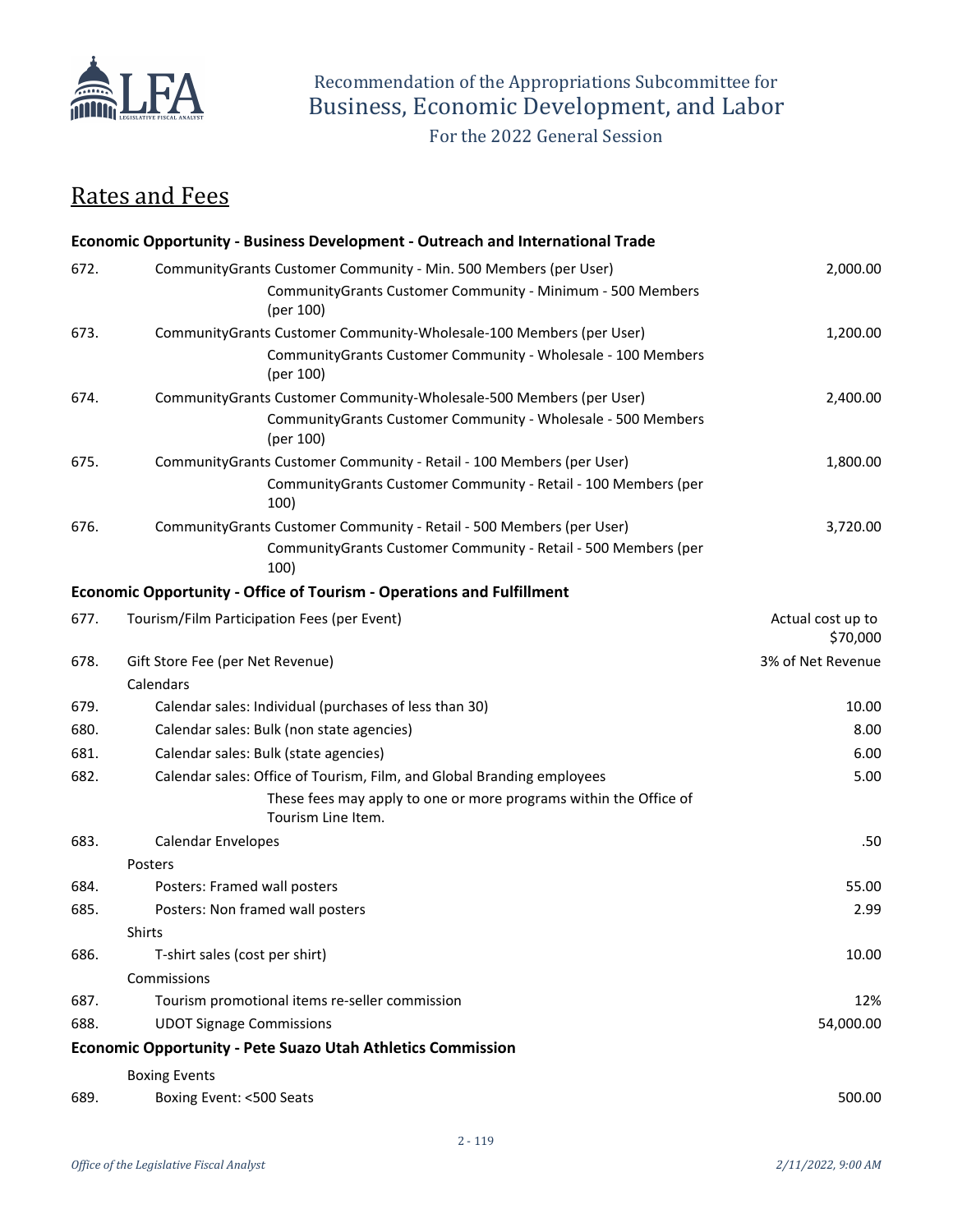## Rates and Fees

| | | |
|---|---|---|
| | **Economic Opportunity - Business Development - Outreach and International Trade** | |
| 672. | CommunityGrants Customer Community - Min. 500 Members (per User)<br>CommunityGrants Customer Community - Minimum - 500 Members (per 100) | 2,000.00 |
| 673. | CommunityGrants Customer Community-Wholesale-100 Members (per User)<br>CommunityGrants Customer Community - Wholesale - 100 Members (per 100) | 1,200.00 |
| 674. | CommunityGrants Customer Community-Wholesale-500 Members (per User)<br>CommunityGrants Customer Community - Wholesale - 500 Members (per 100) | 2,400.00 |
| 675. | CommunityGrants Customer Community - Retail - 100 Members (per User)<br>CommunityGrants Customer Community - Retail - 100 Members (per 100) | 1,800.00 |
| 676. | CommunityGrants Customer Community - Retail - 500 Members (per User)<br>CommunityGrants Customer Community - Retail - 500 Members (per 100) | 3,720.00 |
| | **Economic Opportunity - Office of Tourism - Operations and Fulfillment** | |
| 677. | Tourism/Film Participation Fees (per Event) | Actual cost up to $70,000 |
| 678. | Gift Store Fee (per Net Revenue) | 3% of Net Revenue |
| | Calendars | |
| 679. | Calendar sales: Individual (purchases of less than 30) | 10.00 |
| 680. | Calendar sales: Bulk (non state agencies) | 8.00 |
| 681. | Calendar sales: Bulk (state agencies) | 6.00 |
| 682. | Calendar sales: Office of Tourism, Film, and Global Branding employees<br>These fees may apply to one or more programs within the Office of Tourism Line Item. | 5.00 |
| 683. | Calendar Envelopes | .50 |
| | Posters | |
| 684. | Posters: Framed wall posters | 55.00 |
| 685. | Posters: Non framed wall posters | 2.99 |
| | Shirts | |
| 686. | T-shirt sales (cost per shirt) | 10.00 |
| | Commissions | |
| 687. | Tourism promotional items re-seller commission | 12% |
| 688. | UDOT Signage Commissions | 54,000.00 |
| | **Economic Opportunity - Pete Suazo Utah Athletics Commission** | |
| | Boxing Events | |
| 689. | Boxing Event: <500 Seats | 500.00 |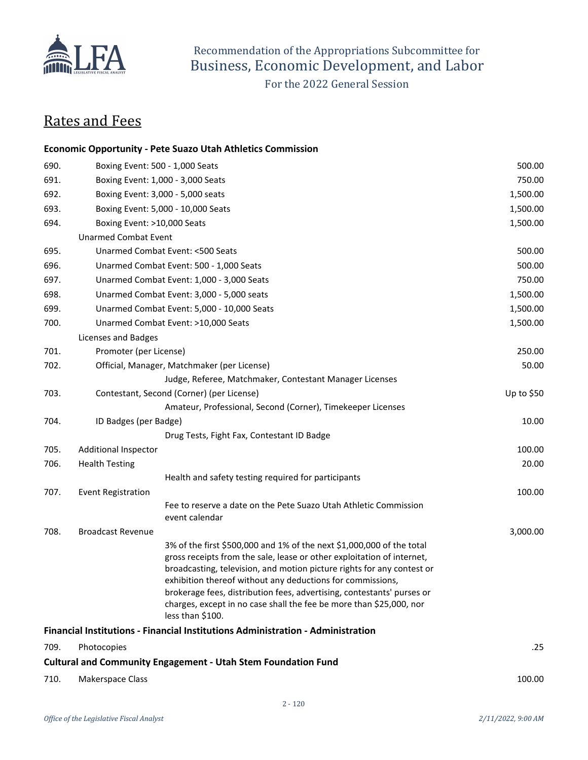Recommendation of the Appropriations Subcommittee for
Business, Economic Development, and Labor
For the 2022 General Session

## Rates and Fees

| | | |
|---|---|---|
| | **Economic Opportunity - Pete Suazo Utah Athletics Commission** | |
| 690. | Boxing Event: 500 - 1,000 Seats | 500.00 |
| 691. | Boxing Event: 1,000 - 3,000 Seats | 750.00 |
| 692. | Boxing Event: 3,000 - 5,000 seats | 1,500.00 |
| 693. | Boxing Event: 5,000 - 10,000 Seats | 1,500.00 |
| 694. | Boxing Event: >10,000 Seats | 1,500.00 |
| | Unarmed Combat Event | |
| 695. | Unarmed Combat Event: <500 Seats | 500.00 |
| 696. | Unarmed Combat Event: 500 - 1,000 Seats | 500.00 |
| 697. | Unarmed Combat Event: 1,000 - 3,000 Seats | 750.00 |
| 698. | Unarmed Combat Event: 3,000 - 5,000 seats | 1,500.00 |
| 699. | Unarmed Combat Event: 5,000 - 10,000 Seats | 1,500.00 |
| 700. | Unarmed Combat Event: >10,000 Seats | 1,500.00 |
| | Licenses and Badges | |
| 701. | Promoter (per License) | 250.00 |
| 702. | Official, Manager, Matchmaker (per License) | 50.00 |
| | Judge, Referee, Matchmaker, Contestant Manager Licenses | |
| 703. | Contestant, Second (Corner) (per License) | Up to $50 |
| | Amateur, Professional, Second (Corner), Timekeeper Licenses | |
| 704. | ID Badges (per Badge) | 10.00 |
| | Drug Tests, Fight Fax, Contestant ID Badge | |
| 705. | Additional Inspector | 100.00 |
| 706. | Health Testing | 20.00 |
| | Health and safety testing required for participants | |
| 707. | Event Registration | 100.00 |
| | Fee to reserve a date on the Pete Suazo Utah Athletic Commission event calendar | |
| 708. | Broadcast Revenue | 3,000.00 |
| | 3% of the first $500,000 and 1% of the next $1,000,000 of the total gross receipts from the sale, lease or other exploitation of internet, broadcasting, television, and motion picture rights for any contest or exhibition thereof without any deductions for commissions, brokerage fees, distribution fees, advertising, contestants' purses or charges, except in no case shall the fee be more than $25,000, nor less than $100. | |
| | **Financial Institutions - Financial Institutions Administration - Administration** | |
| 709. | Photocopies | .25 |
| | **Cultural and Community Engagement - Utah Stem Foundation Fund** | |
| 710. | Makerspace Class | 100.00 |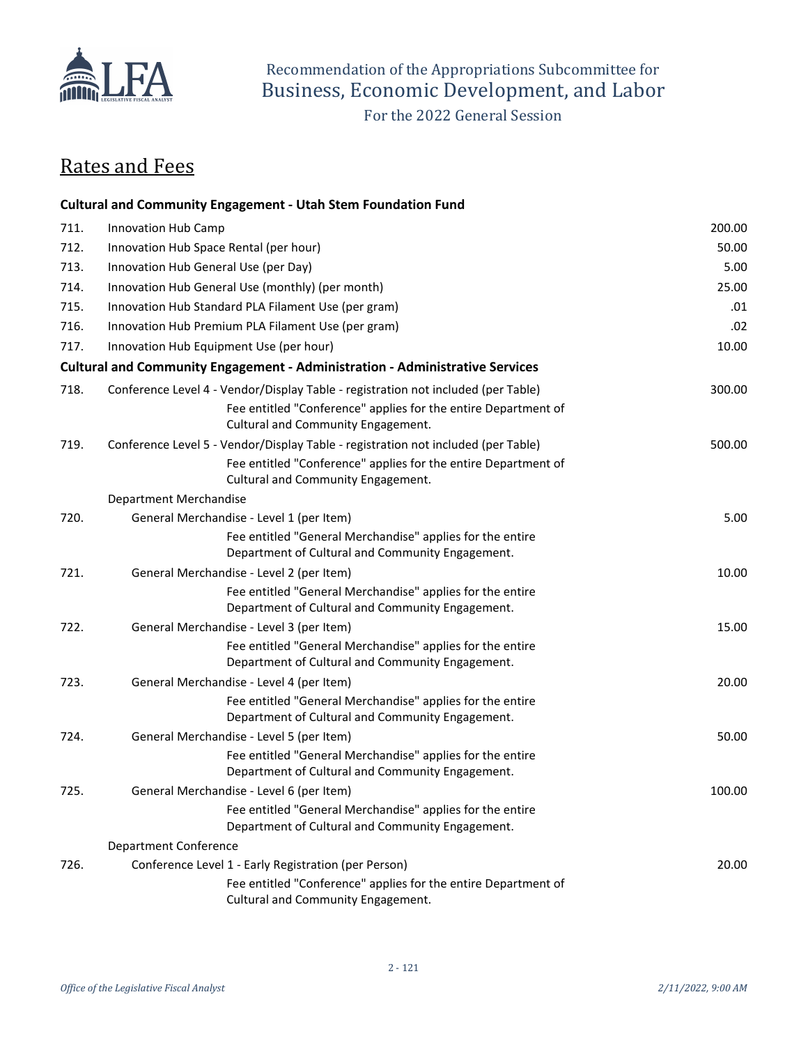## Rates and Fees

| | | |
|---|---|---|
| | **Cultural and Community Engagement - Utah Stem Foundation Fund** | |
| 711. | Innovation Hub Camp | 200.00 |
| 712. | Innovation Hub Space Rental (per hour) | 50.00 |
| 713. | Innovation Hub General Use (per Day) | 5.00 |
| 714. | Innovation Hub General Use (monthly) (per month) | 25.00 |
| 715. | Innovation Hub Standard PLA Filament Use (per gram) | .01 |
| 716. | Innovation Hub Premium PLA Filament Use (per gram) | .02 |
| 717. | Innovation Hub Equipment Use (per hour) | 10.00 |
| | **Cultural and Community Engagement - Administration - Administrative Services** | |
| 718. | Conference Level 4 - Vendor/Display Table - registration not included (per Table)<br>Fee entitled "Conference" applies for the entire Department of Cultural and Community Engagement. | 300.00 |
| 719. | Conference Level 5 - Vendor/Display Table - registration not included (per Table)<br>Fee entitled "Conference" applies for the entire Department of Cultural and Community Engagement. | 500.00 |
| | Department Merchandise | |
| 720. | General Merchandise - Level 1 (per Item)<br>Fee entitled "General Merchandise" applies for the entire Department of Cultural and Community Engagement. | 5.00 |
| 721. | General Merchandise - Level 2 (per Item)<br>Fee entitled "General Merchandise" applies for the entire Department of Cultural and Community Engagement. | 10.00 |
| 722. | General Merchandise - Level 3 (per Item)<br>Fee entitled "General Merchandise" applies for the entire Department of Cultural and Community Engagement. | 15.00 |
| 723. | General Merchandise - Level 4 (per Item)<br>Fee entitled "General Merchandise" applies for the entire Department of Cultural and Community Engagement. | 20.00 |
| 724. | General Merchandise - Level 5 (per Item)<br>Fee entitled "General Merchandise" applies for the entire Department of Cultural and Community Engagement. | 50.00 |
| 725. | General Merchandise - Level 6 (per Item)<br>Fee entitled "General Merchandise" applies for the entire Department of Cultural and Community Engagement. | 100.00 |
| | Department Conference | |
| 726. | Conference Level 1 - Early Registration (per Person)<br>Fee entitled "Conference" applies for the entire Department of Cultural and Community Engagement. | 20.00 |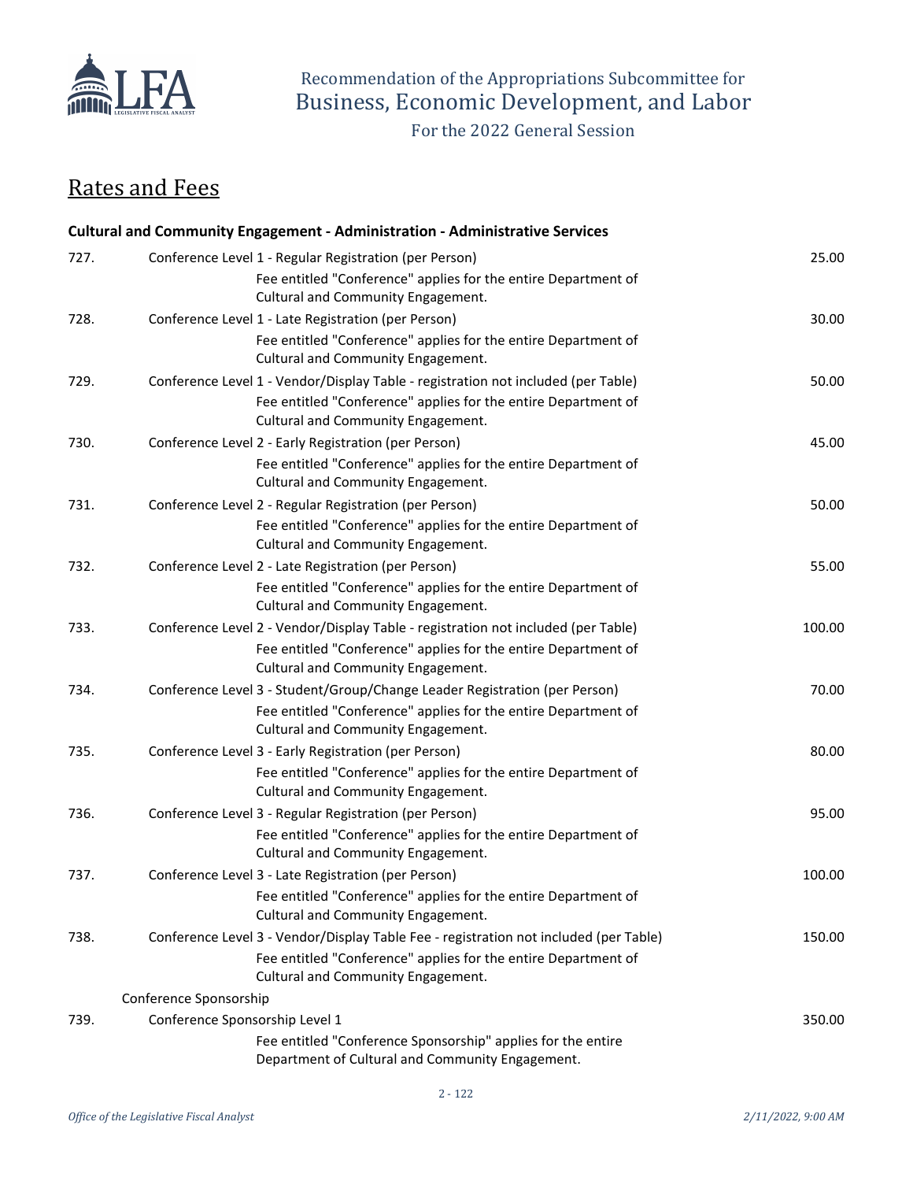Recommendation of the Appropriations Subcommittee for
Business, Economic Development, and Labor

For the 2022 General Session

## Rates and Fees

### Cultural and Community Engagement - Administration - Administrative Services

| # | Description | Amount |
|---|---|---|
| 727. | Conference Level 1 - Regular Registration (per Person)<br>Fee entitled "Conference" applies for the entire Department of Cultural and Community Engagement. | 25.00 |
| 728. | Conference Level 1 - Late Registration (per Person)<br>Fee entitled "Conference" applies for the entire Department of Cultural and Community Engagement. | 30.00 |
| 729. | Conference Level 1 - Vendor/Display Table - registration not included (per Table)<br>Fee entitled "Conference" applies for the entire Department of Cultural and Community Engagement. | 50.00 |
| 730. | Conference Level 2 - Early Registration (per Person)<br>Fee entitled "Conference" applies for the entire Department of Cultural and Community Engagement. | 45.00 |
| 731. | Conference Level 2 - Regular Registration (per Person)<br>Fee entitled "Conference" applies for the entire Department of Cultural and Community Engagement. | 50.00 |
| 732. | Conference Level 2 - Late Registration (per Person)<br>Fee entitled "Conference" applies for the entire Department of Cultural and Community Engagement. | 55.00 |
| 733. | Conference Level 2 - Vendor/Display Table - registration not included (per Table)<br>Fee entitled "Conference" applies for the entire Department of Cultural and Community Engagement. | 100.00 |
| 734. | Conference Level 3 - Student/Group/Change Leader Registration (per Person)<br>Fee entitled "Conference" applies for the entire Department of Cultural and Community Engagement. | 70.00 |
| 735. | Conference Level 3 - Early Registration (per Person)<br>Fee entitled "Conference" applies for the entire Department of Cultural and Community Engagement. | 80.00 |
| 736. | Conference Level 3 - Regular Registration (per Person)<br>Fee entitled "Conference" applies for the entire Department of Cultural and Community Engagement. | 95.00 |
| 737. | Conference Level 3 - Late Registration (per Person)<br>Fee entitled "Conference" applies for the entire Department of Cultural and Community Engagement. | 100.00 |
| 738. | Conference Level 3 - Vendor/Display Table Fee - registration not included (per Table)<br>Fee entitled "Conference" applies for the entire Department of Cultural and Community Engagement. | 150.00 |
| | **Conference Sponsorship** | |
| 739. | Conference Sponsorship Level 1<br>Fee entitled "Conference Sponsorship" applies for the entire Department of Cultural and Community Engagement. | 350.00 |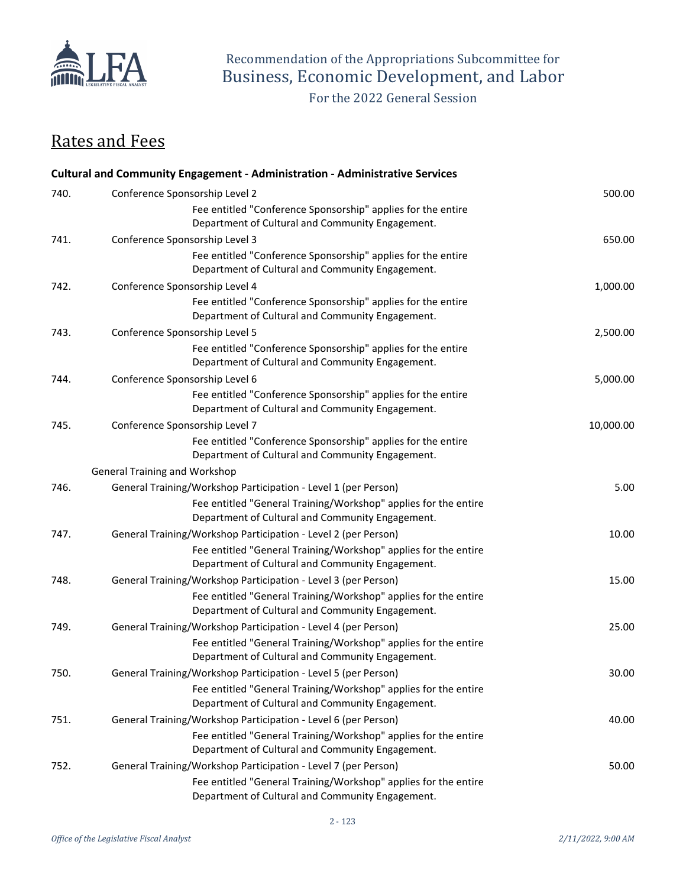Recommendation of the Appropriations Subcommittee for
Business, Economic Development, and Labor

For the 2022 General Session

## Rates and Fees

**Cultural and Community Engagement - Administration - Administrative Services**

| No. | Description | Amount |
|---|---|---|
| 740. | Conference Sponsorship Level 2<br>Fee entitled "Conference Sponsorship" applies for the entire Department of Cultural and Community Engagement. | 500.00 |
| 741. | Conference Sponsorship Level 3<br>Fee entitled "Conference Sponsorship" applies for the entire Department of Cultural and Community Engagement. | 650.00 |
| 742. | Conference Sponsorship Level 4<br>Fee entitled "Conference Sponsorship" applies for the entire Department of Cultural and Community Engagement. | 1,000.00 |
| 743. | Conference Sponsorship Level 5<br>Fee entitled "Conference Sponsorship" applies for the entire Department of Cultural and Community Engagement. | 2,500.00 |
| 744. | Conference Sponsorship Level 6<br>Fee entitled "Conference Sponsorship" applies for the entire Department of Cultural and Community Engagement. | 5,000.00 |
| 745. | Conference Sponsorship Level 7<br>Fee entitled "Conference Sponsorship" applies for the entire Department of Cultural and Community Engagement. | 10,000.00 |
| | General Training and Workshop | |
| 746. | General Training/Workshop Participation - Level 1 (per Person)<br>Fee entitled "General Training/Workshop" applies for the entire Department of Cultural and Community Engagement. | 5.00 |
| 747. | General Training/Workshop Participation - Level 2 (per Person)<br>Fee entitled "General Training/Workshop" applies for the entire Department of Cultural and Community Engagement. | 10.00 |
| 748. | General Training/Workshop Participation - Level 3 (per Person)<br>Fee entitled "General Training/Workshop" applies for the entire Department of Cultural and Community Engagement. | 15.00 |
| 749. | General Training/Workshop Participation - Level 4 (per Person)<br>Fee entitled "General Training/Workshop" applies for the entire Department of Cultural and Community Engagement. | 25.00 |
| 750. | General Training/Workshop Participation - Level 5 (per Person)<br>Fee entitled "General Training/Workshop" applies for the entire Department of Cultural and Community Engagement. | 30.00 |
| 751. | General Training/Workshop Participation - Level 6 (per Person)<br>Fee entitled "General Training/Workshop" applies for the entire Department of Cultural and Community Engagement. | 40.00 |
| 752. | General Training/Workshop Participation - Level 7 (per Person)<br>Fee entitled "General Training/Workshop" applies for the entire Department of Cultural and Community Engagement. | 50.00 |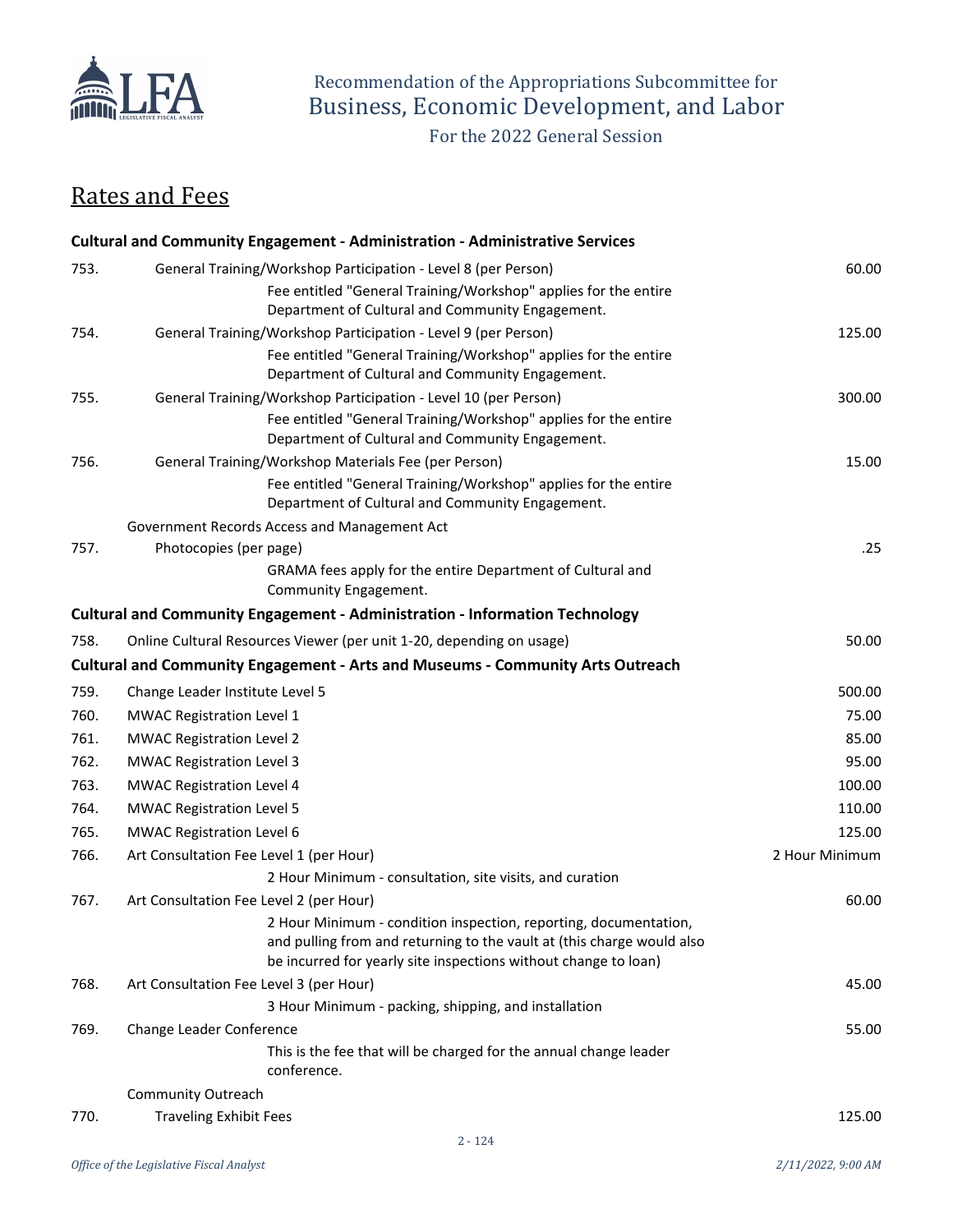Recommendation of the Appropriations Subcommittee for
Business, Economic Development, and Labor

For the 2022 General Session

## Rates and Fees

| | | |
|---|---|---|
| | **Cultural and Community Engagement - Administration - Administrative Services** | |
| 753. | General Training/Workshop Participation - Level 8 (per Person) | 60.00 |
| | Fee entitled "General Training/Workshop" applies for the entire Department of Cultural and Community Engagement. | |
| 754. | General Training/Workshop Participation - Level 9 (per Person) | 125.00 |
| | Fee entitled "General Training/Workshop" applies for the entire Department of Cultural and Community Engagement. | |
| 755. | General Training/Workshop Participation - Level 10 (per Person) | 300.00 |
| | Fee entitled "General Training/Workshop" applies for the entire Department of Cultural and Community Engagement. | |
| 756. | General Training/Workshop Materials Fee (per Person) | 15.00 |
| | Fee entitled "General Training/Workshop" applies for the entire Department of Cultural and Community Engagement. | |
| | Government Records Access and Management Act | |
| 757. | Photocopies (per page) | .25 |
| | GRAMA fees apply for the entire Department of Cultural and Community Engagement. | |
| | **Cultural and Community Engagement - Administration - Information Technology** | |
| 758. | Online Cultural Resources Viewer (per unit 1-20, depending on usage) | 50.00 |
| | **Cultural and Community Engagement - Arts and Museums - Community Arts Outreach** | |
| 759. | Change Leader Institute Level 5 | 500.00 |
| 760. | MWAC Registration Level 1 | 75.00 |
| 761. | MWAC Registration Level 2 | 85.00 |
| 762. | MWAC Registration Level 3 | 95.00 |
| 763. | MWAC Registration Level 4 | 100.00 |
| 764. | MWAC Registration Level 5 | 110.00 |
| 765. | MWAC Registration Level 6 | 125.00 |
| 766. | Art Consultation Fee Level 1 (per Hour) | 2 Hour Minimum |
| | 2 Hour Minimum - consultation, site visits, and curation | |
| 767. | Art Consultation Fee Level 2 (per Hour) | 60.00 |
| | 2 Hour Minimum - condition inspection, reporting, documentation, and pulling from and returning to the vault at (this charge would also be incurred for yearly site inspections without change to loan) | |
| 768. | Art Consultation Fee Level 3 (per Hour) | 45.00 |
| | 3 Hour Minimum - packing, shipping, and installation | |
| 769. | Change Leader Conference | 55.00 |
| | This is the fee that will be charged for the annual change leader conference. | |
| | Community Outreach | |
| 770. | Traveling Exhibit Fees | 125.00 |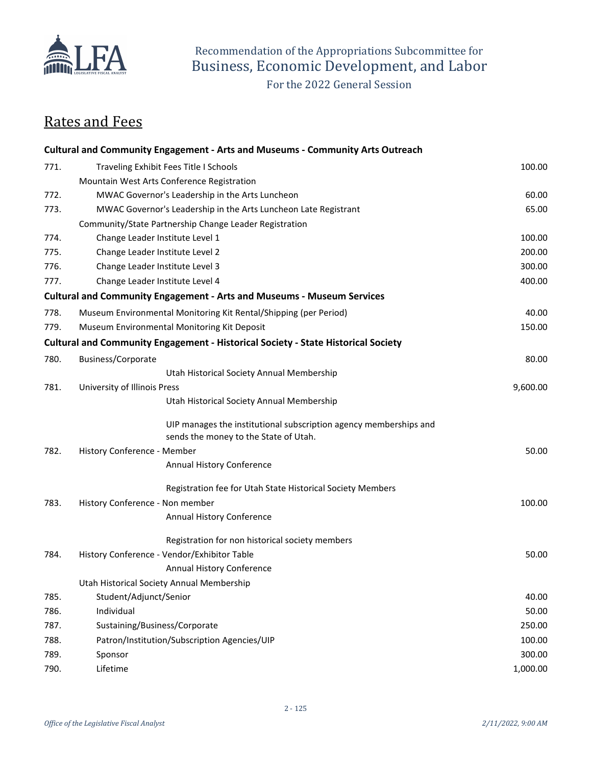Recommendation of the Appropriations Subcommittee for
Business, Economic Development, and Labor

For the 2022 General Session

## Rates and Fees

| | | |
|---|---|---|
| | **Cultural and Community Engagement - Arts and Museums - Community Arts Outreach** | |
| 771. | Traveling Exhibit Fees Title I Schools | 100.00 |
| | Mountain West Arts Conference Registration | |
| 772. | MWAC Governor's Leadership in the Arts Luncheon | 60.00 |
| 773. | MWAC Governor's Leadership in the Arts Luncheon Late Registrant | 65.00 |
| | Community/State Partnership Change Leader Registration | |
| 774. | Change Leader Institute Level 1 | 100.00 |
| 775. | Change Leader Institute Level 2 | 200.00 |
| 776. | Change Leader Institute Level 3 | 300.00 |
| 777. | Change Leader Institute Level 4 | 400.00 |
| | **Cultural and Community Engagement - Arts and Museums - Museum Services** | |
| 778. | Museum Environmental Monitoring Kit Rental/Shipping (per Period) | 40.00 |
| 779. | Museum Environmental Monitoring Kit Deposit | 150.00 |
| | **Cultural and Community Engagement - Historical Society - State Historical Society** | |
| 780. | Business/Corporate<br>Utah Historical Society Annual Membership | 80.00 |
| 781. | University of Illinois Press<br>Utah Historical Society Annual Membership<br>UIP manages the institutional subscription agency memberships and sends the money to the State of Utah. | 9,600.00 |
| 782. | History Conference - Member<br>Annual History Conference<br>Registration fee for Utah State Historical Society Members | 50.00 |
| 783. | History Conference - Non member<br>Annual History Conference<br>Registration for non historical society members | 100.00 |
| 784. | History Conference - Vendor/Exhibitor Table<br>Annual History Conference | 50.00 |
| | Utah Historical Society Annual Membership | |
| 785. | Student/Adjunct/Senior | 40.00 |
| 786. | Individual | 50.00 |
| 787. | Sustaining/Business/Corporate | 250.00 |
| 788. | Patron/Institution/Subscription Agencies/UIP | 100.00 |
| 789. | Sponsor | 300.00 |
| 790. | Lifetime | 1,000.00 |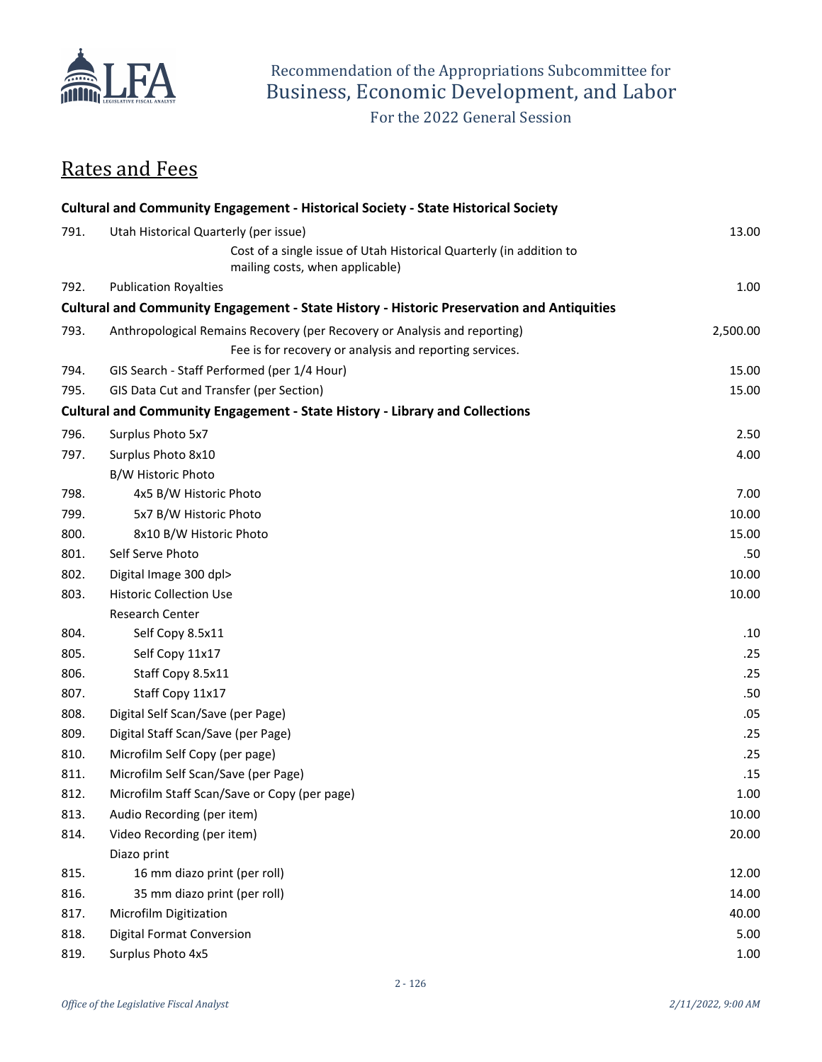Recommendation of the Appropriations Subcommittee for
Business, Economic Development, and Labor
For the 2022 General Session

## Rates and Fees

| | | |
|---|---|---|
| | **Cultural and Community Engagement - Historical Society - State Historical Society** | |
| 791. | Utah Historical Quarterly (per issue) | 13.00 |
| | Cost of a single issue of Utah Historical Quarterly (in addition to mailing costs, when applicable) | |
| 792. | Publication Royalties | 1.00 |
| | **Cultural and Community Engagement - State History - Historic Preservation and Antiquities** | |
| 793. | Anthropological Remains Recovery (per Recovery or Analysis and reporting) | 2,500.00 |
| | Fee is for recovery or analysis and reporting services. | |
| 794. | GIS Search - Staff Performed (per 1/4 Hour) | 15.00 |
| 795. | GIS Data Cut and Transfer (per Section) | 15.00 |
| | **Cultural and Community Engagement - State History - Library and Collections** | |
| 796. | Surplus Photo 5x7 | 2.50 |
| 797. | Surplus Photo 8x10 | 4.00 |
| | B/W Historic Photo | |
| 798. | 4x5 B/W Historic Photo | 7.00 |
| 799. | 5x7 B/W Historic Photo | 10.00 |
| 800. | 8x10 B/W Historic Photo | 15.00 |
| 801. | Self Serve Photo | .50 |
| 802. | Digital Image 300 dpl> | 10.00 |
| 803. | Historic Collection Use | 10.00 |
| | Research Center | |
| 804. | Self Copy 8.5x11 | .10 |
| 805. | Self Copy 11x17 | .25 |
| 806. | Staff Copy 8.5x11 | .25 |
| 807. | Staff Copy 11x17 | .50 |
| 808. | Digital Self Scan/Save (per Page) | .05 |
| 809. | Digital Staff Scan/Save (per Page) | .25 |
| 810. | Microfilm Self Copy (per page) | .25 |
| 811. | Microfilm Self Scan/Save (per Page) | .15 |
| 812. | Microfilm Staff Scan/Save or Copy (per page) | 1.00 |
| 813. | Audio Recording (per item) | 10.00 |
| 814. | Video Recording (per item) | 20.00 |
| | Diazo print | |
| 815. | 16 mm diazo print (per roll) | 12.00 |
| 816. | 35 mm diazo print (per roll) | 14.00 |
| 817. | Microfilm Digitization | 40.00 |
| 818. | Digital Format Conversion | 5.00 |
| 819. | Surplus Photo 4x5 | 1.00 |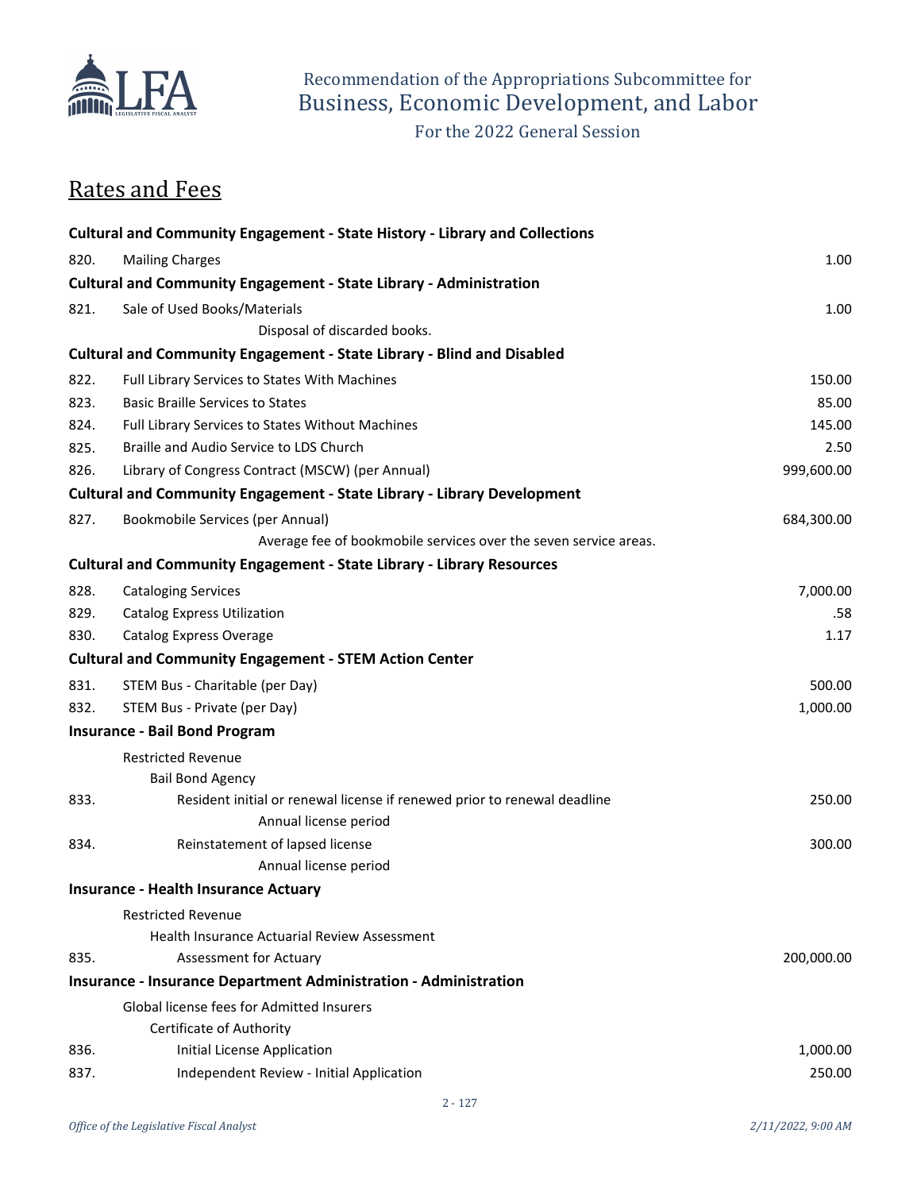## Rates and Fees

| | | |
|---|---|---|
| **Cultural and Community Engagement - State History - Library and Collections** | | |
| 820. | Mailing Charges | 1.00 |
| **Cultural and Community Engagement - State Library - Administration** | | |
| 821. | Sale of Used Books/Materials<br>Disposal of discarded books. | 1.00 |
| **Cultural and Community Engagement - State Library - Blind and Disabled** | | |
| 822. | Full Library Services to States With Machines | 150.00 |
| 823. | Basic Braille Services to States | 85.00 |
| 824. | Full Library Services to States Without Machines | 145.00 |
| 825. | Braille and Audio Service to LDS Church | 2.50 |
| 826. | Library of Congress Contract (MSCW) (per Annual) | 999,600.00 |
| **Cultural and Community Engagement - State Library - Library Development** | | |
| 827. | Bookmobile Services (per Annual)<br>Average fee of bookmobile services over the seven service areas. | 684,300.00 |
| **Cultural and Community Engagement - State Library - Library Resources** | | |
| 828. | Cataloging Services | 7,000.00 |
| 829. | Catalog Express Utilization | .58 |
| 830. | Catalog Express Overage | 1.17 |
| **Cultural and Community Engagement - STEM Action Center** | | |
| 831. | STEM Bus - Charitable (per Day) | 500.00 |
| 832. | STEM Bus - Private (per Day) | 1,000.00 |
| **Insurance - Bail Bond Program** | | |
| | Restricted Revenue | |
| | Bail Bond Agency | |
| 833. | Resident initial or renewal license if renewed prior to renewal deadline<br>Annual license period | 250.00 |
| 834. | Reinstatement of lapsed license<br>Annual license period | 300.00 |
| **Insurance - Health Insurance Actuary** | | |
| | Restricted Revenue | |
| | Health Insurance Actuarial Review Assessment | |
| 835. | Assessment for Actuary | 200,000.00 |
| **Insurance - Insurance Department Administration - Administration** | | |
| | Global license fees for Admitted Insurers | |
| | Certificate of Authority | |
| 836. | Initial License Application | 1,000.00 |
| 837. | Independent Review - Initial Application | 250.00 |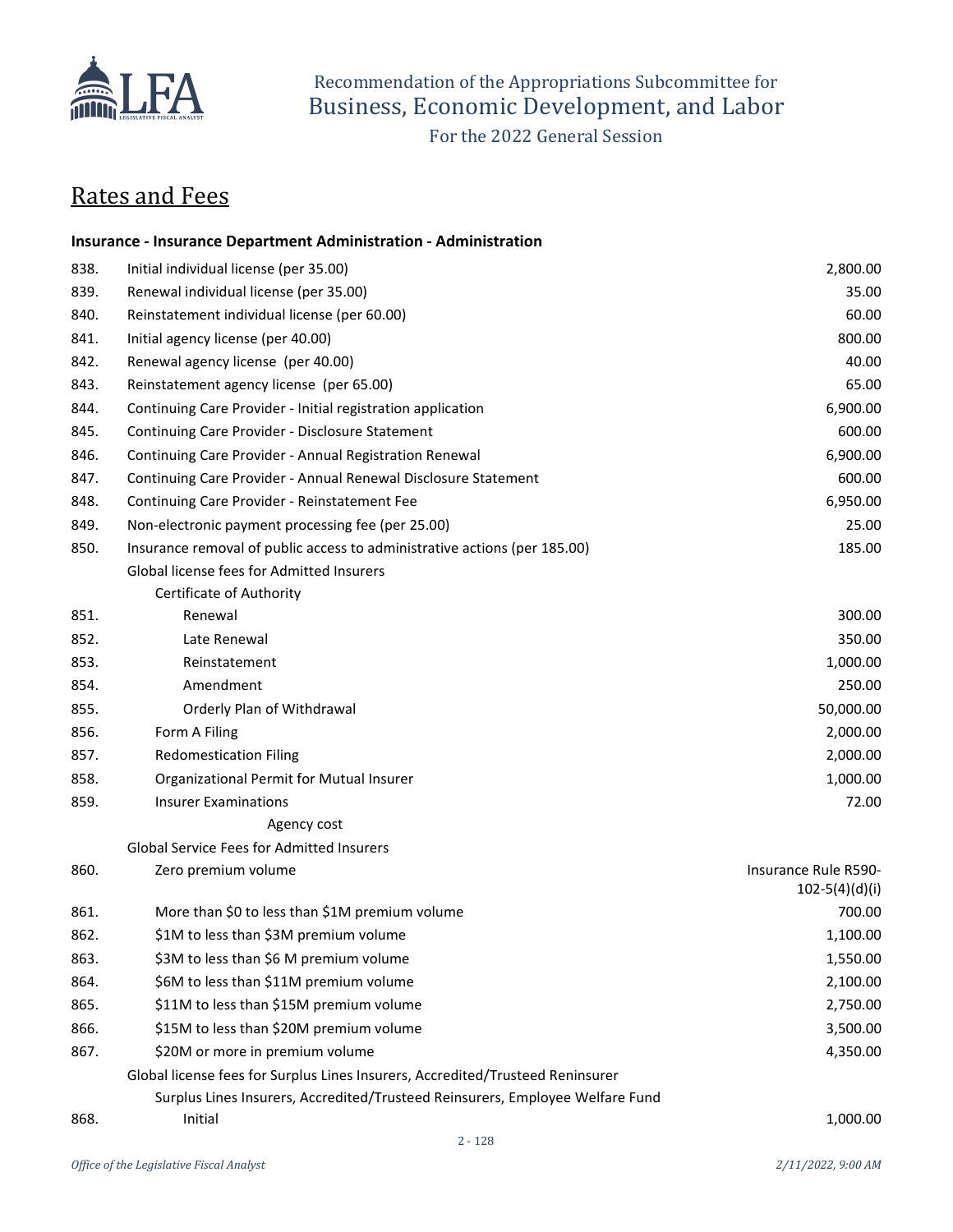Recommendation of the Appropriations Subcommittee for
Business, Economic Development, and Labor

For the 2022 General Session

## Rates and Fees

### Insurance - Insurance Department Administration - Administration

| No. | Description | Amount |
|---|---|---|
| 838. | Initial individual license (per 35.00) | 2,800.00 |
| 839. | Renewal individual license (per 35.00) | 35.00 |
| 840. | Reinstatement individual license (per 60.00) | 60.00 |
| 841. | Initial agency license (per 40.00) | 800.00 |
| 842. | Renewal agency license (per 40.00) | 40.00 |
| 843. | Reinstatement agency license (per 65.00) | 65.00 |
| 844. | Continuing Care Provider - Initial registration application | 6,900.00 |
| 845. | Continuing Care Provider - Disclosure Statement | 600.00 |
| 846. | Continuing Care Provider - Annual Registration Renewal | 6,900.00 |
| 847. | Continuing Care Provider - Annual Renewal Disclosure Statement | 600.00 |
| 848. | Continuing Care Provider - Reinstatement Fee | 6,950.00 |
| 849. | Non-electronic payment processing fee (per 25.00) | 25.00 |
| 850. | Insurance removal of public access to administrative actions (per 185.00) | 185.00 |
| | Global license fees for Admitted Insurers | |
| | Certificate of Authority | |
| 851. | Renewal | 300.00 |
| 852. | Late Renewal | 350.00 |
| 853. | Reinstatement | 1,000.00 |
| 854. | Amendment | 250.00 |
| 855. | Orderly Plan of Withdrawal | 50,000.00 |
| 856. | Form A Filing | 2,000.00 |
| 857. | Redomestication Filing | 2,000.00 |
| 858. | Organizational Permit for Mutual Insurer | 1,000.00 |
| 859. | Insurer Examinations | 72.00 |
| | Agency cost | |
| | Global Service Fees for Admitted Insurers | |
| 860. | Zero premium volume | Insurance Rule R590-102-5(4)(d)(i) |
| 861. | More than $0 to less than $1M premium volume | 700.00 |
| 862. | $1M to less than $3M premium volume | 1,100.00 |
| 863. | $3M to less than $6 M premium volume | 1,550.00 |
| 864. | $6M to less than $11M premium volume | 2,100.00 |
| 865. | $11M to less than $15M premium volume | 2,750.00 |
| 866. | $15M to less than $20M premium volume | 3,500.00 |
| 867. | $20M or more in premium volume | 4,350.00 |
| | Global license fees for Surplus Lines Insurers, Accredited/Trusteed Reinsurer | |
| | Surplus Lines Insurers, Accredited/Trusteed Reinsurers, Employee Welfare Fund | |
| 868. | Initial | 1,000.00 |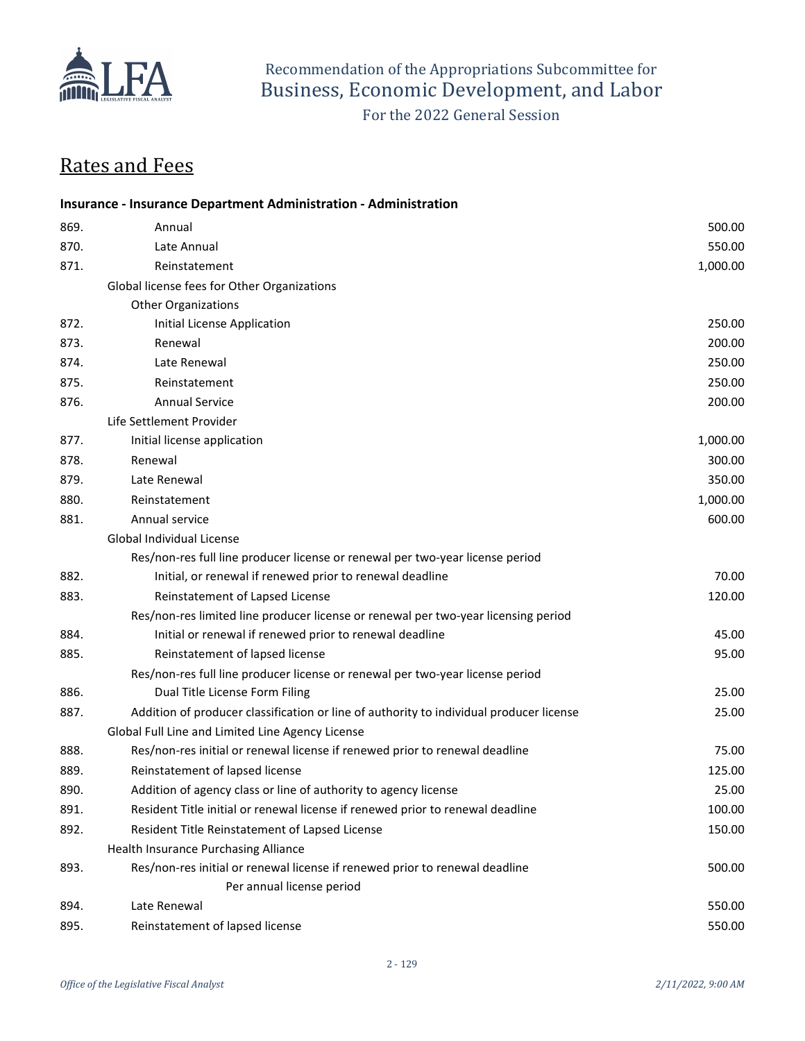## Rates and Fees

**Insurance - Insurance Department Administration - Administration**

| # | Description | Fee |
|---|---|---|
| 869. | Annual | 500.00 |
| 870. | Late Annual | 550.00 |
| 871. | Reinstatement | 1,000.00 |
| | Global license fees for Other Organizations | |
| | Other Organizations | |
| 872. | Initial License Application | 250.00 |
| 873. | Renewal | 200.00 |
| 874. | Late Renewal | 250.00 |
| 875. | Reinstatement | 250.00 |
| 876. | Annual Service | 200.00 |
| | Life Settlement Provider | |
| 877. | Initial license application | 1,000.00 |
| 878. | Renewal | 300.00 |
| 879. | Late Renewal | 350.00 |
| 880. | Reinstatement | 1,000.00 |
| 881. | Annual service | 600.00 |
| | Global Individual License | |
| | Res/non-res full line producer license or renewal per two-year license period | |
| 882. | Initial, or renewal if renewed prior to renewal deadline | 70.00 |
| 883. | Reinstatement of Lapsed License | 120.00 |
| | Res/non-res limited line producer license or renewal per two-year licensing period | |
| 884. | Initial or renewal if renewed prior to renewal deadline | 45.00 |
| 885. | Reinstatement of lapsed license | 95.00 |
| | Res/non-res full line producer license or renewal per two-year license period | |
| 886. | Dual Title License Form Filing | 25.00 |
| 887. | Addition of producer classification or line of authority to individual producer license | 25.00 |
| | Global Full Line and Limited Line Agency License | |
| 888. | Res/non-res initial or renewal license if renewed prior to renewal deadline | 75.00 |
| 889. | Reinstatement of lapsed license | 125.00 |
| 890. | Addition of agency class or line of authority to agency license | 25.00 |
| 891. | Resident Title initial or renewal license if renewed prior to renewal deadline | 100.00 |
| 892. | Resident Title Reinstatement of Lapsed License | 150.00 |
| | Health Insurance Purchasing Alliance | |
| 893. | Res/non-res initial or renewal license if renewed prior to renewal deadline<br>Per annual license period | 500.00 |
| 894. | Late Renewal | 550.00 |
| 895. | Reinstatement of lapsed license | 550.00 |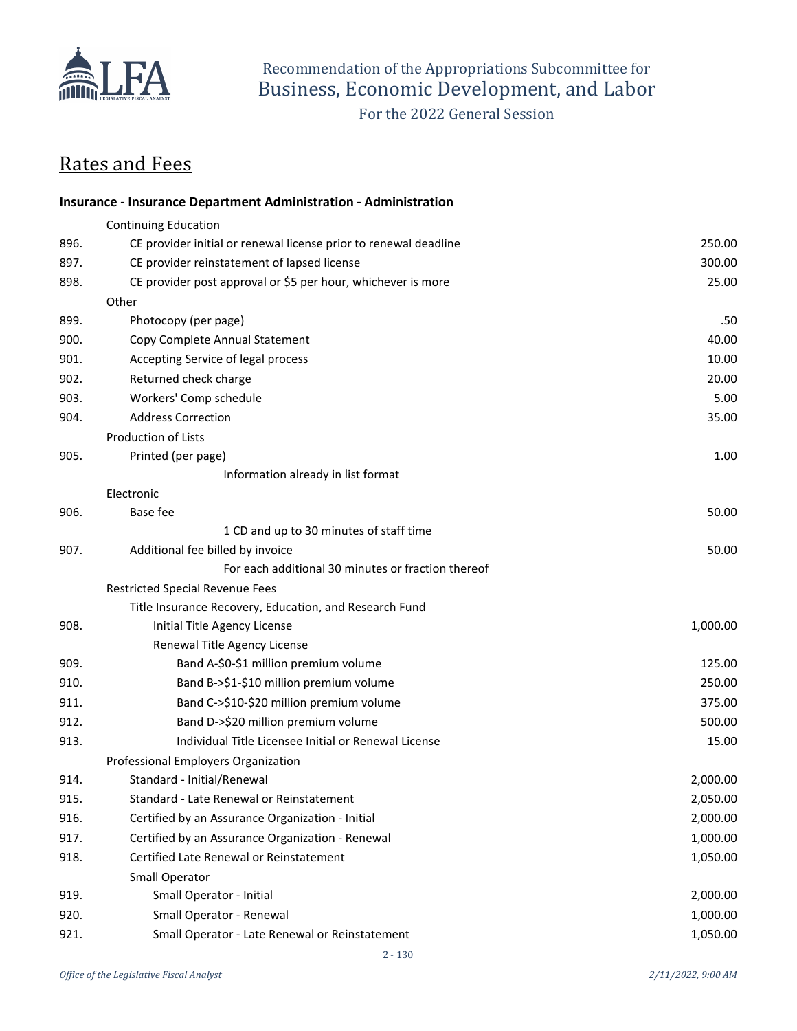# Rates and Fees

### Insurance - Insurance Department Administration - Administration

| | | |
|---|---|---|
| | Continuing Education | |
| 896. | CE provider initial or renewal license prior to renewal deadline | 250.00 |
| 897. | CE provider reinstatement of lapsed license | 300.00 |
| 898. | CE provider post approval or $5 per hour, whichever is more | 25.00 |
| | Other | |
| 899. | Photocopy (per page) | .50 |
| 900. | Copy Complete Annual Statement | 40.00 |
| 901. | Accepting Service of legal process | 10.00 |
| 902. | Returned check charge | 20.00 |
| 903. | Workers' Comp schedule | 5.00 |
| 904. | Address Correction | 35.00 |
| | Production of Lists | |
| 905. | Printed (per page) | 1.00 |
| | Information already in list format | |
| | Electronic | |
| 906. | Base fee | 50.00 |
| | 1 CD and up to 30 minutes of staff time | |
| 907. | Additional fee billed by invoice | 50.00 |
| | For each additional 30 minutes or fraction thereof | |
| | Restricted Special Revenue Fees | |
| | Title Insurance Recovery, Education, and Research Fund | |
| 908. | Initial Title Agency License | 1,000.00 |
| | Renewal Title Agency License | |
| 909. | Band A-$0-$1 million premium volume | 125.00 |
| 910. | Band B->$1-$10 million premium volume | 250.00 |
| 911. | Band C->$10-$20 million premium volume | 375.00 |
| 912. | Band D->$20 million premium volume | 500.00 |
| 913. | Individual Title Licensee Initial or Renewal License | 15.00 |
| | Professional Employers Organization | |
| 914. | Standard - Initial/Renewal | 2,000.00 |
| 915. | Standard - Late Renewal or Reinstatement | 2,050.00 |
| 916. | Certified by an Assurance Organization - Initial | 2,000.00 |
| 917. | Certified by an Assurance Organization - Renewal | 1,000.00 |
| 918. | Certified Late Renewal or Reinstatement | 1,050.00 |
| | Small Operator | |
| 919. | Small Operator - Initial | 2,000.00 |
| 920. | Small Operator - Renewal | 1,000.00 |
| 921. | Small Operator - Late Renewal or Reinstatement | 1,050.00 |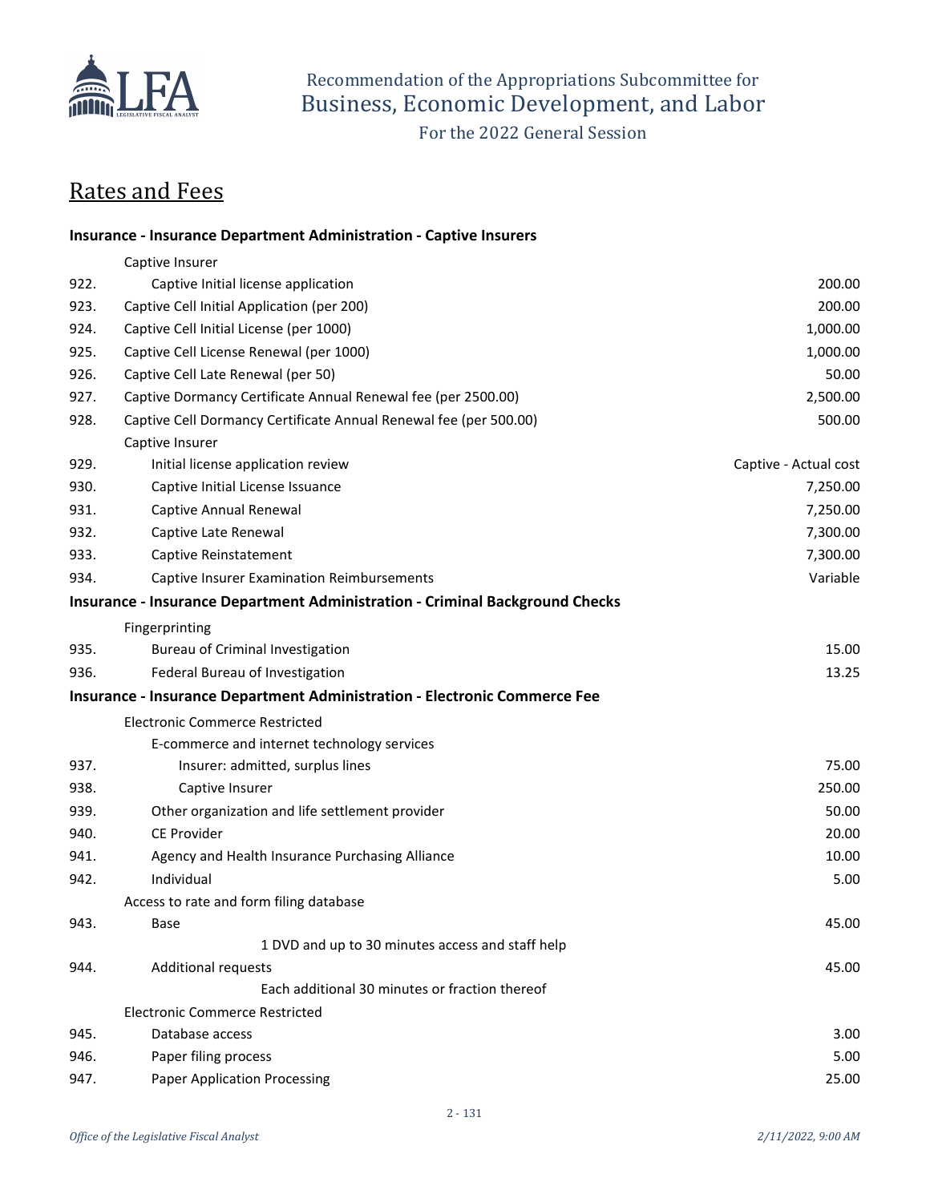Recommendation of the Appropriations Subcommittee for
Business, Economic Development, and Labor

For the 2022 General Session

## Rates and Fees

| | | |
|---|---|---|
| | **Insurance - Insurance Department Administration - Captive Insurers** | |
| | Captive Insurer | |
| 922. | Captive Initial license application | 200.00 |
| 923. | Captive Cell Initial Application (per 200) | 200.00 |
| 924. | Captive Cell Initial License (per 1000) | 1,000.00 |
| 925. | Captive Cell License Renewal (per 1000) | 1,000.00 |
| 926. | Captive Cell Late Renewal (per 50) | 50.00 |
| 927. | Captive Dormancy Certificate Annual Renewal fee (per 2500.00) | 2,500.00 |
| 928. | Captive Cell Dormancy Certificate Annual Renewal fee (per 500.00) | 500.00 |
| | Captive Insurer | |
| 929. | Initial license application review | Captive - Actual cost |
| 930. | Captive Initial License Issuance | 7,250.00 |
| 931. | Captive Annual Renewal | 7,250.00 |
| 932. | Captive Late Renewal | 7,300.00 |
| 933. | Captive Reinstatement | 7,300.00 |
| 934. | Captive Insurer Examination Reimbursements | Variable |
| | **Insurance - Insurance Department Administration - Criminal Background Checks** | |
| | Fingerprinting | |
| 935. | Bureau of Criminal Investigation | 15.00 |
| 936. | Federal Bureau of Investigation | 13.25 |
| | **Insurance - Insurance Department Administration - Electronic Commerce Fee** | |
| | Electronic Commerce Restricted | |
| | E-commerce and internet technology services | |
| 937. | Insurer: admitted, surplus lines | 75.00 |
| 938. | Captive Insurer | 250.00 |
| 939. | Other organization and life settlement provider | 50.00 |
| 940. | CE Provider | 20.00 |
| 941. | Agency and Health Insurance Purchasing Alliance | 10.00 |
| 942. | Individual | 5.00 |
| | Access to rate and form filing database | |
| 943. | Base | 45.00 |
| | 1 DVD and up to 30 minutes access and staff help | |
| 944. | Additional requests | 45.00 |
| | Each additional 30 minutes or fraction thereof | |
| | Electronic Commerce Restricted | |
| 945. | Database access | 3.00 |
| 946. | Paper filing process | 5.00 |
| 947. | Paper Application Processing | 25.00 |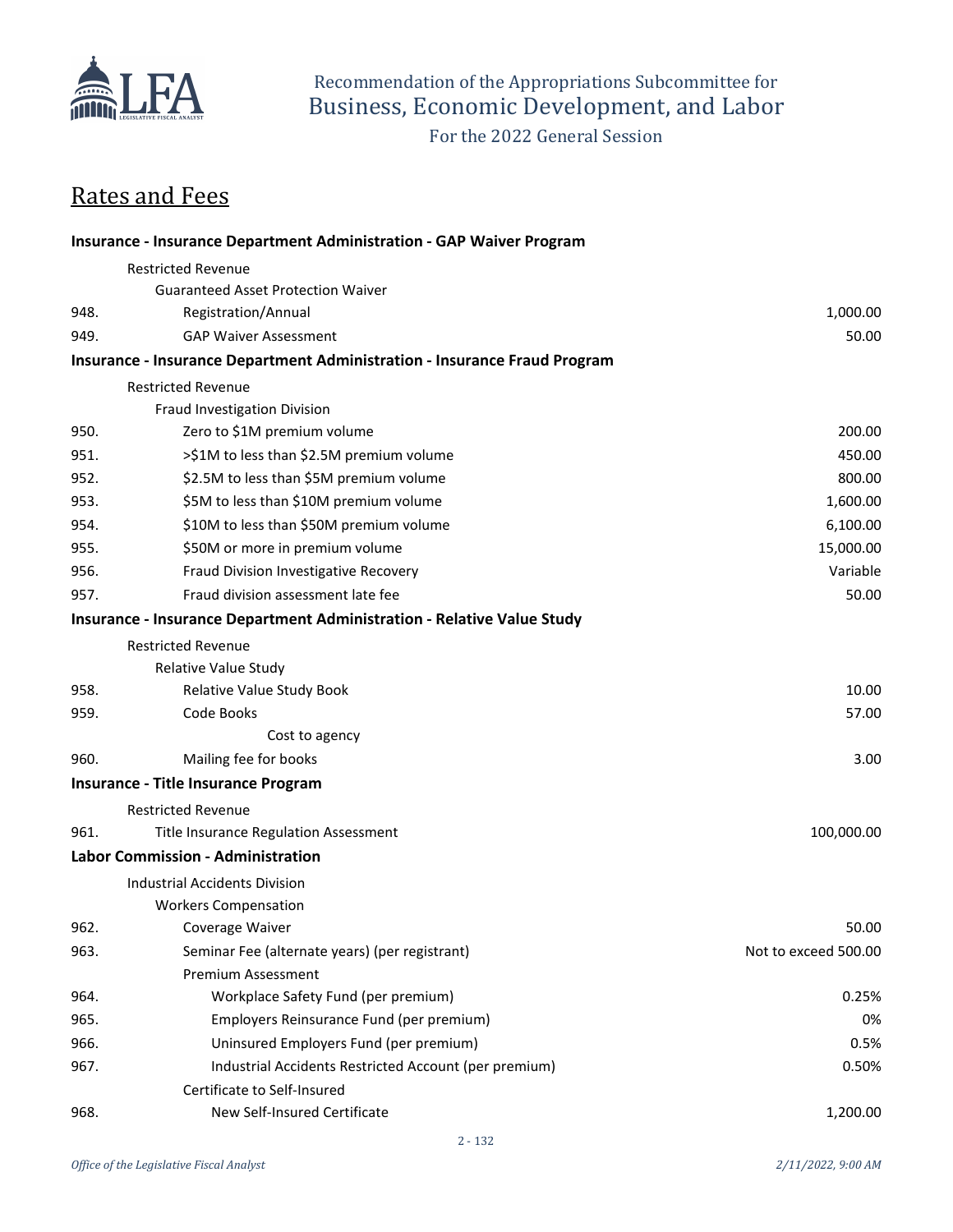Recommendation of the Appropriations Subcommittee for
Business, Economic Development, and Labor

For the 2022 General Session

## Rates and Fees

| | | |
|---|---|---|
| | **Insurance - Insurance Department Administration - GAP Waiver Program** | |
| | Restricted Revenue | |
| | Guaranteed Asset Protection Waiver | |
| 948. | Registration/Annual | 1,000.00 |
| 949. | GAP Waiver Assessment | 50.00 |
| | **Insurance - Insurance Department Administration - Insurance Fraud Program** | |
| | Restricted Revenue | |
| | Fraud Investigation Division | |
| 950. | Zero to $1M premium volume | 200.00 |
| 951. | >$1M to less than $2.5M premium volume | 450.00 |
| 952. | $2.5M to less than $5M premium volume | 800.00 |
| 953. | $5M to less than $10M premium volume | 1,600.00 |
| 954. | $10M to less than $50M premium volume | 6,100.00 |
| 955. | $50M or more in premium volume | 15,000.00 |
| 956. | Fraud Division Investigative Recovery | Variable |
| 957. | Fraud division assessment late fee | 50.00 |
| | **Insurance - Insurance Department Administration - Relative Value Study** | |
| | Restricted Revenue | |
| | Relative Value Study | |
| 958. | Relative Value Study Book | 10.00 |
| 959. | Code Books | 57.00 |
| | Cost to agency | |
| 960. | Mailing fee for books | 3.00 |
| | **Insurance - Title Insurance Program** | |
| | Restricted Revenue | |
| 961. | Title Insurance Regulation Assessment | 100,000.00 |
| | **Labor Commission - Administration** | |
| | Industrial Accidents Division | |
| | Workers Compensation | |
| 962. | Coverage Waiver | 50.00 |
| 963. | Seminar Fee (alternate years) (per registrant) | Not to exceed 500.00 |
| | Premium Assessment | |
| 964. | Workplace Safety Fund (per premium) | 0.25% |
| 965. | Employers Reinsurance Fund (per premium) | 0% |
| 966. | Uninsured Employers Fund (per premium) | 0.5% |
| 967. | Industrial Accidents Restricted Account (per premium) | 0.50% |
| | Certificate to Self-Insured | |
| 968. | New Self-Insured Certificate | 1,200.00 |

*Office of the Legislative Fiscal Analyst* *2/11/2022, 9:00 AM*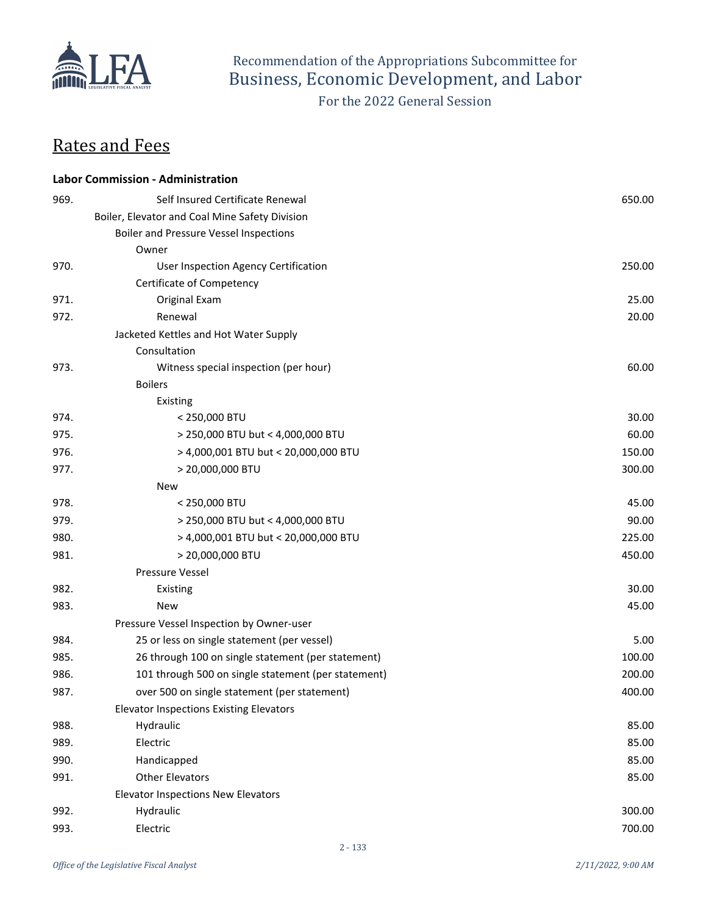## Rates and Fees

**Labor Commission - Administration**

| | | |
|---|---|---|
| 969. | Self Insured Certificate Renewal | 650.00 |
| | Boiler, Elevator and Coal Mine Safety Division | |
| | Boiler and Pressure Vessel Inspections | |
| | Owner | |
| 970. | User Inspection Agency Certification | 250.00 |
| | Certificate of Competency | |
| 971. | Original Exam | 25.00 |
| 972. | Renewal | 20.00 |
| | Jacketed Kettles and Hot Water Supply | |
| | Consultation | |
| 973. | Witness special inspection (per hour) | 60.00 |
| | Boilers | |
| | Existing | |
| 974. | < 250,000 BTU | 30.00 |
| 975. | > 250,000 BTU but < 4,000,000 BTU | 60.00 |
| 976. | > 4,000,001 BTU but < 20,000,000 BTU | 150.00 |
| 977. | > 20,000,000 BTU | 300.00 |
| | New | |
| 978. | < 250,000 BTU | 45.00 |
| 979. | > 250,000 BTU but < 4,000,000 BTU | 90.00 |
| 980. | > 4,000,001 BTU but < 20,000,000 BTU | 225.00 |
| 981. | > 20,000,000 BTU | 450.00 |
| | Pressure Vessel | |
| 982. | Existing | 30.00 |
| 983. | New | 45.00 |
| | Pressure Vessel Inspection by Owner-user | |
| 984. | 25 or less on single statement (per vessel) | 5.00 |
| 985. | 26 through 100 on single statement (per statement) | 100.00 |
| 986. | 101 through 500 on single statement (per statement) | 200.00 |
| 987. | over 500 on single statement (per statement) | 400.00 |
| | Elevator Inspections Existing Elevators | |
| 988. | Hydraulic | 85.00 |
| 989. | Electric | 85.00 |
| 990. | Handicapped | 85.00 |
| 991. | Other Elevators | 85.00 |
| | Elevator Inspections New Elevators | |
| 992. | Hydraulic | 300.00 |
| 993. | Electric | 700.00 |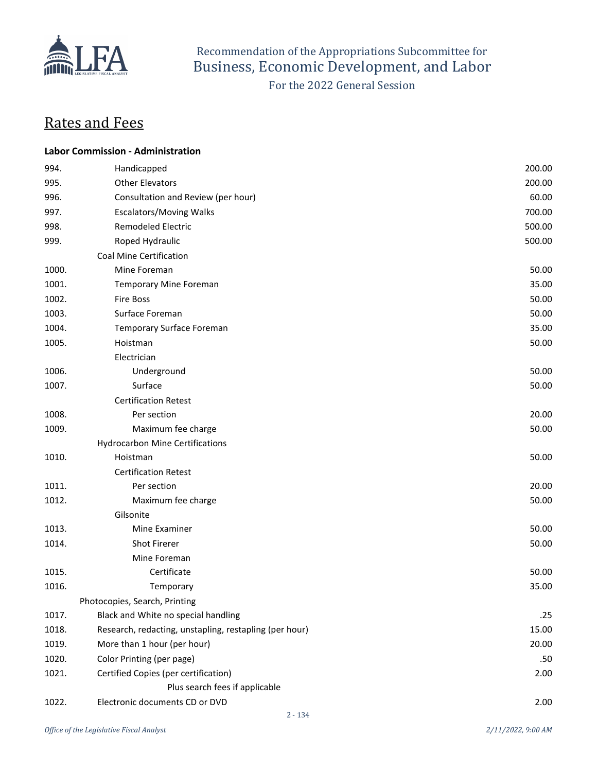# Rates and Fees

**Labor Commission - Administration**

| | | |
|---|---|---|
| 994. | Handicapped | 200.00 |
| 995. | Other Elevators | 200.00 |
| 996. | Consultation and Review (per hour) | 60.00 |
| 997. | Escalators/Moving Walks | 700.00 |
| 998. | Remodeled Electric | 500.00 |
| 999. | Roped Hydraulic | 500.00 |
| | Coal Mine Certification | |
| 1000. | Mine Foreman | 50.00 |
| 1001. | Temporary Mine Foreman | 35.00 |
| 1002. | Fire Boss | 50.00 |
| 1003. | Surface Foreman | 50.00 |
| 1004. | Temporary Surface Foreman | 35.00 |
| 1005. | Hoistman | 50.00 |
| | Electrician | |
| 1006. | Underground | 50.00 |
| 1007. | Surface | 50.00 |
| | Certification Retest | |
| 1008. | Per section | 20.00 |
| 1009. | Maximum fee charge | 50.00 |
| | Hydrocarbon Mine Certifications | |
| 1010. | Hoistman | 50.00 |
| | Certification Retest | |
| 1011. | Per section | 20.00 |
| 1012. | Maximum fee charge | 50.00 |
| | Gilsonite | |
| 1013. | Mine Examiner | 50.00 |
| 1014. | Shot Firerer | 50.00 |
| | Mine Foreman | |
| 1015. | Certificate | 50.00 |
| 1016. | Temporary | 35.00 |
| | Photocopies, Search, Printing | |
| 1017. | Black and White no special handling | .25 |
| 1018. | Research, redacting, unstapling, restapling (per hour) | 15.00 |
| 1019. | More than 1 hour (per hour) | 20.00 |
| 1020. | Color Printing (per page) | .50 |
| 1021. | Certified Copies (per certification) | 2.00 |
| | Plus search fees if applicable | |
| 1022. | Electronic documents CD or DVD | 2.00 |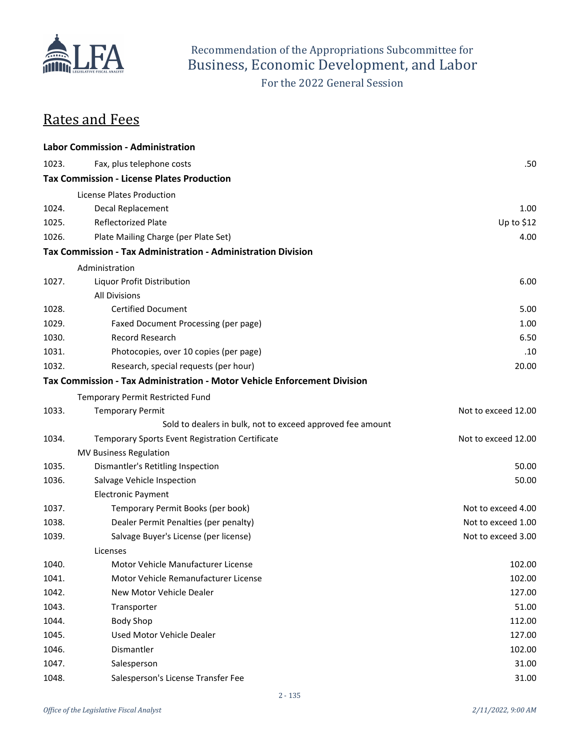Recommendation of the Appropriations Subcommittee for
Business, Economic Development, and Labor
For the 2022 General Session

## Rates and Fees

| | | |
|---|---|---|
| | **Labor Commission - Administration** | |
| 1023. | Fax, plus telephone costs | .50 |
| | **Tax Commission - License Plates Production** | |
| | License Plates Production | |
| 1024. | Decal Replacement | 1.00 |
| 1025. | Reflectorized Plate | Up to $12 |
| 1026. | Plate Mailing Charge (per Plate Set) | 4.00 |
| | **Tax Commission - Tax Administration - Administration Division** | |
| | Administration | |
| 1027. | Liquor Profit Distribution | 6.00 |
| | All Divisions | |
| 1028. | Certified Document | 5.00 |
| 1029. | Faxed Document Processing (per page) | 1.00 |
| 1030. | Record Research | 6.50 |
| 1031. | Photocopies, over 10 copies (per page) | .10 |
| 1032. | Research, special requests (per hour) | 20.00 |
| | **Tax Commission - Tax Administration - Motor Vehicle Enforcement Division** | |
| | Temporary Permit Restricted Fund | |
| 1033. | Temporary Permit | Not to exceed 12.00 |
| | Sold to dealers in bulk, not to exceed approved fee amount | |
| 1034. | Temporary Sports Event Registration Certificate | Not to exceed 12.00 |
| | MV Business Regulation | |
| 1035. | Dismantler's Retitling Inspection | 50.00 |
| 1036. | Salvage Vehicle Inspection | 50.00 |
| | Electronic Payment | |
| 1037. | Temporary Permit Books (per book) | Not to exceed 4.00 |
| 1038. | Dealer Permit Penalties (per penalty) | Not to exceed 1.00 |
| 1039. | Salvage Buyer's License (per license) | Not to exceed 3.00 |
| | Licenses | |
| 1040. | Motor Vehicle Manufacturer License | 102.00 |
| 1041. | Motor Vehicle Remanufacturer License | 102.00 |
| 1042. | New Motor Vehicle Dealer | 127.00 |
| 1043. | Transporter | 51.00 |
| 1044. | Body Shop | 112.00 |
| 1045. | Used Motor Vehicle Dealer | 127.00 |
| 1046. | Dismantler | 102.00 |
| 1047. | Salesperson | 31.00 |
| 1048. | Salesperson's License Transfer Fee | 31.00 |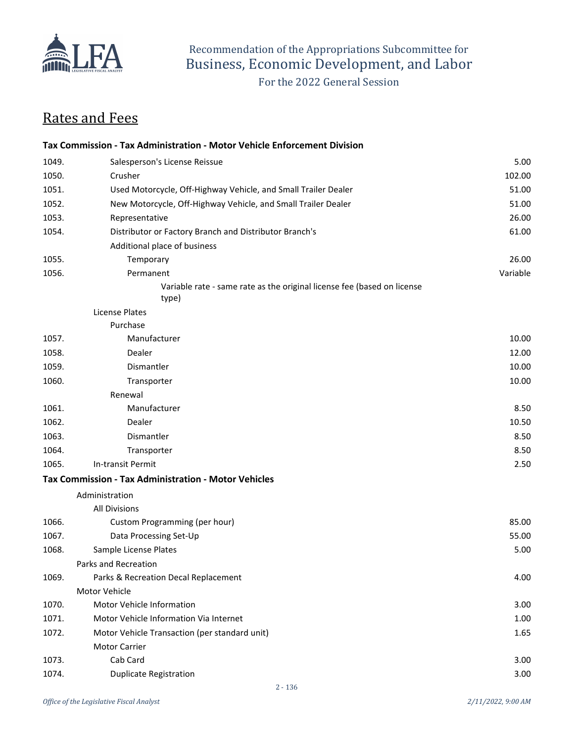## Rates and Fees

**Tax Commission - Tax Administration - Motor Vehicle Enforcement Division**

| | | |
|---|---|---|
| 1049. | Salesperson's License Reissue | 5.00 |
| 1050. | Crusher | 102.00 |
| 1051. | Used Motorcycle, Off-Highway Vehicle, and Small Trailer Dealer | 51.00 |
| 1052. | New Motorcycle, Off-Highway Vehicle, and Small Trailer Dealer | 51.00 |
| 1053. | Representative | 26.00 |
| 1054. | Distributor or Factory Branch and Distributor Branch's | 61.00 |
| | Additional place of business | |
| 1055. | Temporary | 26.00 |
| 1056. | Permanent | Variable |
| | Variable rate - same rate as the original license fee (based on license type) | |
| | License Plates | |
| | Purchase | |
| 1057. | Manufacturer | 10.00 |
| 1058. | Dealer | 12.00 |
| 1059. | Dismantler | 10.00 |
| 1060. | Transporter | 10.00 |
| | Renewal | |
| 1061. | Manufacturer | 8.50 |
| 1062. | Dealer | 10.50 |
| 1063. | Dismantler | 8.50 |
| 1064. | Transporter | 8.50 |
| 1065. | In-transit Permit | 2.50 |

**Tax Commission - Tax Administration - Motor Vehicles**

| | | |
|---|---|---|
| | Administration | |
| | All Divisions | |
| 1066. | Custom Programming (per hour) | 85.00 |
| 1067. | Data Processing Set-Up | 55.00 |
| 1068. | Sample License Plates | 5.00 |
| | Parks and Recreation | |
| 1069. | Parks & Recreation Decal Replacement | 4.00 |
| | Motor Vehicle | |
| 1070. | Motor Vehicle Information | 3.00 |
| 1071. | Motor Vehicle Information Via Internet | 1.00 |
| 1072. | Motor Vehicle Transaction (per standard unit) | 1.65 |
| | Motor Carrier | |
| 1073. | Cab Card | 3.00 |
| 1074. | Duplicate Registration | 3.00 |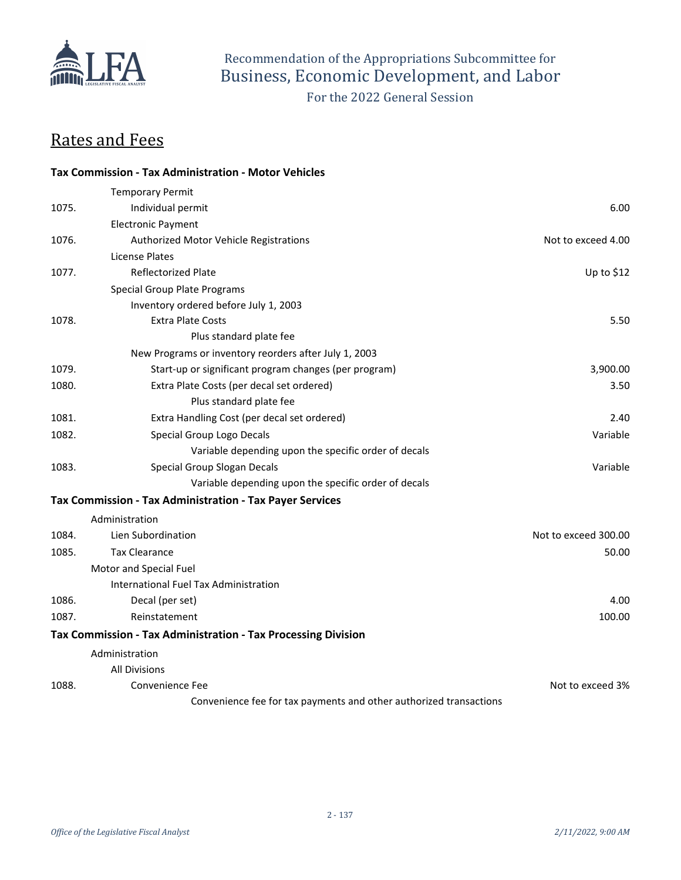## Rates and Fees

**Tax Commission - Tax Administration - Motor Vehicles**

| | | |
|---|---|---|
| | Temporary Permit | |
| 1075. | Individual permit | 6.00 |
| | Electronic Payment | |
| 1076. | Authorized Motor Vehicle Registrations | Not to exceed 4.00 |
| | License Plates | |
| 1077. | Reflectorized Plate | Up to $12 |
| | Special Group Plate Programs | |
| | Inventory ordered before July 1, 2003 | |
| 1078. | Extra Plate Costs | 5.50 |
| | Plus standard plate fee | |
| | New Programs or inventory reorders after July 1, 2003 | |
| 1079. | Start-up or significant program changes (per program) | 3,900.00 |
| 1080. | Extra Plate Costs (per decal set ordered) | 3.50 |
| | Plus standard plate fee | |
| 1081. | Extra Handling Cost (per decal set ordered) | 2.40 |
| 1082. | Special Group Logo Decals | Variable |
| | Variable depending upon the specific order of decals | |
| 1083. | Special Group Slogan Decals | Variable |
| | Variable depending upon the specific order of decals | |

**Tax Commission - Tax Administration - Tax Payer Services**

| | | |
|---|---|---|
| | Administration | |
| 1084. | Lien Subordination | Not to exceed 300.00 |
| 1085. | Tax Clearance | 50.00 |
| | Motor and Special Fuel | |
| | International Fuel Tax Administration | |
| 1086. | Decal (per set) | 4.00 |
| 1087. | Reinstatement | 100.00 |

**Tax Commission - Tax Administration - Tax Processing Division**

| | | |
|---|---|---|
| | Administration | |
| | All Divisions | |
| 1088. | Convenience Fee | Not to exceed 3% |
| | Convenience fee for tax payments and other authorized transactions | |